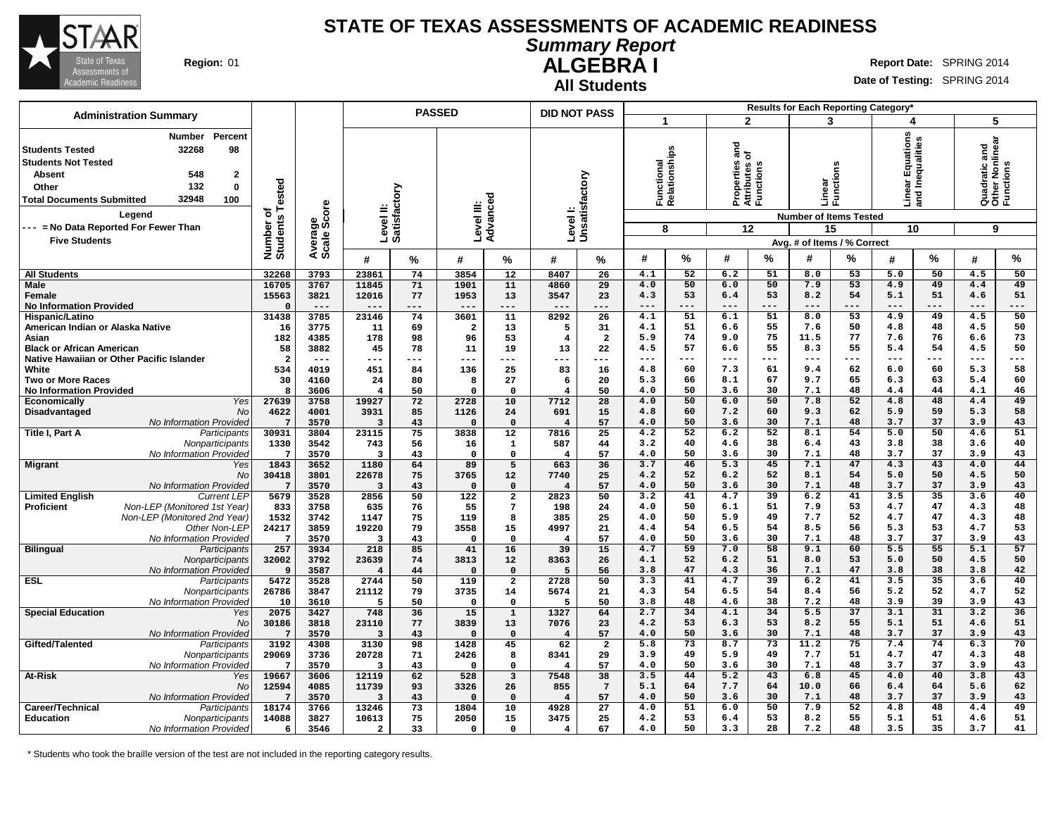# STATE OF TEXAS ASSESSMENTS OF ACADEMIC READINESS

## *Summary Report*

## ALGEBRA I

### All Students

**Region:** 01

**Report Date:** SPRING 2014

**Date of Testing:** SPRING 2014

**Administration Summary**

| | Number | Percent |
|---|---|---|
| Students Tested | 32268 | 98 |
| Students Not Tested | | |
| Absent | 548 | 2 |
| Other | 132 | 0 |
| Total Documents Submitted | 32948 | 100 |

**Legend**

--- = No Data Reported For Fewer Than Five Students

| Group | | Number of Students Tested | Average Scale Score | PASSED Level II: Satisfactory # | PASSED Level II: Satisfactory % | PASSED Level III: Advanced # | PASSED Level III: Advanced % | DID NOT PASS Level I: Unsatisfactory # | DID NOT PASS Level I: Unsatisfactory % | 1 Functional Relationships (8 items) # | 1 % | 2 Properties and Attributes of Functions (12 items) # | 2 % | 3 Linear Functions (15 items) # | 3 % | 4 Linear Equations and Inequalities (10 items) # | 4 % | 5 Quadratic and Other Nonlinear Functions (9 items) # | 5 % |
|---|---|---|---|---|---|---|---|---|---|---|---|---|---|---|---|---|---|---|---|
| All Students | | 32268 | 3793 | 23861 | 74 | 3854 | 12 | 8407 | 26 | 4.1 | 52 | 6.2 | 51 | 8.0 | 53 | 5.0 | 50 | 4.5 | 50 |
| Male | | 16705 | 3767 | 11845 | 71 | 1901 | 11 | 4860 | 29 | 4.0 | 50 | 6.0 | 50 | 7.9 | 53 | 4.9 | 49 | 4.4 | 49 |
| Female | | 15563 | 3821 | 12016 | 77 | 1953 | 13 | 3547 | 23 | 4.3 | 53 | 6.4 | 53 | 8.2 | 54 | 5.1 | 51 | 4.6 | 51 |
| No Information Provided | | 0 | --- | --- | --- | --- | --- | --- | --- | --- | --- | --- | --- | --- | --- | --- | --- | --- | --- |
| Hispanic/Latino | | 31438 | 3785 | 23146 | 74 | 3601 | 11 | 8292 | 26 | 4.1 | 51 | 6.1 | 51 | 8.0 | 53 | 4.9 | 49 | 4.5 | 50 |
| American Indian or Alaska Native | | 16 | 3775 | 11 | 69 | 2 | 13 | 5 | 31 | 4.1 | 51 | 6.6 | 55 | 7.6 | 50 | 4.8 | 48 | 4.5 | 50 |
| Asian | | 182 | 4385 | 178 | 98 | 96 | 53 | 4 | 2 | 5.9 | 74 | 9.0 | 75 | 11.5 | 77 | 7.6 | 76 | 6.6 | 73 |
| Black or African American | | 58 | 3882 | 45 | 78 | 11 | 19 | 13 | 22 | 4.5 | 57 | 6.6 | 55 | 8.3 | 55 | 5.4 | 54 | 4.5 | 50 |
| Native Hawaiian or Other Pacific Islander | | 2 | --- | --- | --- | --- | --- | --- | --- | --- | --- | --- | --- | --- | --- | --- | --- | --- | --- |
| White | | 534 | 4019 | 451 | 84 | 136 | 25 | 83 | 16 | 4.8 | 60 | 7.3 | 61 | 9.4 | 62 | 6.0 | 60 | 5.3 | 58 |
| Two or More Races | | 30 | 4160 | 24 | 80 | 8 | 27 | 6 | 20 | 5.3 | 66 | 8.1 | 67 | 9.7 | 65 | 6.3 | 63 | 5.4 | 60 |
| No Information Provided | | 8 | 3606 | 4 | 50 | 0 | 0 | 4 | 50 | 4.0 | 50 | 3.6 | 30 | 7.1 | 48 | 4.4 | 44 | 4.1 | 46 |
| Economically Disadvantaged | Yes | 27639 | 3758 | 19927 | 72 | 2728 | 10 | 7712 | 28 | 4.0 | 50 | 6.0 | 50 | 7.8 | 52 | 4.8 | 48 | 4.4 | 49 |
| | No | 4622 | 4001 | 3931 | 85 | 1126 | 24 | 691 | 15 | 4.8 | 60 | 7.2 | 60 | 9.3 | 62 | 5.9 | 59 | 5.3 | 58 |
| | No Information Provided | 7 | 3570 | 3 | 43 | 0 | 0 | 4 | 57 | 4.0 | 50 | 3.6 | 30 | 7.1 | 48 | 3.7 | 37 | 3.9 | 43 |
| Title I, Part A | Participants | 30931 | 3804 | 23115 | 75 | 3838 | 12 | 7816 | 25 | 4.2 | 52 | 6.2 | 52 | 8.1 | 54 | 5.0 | 50 | 4.6 | 51 |
| | Nonparticipants | 1330 | 3542 | 743 | 56 | 16 | 1 | 587 | 44 | 3.2 | 40 | 4.6 | 38 | 6.4 | 43 | 3.8 | 38 | 3.6 | 40 |
| | No Information Provided | 7 | 3570 | 3 | 43 | 0 | 0 | 4 | 57 | 4.0 | 50 | 3.6 | 30 | 7.1 | 48 | 3.7 | 37 | 3.9 | 43 |
| Migrant | Yes | 1843 | 3652 | 1180 | 64 | 89 | 5 | 663 | 36 | 3.7 | 46 | 5.3 | 45 | 7.1 | 47 | 4.3 | 43 | 4.0 | 44 |
| | No | 30418 | 3801 | 22678 | 75 | 3765 | 12 | 7740 | 25 | 4.2 | 52 | 6.2 | 52 | 8.1 | 54 | 5.0 | 50 | 4.5 | 50 |
| | No Information Provided | 7 | 3570 | 3 | 43 | 0 | 0 | 4 | 57 | 4.0 | 50 | 3.6 | 30 | 7.1 | 48 | 3.7 | 37 | 3.9 | 43 |
| Limited English Proficient | Current LEP | 5679 | 3528 | 2856 | 50 | 122 | 2 | 2823 | 50 | 3.2 | 41 | 4.7 | 39 | 6.2 | 41 | 3.5 | 35 | 3.6 | 40 |
| | Non-LEP (Monitored 1st Year) | 833 | 3758 | 635 | 76 | 55 | 7 | 198 | 24 | 4.0 | 50 | 6.1 | 51 | 7.9 | 53 | 4.7 | 47 | 4.3 | 48 |
| | Non-LEP (Monitored 2nd Year) | 1532 | 3742 | 1147 | 75 | 119 | 8 | 385 | 25 | 4.0 | 50 | 5.9 | 49 | 7.7 | 52 | 4.7 | 47 | 4.3 | 48 |
| | Other Non-LEP | 24217 | 3859 | 19220 | 79 | 3558 | 15 | 4997 | 21 | 4.4 | 54 | 6.5 | 54 | 8.5 | 56 | 5.3 | 53 | 4.7 | 53 |
| | No Information Provided | 7 | 3570 | 3 | 43 | 0 | 0 | 4 | 57 | 4.0 | 50 | 3.6 | 30 | 7.1 | 48 | 3.7 | 37 | 3.9 | 43 |
| Bilingual | Participants | 257 | 3934 | 218 | 85 | 41 | 16 | 39 | 15 | 4.7 | 59 | 7.0 | 58 | 9.1 | 60 | 5.5 | 55 | 5.1 | 57 |
| | Nonparticipants | 32002 | 3792 | 23639 | 74 | 3813 | 12 | 8363 | 26 | 4.1 | 52 | 6.2 | 51 | 8.0 | 53 | 5.0 | 50 | 4.5 | 50 |
| | No Information Provided | 9 | 3587 | 4 | 44 | 0 | 0 | 5 | 56 | 3.8 | 47 | 4.3 | 36 | 7.1 | 47 | 3.8 | 38 | 3.8 | 42 |
| ESL | Participants | 5472 | 3528 | 2744 | 50 | 119 | 2 | 2728 | 50 | 3.3 | 41 | 4.7 | 39 | 6.2 | 41 | 3.5 | 35 | 3.6 | 40 |
| | Nonparticipants | 26786 | 3847 | 21112 | 79 | 3735 | 14 | 5674 | 21 | 4.3 | 54 | 6.5 | 54 | 8.4 | 56 | 5.2 | 52 | 4.7 | 52 |
| | No Information Provided | 10 | 3610 | 5 | 50 | 0 | 0 | 5 | 50 | 3.8 | 48 | 4.6 | 38 | 7.2 | 48 | 3.9 | 39 | 3.9 | 43 |
| Special Education | Yes | 2075 | 3427 | 748 | 36 | 15 | 1 | 1327 | 64 | 2.7 | 34 | 4.1 | 34 | 5.5 | 37 | 3.1 | 31 | 3.2 | 36 |
| | No | 30186 | 3818 | 23110 | 77 | 3839 | 13 | 7076 | 23 | 4.2 | 53 | 6.3 | 53 | 8.2 | 55 | 5.1 | 51 | 4.6 | 51 |
| | No Information Provided | 7 | 3570 | 3 | 43 | 0 | 0 | 4 | 57 | 4.0 | 50 | 3.6 | 30 | 7.1 | 48 | 3.7 | 37 | 3.9 | 43 |
| Gifted/Talented | Participants | 3192 | 4308 | 3130 | 98 | 1428 | 45 | 62 | 2 | 5.8 | 73 | 8.7 | 73 | 11.2 | 75 | 7.4 | 74 | 6.3 | 70 |
| | Nonparticipants | 29069 | 3736 | 20728 | 71 | 2426 | 8 | 8341 | 29 | 3.9 | 49 | 5.9 | 49 | 7.7 | 51 | 4.7 | 47 | 4.3 | 48 |
| | No Information Provided | 7 | 3570 | 3 | 43 | 0 | 0 | 4 | 57 | 4.0 | 50 | 3.6 | 30 | 7.1 | 48 | 3.7 | 37 | 3.9 | 43 |
| At-Risk | Yes | 19667 | 3606 | 12119 | 62 | 528 | 3 | 7548 | 38 | 3.5 | 44 | 5.2 | 43 | 6.8 | 45 | 4.0 | 40 | 3.8 | 43 |
| | No | 12594 | 4085 | 11739 | 93 | 3326 | 26 | 855 | 7 | 5.1 | 64 | 7.7 | 64 | 10.0 | 66 | 6.4 | 64 | 5.6 | 62 |
| | No Information Provided | 7 | 3570 | 3 | 43 | 0 | 0 | 4 | 57 | 4.0 | 50 | 3.6 | 30 | 7.1 | 48 | 3.7 | 37 | 3.9 | 43 |
| Career/Technical Education | Participants | 18174 | 3766 | 13246 | 73 | 1804 | 10 | 4928 | 27 | 4.0 | 51 | 6.0 | 50 | 7.9 | 52 | 4.8 | 48 | 4.4 | 49 |
| | Nonparticipants | 14088 | 3827 | 10613 | 75 | 2050 | 15 | 3475 | 25 | 4.2 | 53 | 6.4 | 53 | 8.2 | 55 | 5.1 | 51 | 4.6 | 51 |
| | No Information Provided | 6 | 3546 | 2 | 33 | 0 | 0 | 4 | 67 | 4.0 | 50 | 3.3 | 28 | 7.2 | 48 | 3.5 | 35 | 3.7 | 41 |

Results for Each Reporting Category* — Avg. # of Items / % Correct

\* Students who took the braille version of the test are not included in the reporting category results.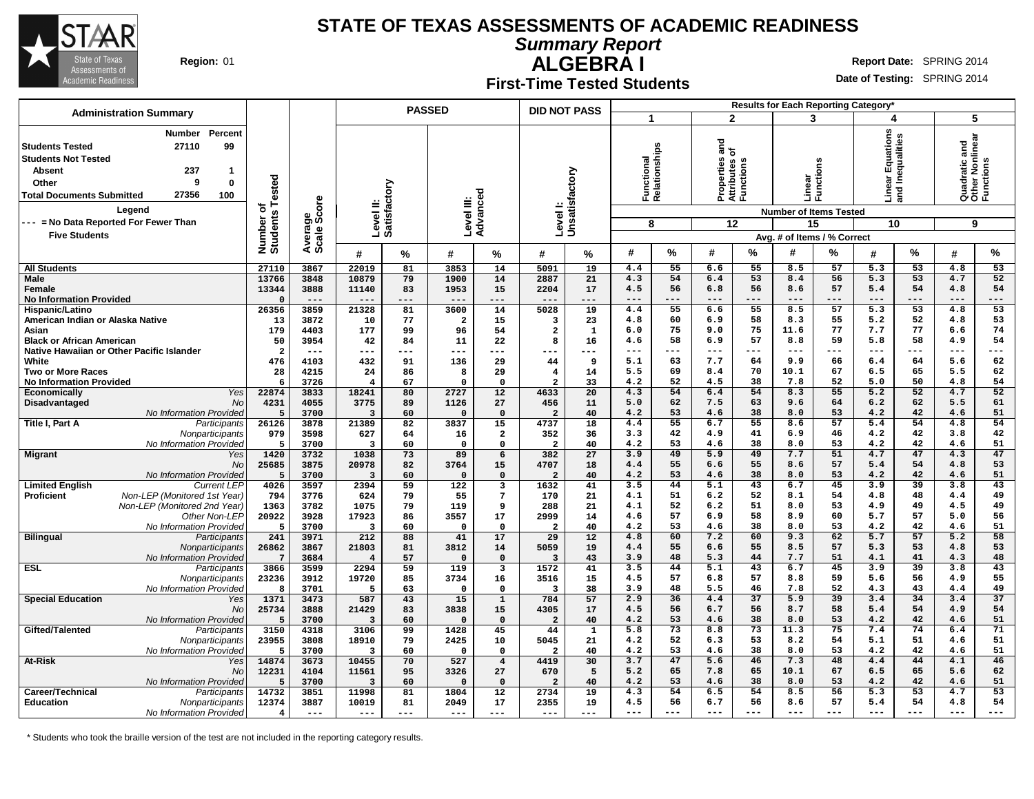# STATE OF TEXAS ASSESSMENTS OF ACADEMIC READINESS

## Summary Report

## ALGEBRA I

### First-Time Tested Students

**Region:** 01

**Report Date:** SPRING 2014

**Date of Testing:** SPRING 2014

| Administration Summary | Number | Percent |
|---|---|---|
| Students Tested | 27110 | 99 |
| Students Not Tested | | |
| Absent | 237 | 1 |
| Other | 9 | 0 |
| Total Documents Submitted | 27356 | 100 |

Legend: --- = No Data Reported For Fewer Than Five Students

| | | Number of Students Tested | Average Scale Score | PASSED Level II: Satisfactory # | PASSED Level II: Satisfactory % | PASSED Level III: Advanced # | PASSED Level III: Advanced % | DID NOT PASS Level I: Unsatisfactory # | DID NOT PASS Level I: Unsatisfactory % | 1 Functional Relationships (8 items) # | 1 % | 2 Properties and Attributes of Functions (12 items) # | 2 % | 3 Linear Functions (15 items) # | 3 % | 4 Linear Equations and Inequalities (10 items) # | 4 % | 5 Quadratic and Other Nonlinear Functions (9 items) # | 5 % |
|---|---|---|---|---|---|---|---|---|---|---|---|---|---|---|---|---|---|---|---|
| All Students | | 27110 | 3867 | 22019 | 81 | 3853 | 14 | 5091 | 19 | 4.4 | 55 | 6.6 | 55 | 8.5 | 57 | 5.3 | 53 | 4.8 | 53 |
| Male | | 13766 | 3848 | 10879 | 79 | 1900 | 14 | 2887 | 21 | 4.3 | 54 | 6.4 | 53 | 8.4 | 56 | 5.3 | 53 | 4.7 | 52 |
| Female | | 13344 | 3888 | 11140 | 83 | 1953 | 15 | 2204 | 17 | 4.5 | 56 | 6.8 | 56 | 8.6 | 57 | 5.4 | 54 | 4.8 | 54 |
| No Information Provided | | 0 | --- | --- | --- | --- | --- | --- | --- | --- | --- | --- | --- | --- | --- | --- | --- | --- | --- |
| Hispanic/Latino | | 26356 | 3859 | 21328 | 81 | 3600 | 14 | 5028 | 19 | 4.4 | 55 | 6.6 | 55 | 8.5 | 57 | 5.3 | 53 | 4.8 | 53 |
| American Indian or Alaska Native | | 13 | 3872 | 10 | 77 | 2 | 15 | 3 | 23 | 4.8 | 60 | 6.9 | 58 | 8.3 | 55 | 5.2 | 52 | 4.8 | 53 |
| Asian | | 179 | 4403 | 177 | 99 | 96 | 54 | 2 | 1 | 6.0 | 75 | 9.0 | 75 | 11.6 | 77 | 7.7 | 77 | 6.6 | 74 |
| Black or African American | | 50 | 3954 | 42 | 84 | 11 | 22 | 8 | 16 | 4.6 | 58 | 6.9 | 57 | 8.8 | 59 | 5.8 | 58 | 4.9 | 54 |
| Native Hawaiian or Other Pacific Islander | | 2 | --- | --- | --- | --- | --- | --- | --- | --- | --- | --- | --- | --- | --- | --- | --- | --- | --- |
| White | | 476 | 4103 | 432 | 91 | 136 | 29 | 44 | 9 | 5.1 | 63 | 7.7 | 64 | 9.9 | 66 | 6.4 | 64 | 5.6 | 62 |
| Two or More Races | | 28 | 4215 | 24 | 86 | 8 | 29 | 4 | 14 | 5.5 | 69 | 8.4 | 70 | 10.1 | 67 | 6.5 | 65 | 5.5 | 62 |
| No Information Provided | | 6 | 3726 | 4 | 67 | 0 | 0 | 2 | 33 | 4.2 | 52 | 4.5 | 38 | 7.8 | 52 | 5.0 | 50 | 4.8 | 54 |
| Economically Disadvantaged | Yes | 22874 | 3833 | 18241 | 80 | 2727 | 12 | 4633 | 20 | 4.3 | 54 | 6.4 | 54 | 8.3 | 55 | 5.2 | 52 | 4.7 | 52 |
| | No | 4231 | 4055 | 3775 | 89 | 1126 | 27 | 456 | 11 | 5.0 | 62 | 7.5 | 63 | 9.6 | 64 | 6.2 | 62 | 5.5 | 61 |
| | No Information Provided | 5 | 3700 | 3 | 60 | 0 | 0 | 2 | 40 | 4.2 | 53 | 4.6 | 38 | 8.0 | 53 | 4.2 | 42 | 4.6 | 51 |
| Title I, Part A | Participants | 26126 | 3878 | 21389 | 82 | 3837 | 15 | 4737 | 18 | 4.4 | 55 | 6.7 | 55 | 8.6 | 57 | 5.4 | 54 | 4.8 | 54 |
| | Nonparticipants | 979 | 3598 | 627 | 64 | 16 | 2 | 352 | 36 | 3.3 | 42 | 4.9 | 41 | 6.9 | 46 | 4.2 | 42 | 3.8 | 42 |
| | No Information Provided | 5 | 3700 | 3 | 60 | 0 | 0 | 2 | 40 | 4.2 | 53 | 4.6 | 38 | 8.0 | 53 | 4.2 | 42 | 4.6 | 51 |
| Migrant | Yes | 1420 | 3732 | 1038 | 73 | 89 | 6 | 382 | 27 | 3.9 | 49 | 5.9 | 49 | 7.7 | 51 | 4.7 | 47 | 4.3 | 47 |
| | No | 25685 | 3875 | 20978 | 82 | 3764 | 15 | 4707 | 18 | 4.4 | 55 | 6.6 | 55 | 8.6 | 57 | 5.4 | 54 | 4.8 | 53 |
| | No Information Provided | 5 | 3700 | 3 | 60 | 0 | 0 | 2 | 40 | 4.2 | 53 | 4.6 | 38 | 8.0 | 53 | 4.2 | 42 | 4.6 | 51 |
| Limited English Proficient | Current LEP | 4026 | 3597 | 2394 | 59 | 122 | 3 | 1632 | 41 | 3.5 | 44 | 5.1 | 43 | 6.7 | 45 | 3.9 | 39 | 3.8 | 43 |
| | Non-LEP (Monitored 1st Year) | 794 | 3776 | 624 | 79 | 55 | 7 | 170 | 21 | 4.1 | 51 | 6.2 | 52 | 8.1 | 54 | 4.8 | 48 | 4.4 | 49 |
| | Non-LEP (Monitored 2nd Year) | 1363 | 3782 | 1075 | 79 | 119 | 9 | 288 | 21 | 4.1 | 52 | 6.2 | 51 | 8.0 | 53 | 4.9 | 49 | 4.5 | 49 |
| | Other Non-LEP | 20922 | 3928 | 17923 | 86 | 3557 | 17 | 2999 | 14 | 4.6 | 57 | 6.9 | 58 | 8.9 | 60 | 5.7 | 57 | 5.0 | 56 |
| | No Information Provided | 5 | 3700 | 3 | 60 | 0 | 0 | 2 | 40 | 4.2 | 53 | 4.6 | 38 | 8.0 | 53 | 4.2 | 42 | 4.6 | 51 |
| Bilingual | Participants | 241 | 3971 | 212 | 88 | 41 | 17 | 29 | 12 | 4.8 | 60 | 7.2 | 60 | 9.3 | 62 | 5.7 | 57 | 5.2 | 58 |
| | Nonparticipants | 26862 | 3867 | 21803 | 81 | 3812 | 14 | 5059 | 19 | 4.4 | 55 | 6.6 | 55 | 8.5 | 57 | 5.3 | 53 | 4.8 | 53 |
| | No Information Provided | 7 | 3684 | 4 | 57 | 0 | 0 | 3 | 43 | 3.9 | 48 | 5.3 | 44 | 7.7 | 51 | 4.1 | 41 | 4.3 | 48 |
| ESL | Participants | 3866 | 3599 | 2294 | 59 | 119 | 3 | 1572 | 41 | 3.5 | 44 | 5.1 | 43 | 6.7 | 45 | 3.9 | 39 | 3.8 | 43 |
| | Nonparticipants | 23236 | 3912 | 19720 | 85 | 3734 | 16 | 3516 | 15 | 4.5 | 57 | 6.8 | 57 | 8.8 | 59 | 5.6 | 56 | 4.9 | 55 |
| | No Information Provided | 8 | 3701 | 5 | 63 | 0 | 0 | 3 | 38 | 3.9 | 48 | 5.5 | 46 | 7.8 | 52 | 4.3 | 43 | 4.4 | 49 |
| Special Education | Yes | 1371 | 3473 | 587 | 43 | 15 | 1 | 784 | 57 | 2.9 | 36 | 4.4 | 37 | 5.9 | 39 | 3.4 | 34 | 3.4 | 37 |
| | No | 25734 | 3888 | 21429 | 83 | 3838 | 15 | 4305 | 17 | 4.5 | 56 | 6.7 | 56 | 8.7 | 58 | 5.4 | 54 | 4.9 | 54 |
| | No Information Provided | 5 | 3700 | 3 | 60 | 0 | 0 | 2 | 40 | 4.2 | 53 | 4.6 | 38 | 8.0 | 53 | 4.2 | 42 | 4.6 | 51 |
| Gifted/Talented | Participants | 3150 | 4318 | 3106 | 99 | 1428 | 45 | 44 | 1 | 5.8 | 73 | 8.8 | 73 | 11.3 | 75 | 7.4 | 74 | 6.4 | 71 |
| | Nonparticipants | 23955 | 3808 | 18910 | 79 | 2425 | 10 | 5045 | 21 | 4.2 | 52 | 6.3 | 53 | 8.2 | 54 | 5.1 | 51 | 4.6 | 51 |
| | No Information Provided | 5 | 3700 | 3 | 60 | 0 | 0 | 2 | 40 | 4.2 | 53 | 4.6 | 38 | 8.0 | 53 | 4.2 | 42 | 4.6 | 51 |
| At-Risk | Yes | 14874 | 3673 | 10455 | 70 | 527 | 4 | 4419 | 30 | 3.7 | 47 | 5.6 | 46 | 7.3 | 48 | 4.4 | 44 | 4.1 | 46 |
| | No | 12231 | 4104 | 11561 | 95 | 3326 | 27 | 670 | 5 | 5.2 | 65 | 7.8 | 65 | 10.1 | 67 | 6.5 | 65 | 5.6 | 62 |
| | No Information Provided | 5 | 3700 | 3 | 60 | 0 | 0 | 2 | 40 | 4.2 | 53 | 4.6 | 38 | 8.0 | 53 | 4.2 | 42 | 4.6 | 51 |
| Career/Technical Education | Participants | 14732 | 3851 | 11998 | 81 | 1804 | 12 | 2734 | 19 | 4.3 | 54 | 6.5 | 54 | 8.5 | 56 | 5.3 | 53 | 4.7 | 53 |
| | Nonparticipants | 12374 | 3887 | 10019 | 81 | 2049 | 17 | 2355 | 19 | 4.5 | 56 | 6.7 | 56 | 8.6 | 57 | 5.4 | 54 | 4.8 | 54 |
| | No Information Provided | 4 | --- | --- | --- | --- | --- | --- | --- | --- | --- | --- | --- | --- | --- | --- | --- | --- | --- |

Results for Each Reporting Category*; reporting category columns show Avg. # of Items / % Correct.

\* Students who took the braille version of the test are not included in the reporting category results.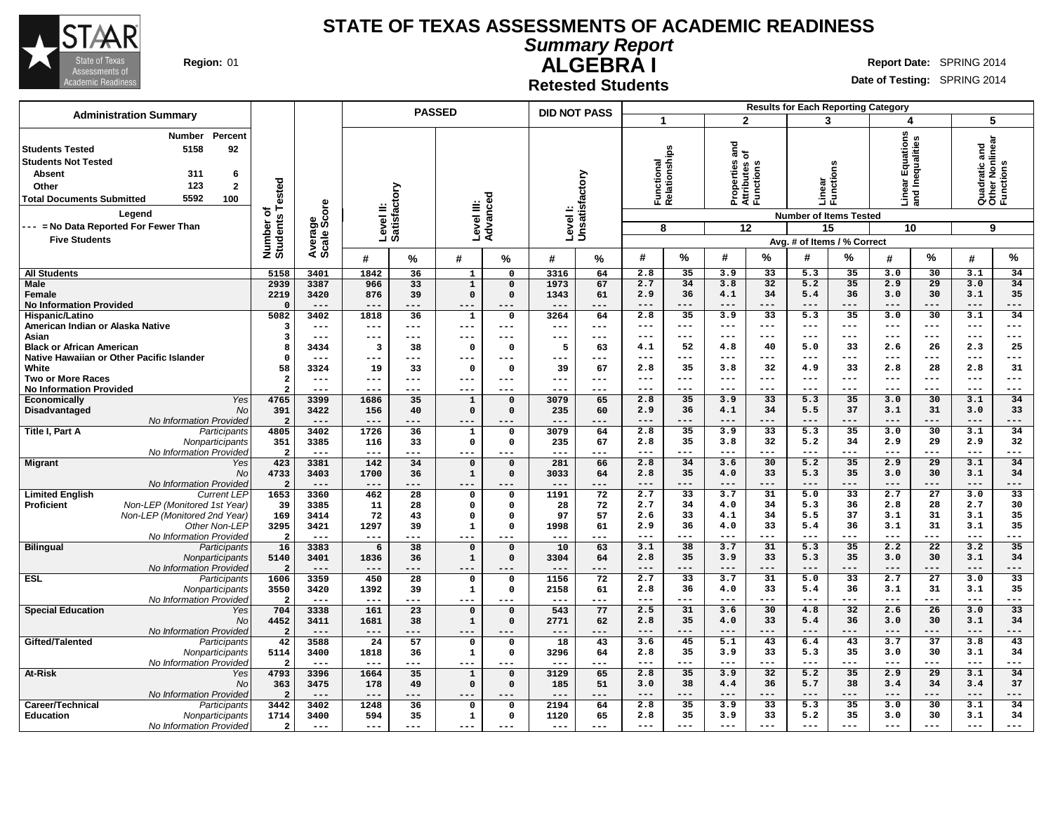# STATE OF TEXAS ASSESSMENTS OF ACADEMIC READINESS

## Summary Report

## ALGEBRA I

### Retested Students

**Region:** 01

**Report Date:** SPRING 2014

**Date of Testing:** SPRING 2014

**Administration Summary**

| | Number | Percent |
|---|---|---|
| Students Tested | 5158 | 92 |
| Students Not Tested | | |
| Absent | 311 | 6 |
| Other | 123 | 2 |
| Total Documents Submitted | 5592 | 100 |

**Legend**

--- = No Data Reported For Fewer Than Five Students

Results for Each Reporting Category: 1 = Functional Relationships (8 items); 2 = Properties and Attributes of Functions (12 items); 3 = Linear Functions (15 items); 4 = Linear Equations and Inequalities (10 items); 5 = Quadratic and Other Nonlinear Functions (9 items). Avg. # of Items / % Correct.

| Group | Subgroup | Number of Students Tested | Average Scale Score | PASSED Level II: Satisfactory # | PASSED Level II: Satisfactory % | PASSED Level III: Advanced # | PASSED Level III: Advanced % | DID NOT PASS Level I: Unsatisfactory # | DID NOT PASS Level I: Unsatisfactory % | Cat 1 # | Cat 1 % | Cat 2 # | Cat 2 % | Cat 3 # | Cat 3 % | Cat 4 # | Cat 4 % | Cat 5 # | Cat 5 % |
|---|---|---|---|---|---|---|---|---|---|---|---|---|---|---|---|---|---|---|---|
| All Students | | 5158 | 3401 | 1842 | 36 | 1 | 0 | 3316 | 64 | 2.8 | 35 | 3.9 | 33 | 5.3 | 35 | 3.0 | 30 | 3.1 | 34 |
| Male | | 2939 | 3387 | 966 | 33 | 1 | 0 | 1973 | 67 | 2.7 | 34 | 3.8 | 32 | 5.2 | 35 | 2.9 | 29 | 3.0 | 34 |
| Female | | 2219 | 3420 | 876 | 39 | 0 | 0 | 1343 | 61 | 2.9 | 36 | 4.1 | 34 | 5.4 | 36 | 3.0 | 30 | 3.1 | 35 |
| No Information Provided | | 0 | --- | --- | --- | --- | --- | --- | --- | --- | --- | --- | --- | --- | --- | --- | --- | --- | --- |
| Hispanic/Latino | | 5082 | 3402 | 1818 | 36 | 1 | 0 | 3264 | 64 | 2.8 | 35 | 3.9 | 33 | 5.3 | 35 | 3.0 | 30 | 3.1 | 34 |
| American Indian or Alaska Native | | 3 | --- | --- | --- | --- | --- | --- | --- | --- | --- | --- | --- | --- | --- | --- | --- | --- | --- |
| Asian | | 3 | --- | --- | --- | --- | --- | --- | --- | --- | --- | --- | --- | --- | --- | --- | --- | --- | --- |
| Black or African American | | 8 | 3434 | 3 | 38 | 0 | 0 | 5 | 63 | 4.1 | 52 | 4.8 | 40 | 5.0 | 33 | 2.6 | 26 | 2.3 | 25 |
| Native Hawaiian or Other Pacific Islander | | 0 | --- | --- | --- | --- | --- | --- | --- | --- | --- | --- | --- | --- | --- | --- | --- | --- | --- |
| White | | 58 | 3324 | 19 | 33 | 0 | 0 | 39 | 67 | 2.8 | 35 | 3.8 | 32 | 4.9 | 33 | 2.8 | 28 | 2.8 | 31 |
| Two or More Races | | 2 | --- | --- | --- | --- | --- | --- | --- | --- | --- | --- | --- | --- | --- | --- | --- | --- | --- |
| No Information Provided | | 2 | --- | --- | --- | --- | --- | --- | --- | --- | --- | --- | --- | --- | --- | --- | --- | --- | --- |
| Economically Disadvantaged | Yes | 4765 | 3399 | 1686 | 35 | 1 | 0 | 3079 | 65 | 2.8 | 35 | 3.9 | 33 | 5.3 | 35 | 3.0 | 30 | 3.1 | 34 |
| | No | 391 | 3422 | 156 | 40 | 0 | 0 | 235 | 60 | 2.9 | 36 | 4.1 | 34 | 5.5 | 37 | 3.1 | 31 | 3.0 | 33 |
| | No Information Provided | 2 | --- | --- | --- | --- | --- | --- | --- | --- | --- | --- | --- | --- | --- | --- | --- | --- | --- |
| Title I, Part A | Participants | 4805 | 3402 | 1726 | 36 | 1 | 0 | 3079 | 64 | 2.8 | 35 | 3.9 | 33 | 5.3 | 35 | 3.0 | 30 | 3.1 | 34 |
| | Nonparticipants | 351 | 3385 | 116 | 33 | 0 | 0 | 235 | 67 | 2.8 | 35 | 3.8 | 32 | 5.2 | 34 | 2.9 | 29 | 2.9 | 32 |
| | No Information Provided | 2 | --- | --- | --- | --- | --- | --- | --- | --- | --- | --- | --- | --- | --- | --- | --- | --- | --- |
| Migrant | Yes | 423 | 3381 | 142 | 34 | 0 | 0 | 281 | 66 | 2.8 | 34 | 3.6 | 30 | 5.2 | 35 | 2.9 | 29 | 3.1 | 34 |
| | No | 4733 | 3403 | 1700 | 36 | 1 | 0 | 3033 | 64 | 2.8 | 35 | 4.0 | 33 | 5.3 | 35 | 3.0 | 30 | 3.1 | 34 |
| | No Information Provided | 2 | --- | --- | --- | --- | --- | --- | --- | --- | --- | --- | --- | --- | --- | --- | --- | --- | --- |
| Limited English Proficient | Current LEP | 1653 | 3360 | 462 | 28 | 0 | 0 | 1191 | 72 | 2.7 | 33 | 3.7 | 31 | 5.0 | 33 | 2.7 | 27 | 3.0 | 33 |
| | Non-LEP (Monitored 1st Year) | 39 | 3385 | 11 | 28 | 0 | 0 | 28 | 72 | 2.7 | 34 | 4.0 | 34 | 5.3 | 36 | 2.8 | 28 | 2.7 | 30 |
| | Non-LEP (Monitored 2nd Year) | 169 | 3414 | 72 | 43 | 0 | 0 | 97 | 57 | 2.6 | 33 | 4.1 | 34 | 5.5 | 37 | 3.1 | 31 | 3.1 | 35 |
| | Other Non-LEP | 3295 | 3421 | 1297 | 39 | 1 | 0 | 1998 | 61 | 2.9 | 36 | 4.0 | 33 | 5.4 | 36 | 3.1 | 31 | 3.1 | 35 |
| | No Information Provided | 2 | --- | --- | --- | --- | --- | --- | --- | --- | --- | --- | --- | --- | --- | --- | --- | --- | --- |
| Bilingual | Participants | 16 | 3383 | 6 | 38 | 0 | 0 | 10 | 63 | 3.1 | 38 | 3.7 | 31 | 5.3 | 35 | 2.2 | 22 | 3.2 | 35 |
| | Nonparticipants | 5140 | 3401 | 1836 | 36 | 1 | 0 | 3304 | 64 | 2.8 | 35 | 3.9 | 33 | 5.3 | 35 | 3.0 | 30 | 3.1 | 34 |
| | No Information Provided | 2 | --- | --- | --- | --- | --- | --- | --- | --- | --- | --- | --- | --- | --- | --- | --- | --- | --- |
| ESL | Participants | 1606 | 3359 | 450 | 28 | 0 | 0 | 1156 | 72 | 2.7 | 33 | 3.7 | 31 | 5.0 | 33 | 2.7 | 27 | 3.0 | 33 |
| | Nonparticipants | 3550 | 3420 | 1392 | 39 | 1 | 0 | 2158 | 61 | 2.8 | 36 | 4.0 | 33 | 5.4 | 36 | 3.1 | 31 | 3.1 | 35 |
| | No Information Provided | 2 | --- | --- | --- | --- | --- | --- | --- | --- | --- | --- | --- | --- | --- | --- | --- | --- | --- |
| Special Education | Yes | 704 | 3338 | 161 | 23 | 0 | 0 | 543 | 77 | 2.5 | 31 | 3.6 | 30 | 4.8 | 32 | 2.6 | 26 | 3.0 | 33 |
| | No | 4452 | 3411 | 1681 | 38 | 1 | 0 | 2771 | 62 | 2.8 | 35 | 4.0 | 33 | 5.4 | 36 | 3.0 | 30 | 3.1 | 34 |
| | No Information Provided | 2 | --- | --- | --- | --- | --- | --- | --- | --- | --- | --- | --- | --- | --- | --- | --- | --- | --- |
| Gifted/Talented | Participants | 42 | 3588 | 24 | 57 | 0 | 0 | 18 | 43 | 3.6 | 45 | 5.1 | 43 | 6.4 | 43 | 3.7 | 37 | 3.8 | 43 |
| | Nonparticipants | 5114 | 3400 | 1818 | 36 | 1 | 0 | 3296 | 64 | 2.8 | 35 | 3.9 | 33 | 5.3 | 35 | 3.0 | 30 | 3.1 | 34 |
| | No Information Provided | 2 | --- | --- | --- | --- | --- | --- | --- | --- | --- | --- | --- | --- | --- | --- | --- | --- | --- |
| At-Risk | Yes | 4793 | 3396 | 1664 | 35 | 1 | 0 | 3129 | 65 | 2.8 | 35 | 3.9 | 32 | 5.2 | 35 | 2.9 | 29 | 3.1 | 34 |
| | No | 363 | 3475 | 178 | 49 | 0 | 0 | 185 | 51 | 3.0 | 38 | 4.4 | 36 | 5.7 | 38 | 3.4 | 34 | 3.4 | 37 |
| | No Information Provided | 2 | --- | --- | --- | --- | --- | --- | --- | --- | --- | --- | --- | --- | --- | --- | --- | --- | --- |
| Career/Technical Education | Participants | 3442 | 3402 | 1248 | 36 | 0 | 0 | 2194 | 64 | 2.8 | 35 | 3.9 | 33 | 5.3 | 35 | 3.0 | 30 | 3.1 | 34 |
| | Nonparticipants | 1714 | 3400 | 594 | 35 | 1 | 0 | 1120 | 65 | 2.8 | 35 | 3.9 | 33 | 5.2 | 35 | 3.0 | 30 | 3.1 | 34 |
| | No Information Provided | 2 | --- | --- | --- | --- | --- | --- | --- | --- | --- | --- | --- | --- | --- | --- | --- | --- | --- |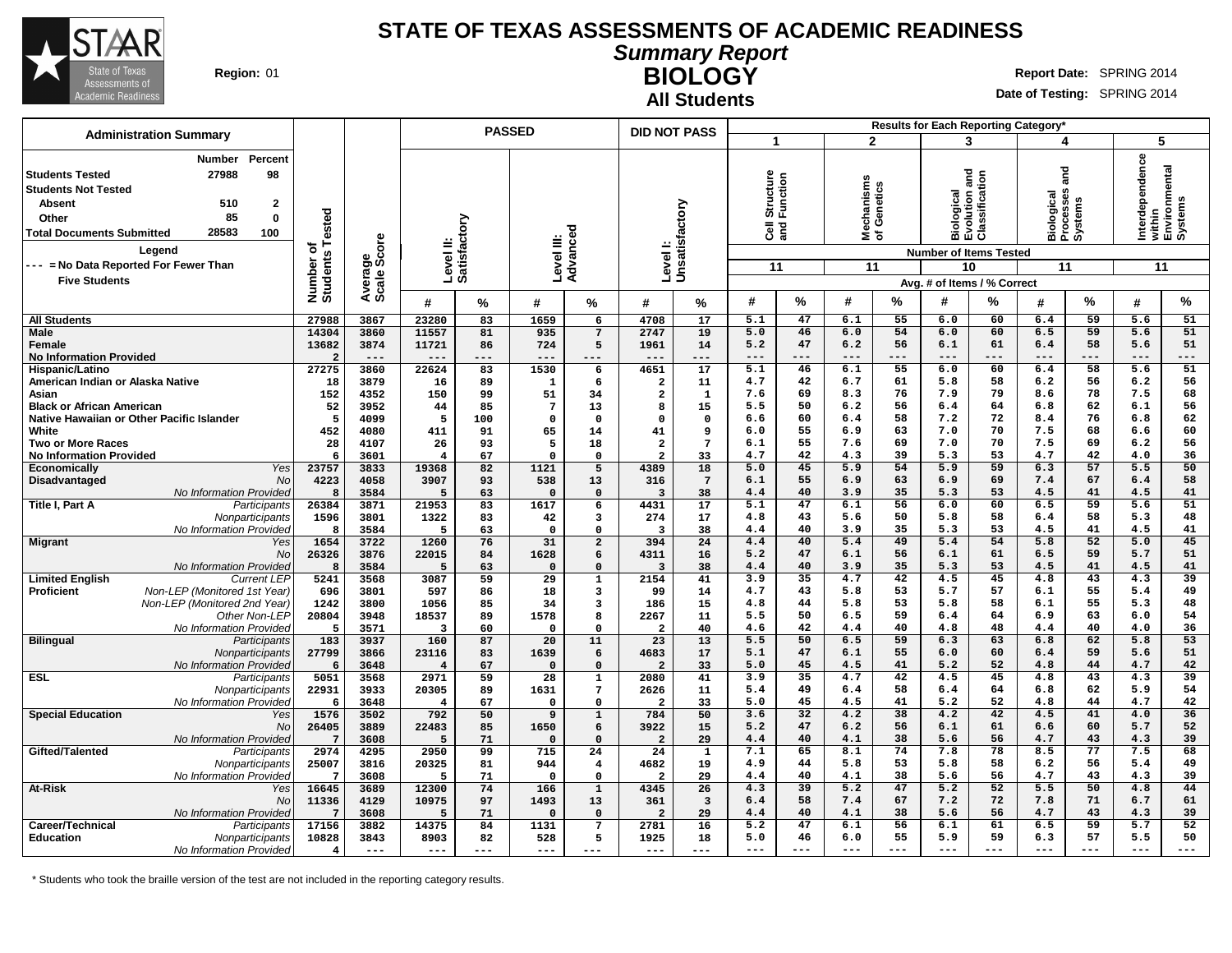# STATE OF TEXAS ASSESSMENTS OF ACADEMIC READINESS

## *Summary Report*

## BIOLOGY

### All Students

**Region:** 01

**Report Date:** SPRING 2014

**Date of Testing:** SPRING 2014

**Administration Summary**

| | Number | Percent |
|---|---|---|
| **Students Tested** | 27988 | 98 |
| **Students Not Tested** | | |
| Absent | 510 | 2 |
| Other | 85 | 0 |
| **Total Documents Submitted** | 28583 | 100 |

**Legend**

--- = No Data Reported For Fewer Than Five Students

| | | Number of Students Tested | Average Scale Score | PASSED: Level II: Satisfactory # | % | PASSED: Level III: Advanced # | % | DID NOT PASS: Level I: Unsatisfactory # | % | 1 Cell Structure and Function (11 items) # | % | 2 Mechanisms of Genetics (11 items) # | % | 3 Biological Evolution and Classification (10 items) # | % | 4 Biological Processes and Systems (11 items) # | % | 5 Interdependence within Environmental Systems (11 items) # | % |
|---|---|---|---|---|---|---|---|---|---|---|---|---|---|---|---|---|---|---|---|
| **All Students** | | 27988 | 3867 | 23280 | 83 | 1659 | 6 | 4708 | 17 | 5.1 | 47 | 6.1 | 55 | 6.0 | 60 | 6.4 | 59 | 5.6 | 51 |
| **Male** | | 14304 | 3860 | 11557 | 81 | 935 | 7 | 2747 | 19 | 5.0 | 46 | 6.0 | 54 | 6.0 | 60 | 6.5 | 59 | 5.6 | 51 |
| **Female** | | 13682 | 3874 | 11721 | 86 | 724 | 5 | 1961 | 14 | 5.2 | 47 | 6.2 | 56 | 6.1 | 61 | 6.4 | 58 | 5.6 | 51 |
| **No Information Provided** | | 2 | --- | --- | --- | --- | --- | --- | --- | --- | --- | --- | --- | --- | --- | --- | --- | --- | --- |
| **Hispanic/Latino** | | 27275 | 3860 | 22624 | 83 | 1530 | 6 | 4651 | 17 | 5.1 | 46 | 6.1 | 55 | 6.0 | 60 | 6.4 | 58 | 5.6 | 51 |
| **American Indian or Alaska Native** | | 18 | 3879 | 16 | 89 | 1 | 6 | 2 | 11 | 4.7 | 42 | 6.7 | 61 | 5.8 | 58 | 6.2 | 56 | 6.2 | 56 |
| **Asian** | | 152 | 4352 | 150 | 99 | 51 | 34 | 2 | 1 | 7.6 | 69 | 8.3 | 76 | 7.9 | 79 | 8.6 | 78 | 7.5 | 68 |
| **Black or African American** | | 52 | 3952 | 44 | 85 | 7 | 13 | 8 | 15 | 5.5 | 50 | 6.2 | 56 | 6.4 | 64 | 6.8 | 62 | 6.1 | 56 |
| **Native Hawaiian or Other Pacific Islander** | | 5 | 4099 | 5 | 100 | 0 | 0 | 0 | 0 | 6.6 | 60 | 6.4 | 58 | 7.2 | 72 | 8.4 | 76 | 6.8 | 62 |
| **White** | | 452 | 4080 | 411 | 91 | 65 | 14 | 41 | 9 | 6.0 | 55 | 6.9 | 63 | 7.0 | 70 | 7.5 | 68 | 6.6 | 60 |
| **Two or More Races** | | 28 | 4107 | 26 | 93 | 5 | 18 | 2 | 7 | 6.1 | 55 | 7.6 | 69 | 7.0 | 70 | 7.5 | 69 | 6.2 | 56 |
| **No Information Provided** | | 6 | 3601 | 4 | 67 | 0 | 0 | 2 | 33 | 4.7 | 42 | 4.3 | 39 | 5.3 | 53 | 4.7 | 42 | 4.0 | 36 |
| **Economically Disadvantaged** | *Yes* | 23757 | 3833 | 19368 | 82 | 1121 | 5 | 4389 | 18 | 5.0 | 45 | 5.9 | 54 | 5.9 | 59 | 6.3 | 57 | 5.5 | 50 |
| | *No* | 4223 | 4058 | 3907 | 93 | 538 | 13 | 316 | 7 | 6.1 | 55 | 6.9 | 63 | 6.9 | 69 | 7.4 | 67 | 6.4 | 58 |
| | *No Information Provided* | 8 | 3584 | 5 | 63 | 0 | 0 | 3 | 38 | 4.4 | 40 | 3.9 | 35 | 5.3 | 53 | 4.5 | 41 | 4.5 | 41 |
| **Title I, Part A** | *Participants* | 26384 | 3871 | 21953 | 83 | 1617 | 6 | 4431 | 17 | 5.1 | 47 | 6.1 | 56 | 6.0 | 60 | 6.5 | 59 | 5.6 | 51 |
| | *Nonparticipants* | 1596 | 3801 | 1322 | 83 | 42 | 3 | 274 | 17 | 4.8 | 43 | 5.6 | 50 | 5.8 | 58 | 6.4 | 58 | 5.3 | 48 |
| | *No Information Provided* | 8 | 3584 | 5 | 63 | 0 | 0 | 3 | 38 | 4.4 | 40 | 3.9 | 35 | 5.3 | 53 | 4.5 | 41 | 4.5 | 41 |
| **Migrant** | *Yes* | 1654 | 3722 | 1260 | 76 | 31 | 2 | 394 | 24 | 4.4 | 40 | 5.4 | 49 | 5.4 | 54 | 5.8 | 52 | 5.0 | 45 |
| | *No* | 26326 | 3876 | 22015 | 84 | 1628 | 6 | 4311 | 16 | 5.2 | 47 | 6.1 | 56 | 6.1 | 61 | 6.5 | 59 | 5.7 | 51 |
| | *No Information Provided* | 8 | 3584 | 5 | 63 | 0 | 0 | 3 | 38 | 4.4 | 40 | 3.9 | 35 | 5.3 | 53 | 4.5 | 41 | 4.5 | 41 |
| **Limited English Proficient** | *Current LEP* | 5241 | 3568 | 3087 | 59 | 29 | 1 | 2154 | 41 | 3.9 | 35 | 4.7 | 42 | 4.5 | 45 | 4.8 | 43 | 4.3 | 39 |
| | *Non-LEP (Monitored 1st Year)* | 696 | 3801 | 597 | 86 | 18 | 3 | 99 | 14 | 4.7 | 43 | 5.8 | 53 | 5.7 | 57 | 6.1 | 55 | 5.4 | 49 |
| | *Non-LEP (Monitored 2nd Year)* | 1242 | 3800 | 1056 | 85 | 34 | 3 | 186 | 15 | 4.8 | 44 | 5.8 | 53 | 5.8 | 58 | 6.1 | 55 | 5.3 | 48 |
| | *Other Non-LEP* | 20804 | 3948 | 18537 | 89 | 1578 | 8 | 2267 | 11 | 5.5 | 50 | 6.5 | 59 | 6.4 | 64 | 6.9 | 63 | 6.0 | 54 |
| | *No Information Provided* | 5 | 3571 | 3 | 60 | 0 | 0 | 2 | 40 | 4.6 | 42 | 4.4 | 40 | 4.8 | 48 | 4.4 | 40 | 4.0 | 36 |
| **Bilingual** | *Participants* | 183 | 3937 | 160 | 87 | 20 | 11 | 23 | 13 | 5.5 | 50 | 6.5 | 59 | 6.3 | 63 | 6.8 | 62 | 5.8 | 53 |
| | *Nonparticipants* | 27799 | 3866 | 23116 | 83 | 1639 | 6 | 4683 | 17 | 5.1 | 47 | 6.1 | 55 | 6.0 | 60 | 6.4 | 59 | 5.6 | 51 |
| | *No Information Provided* | 6 | 3648 | 4 | 67 | 0 | 0 | 2 | 33 | 5.0 | 45 | 4.5 | 41 | 5.2 | 52 | 4.8 | 44 | 4.7 | 42 |
| **ESL** | *Participants* | 5051 | 3568 | 2971 | 59 | 28 | 1 | 2080 | 41 | 3.9 | 35 | 4.7 | 42 | 4.5 | 45 | 4.8 | 43 | 4.3 | 39 |
| | *Nonparticipants* | 22931 | 3933 | 20305 | 89 | 1631 | 7 | 2626 | 11 | 5.4 | 49 | 6.4 | 58 | 6.4 | 64 | 6.8 | 62 | 5.9 | 54 |
| | *No Information Provided* | 6 | 3648 | 4 | 67 | 0 | 0 | 2 | 33 | 5.0 | 45 | 4.5 | 41 | 5.2 | 52 | 4.8 | 44 | 4.7 | 42 |
| **Special Education** | *Yes* | 1576 | 3502 | 792 | 50 | 9 | 1 | 784 | 50 | 3.6 | 32 | 4.2 | 38 | 4.2 | 42 | 4.5 | 41 | 4.0 | 36 |
| | *No* | 26405 | 3889 | 22483 | 85 | 1650 | 6 | 3922 | 15 | 5.2 | 47 | 6.2 | 56 | 6.1 | 61 | 6.6 | 60 | 5.7 | 52 |
| | *No Information Provided* | 7 | 3608 | 5 | 71 | 0 | 0 | 2 | 29 | 4.4 | 40 | 4.1 | 38 | 5.6 | 56 | 4.7 | 43 | 4.3 | 39 |
| **Gifted/Talented** | *Participants* | 2974 | 4295 | 2950 | 99 | 715 | 24 | 24 | 1 | 7.1 | 65 | 8.1 | 74 | 7.8 | 78 | 8.5 | 77 | 7.5 | 68 |
| | *Nonparticipants* | 25007 | 3816 | 20325 | 81 | 944 | 4 | 4682 | 19 | 4.9 | 44 | 5.8 | 53 | 5.8 | 58 | 6.2 | 56 | 5.4 | 49 |
| | *No Information Provided* | 7 | 3608 | 5 | 71 | 0 | 0 | 2 | 29 | 4.4 | 40 | 4.1 | 38 | 5.6 | 56 | 4.7 | 43 | 4.3 | 39 |
| **At-Risk** | *Yes* | 16645 | 3689 | 12300 | 74 | 166 | 1 | 4345 | 26 | 4.3 | 39 | 5.2 | 47 | 5.2 | 52 | 5.5 | 50 | 4.8 | 44 |
| | *No* | 11336 | 4129 | 10975 | 97 | 1493 | 13 | 361 | 3 | 6.4 | 58 | 7.4 | 67 | 7.2 | 72 | 7.8 | 71 | 6.7 | 61 |
| | *No Information Provided* | 7 | 3608 | 5 | 71 | 0 | 0 | 2 | 29 | 4.4 | 40 | 4.1 | 38 | 5.6 | 56 | 4.7 | 43 | 4.3 | 39 |
| **Career/Technical Education** | *Participants* | 17156 | 3882 | 14375 | 84 | 1131 | 7 | 2781 | 16 | 5.2 | 47 | 6.1 | 56 | 6.1 | 61 | 6.5 | 59 | 5.7 | 52 |
| | *Nonparticipants* | 10828 | 3843 | 8903 | 82 | 528 | 5 | 1925 | 18 | 5.0 | 46 | 6.0 | 55 | 5.9 | 59 | 6.3 | 57 | 5.5 | 50 |
| | *No Information Provided* | 4 | --- | --- | --- | --- | --- | --- | --- | --- | --- | --- | --- | --- | --- | --- | --- | --- | --- |

\* Students who took the braille version of the test are not included in the reporting category results.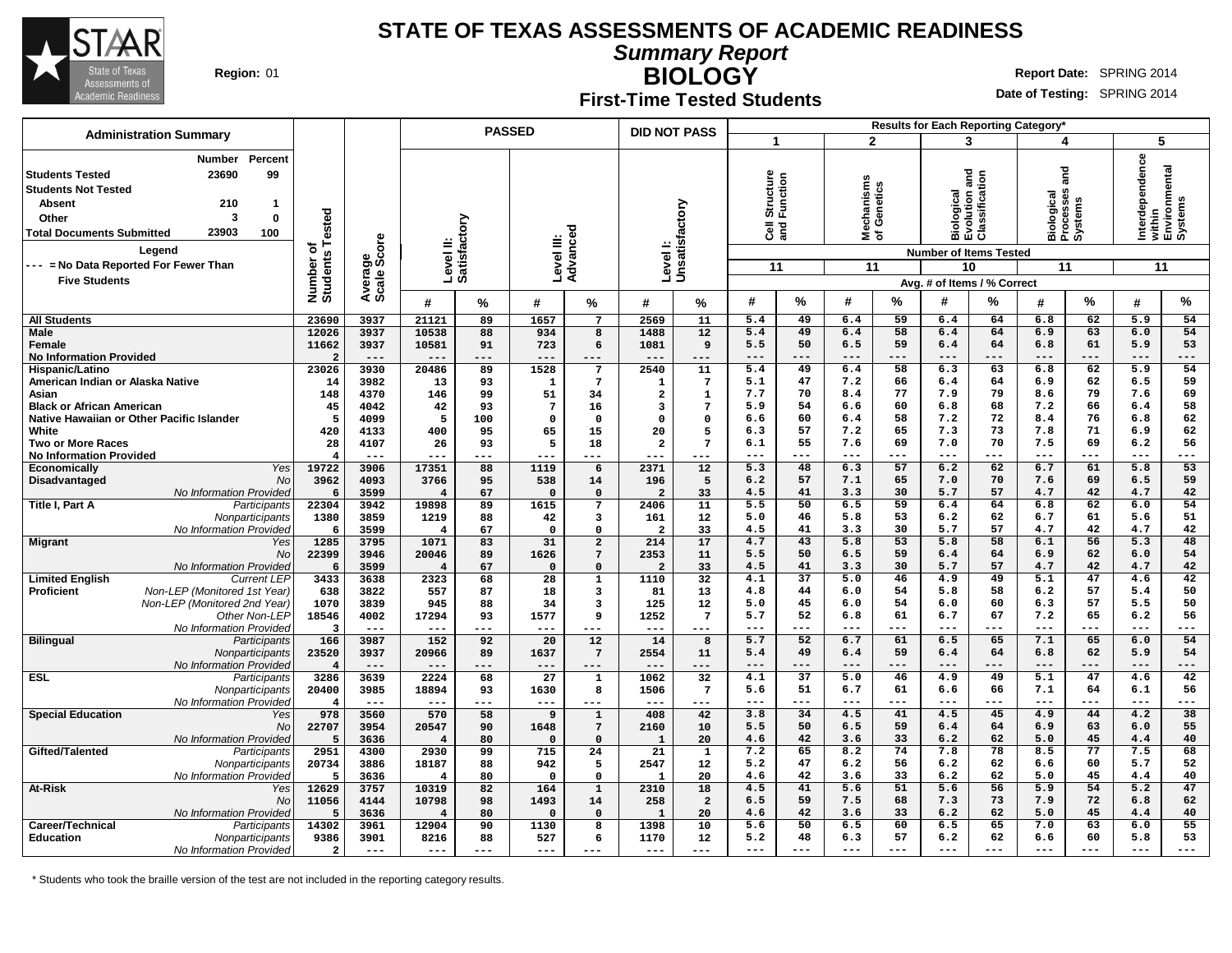# STATE OF TEXAS ASSESSMENTS OF ACADEMIC READINESS

## *Summary Report*

## BIOLOGY

### First-Time Tested Students

**Region:** 01

**Report Date:** SPRING 2014
**Date of Testing:** SPRING 2014

**Administration Summary**

| | Number | Percent |
|---|---|---|
| Students Tested | 23690 | 99 |
| Students Not Tested | | |
| Absent | 210 | 1 |
| Other | 3 | 0 |
| Total Documents Submitted | 23903 | 100 |

**Legend**
--- = No Data Reported For Fewer Than Five Students

Results for Each Reporting Category*: 1 = Cell Structure and Function (11 items); 2 = Mechanisms of Genetics (11 items); 3 = Biological Evolution and Classification (10 items); 4 = Biological Processes and Systems (11 items); 5 = Interdependence within Environmental Systems (11 items). Avg. # of Items / % Correct.

| Group | | Number of Students Tested | Average Scale Score | Level II: Satisfactory # | Level II: Satisfactory % | Level III: Advanced # | Level III: Advanced % | Level I: Unsatisfactory # | Level I: Unsatisfactory % | 1 # | 1 % | 2 # | 2 % | 3 # | 3 % | 4 # | 4 % | 5 # | 5 % |
|---|---|---|---|---|---|---|---|---|---|---|---|---|---|---|---|---|---|---|---|
| All Students | | 23690 | 3937 | 21121 | 89 | 1657 | 7 | 2569 | 11 | 5.4 | 49 | 6.4 | 59 | 6.4 | 64 | 6.8 | 62 | 5.9 | 54 |
| Male | | 12026 | 3937 | 10538 | 88 | 934 | 8 | 1488 | 12 | 5.4 | 49 | 6.4 | 58 | 6.4 | 64 | 6.9 | 63 | 6.0 | 54 |
| Female | | 11662 | 3937 | 10581 | 91 | 723 | 6 | 1081 | 9 | 5.5 | 50 | 6.5 | 59 | 6.4 | 64 | 6.8 | 61 | 5.9 | 53 |
| No Information Provided | | 2 | --- | --- | --- | --- | --- | --- | --- | --- | --- | --- | --- | --- | --- | --- | --- | --- | --- |
| Hispanic/Latino | | 23026 | 3930 | 20486 | 89 | 1528 | 7 | 2540 | 11 | 5.4 | 49 | 6.4 | 58 | 6.3 | 63 | 6.8 | 62 | 5.9 | 54 |
| American Indian or Alaska Native | | 14 | 3982 | 13 | 93 | 1 | 7 | 1 | 7 | 5.1 | 47 | 7.2 | 66 | 6.4 | 64 | 6.9 | 62 | 6.5 | 59 |
| Asian | | 148 | 4370 | 146 | 99 | 51 | 34 | 2 | 1 | 7.7 | 70 | 8.4 | 77 | 7.9 | 79 | 8.6 | 79 | 7.6 | 69 |
| Black or African American | | 45 | 4042 | 42 | 93 | 7 | 16 | 3 | 7 | 5.9 | 54 | 6.6 | 60 | 6.8 | 68 | 7.2 | 66 | 6.4 | 58 |
| Native Hawaiian or Other Pacific Islander | | 5 | 4099 | 5 | 100 | 0 | 0 | 0 | 0 | 6.6 | 60 | 6.4 | 58 | 7.2 | 72 | 8.4 | 76 | 6.8 | 62 |
| White | | 420 | 4133 | 400 | 95 | 65 | 15 | 20 | 5 | 6.3 | 57 | 7.2 | 65 | 7.3 | 73 | 7.8 | 71 | 6.9 | 62 |
| Two or More Races | | 28 | 4107 | 26 | 93 | 5 | 18 | 2 | 7 | 6.1 | 55 | 7.6 | 69 | 7.0 | 70 | 7.5 | 69 | 6.2 | 56 |
| No Information Provided | | 4 | --- | --- | --- | --- | --- | --- | --- | --- | --- | --- | --- | --- | --- | --- | --- | --- | --- |
| Economically Disadvantaged | Yes | 19722 | 3906 | 17351 | 88 | 1119 | 6 | 2371 | 12 | 5.3 | 48 | 6.3 | 57 | 6.2 | 62 | 6.7 | 61 | 5.8 | 53 |
| | No | 3962 | 4093 | 3766 | 95 | 538 | 14 | 196 | 5 | 6.2 | 57 | 7.1 | 65 | 7.0 | 70 | 7.6 | 69 | 6.5 | 59 |
| | No Information Provided | 6 | 3599 | 4 | 67 | 0 | 0 | 2 | 33 | 4.5 | 41 | 3.3 | 30 | 5.7 | 57 | 4.7 | 42 | 4.7 | 42 |
| Title I, Part A | Participants | 22304 | 3942 | 19898 | 89 | 1615 | 7 | 2406 | 11 | 5.5 | 50 | 6.5 | 59 | 6.4 | 64 | 6.8 | 62 | 6.0 | 54 |
| | Nonparticipants | 1380 | 3859 | 1219 | 88 | 42 | 3 | 161 | 12 | 5.0 | 46 | 5.8 | 53 | 6.2 | 62 | 6.7 | 61 | 5.6 | 51 |
| | No Information Provided | 6 | 3599 | 4 | 67 | 0 | 0 | 2 | 33 | 4.5 | 41 | 3.3 | 30 | 5.7 | 57 | 4.7 | 42 | 4.7 | 42 |
| Migrant | Yes | 1285 | 3795 | 1071 | 83 | 31 | 2 | 214 | 17 | 4.7 | 43 | 5.8 | 53 | 5.8 | 58 | 6.1 | 56 | 5.3 | 48 |
| | No | 22399 | 3946 | 20046 | 89 | 1626 | 7 | 2353 | 11 | 5.5 | 50 | 6.5 | 59 | 6.4 | 64 | 6.9 | 62 | 6.0 | 54 |
| | No Information Provided | 6 | 3599 | 4 | 67 | 0 | 0 | 2 | 33 | 4.5 | 41 | 3.3 | 30 | 5.7 | 57 | 4.7 | 42 | 4.7 | 42 |
| Limited English Proficient | Current LEP | 3433 | 3638 | 2323 | 68 | 28 | 1 | 1110 | 32 | 4.1 | 37 | 5.0 | 46 | 4.9 | 49 | 5.1 | 47 | 4.6 | 42 |
| | Non-LEP (Monitored 1st Year) | 638 | 3822 | 557 | 87 | 18 | 3 | 81 | 13 | 4.8 | 44 | 6.0 | 54 | 5.8 | 58 | 6.2 | 57 | 5.4 | 50 |
| | Non-LEP (Monitored 2nd Year) | 1070 | 3839 | 945 | 88 | 34 | 3 | 125 | 12 | 5.0 | 45 | 6.0 | 54 | 6.0 | 60 | 6.3 | 57 | 5.5 | 50 |
| | Other Non-LEP | 18546 | 4002 | 17294 | 93 | 1577 | 9 | 1252 | 7 | 5.7 | 52 | 6.8 | 61 | 6.7 | 67 | 7.2 | 65 | 6.2 | 56 |
| | No Information Provided | 3 | --- | --- | --- | --- | --- | --- | --- | --- | --- | --- | --- | --- | --- | --- | --- | --- | --- |
| Bilingual | Participants | 166 | 3987 | 152 | 92 | 20 | 12 | 14 | 8 | 5.7 | 52 | 6.7 | 61 | 6.5 | 65 | 7.1 | 65 | 6.0 | 54 |
| | Nonparticipants | 23520 | 3937 | 20966 | 89 | 1637 | 7 | 2554 | 11 | 5.4 | 49 | 6.4 | 59 | 6.4 | 64 | 6.8 | 62 | 5.9 | 54 |
| | No Information Provided | 4 | --- | --- | --- | --- | --- | --- | --- | --- | --- | --- | --- | --- | --- | --- | --- | --- | --- |
| ESL | Participants | 3286 | 3639 | 2224 | 68 | 27 | 1 | 1062 | 32 | 4.1 | 37 | 5.0 | 46 | 4.9 | 49 | 5.1 | 47 | 4.6 | 42 |
| | Nonparticipants | 20400 | 3985 | 18894 | 93 | 1630 | 8 | 1506 | 7 | 5.6 | 51 | 6.7 | 61 | 6.6 | 66 | 7.1 | 64 | 6.1 | 56 |
| | No Information Provided | 4 | --- | --- | --- | --- | --- | --- | --- | --- | --- | --- | --- | --- | --- | --- | --- | --- | --- |
| Special Education | Yes | 978 | 3560 | 570 | 58 | 9 | 1 | 408 | 42 | 3.8 | 34 | 4.5 | 41 | 4.5 | 45 | 4.9 | 44 | 4.2 | 38 |
| | No | 22707 | 3954 | 20547 | 90 | 1648 | 7 | 2160 | 10 | 5.5 | 50 | 6.5 | 59 | 6.4 | 64 | 6.9 | 63 | 6.0 | 55 |
| | No Information Provided | 5 | 3636 | 4 | 80 | 0 | 0 | 1 | 20 | 4.6 | 42 | 3.6 | 33 | 6.2 | 62 | 5.0 | 45 | 4.4 | 40 |
| Gifted/Talented | Participants | 2951 | 4300 | 2930 | 99 | 715 | 24 | 21 | 1 | 7.2 | 65 | 8.2 | 74 | 7.8 | 78 | 8.5 | 77 | 7.5 | 68 |
| | Nonparticipants | 20734 | 3886 | 18187 | 88 | 942 | 5 | 2547 | 12 | 5.2 | 47 | 6.2 | 56 | 6.2 | 62 | 6.6 | 60 | 5.7 | 52 |
| | No Information Provided | 5 | 3636 | 4 | 80 | 0 | 0 | 1 | 20 | 4.6 | 42 | 3.6 | 33 | 6.2 | 62 | 5.0 | 45 | 4.4 | 40 |
| At-Risk | Yes | 12629 | 3757 | 10319 | 82 | 164 | 1 | 2310 | 18 | 4.5 | 41 | 5.6 | 51 | 5.6 | 56 | 5.9 | 54 | 5.2 | 47 |
| | No | 11056 | 4144 | 10798 | 98 | 1493 | 14 | 258 | 2 | 6.5 | 59 | 7.5 | 68 | 7.3 | 73 | 7.9 | 72 | 6.8 | 62 |
| | No Information Provided | 5 | 3636 | 4 | 80 | 0 | 0 | 1 | 20 | 4.6 | 42 | 3.6 | 33 | 6.2 | 62 | 5.0 | 45 | 4.4 | 40 |
| Career/Technical Education | Participants | 14302 | 3961 | 12904 | 90 | 1130 | 8 | 1398 | 10 | 5.6 | 50 | 6.5 | 60 | 6.5 | 65 | 7.0 | 63 | 6.0 | 55 |
| | Nonparticipants | 9386 | 3901 | 8216 | 88 | 527 | 6 | 1170 | 12 | 5.2 | 48 | 6.3 | 57 | 6.2 | 62 | 6.6 | 60 | 5.8 | 53 |
| | No Information Provided | 2 | --- | --- | --- | --- | --- | --- | --- | --- | --- | --- | --- | --- | --- | --- | --- | --- | --- |

\* Students who took the braille version of the test are not included in the reporting category results.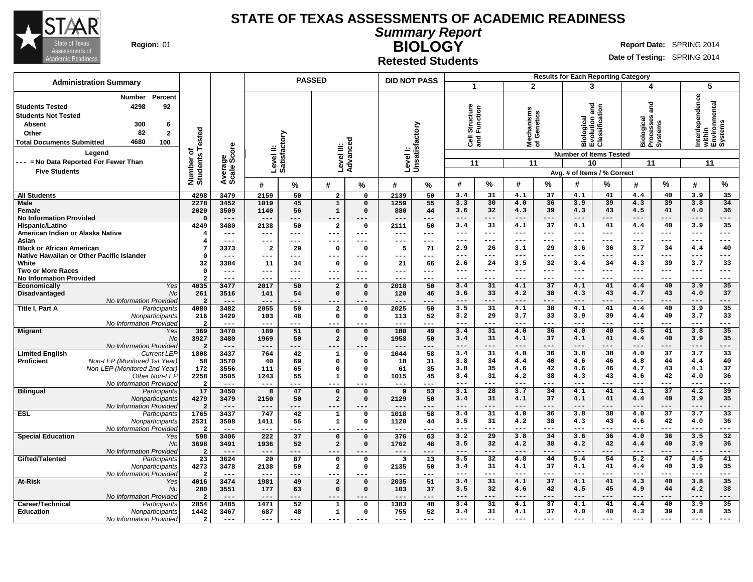# STATE OF TEXAS ASSESSMENTS OF ACADEMIC READINESS

## *Summary Report*

## BIOLOGY

### Retested Students

**Region:** 01

**Report Date:** SPRING 2014

**Date of Testing:** SPRING 2014

**Administration Summary**

| | Number | Percent |
|---|---|---|
| Students Tested | 4298 | 92 |
| Students Not Tested | | |
| Absent | 300 | 6 |
| Other | 82 | 2 |
| Total Documents Submitted | 4680 | 100 |

**Legend**

--- = No Data Reported For Fewer Than Five Students

| | | Number of Students Tested | Average Scale Score | PASSED | | | | DID NOT PASS | | Results for Each Reporting Category | | | | | | | | | |
|---|---|---|---|---|---|---|---|---|---|---|---|---|---|---|---|---|---|---|---|
| | | | | Level II: Satisfactory | | Level III: Advanced | | Level I: Unsatisfactory | | 1 Cell Structure and Function | | 2 Mechanisms of Genetics | | 3 Biological Evolution and Classification | | 4 Biological Processes and Systems | | 5 Interdependence within Environmental Systems | |
| | | | | | | | | | | Number of Items Tested: 11 | | 11 | | 10 | | 11 | | 11 | |
| | | | | # | % | # | % | # | % | # | % | # | % | # | % | # | % | # | % |
| **All Students** | | 4298 | 3479 | 2159 | 50 | 2 | 0 | 2139 | 50 | 3.4 | 31 | 4.1 | 37 | 4.1 | 41 | 4.4 | 40 | 3.9 | 35 |
| **Male** | | 2278 | 3452 | 1019 | 45 | 1 | 0 | 1259 | 55 | 3.3 | 30 | 4.0 | 36 | 3.9 | 39 | 4.3 | 39 | 3.8 | 34 |
| **Female** | | 2020 | 3509 | 1140 | 56 | 1 | 0 | 880 | 44 | 3.6 | 32 | 4.3 | 39 | 4.3 | 43 | 4.5 | 41 | 4.0 | 36 |
| **No Information Provided** | | 0 | --- | --- | --- | --- | --- | --- | --- | --- | --- | --- | --- | --- | --- | --- | --- | --- | --- |
| **Hispanic/Latino** | | 4249 | 3480 | 2138 | 50 | 2 | 0 | 2111 | 50 | 3.4 | 31 | 4.1 | 37 | 4.1 | 41 | 4.4 | 40 | 3.9 | 35 |
| **American Indian or Alaska Native** | | 4 | --- | --- | --- | --- | --- | --- | --- | --- | --- | --- | --- | --- | --- | --- | --- | --- | --- |
| **Asian** | | 4 | --- | --- | --- | --- | --- | --- | --- | --- | --- | --- | --- | --- | --- | --- | --- | --- | --- |
| **Black or African American** | | 7 | 3373 | 2 | 29 | 0 | 0 | 5 | 71 | 2.9 | 26 | 3.1 | 29 | 3.6 | 36 | 3.7 | 34 | 4.4 | 40 |
| **Native Hawaiian or Other Pacific Islander** | | 0 | --- | --- | --- | --- | --- | --- | --- | --- | --- | --- | --- | --- | --- | --- | --- | --- | --- |
| **White** | | 32 | 3384 | 11 | 34 | 0 | 0 | 21 | 66 | 2.6 | 24 | 3.5 | 32 | 3.4 | 34 | 4.3 | 39 | 3.7 | 33 |
| **Two or More Races** | | 0 | --- | --- | --- | --- | --- | --- | --- | --- | --- | --- | --- | --- | --- | --- | --- | --- | --- |
| **No Information Provided** | | 2 | --- | --- | --- | --- | --- | --- | --- | --- | --- | --- | --- | --- | --- | --- | --- | --- | --- |
| **Economically Disadvantaged** | *Yes* | 4035 | 3477 | 2017 | 50 | 2 | 0 | 2018 | 50 | 3.4 | 31 | 4.1 | 37 | 4.1 | 41 | 4.4 | 40 | 3.9 | 35 |
| | *No* | 261 | 3516 | 141 | 54 | 0 | 0 | 120 | 46 | 3.6 | 33 | 4.2 | 38 | 4.3 | 43 | 4.7 | 43 | 4.0 | 37 |
| | *No Information Provided* | 2 | --- | --- | --- | --- | --- | --- | --- | --- | --- | --- | --- | --- | --- | --- | --- | --- | --- |
| **Title I, Part A** | *Participants* | 4080 | 3482 | 2055 | 50 | 2 | 0 | 2025 | 50 | 3.5 | 31 | 4.1 | 38 | 4.1 | 41 | 4.4 | 40 | 3.9 | 35 |
| | *Nonparticipants* | 216 | 3429 | 103 | 48 | 0 | 0 | 113 | 52 | 3.2 | 29 | 3.7 | 33 | 3.9 | 39 | 4.4 | 40 | 3.7 | 33 |
| | *No Information Provided* | 2 | --- | --- | --- | --- | --- | --- | --- | --- | --- | --- | --- | --- | --- | --- | --- | --- | --- |
| **Migrant** | *Yes* | 369 | 3470 | 189 | 51 | 0 | 0 | 180 | 49 | 3.4 | 31 | 4.0 | 36 | 4.0 | 40 | 4.5 | 41 | 3.8 | 35 |
| | *No* | 3927 | 3480 | 1969 | 50 | 2 | 0 | 1958 | 50 | 3.4 | 31 | 4.1 | 37 | 4.1 | 41 | 4.4 | 40 | 3.9 | 35 |
| | *No Information Provided* | 2 | --- | --- | --- | --- | --- | --- | --- | --- | --- | --- | --- | --- | --- | --- | --- | --- | --- |
| **Limited English Proficient** | *Current LEP* | 1808 | 3437 | 764 | 42 | 1 | 0 | 1044 | 58 | 3.4 | 31 | 4.0 | 36 | 3.8 | 38 | 4.0 | 37 | 3.7 | 33 |
| | *Non-LEP (Monitored 1st Year)* | 58 | 3570 | 40 | 69 | 0 | 0 | 18 | 31 | 3.8 | 34 | 4.4 | 40 | 4.6 | 46 | 4.8 | 44 | 4.4 | 40 |
| | *Non-LEP (Monitored 2nd Year)* | 172 | 3556 | 111 | 65 | 0 | 0 | 61 | 35 | 3.8 | 35 | 4.6 | 42 | 4.6 | 46 | 4.7 | 43 | 4.1 | 37 |
| | *Other Non-LEP* | 2258 | 3505 | 1243 | 55 | 1 | 0 | 1015 | 45 | 3.4 | 31 | 4.2 | 38 | 4.3 | 43 | 4.6 | 42 | 4.0 | 36 |
| | *No Information Provided* | 2 | --- | --- | --- | --- | --- | --- | --- | --- | --- | --- | --- | --- | --- | --- | --- | --- | --- |
| **Bilingual** | *Participants* | 17 | 3450 | 8 | 47 | 0 | 0 | 9 | 53 | 3.1 | 28 | 3.7 | 34 | 4.1 | 41 | 4.1 | 37 | 4.2 | 39 |
| | *Nonparticipants* | 4279 | 3479 | 2150 | 50 | 2 | 0 | 2129 | 50 | 3.4 | 31 | 4.1 | 37 | 4.1 | 41 | 4.4 | 40 | 3.9 | 35 |
| | *No Information Provided* | 2 | --- | --- | --- | --- | --- | --- | --- | --- | --- | --- | --- | --- | --- | --- | --- | --- | --- |
| **ESL** | *Participants* | 1765 | 3437 | 747 | 42 | 1 | 0 | 1018 | 58 | 3.4 | 31 | 4.0 | 36 | 3.8 | 38 | 4.0 | 37 | 3.7 | 33 |
| | *Nonparticipants* | 2531 | 3508 | 1411 | 56 | 1 | 0 | 1120 | 44 | 3.5 | 31 | 4.2 | 38 | 4.3 | 43 | 4.6 | 42 | 4.0 | 36 |
| | *No Information Provided* | 2 | --- | --- | --- | --- | --- | --- | --- | --- | --- | --- | --- | --- | --- | --- | --- | --- | --- |
| **Special Education** | *Yes* | 598 | 3406 | 222 | 37 | 0 | 0 | 376 | 63 | 3.2 | 29 | 3.8 | 34 | 3.6 | 36 | 4.0 | 36 | 3.5 | 32 |
| | *No* | 3698 | 3491 | 1936 | 52 | 2 | 0 | 1762 | 48 | 3.5 | 32 | 4.2 | 38 | 4.2 | 42 | 4.4 | 40 | 3.9 | 36 |
| | *No Information Provided* | 2 | --- | --- | --- | --- | --- | --- | --- | --- | --- | --- | --- | --- | --- | --- | --- | --- | --- |
| **Gifted/Talented** | *Participants* | 23 | 3624 | 20 | 87 | 0 | 0 | 3 | 13 | 3.5 | 32 | 4.8 | 44 | 5.4 | 54 | 5.2 | 47 | 4.5 | 41 |
| | *Nonparticipants* | 4273 | 3478 | 2138 | 50 | 2 | 0 | 2135 | 50 | 3.4 | 31 | 4.1 | 37 | 4.1 | 41 | 4.4 | 40 | 3.9 | 35 |
| | *No Information Provided* | 2 | --- | --- | --- | --- | --- | --- | --- | --- | --- | --- | --- | --- | --- | --- | --- | --- | --- |
| **At-Risk** | *Yes* | 4016 | 3474 | 1981 | 49 | 2 | 0 | 2035 | 51 | 3.4 | 31 | 4.1 | 37 | 4.1 | 41 | 4.3 | 40 | 3.8 | 35 |
| | *No* | 280 | 3551 | 177 | 63 | 0 | 0 | 103 | 37 | 3.5 | 32 | 4.6 | 42 | 4.5 | 45 | 4.9 | 44 | 4.2 | 38 |
| | *No Information Provided* | 2 | --- | --- | --- | --- | --- | --- | --- | --- | --- | --- | --- | --- | --- | --- | --- | --- | --- |
| **Career/Technical Education** | *Participants* | 2854 | 3485 | 1471 | 52 | 1 | 0 | 1383 | 48 | 3.4 | 31 | 4.1 | 37 | 4.1 | 41 | 4.4 | 40 | 3.9 | 35 |
| | *Nonparticipants* | 1442 | 3467 | 687 | 48 | 1 | 0 | 755 | 52 | 3.4 | 31 | 4.1 | 37 | 4.0 | 40 | 4.3 | 39 | 3.8 | 35 |
| | *No Information Provided* | 2 | --- | --- | --- | --- | --- | --- | --- | --- | --- | --- | --- | --- | --- | --- | --- | --- | --- |

Results for each reporting category: Avg. # of Items / % Correct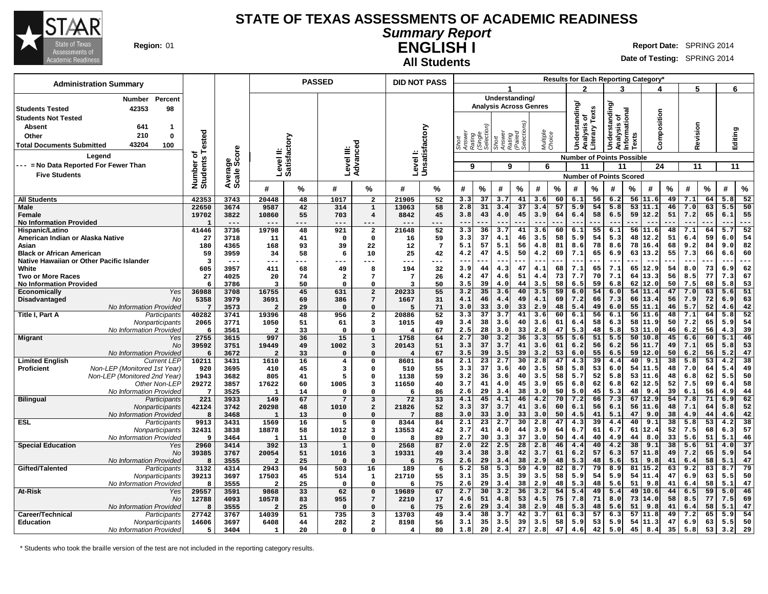# STATE OF TEXAS ASSESSMENTS OF ACADEMIC READINESS

## *Summary Report*

## ENGLISH I

### All Students

**Region:** 01

**Report Date:** SPRING 2014

**Date of Testing:** SPRING 2014

**Administration Summary**

| | Number | Percent |
|---|---|---|
| Students Tested | 42353 | 98 |
| Students Not Tested | | |
| Absent | 641 | 1 |
| Other | 210 | 0 |
| Total Documents Submitted | 43204 | 100 |

**Legend**

--- = No Data Reported For Fewer Than Five Students

| | | Number of Students Tested | Average Scale Score | PASSED Level II: Satisfactory # | PASSED Level II: Satisfactory % | PASSED Level III: Advanced # | PASSED Level III: Advanced % | DID NOT PASS Level I: Unsatisfactory # | DID NOT PASS Level I: Unsatisfactory % | 1 Short Answer Rating (Single Selection) # (9) | 1 Short Answer Rating (Single Selection) % | 1 Short Answer Rating (Paired Selections) # (9) | 1 Short Answer Rating (Paired Selections) % | 1 Multiple Choice # (6) | 1 Multiple Choice % | 2 Understanding/Analysis of Literary Texts # (11) | 2 % | 3 Understanding/Analysis of Informational Texts # (11) | 3 % | 4 Composition # (24) | 4 % | 5 Revision # (11) | 5 % | 6 Editing # (11) | 6 % |
|---|---|---|---|---|---|---|---|---|---|---|---|---|---|---|---|---|---|---|---|---|---|---|---|---|---|
| All Students | | 42353 | 3743 | 20448 | 48 | 1017 | 2 | 21905 | 52 | 3.3 | 37 | 3.7 | 41 | 3.6 | 60 | 6.1 | 56 | 6.2 | 56 | 11.6 | 49 | 7.1 | 64 | 5.8 | 52 |
| Male | | 22650 | 3674 | 9587 | 42 | 314 | 1 | 13063 | 58 | 2.8 | 31 | 3.4 | 37 | 3.4 | 57 | 5.9 | 54 | 5.8 | 53 | 11.1 | 46 | 7.0 | 63 | 5.5 | 50 |
| Female | | 19702 | 3822 | 10860 | 55 | 703 | 4 | 8842 | 45 | 3.8 | 43 | 4.0 | 45 | 3.9 | 64 | 6.4 | 58 | 6.5 | 59 | 12.2 | 51 | 7.2 | 65 | 6.1 | 55 |
| No Information Provided | | 1 | --- | --- | --- | --- | --- | --- | --- | --- | --- | --- | --- | --- | --- | --- | --- | --- | --- | --- | --- | --- | --- | --- | --- |
| Hispanic/Latino | | 41446 | 3736 | 19798 | 48 | 921 | 2 | 21648 | 52 | 3.3 | 36 | 3.7 | 41 | 3.6 | 60 | 6.1 | 55 | 6.1 | 56 | 11.6 | 48 | 7.1 | 64 | 5.7 | 52 |
| American Indian or Alaska Native | | 27 | 3718 | 11 | 41 | 0 | 0 | 16 | 59 | 3.3 | 37 | 4.1 | 46 | 3.5 | 58 | 5.9 | 54 | 5.3 | 48 | 12.2 | 51 | 6.4 | 59 | 6.0 | 54 |
| Asian | | 180 | 4365 | 168 | 93 | 39 | 22 | 12 | 7 | 5.1 | 57 | 5.1 | 56 | 4.8 | 81 | 8.6 | 78 | 8.6 | 78 | 16.4 | 68 | 9.2 | 84 | 9.0 | 82 |
| Black or African American | | 59 | 3959 | 34 | 58 | 6 | 10 | 25 | 42 | 4.2 | 47 | 4.5 | 50 | 4.2 | 69 | 7.1 | 65 | 6.9 | 63 | 13.2 | 55 | 7.3 | 66 | 6.6 | 60 |
| Native Hawaiian or Other Pacific Islander | | 3 | --- | --- | --- | --- | --- | --- | --- | --- | --- | --- | --- | --- | --- | --- | --- | --- | --- | --- | --- | --- | --- | --- | --- |
| White | | 605 | 3957 | 411 | 68 | 49 | 8 | 194 | 32 | 3.9 | 44 | 4.3 | 47 | 4.1 | 68 | 7.1 | 65 | 7.1 | 65 | 12.9 | 54 | 8.0 | 73 | 6.9 | 62 |
| Two or More Races | | 27 | 4025 | 20 | 74 | 2 | 7 | 7 | 26 | 4.2 | 47 | 4.6 | 51 | 4.4 | 73 | 7.7 | 70 | 7.1 | 64 | 13.3 | 56 | 8.5 | 77 | 7.3 | 67 |
| No Information Provided | | 6 | 3786 | 3 | 50 | 0 | 0 | 3 | 50 | 3.5 | 39 | 4.0 | 44 | 3.5 | 58 | 6.5 | 59 | 6.8 | 62 | 12.0 | 50 | 7.5 | 68 | 5.8 | 53 |
| Economically Disadvantaged | *Yes* | 36988 | 3708 | 16755 | 45 | 631 | 2 | 20233 | 55 | 3.2 | 35 | 3.6 | 40 | 3.5 | 59 | 6.0 | 54 | 6.0 | 54 | 11.4 | 47 | 7.0 | 63 | 5.6 | 51 |
| | *No* | 5358 | 3979 | 3691 | 69 | 386 | 7 | 1667 | 31 | 4.1 | 46 | 4.4 | 49 | 4.1 | 69 | 7.2 | 66 | 7.3 | 66 | 13.4 | 56 | 7.9 | 72 | 6.9 | 63 |
| | *No Information Provided* | 7 | 3573 | 2 | 29 | 0 | 0 | 5 | 71 | 3.0 | 33 | 3.0 | 33 | 2.9 | 48 | 5.4 | 49 | 6.0 | 55 | 11.1 | 46 | 5.7 | 52 | 4.6 | 42 |
| Title I, Part A | *Participants* | 40282 | 3741 | 19396 | 48 | 956 | 2 | 20886 | 52 | 3.3 | 37 | 3.7 | 41 | 3.6 | 60 | 6.1 | 56 | 6.1 | 56 | 11.6 | 48 | 7.1 | 64 | 5.8 | 52 |
| | *Nonparticipants* | 2065 | 3771 | 1050 | 51 | 61 | 3 | 1015 | 49 | 3.4 | 38 | 3.6 | 40 | 3.6 | 61 | 6.4 | 58 | 6.3 | 58 | 11.9 | 50 | 7.2 | 65 | 5.9 | 54 |
| | *No Information Provided* | 6 | 3561 | 2 | 33 | 0 | 0 | 4 | 67 | 2.5 | 28 | 3.0 | 33 | 2.8 | 47 | 5.3 | 48 | 5.8 | 53 | 11.0 | 46 | 6.2 | 56 | 4.3 | 39 |
| Migrant | *Yes* | 2755 | 3615 | 997 | 36 | 15 | 1 | 1758 | 64 | 2.7 | 30 | 3.2 | 36 | 3.3 | 55 | 5.6 | 51 | 5.5 | 50 | 10.8 | 45 | 6.6 | 60 | 5.1 | 46 |
| | *No* | 39592 | 3751 | 19449 | 49 | 1002 | 3 | 20143 | 51 | 3.3 | 37 | 3.7 | 41 | 3.6 | 61 | 6.2 | 56 | 6.2 | 56 | 11.7 | 49 | 7.1 | 65 | 5.8 | 53 |
| | *No Information Provided* | 6 | 3672 | 2 | 33 | 0 | 0 | 4 | 67 | 3.5 | 39 | 3.5 | 39 | 3.2 | 53 | 6.0 | 55 | 6.5 | 59 | 12.0 | 50 | 6.2 | 56 | 5.2 | 47 |
| Limited English Proficient | *Current LEP* | 10211 | 3431 | 1610 | 16 | 4 | 0 | 8601 | 84 | 2.1 | 23 | 2.7 | 30 | 2.8 | 47 | 4.3 | 39 | 4.4 | 40 | 9.1 | 38 | 5.8 | 53 | 4.2 | 38 |
| | *Non-LEP (Monitored 1st Year)* | 920 | 3695 | 410 | 45 | 3 | 0 | 510 | 55 | 3.3 | 37 | 3.6 | 40 | 3.5 | 58 | 5.8 | 53 | 6.0 | 54 | 11.5 | 48 | 7.0 | 64 | 5.4 | 49 |
| | *Non-LEP (Monitored 2nd Year)* | 1943 | 3682 | 805 | 41 | 5 | 0 | 1138 | 59 | 3.2 | 36 | 3.6 | 40 | 3.5 | 58 | 5.7 | 52 | 5.8 | 53 | 11.6 | 48 | 6.8 | 62 | 5.5 | 50 |
| | *Other Non-LEP* | 29272 | 3857 | 17622 | 60 | 1005 | 3 | 11650 | 40 | 3.7 | 41 | 4.0 | 45 | 3.9 | 65 | 6.8 | 62 | 6.8 | 62 | 12.5 | 52 | 7.5 | 69 | 6.4 | 58 |
| | *No Information Provided* | 7 | 3525 | 1 | 14 | 0 | 0 | 6 | 86 | 2.6 | 29 | 3.4 | 38 | 3.0 | 50 | 5.0 | 45 | 5.3 | 48 | 9.4 | 39 | 6.1 | 56 | 4.9 | 44 |
| Bilingual | *Participants* | 221 | 3933 | 149 | 67 | 7 | 3 | 72 | 33 | 4.1 | 45 | 4.1 | 46 | 4.2 | 70 | 7.2 | 66 | 7.3 | 67 | 12.9 | 54 | 7.8 | 71 | 6.9 | 62 |
| | *Nonparticipants* | 42124 | 3742 | 20298 | 48 | 1010 | 2 | 21826 | 52 | 3.3 | 37 | 3.7 | 41 | 3.6 | 60 | 6.1 | 56 | 6.1 | 56 | 11.6 | 48 | 7.1 | 64 | 5.8 | 52 |
| | *No Information Provided* | 8 | 3468 | 1 | 13 | 0 | 0 | 7 | 88 | 3.0 | 33 | 3.0 | 33 | 3.0 | 50 | 4.5 | 41 | 5.1 | 47 | 9.0 | 38 | 4.9 | 44 | 4.6 | 42 |
| ESL | *Participants* | 9913 | 3431 | 1569 | 16 | 5 | 0 | 8344 | 84 | 2.1 | 23 | 2.7 | 30 | 2.8 | 47 | 4.3 | 39 | 4.4 | 40 | 9.1 | 38 | 5.8 | 53 | 4.2 | 38 |
| | *Nonparticipants* | 32431 | 3838 | 18878 | 58 | 1012 | 3 | 13553 | 42 | 3.7 | 41 | 4.0 | 44 | 3.9 | 64 | 6.7 | 61 | 6.7 | 61 | 12.4 | 52 | 7.5 | 68 | 6.3 | 57 |
| | *No Information Provided* | 9 | 3464 | 1 | 11 | 0 | 0 | 8 | 89 | 2.7 | 30 | 3.3 | 37 | 3.0 | 50 | 4.4 | 40 | 4.9 | 44 | 8.0 | 33 | 5.6 | 51 | 5.1 | 46 |
| Special Education | *Yes* | 2960 | 3414 | 392 | 13 | 1 | 0 | 2568 | 87 | 2.0 | 22 | 2.5 | 28 | 2.8 | 46 | 4.4 | 40 | 4.2 | 38 | 9.1 | 38 | 5.6 | 51 | 4.0 | 37 |
| | *No* | 39385 | 3767 | 20054 | 51 | 1016 | 3 | 19331 | 49 | 3.4 | 38 | 3.8 | 42 | 3.7 | 61 | 6.2 | 57 | 6.3 | 57 | 11.8 | 49 | 7.2 | 65 | 5.9 | 54 |
| | *No Information Provided* | 8 | 3555 | 2 | 25 | 0 | 0 | 6 | 75 | 2.6 | 29 | 3.4 | 38 | 2.9 | 48 | 5.3 | 48 | 5.6 | 51 | 9.8 | 41 | 6.4 | 58 | 5.1 | 47 |
| Gifted/Talented | *Participants* | 3132 | 4314 | 2943 | 94 | 503 | 16 | 189 | 6 | 5.2 | 58 | 5.3 | 59 | 4.9 | 82 | 8.7 | 79 | 8.9 | 81 | 15.2 | 63 | 9.2 | 83 | 8.7 | 79 |
| | *Nonparticipants* | 39213 | 3697 | 17503 | 45 | 514 | 1 | 21710 | 55 | 3.1 | 35 | 3.5 | 39 | 3.5 | 58 | 5.9 | 54 | 5.9 | 54 | 11.4 | 47 | 6.9 | 63 | 5.5 | 50 |
| | *No Information Provided* | 8 | 3555 | 2 | 25 | 0 | 0 | 6 | 75 | 2.6 | 29 | 3.4 | 38 | 2.9 | 48 | 5.3 | 48 | 5.6 | 51 | 9.8 | 41 | 6.4 | 58 | 5.1 | 47 |
| At-Risk | *Yes* | 29557 | 3591 | 9868 | 33 | 62 | 0 | 19689 | 67 | 2.7 | 30 | 3.2 | 36 | 3.2 | 54 | 5.4 | 49 | 5.4 | 49 | 10.6 | 44 | 6.5 | 59 | 5.0 | 46 |
| | *No* | 12788 | 4093 | 10578 | 83 | 955 | 7 | 2210 | 17 | 4.6 | 51 | 4.8 | 53 | 4.5 | 75 | 7.8 | 71 | 8.0 | 73 | 14.0 | 58 | 8.5 | 77 | 7.5 | 69 |
| | *No Information Provided* | 8 | 3555 | 2 | 25 | 0 | 0 | 6 | 75 | 2.6 | 29 | 3.4 | 38 | 2.9 | 48 | 5.3 | 48 | 5.6 | 51 | 9.8 | 41 | 6.4 | 58 | 5.1 | 47 |
| Career/Technical Education | *Participants* | 27742 | 3767 | 14039 | 51 | 735 | 3 | 13703 | 49 | 3.4 | 38 | 3.7 | 42 | 3.7 | 61 | 6.3 | 57 | 6.3 | 57 | 11.8 | 49 | 7.2 | 65 | 5.9 | 54 |
| | *Nonparticipants* | 14606 | 3697 | 6408 | 44 | 282 | 2 | 8198 | 56 | 3.1 | 35 | 3.5 | 39 | 3.5 | 58 | 5.9 | 53 | 5.9 | 54 | 11.3 | 47 | 6.9 | 63 | 5.5 | 50 |
| | *No Information Provided* | 5 | 3404 | 1 | 20 | 0 | 0 | 4 | 80 | 1.8 | 20 | 2.4 | 27 | 2.8 | 47 | 4.6 | 42 | 5.0 | 45 | 8.4 | 35 | 5.8 | 53 | 3.2 | 29 |

Results for Each Reporting Category*: 1 = Understanding/Analysis Across Genres; 2 = Understanding/Analysis of Literary Texts; 3 = Understanding/Analysis of Informational Texts; 4 = Composition; 5 = Revision; 6 = Editing. Number of Points Possible shown in parentheses; values are Number of Points Scored.

\* Students who took the braille version of the test are not included in the reporting category results.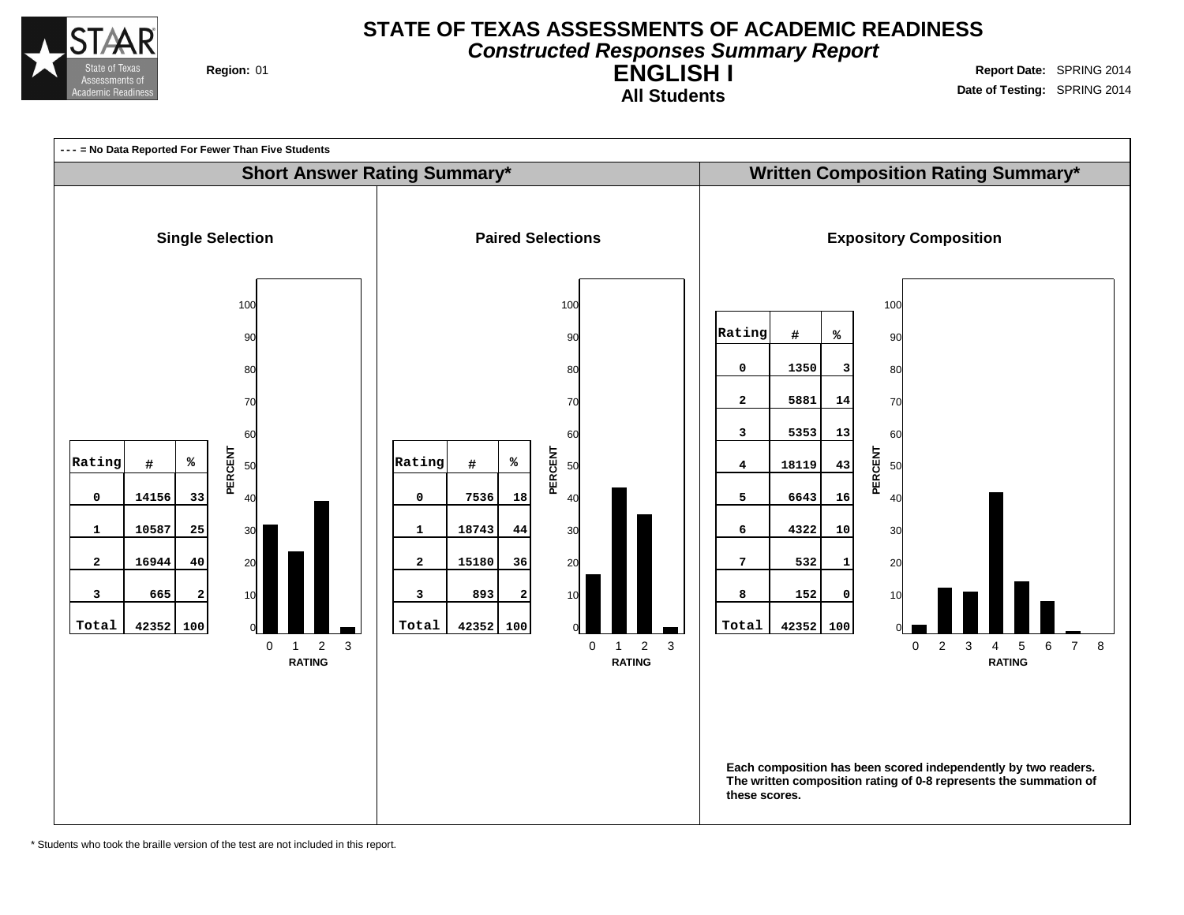# STATE OF TEXAS ASSESSMENTS OF ACADEMIC READINESS

***Constructed Responses Summary Report***

## ENGLISH I

### All Students

**Region:** 01

**Report Date:** SPRING 2014
**Date of Testing:** SPRING 2014

**- - - = No Data Reported For Fewer Than Five Students**

## Short Answer Rating Summary*

### Single Selection

| Rating | # | % |
|---|---|---|
| 0 | 14156 | 33 |
| 1 | 10587 | 25 |
| 2 | 16944 | 40 |
| 3 | 665 | 2 |
| Total | 42352 | 100 |

### Paired Selections

| Rating | # | % |
|---|---|---|
| 0 | 7536 | 18 |
| 1 | 18743 | 44 |
| 2 | 15180 | 36 |
| 3 | 893 | 2 |
| Total | 42352 | 100 |

## Written Composition Rating Summary*

### Expository Composition

| Rating | # | % |
|---|---|---|
| 0 | 1350 | 3 |
| 2 | 5881 | 14 |
| 3 | 5353 | 13 |
| 4 | 18119 | 43 |
| 5 | 6643 | 16 |
| 6 | 4322 | 10 |
| 7 | 532 | 1 |
| 8 | 152 | 0 |
| Total | 42352 | 100 |

**Each composition has been scored independently by two readers. The written composition rating of 0-8 represents the summation of these scores.**

* Students who took the braille version of the test are not included in this report.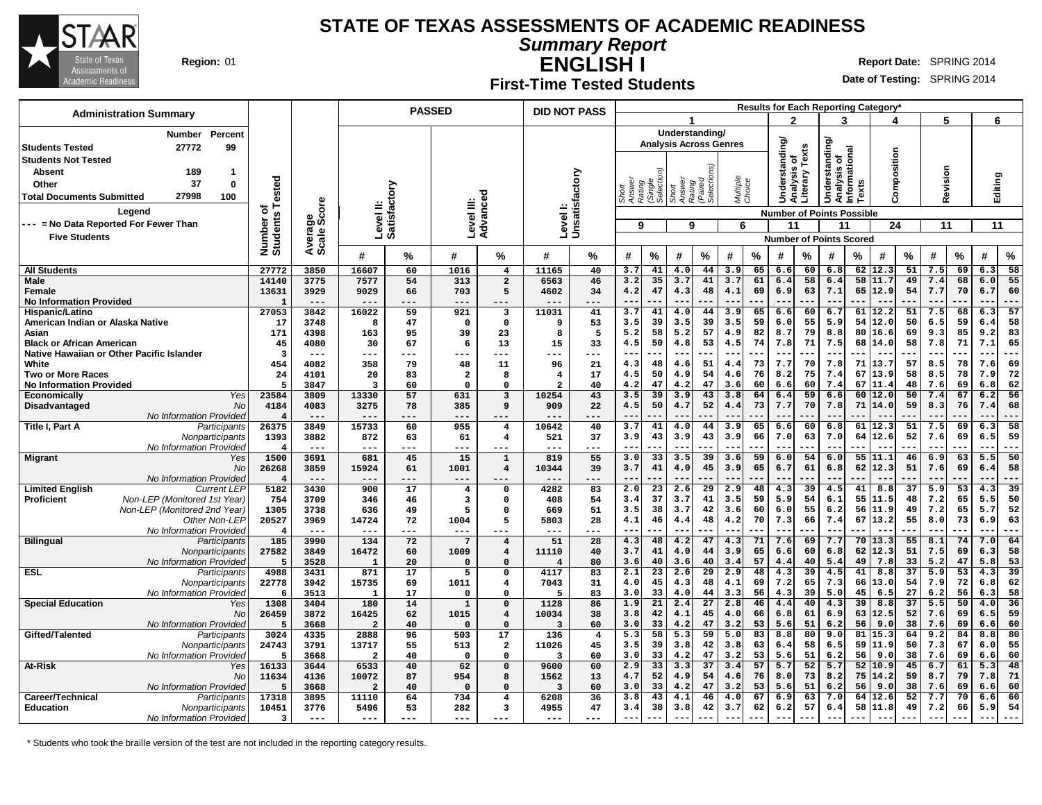# STATE OF TEXAS ASSESSMENTS OF ACADEMIC READINESS

## Summary Report

## ENGLISH I

### First-Time Tested Students

**Region:** 01

**Report Date:** SPRING 2014

**Date of Testing:** SPRING 2014

**Administration Summary**

| | Number | Percent |
|---|---|---|
| Students Tested | 27772 | 99 |
| Students Not Tested | | |
| Absent | 189 | 1 |
| Other | 37 | 0 |
| Total Documents Submitted | 27998 | 100 |

**Legend**

--- = No Data Reported For Fewer Than Five Students

| | | Number of Students Tested | Average Scale Score | PASSED Level II: Satisfactory # | % | PASSED Level III: Advanced # | % | DID NOT PASS Level I: Unsatisfactory # | % | 1 Short Answer Rating (Single Selection) (9) # | % | 1 Short Answer Rating (Paired Selections) (9) # | % | 1 Multiple Choice (6) # | % | 2 Understanding/Analysis of Literary Texts (11) # | % | 3 Understanding/Analysis of Informational Texts (11) # | % | 4 Composition (24) # | % | 5 Revision (11) # | % | 6 Editing (11) # | % |
|---|---|---|---|---|---|---|---|---|---|---|---|---|---|---|---|---|---|---|---|---|---|---|---|---|---|
| All Students | | 27772 | 3850 | 16607 | 60 | 1016 | 4 | 11165 | 40 | 3.7 | 41 | 4.0 | 44 | 3.9 | 65 | 6.6 | 60 | 6.8 | 62 | 12.3 | 51 | 7.5 | 69 | 6.3 | 58 |
| Male | | 14140 | 3775 | 7577 | 54 | 313 | 2 | 6563 | 46 | 3.2 | 35 | 3.7 | 41 | 3.7 | 61 | 6.4 | 58 | 6.4 | 58 | 11.7 | 49 | 7.4 | 68 | 6.0 | 55 |
| Female | | 13631 | 3929 | 9029 | 66 | 703 | 5 | 4602 | 34 | 4.2 | 47 | 4.3 | 48 | 4.1 | 69 | 6.9 | 63 | 7.1 | 65 | 12.9 | 54 | 7.7 | 70 | 6.7 | 60 |
| No Information Provided | | 1 | --- | --- | --- | --- | --- | --- | --- | --- | --- | --- | --- | --- | --- | --- | --- | --- | --- | --- | --- | --- | --- | --- | --- |
| Hispanic/Latino | | 27053 | 3842 | 16022 | 59 | 921 | 3 | 11031 | 41 | 3.7 | 41 | 4.0 | 44 | 3.9 | 65 | 6.6 | 60 | 6.7 | 61 | 12.2 | 51 | 7.5 | 68 | 6.3 | 57 |
| American Indian or Alaska Native | | 17 | 3748 | 8 | 47 | 0 | 0 | 9 | 53 | 3.5 | 39 | 3.5 | 39 | 3.5 | 59 | 6.0 | 55 | 5.9 | 54 | 12.0 | 50 | 6.5 | 59 | 6.4 | 58 |
| Asian | | 171 | 4398 | 163 | 95 | 39 | 23 | 8 | 5 | 5.2 | 58 | 5.2 | 57 | 4.9 | 82 | 8.7 | 79 | 8.8 | 80 | 16.6 | 69 | 9.3 | 85 | 9.2 | 83 |
| Black or African American | | 45 | 4080 | 30 | 67 | 6 | 13 | 15 | 33 | 4.5 | 50 | 4.8 | 53 | 4.5 | 74 | 7.8 | 71 | 7.5 | 68 | 14.0 | 58 | 7.8 | 71 | 7.1 | 65 |
| Native Hawaiian or Other Pacific Islander | | 3 | --- | --- | --- | --- | --- | --- | --- | --- | --- | --- | --- | --- | --- | --- | --- | --- | --- | --- | --- | --- | --- | --- | --- |
| White | | 454 | 4082 | 358 | 79 | 48 | 11 | 96 | 21 | 4.3 | 48 | 4.6 | 51 | 4.4 | 73 | 7.7 | 70 | 7.8 | 71 | 13.7 | 57 | 8.5 | 78 | 7.6 | 69 |
| Two or More Races | | 24 | 4101 | 20 | 83 | 2 | 8 | 4 | 17 | 4.5 | 50 | 4.9 | 54 | 4.6 | 76 | 8.2 | 75 | 7.4 | 67 | 13.9 | 58 | 8.5 | 78 | 7.9 | 72 |
| No Information Provided | | 5 | 3847 | 3 | 60 | 0 | 0 | 2 | 40 | 4.2 | 47 | 4.2 | 47 | 3.6 | 60 | 6.6 | 60 | 7.4 | 67 | 11.4 | 48 | 7.6 | 69 | 6.8 | 62 |
| Economically Disadvantaged | Yes | 23584 | 3809 | 13330 | 57 | 631 | 3 | 10254 | 43 | 3.5 | 39 | 3.9 | 43 | 3.8 | 64 | 6.4 | 59 | 6.6 | 60 | 12.0 | 50 | 7.4 | 67 | 6.2 | 56 |
| | No | 4184 | 4083 | 3275 | 78 | 385 | 9 | 909 | 22 | 4.5 | 50 | 4.7 | 52 | 4.4 | 73 | 7.7 | 70 | 7.8 | 71 | 14.0 | 59 | 8.3 | 76 | 7.4 | 68 |
| | No Information Provided | 4 | --- | --- | --- | --- | --- | --- | --- | --- | --- | --- | --- | --- | --- | --- | --- | --- | --- | --- | --- | --- | --- | --- | --- |
| Title I, Part A | Participants | 26375 | 3849 | 15733 | 60 | 955 | 4 | 10642 | 40 | 3.7 | 41 | 4.0 | 44 | 3.9 | 65 | 6.6 | 60 | 6.8 | 61 | 12.3 | 51 | 7.5 | 69 | 6.3 | 58 |
| | Nonparticipants | 1393 | 3882 | 872 | 63 | 61 | 4 | 521 | 37 | 3.9 | 43 | 3.9 | 43 | 3.9 | 66 | 7.0 | 63 | 7.0 | 64 | 12.6 | 52 | 7.6 | 69 | 6.5 | 59 |
| | No Information Provided | 4 | --- | --- | --- | --- | --- | --- | --- | --- | --- | --- | --- | --- | --- | --- | --- | --- | --- | --- | --- | --- | --- | --- | --- |
| Migrant | Yes | 1500 | 3691 | 681 | 45 | 15 | 1 | 819 | 55 | 3.0 | 33 | 3.5 | 39 | 3.6 | 59 | 6.0 | 54 | 6.0 | 55 | 11.1 | 46 | 6.9 | 63 | 5.5 | 50 |
| | No | 26268 | 3859 | 15924 | 61 | 1001 | 4 | 10344 | 39 | 3.7 | 41 | 4.0 | 45 | 3.9 | 65 | 6.7 | 61 | 6.8 | 62 | 12.3 | 51 | 7.6 | 69 | 6.4 | 58 |
| | No Information Provided | 4 | --- | --- | --- | --- | --- | --- | --- | --- | --- | --- | --- | --- | --- | --- | --- | --- | --- | --- | --- | --- | --- | --- | --- |
| Limited English Proficient | Current LEP | 5182 | 3430 | 900 | 17 | 4 | 0 | 4282 | 83 | 2.0 | 23 | 2.6 | 29 | 2.9 | 48 | 4.3 | 39 | 4.5 | 41 | 8.8 | 37 | 5.9 | 53 | 4.3 | 39 |
| | Non-LEP (Monitored 1st Year) | 754 | 3709 | 346 | 46 | 3 | 0 | 408 | 54 | 3.4 | 37 | 3.7 | 41 | 3.5 | 59 | 5.9 | 54 | 6.1 | 55 | 11.5 | 48 | 7.2 | 65 | 5.5 | 50 |
| | Non-LEP (Monitored 2nd Year) | 1305 | 3738 | 636 | 49 | 5 | 0 | 669 | 51 | 3.5 | 38 | 3.7 | 42 | 3.6 | 60 | 6.0 | 55 | 6.2 | 56 | 11.9 | 49 | 7.2 | 65 | 5.7 | 52 |
| | Other Non-LEP | 20527 | 3969 | 14724 | 72 | 1004 | 5 | 5803 | 28 | 4.1 | 46 | 4.4 | 48 | 4.2 | 70 | 7.3 | 66 | 7.4 | 67 | 13.2 | 55 | 8.0 | 73 | 6.9 | 63 |
| | No Information Provided | 4 | --- | --- | --- | --- | --- | --- | --- | --- | --- | --- | --- | --- | --- | --- | --- | --- | --- | --- | --- | --- | --- | --- | --- |
| Bilingual | Participants | 185 | 3990 | 134 | 72 | 7 | 4 | 51 | 28 | 4.3 | 48 | 4.2 | 47 | 4.3 | 71 | 7.6 | 69 | 7.7 | 70 | 13.3 | 55 | 8.1 | 74 | 7.0 | 64 |
| | Nonparticipants | 27582 | 3849 | 16472 | 60 | 1009 | 4 | 11110 | 40 | 3.7 | 41 | 4.0 | 44 | 3.9 | 65 | 6.6 | 60 | 6.8 | 62 | 12.3 | 51 | 7.5 | 69 | 6.3 | 58 |
| | No Information Provided | 5 | 3528 | 1 | 20 | 0 | 0 | 4 | 80 | 3.6 | 40 | 3.6 | 40 | 3.4 | 57 | 4.4 | 40 | 5.4 | 49 | 7.8 | 33 | 5.2 | 47 | 5.8 | 53 |
| ESL | Participants | 4988 | 3431 | 871 | 17 | 5 | 0 | 4117 | 83 | 2.1 | 23 | 2.6 | 29 | 2.9 | 48 | 4.3 | 39 | 4.5 | 41 | 8.8 | 37 | 5.9 | 53 | 4.3 | 39 |
| | Nonparticipants | 22778 | 3942 | 15735 | 69 | 1011 | 4 | 7043 | 31 | 4.0 | 45 | 4.3 | 48 | 4.1 | 69 | 7.2 | 65 | 7.3 | 66 | 13.0 | 54 | 7.9 | 72 | 6.8 | 62 |
| | No Information Provided | 6 | 3513 | 1 | 17 | 0 | 0 | 5 | 83 | 3.0 | 33 | 4.0 | 44 | 3.3 | 56 | 4.3 | 39 | 5.0 | 45 | 6.5 | 27 | 6.2 | 56 | 6.3 | 58 |
| Special Education | Yes | 1308 | 3404 | 180 | 14 | 1 | 0 | 1128 | 86 | 1.9 | 21 | 2.4 | 27 | 2.8 | 46 | 4.4 | 40 | 4.3 | 39 | 8.8 | 37 | 5.5 | 50 | 4.0 | 36 |
| | No | 26459 | 3872 | 16425 | 62 | 1015 | 4 | 10034 | 38 | 3.8 | 42 | 4.1 | 45 | 4.0 | 66 | 6.8 | 61 | 6.9 | 63 | 12.5 | 52 | 7.6 | 69 | 6.5 | 59 |
| | No Information Provided | 5 | 3668 | 2 | 40 | 0 | 0 | 3 | 60 | 3.0 | 33 | 4.2 | 47 | 3.2 | 53 | 5.6 | 51 | 6.2 | 56 | 9.0 | 38 | 7.6 | 69 | 6.6 | 60 |
| Gifted/Talented | Participants | 3024 | 4335 | 2888 | 96 | 503 | 17 | 136 | 4 | 5.3 | 58 | 5.3 | 59 | 5.0 | 83 | 8.8 | 80 | 9.0 | 81 | 15.3 | 64 | 9.2 | 84 | 8.8 | 80 |
| | Nonparticipants | 24743 | 3791 | 13717 | 55 | 513 | 2 | 11026 | 45 | 3.5 | 39 | 3.8 | 42 | 3.8 | 63 | 6.4 | 58 | 6.5 | 59 | 11.9 | 50 | 7.3 | 67 | 6.0 | 55 |
| | No Information Provided | 5 | 3668 | 2 | 40 | 0 | 0 | 3 | 60 | 3.0 | 33 | 4.2 | 47 | 3.2 | 53 | 5.6 | 51 | 6.2 | 56 | 9.0 | 38 | 7.6 | 69 | 6.6 | 60 |
| At-Risk | Yes | 16133 | 3644 | 6533 | 40 | 62 | 0 | 9600 | 60 | 2.9 | 33 | 3.3 | 37 | 3.4 | 57 | 5.7 | 52 | 5.7 | 52 | 10.9 | 45 | 6.7 | 61 | 5.3 | 48 |
| | No | 11634 | 4136 | 10072 | 87 | 954 | 8 | 1562 | 13 | 4.7 | 52 | 4.9 | 54 | 4.6 | 76 | 8.0 | 73 | 8.2 | 75 | 14.2 | 59 | 8.7 | 79 | 7.8 | 71 |
| | No Information Provided | 5 | 3668 | 2 | 40 | 0 | 0 | 3 | 60 | 3.0 | 33 | 4.2 | 47 | 3.2 | 53 | 5.6 | 51 | 6.2 | 56 | 9.0 | 38 | 7.6 | 69 | 6.6 | 60 |
| Career/Technical Education | Participants | 17318 | 3895 | 11110 | 64 | 734 | 4 | 6208 | 36 | 3.8 | 43 | 4.1 | 46 | 4.0 | 67 | 6.9 | 63 | 7.0 | 64 | 12.6 | 52 | 7.7 | 70 | 6.6 | 60 |
| | Nonparticipants | 10451 | 3776 | 5496 | 53 | 282 | 3 | 4955 | 47 | 3.4 | 38 | 3.8 | 42 | 3.7 | 62 | 6.2 | 57 | 6.4 | 58 | 11.8 | 49 | 7.2 | 66 | 5.9 | 54 |
| | No Information Provided | 3 | --- | --- | --- | --- | --- | --- | --- | --- | --- | --- | --- | --- | --- | --- | --- | --- | --- | --- | --- | --- | --- | --- | --- |

Results for Each Reporting Category*: Category 1 = Understanding/Analysis Across Genres (Short Answer Rating (Single Selection), Short Answer Rating (Paired Selections), Multiple Choice). Number of Points Possible shown in parentheses; values are Number of Points Scored.

\* Students who took the braille version of the test are not included in the reporting category results.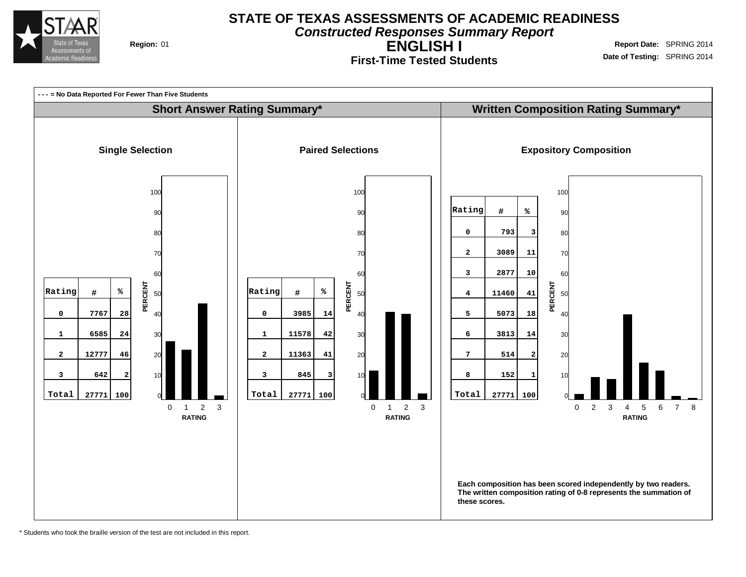# STATE OF TEXAS ASSESSMENTS OF ACADEMIC READINESS

***Constructed Responses Summary Report***

## ENGLISH I

**First-Time Tested Students**

**Region:** 01

**Report Date:** SPRING 2014
**Date of Testing:** SPRING 2014

**- - - = No Data Reported For Fewer Than Five Students**

## Short Answer Rating Summary*

### Single Selection

| Rating | # | % |
|---|---|---|
| 0 | 7767 | 28 |
| 1 | 6585 | 24 |
| 2 | 12777 | 46 |
| 3 | 642 | 2 |
| Total | 27771 | 100 |

### Paired Selections

| Rating | # | % |
|---|---|---|
| 0 | 3985 | 14 |
| 1 | 11578 | 42 |
| 2 | 11363 | 41 |
| 3 | 845 | 3 |
| Total | 27771 | 100 |

## Written Composition Rating Summary*

### Expository Composition

| Rating | # | % |
|---|---|---|
| 0 | 793 | 3 |
| 2 | 3089 | 11 |
| 3 | 2877 | 10 |
| 4 | 11460 | 41 |
| 5 | 5073 | 18 |
| 6 | 3813 | 14 |
| 7 | 514 | 2 |
| 8 | 152 | 1 |
| Total | 27771 | 100 |

**Each composition has been scored independently by two readers. The written composition rating of 0-8 represents the summation of these scores.**

* Students who took the braille version of the test are not included in this report.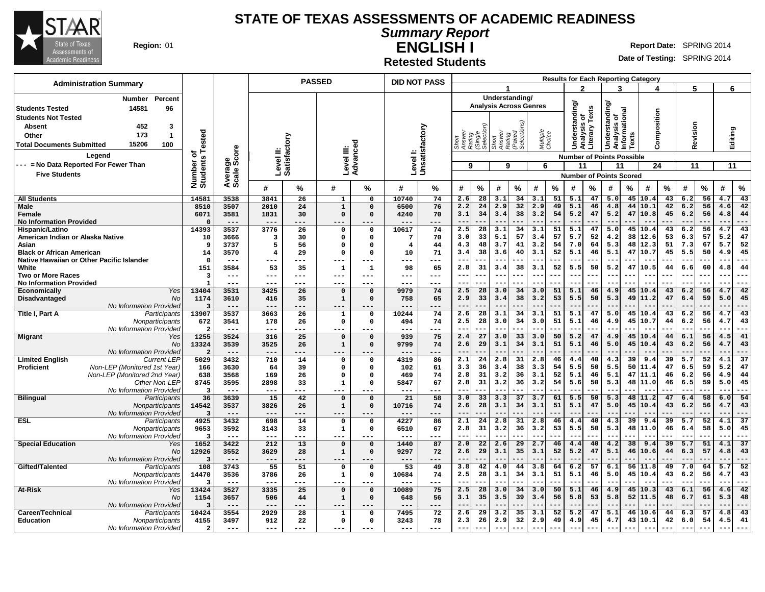# STATE OF TEXAS ASSESSMENTS OF ACADEMIC READINESS

## Summary Report

## ENGLISH I

### Retested Students

**Region:** 01

**Report Date:** SPRING 2014

**Date of Testing:** SPRING 2014

| Administration Summary | Number | Percent |
|---|---|---|
| Students Tested | 14581 | 96 |
| Students Not Tested | | |
| Absent | 452 | 3 |
| Other | 173 | 1 |
| Total Documents Submitted | 15206 | 100 |

Legend

--- = No Data Reported For Fewer Than Five Students

Results for Each Reporting Category: 1 = Understanding/Analysis Across Genres (Short Answer Rating (Single Selection), Short Answer Rating (Paired Selections), Multiple Choice); 2 = Understanding/Analysis of Literary Texts; 3 = Understanding/Analysis of Informational Texts; 4 = Composition; 5 = Revision; 6 = Editing

Number of Points Possible: 1 SA Single = 9, 1 SA Paired = 9, 1 MC = 6, 2 = 11, 3 = 11, 4 = 24, 5 = 11, 6 = 11

| Group | | Number of Students Tested | Average Scale Score | Level II: Satisfactory # | Level II: Satisfactory % | Level III: Advanced # | Level III: Advanced % | Level I: Unsatisfactory # | Level I: Unsatisfactory % | 1 SA Single # | 1 SA Single % | 1 SA Paired # | 1 SA Paired % | 1 MC # | 1 MC % | 2 # | 2 % | 3 # | 3 % | 4 # | 4 % | 5 # | 5 % | 6 # | 6 % |
|---|---|---|---|---|---|---|---|---|---|---|---|---|---|---|---|---|---|---|---|---|---|---|---|---|---|
| All Students | | 14581 | 3538 | 3841 | 26 | 1 | 0 | 10740 | 74 | 2.6 | 28 | 3.1 | 34 | 3.1 | 51 | 5.1 | 47 | 5.0 | 45 | 10.4 | 43 | 6.2 | 56 | 4.7 | 43 |
| Male | | 8510 | 3507 | 2010 | 24 | 1 | 0 | 6500 | 76 | 2.2 | 24 | 2.9 | 32 | 2.9 | 49 | 5.1 | 46 | 4.8 | 44 | 10.1 | 42 | 6.2 | 56 | 4.6 | 42 |
| Female | | 6071 | 3581 | 1831 | 30 | 0 | 0 | 4240 | 70 | 3.1 | 34 | 3.4 | 38 | 3.2 | 54 | 5.2 | 47 | 5.2 | 47 | 10.8 | 45 | 6.2 | 56 | 4.8 | 44 |
| No Information Provided | | 0 | --- | --- | --- | --- | --- | --- | --- | --- | --- | --- | --- | --- | --- | --- | --- | --- | --- | --- | --- | --- | --- | --- | --- |
| Hispanic/Latino | | 14393 | 3537 | 3776 | 26 | 0 | 0 | 10617 | 74 | 2.5 | 28 | 3.1 | 34 | 3.1 | 51 | 5.1 | 47 | 5.0 | 45 | 10.4 | 43 | 6.2 | 56 | 4.7 | 43 |
| American Indian or Alaska Native | | 10 | 3666 | 3 | 30 | 0 | 0 | 7 | 70 | 3.0 | 33 | 5.1 | 57 | 3.4 | 57 | 5.7 | 52 | 4.2 | 38 | 12.6 | 53 | 6.3 | 57 | 5.2 | 47 |
| Asian | | 9 | 3737 | 5 | 56 | 0 | 0 | 4 | 44 | 4.3 | 48 | 3.7 | 41 | 3.2 | 54 | 7.0 | 64 | 5.3 | 48 | 12.3 | 51 | 7.3 | 67 | 5.7 | 52 |
| Black or African American | | 14 | 3570 | 4 | 29 | 0 | 0 | 10 | 71 | 3.4 | 38 | 3.6 | 40 | 3.1 | 52 | 5.1 | 46 | 5.1 | 47 | 10.7 | 45 | 5.5 | 50 | 4.9 | 45 |
| Native Hawaiian or Other Pacific Islander | | 0 | --- | --- | --- | --- | --- | --- | --- | --- | --- | --- | --- | --- | --- | --- | --- | --- | --- | --- | --- | --- | --- | --- | --- |
| White | | 151 | 3584 | 53 | 35 | 1 | 1 | 98 | 65 | 2.8 | 31 | 3.4 | 38 | 3.1 | 52 | 5.5 | 50 | 5.2 | 47 | 10.5 | 44 | 6.6 | 60 | 4.8 | 44 |
| Two or More Races | | 3 | --- | --- | --- | --- | --- | --- | --- | --- | --- | --- | --- | --- | --- | --- | --- | --- | --- | --- | --- | --- | --- | --- | --- |
| No Information Provided | | 1 | --- | --- | --- | --- | --- | --- | --- | --- | --- | --- | --- | --- | --- | --- | --- | --- | --- | --- | --- | --- | --- | --- | --- |
| Economically Disadvantaged | Yes | 13404 | 3531 | 3425 | 26 | 0 | 0 | 9979 | 74 | 2.5 | 28 | 3.0 | 34 | 3.0 | 51 | 5.1 | 46 | 4.9 | 45 | 10.4 | 43 | 6.2 | 56 | 4.7 | 42 |
| | No | 1174 | 3610 | 416 | 35 | 1 | 0 | 758 | 65 | 2.9 | 33 | 3.4 | 38 | 3.2 | 53 | 5.5 | 50 | 5.3 | 49 | 11.2 | 47 | 6.4 | 59 | 5.0 | 45 |
| | No Information Provided | 3 | --- | --- | --- | --- | --- | --- | --- | --- | --- | --- | --- | --- | --- | --- | --- | --- | --- | --- | --- | --- | --- | --- | --- |
| Title I, Part A | Participants | 13907 | 3537 | 3663 | 26 | 1 | 0 | 10244 | 74 | 2.6 | 28 | 3.1 | 34 | 3.1 | 51 | 5.1 | 47 | 5.0 | 45 | 10.4 | 43 | 6.2 | 56 | 4.7 | 43 |
| | Nonparticipants | 672 | 3541 | 178 | 26 | 0 | 0 | 494 | 74 | 2.5 | 28 | 3.0 | 34 | 3.0 | 51 | 5.1 | 46 | 4.9 | 45 | 10.7 | 44 | 6.2 | 56 | 4.7 | 43 |
| | No Information Provided | 2 | --- | --- | --- | --- | --- | --- | --- | --- | --- | --- | --- | --- | --- | --- | --- | --- | --- | --- | --- | --- | --- | --- | --- |
| Migrant | Yes | 1255 | 3524 | 316 | 25 | 0 | 0 | 939 | 75 | 2.4 | 27 | 3.0 | 33 | 3.0 | 50 | 5.2 | 47 | 4.9 | 45 | 10.4 | 44 | 6.1 | 56 | 4.5 | 41 |
| | No | 13324 | 3539 | 3525 | 26 | 1 | 0 | 9799 | 74 | 2.6 | 29 | 3.1 | 34 | 3.1 | 51 | 5.1 | 46 | 5.0 | 45 | 10.4 | 43 | 6.2 | 56 | 4.7 | 43 |
| | No Information Provided | 2 | --- | --- | --- | --- | --- | --- | --- | --- | --- | --- | --- | --- | --- | --- | --- | --- | --- | --- | --- | --- | --- | --- | --- |
| Limited English Proficient | Current LEP | 5029 | 3432 | 710 | 14 | 0 | 0 | 4319 | 86 | 2.1 | 24 | 2.8 | 31 | 2.8 | 46 | 4.4 | 40 | 4.3 | 39 | 9.4 | 39 | 5.7 | 52 | 4.1 | 37 |
| | Non-LEP (Monitored 1st Year) | 166 | 3630 | 64 | 39 | 0 | 0 | 102 | 61 | 3.3 | 36 | 3.4 | 38 | 3.3 | 54 | 5.5 | 50 | 5.5 | 50 | 11.4 | 47 | 6.5 | 59 | 5.2 | 47 |
| | Non-LEP (Monitored 2nd Year) | 638 | 3568 | 169 | 26 | 0 | 0 | 469 | 74 | 2.8 | 31 | 3.2 | 36 | 3.1 | 52 | 5.1 | 46 | 5.1 | 47 | 11.1 | 46 | 6.2 | 56 | 4.9 | 44 |
| | Other Non-LEP | 8745 | 3595 | 2898 | 33 | 1 | 0 | 5847 | 67 | 2.8 | 31 | 3.2 | 36 | 3.2 | 54 | 5.6 | 50 | 5.3 | 48 | 11.0 | 46 | 6.5 | 59 | 5.0 | 45 |
| | No Information Provided | 3 | --- | --- | --- | --- | --- | --- | --- | --- | --- | --- | --- | --- | --- | --- | --- | --- | --- | --- | --- | --- | --- | --- | --- |
| Bilingual | Participants | 36 | 3639 | 15 | 42 | 0 | 0 | 21 | 58 | 3.0 | 33 | 3.3 | 37 | 3.7 | 61 | 5.5 | 50 | 5.3 | 48 | 11.2 | 47 | 6.4 | 58 | 6.0 | 54 |
| | Nonparticipants | 14542 | 3537 | 3826 | 26 | 1 | 0 | 10716 | 74 | 2.6 | 28 | 3.1 | 34 | 3.1 | 51 | 5.1 | 47 | 5.0 | 45 | 10.4 | 43 | 6.2 | 56 | 4.7 | 43 |
| | No Information Provided | 3 | --- | --- | --- | --- | --- | --- | --- | --- | --- | --- | --- | --- | --- | --- | --- | --- | --- | --- | --- | --- | --- | --- | --- |
| ESL | Participants | 4925 | 3432 | 698 | 14 | 0 | 0 | 4227 | 86 | 2.1 | 24 | 2.8 | 31 | 2.8 | 46 | 4.4 | 40 | 4.3 | 39 | 9.4 | 39 | 5.7 | 52 | 4.1 | 37 |
| | Nonparticipants | 9653 | 3592 | 3143 | 33 | 1 | 0 | 6510 | 67 | 2.8 | 31 | 3.2 | 36 | 3.2 | 53 | 5.5 | 50 | 5.3 | 48 | 11.0 | 46 | 6.4 | 58 | 5.0 | 45 |
| | No Information Provided | 3 | --- | --- | --- | --- | --- | --- | --- | --- | --- | --- | --- | --- | --- | --- | --- | --- | --- | --- | --- | --- | --- | --- | --- |
| Special Education | Yes | 1652 | 3422 | 212 | 13 | 0 | 0 | 1440 | 87 | 2.0 | 22 | 2.6 | 29 | 2.7 | 46 | 4.4 | 40 | 4.2 | 38 | 9.4 | 39 | 5.7 | 51 | 4.1 | 37 |
| | No | 12926 | 3552 | 3629 | 28 | 1 | 0 | 9297 | 72 | 2.6 | 29 | 3.1 | 35 | 3.1 | 52 | 5.2 | 47 | 5.1 | 46 | 10.6 | 44 | 6.3 | 57 | 4.8 | 43 |
| | No Information Provided | 3 | --- | --- | --- | --- | --- | --- | --- | --- | --- | --- | --- | --- | --- | --- | --- | --- | --- | --- | --- | --- | --- | --- | --- |
| Gifted/Talented | Participants | 108 | 3743 | 55 | 51 | 0 | 0 | 53 | 49 | 3.8 | 42 | 4.0 | 44 | 3.8 | 64 | 6.2 | 57 | 6.1 | 56 | 11.8 | 49 | 7.0 | 64 | 5.7 | 52 |
| | Nonparticipants | 14470 | 3536 | 3786 | 26 | 1 | 0 | 10684 | 74 | 2.5 | 28 | 3.1 | 34 | 3.1 | 51 | 5.1 | 46 | 5.0 | 45 | 10.4 | 43 | 6.2 | 56 | 4.7 | 43 |
| | No Information Provided | 3 | --- | --- | --- | --- | --- | --- | --- | --- | --- | --- | --- | --- | --- | --- | --- | --- | --- | --- | --- | --- | --- | --- | --- |
| At-Risk | Yes | 13424 | 3527 | 3335 | 25 | 0 | 0 | 10089 | 75 | 2.5 | 28 | 3.0 | 34 | 3.0 | 50 | 5.1 | 46 | 4.9 | 45 | 10.3 | 43 | 6.1 | 56 | 4.6 | 42 |
| | No | 1154 | 3657 | 506 | 44 | 1 | 0 | 648 | 56 | 3.1 | 35 | 3.5 | 39 | 3.4 | 56 | 5.8 | 53 | 5.8 | 52 | 11.5 | 48 | 6.7 | 61 | 5.3 | 48 |
| | No Information Provided | 3 | --- | --- | --- | --- | --- | --- | --- | --- | --- | --- | --- | --- | --- | --- | --- | --- | --- | --- | --- | --- | --- | --- | --- |
| Career/Technical Education | Participants | 10424 | 3554 | 2929 | 28 | 1 | 0 | 7495 | 72 | 2.6 | 29 | 3.2 | 35 | 3.1 | 52 | 5.2 | 47 | 5.1 | 46 | 10.6 | 44 | 6.3 | 57 | 4.8 | 43 |
| | Nonparticipants | 4155 | 3497 | 912 | 22 | 0 | 0 | 3243 | 78 | 2.3 | 26 | 2.9 | 32 | 2.9 | 49 | 4.9 | 45 | 4.7 | 43 | 10.1 | 42 | 6.0 | 54 | 4.5 | 41 |
| | No Information Provided | 2 | --- | --- | --- | --- | --- | --- | --- | --- | --- | --- | --- | --- | --- | --- | --- | --- | --- | --- | --- | --- | --- | --- | --- |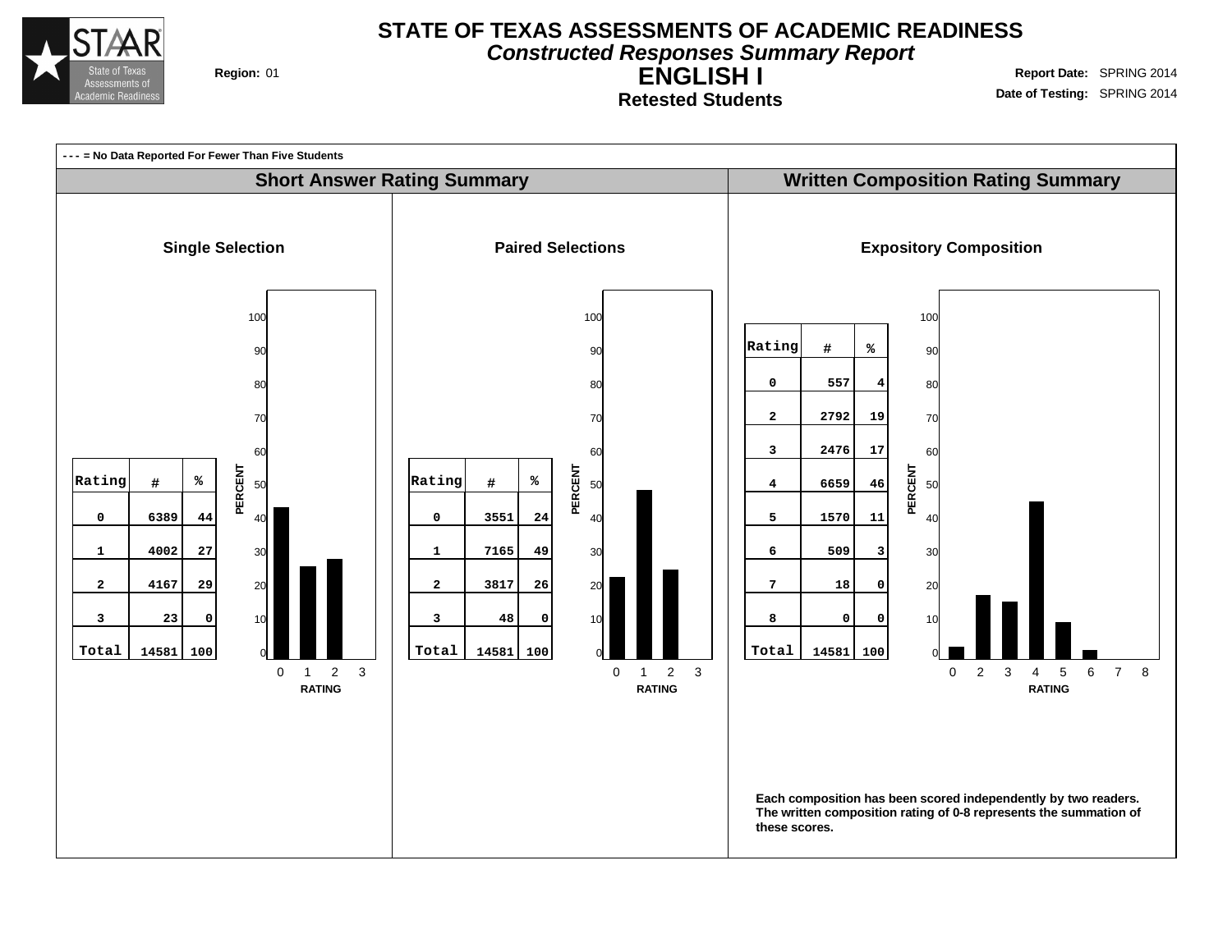# STATE OF TEXAS ASSESSMENTS OF ACADEMIC READINESS

## *Constructed Responses Summary Report*

## ENGLISH I

### Retested Students

**Region:** 01

**Report Date:** SPRING 2014

**Date of Testing:** SPRING 2014

**- - - = No Data Reported For Fewer Than Five Students**

## Short Answer Rating Summary

### Single Selection

| Rating | # | % |
|---|---|---|
| 0 | 6389 | 44 |
| 1 | 4002 | 27 |
| 2 | 4167 | 29 |
| 3 | 23 | 0 |
| Total | 14581 | 100 |

### Paired Selections

| Rating | # | % |
|---|---|---|
| 0 | 3551 | 24 |
| 1 | 7165 | 49 |
| 2 | 3817 | 26 |
| 3 | 48 | 0 |
| Total | 14581 | 100 |

## Written Composition Rating Summary

### Expository Composition

| Rating | # | % |
|---|---|---|
| 0 | 557 | 4 |
| 2 | 2792 | 19 |
| 3 | 2476 | 17 |
| 4 | 6659 | 46 |
| 5 | 1570 | 11 |
| 6 | 509 | 3 |
| 7 | 18 | 0 |
| 8 | 0 | 0 |
| Total | 14581 | 100 |

**Each composition has been scored independently by two readers. The written composition rating of 0-8 represents the summation of these scores.**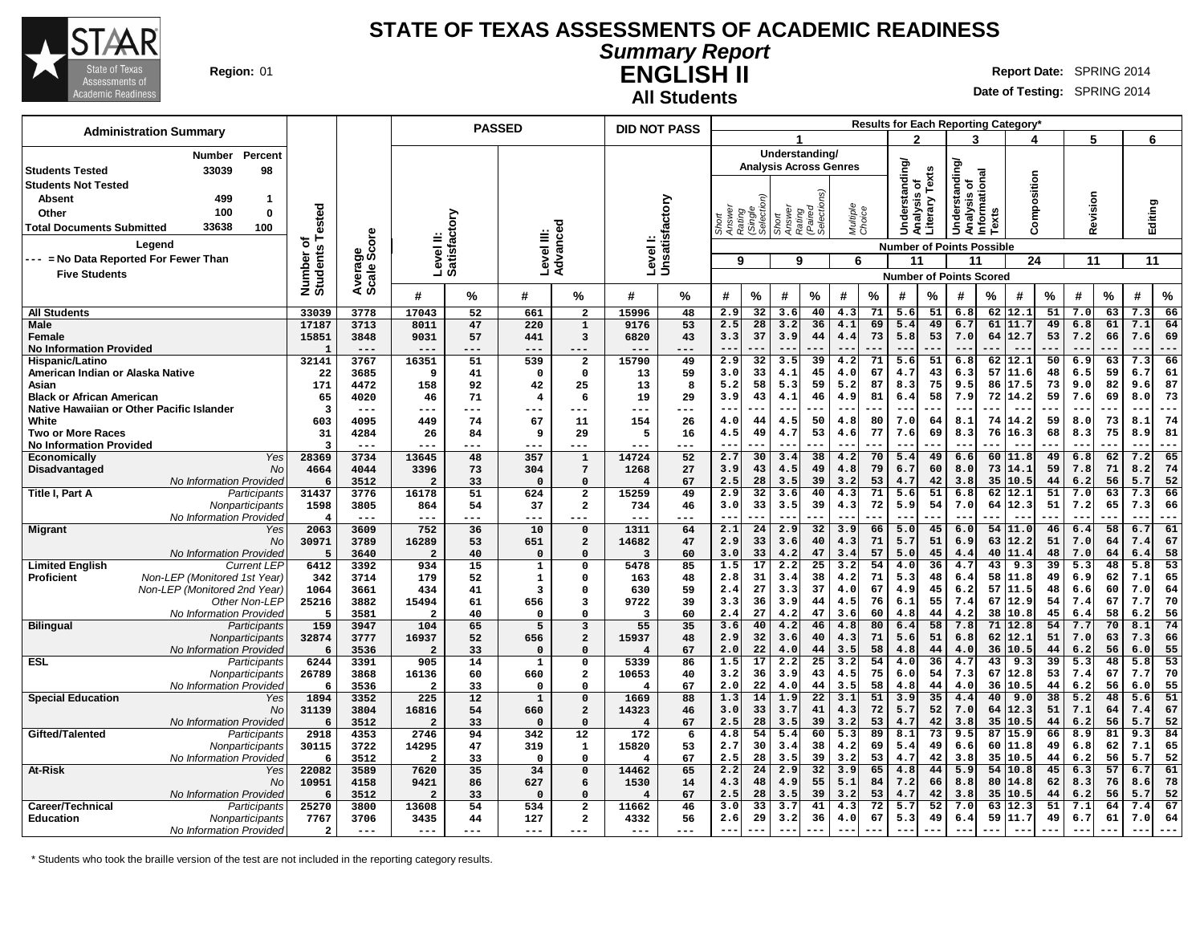# STATE OF TEXAS ASSESSMENTS OF ACADEMIC READINESS

## Summary Report

## ENGLISH II

### All Students

**Region:** 01

**Report Date:** SPRING 2014

**Date of Testing:** SPRING 2014

**Administration Summary**

| | Number | Percent |
|---|---|---|
| Students Tested | 33039 | 98 |
| Students Not Tested | | |
| Absent | 499 | 1 |
| Other | 100 | 0 |
| Total Documents Submitted | 33638 | 100 |

**Legend**

--- = No Data Reported For Fewer Than Five Students

Results for Each Reporting Category*: 1 = Understanding/Analysis Across Genres (Short Answer Rating (Single Selection), 9 points possible; Short Answer Rating (Paired Selections), 9 points possible; Multiple Choice, 6 points possible); 2 = Understanding/Analysis of Literary Texts (11 points possible); 3 = Understanding/Analysis of Informational Texts (11 points possible); 4 = Composition (24 points possible); 5 = Revision (11 points possible); 6 = Editing (11 points possible).

| Group | Subgroup | Number of Students Tested | Average Scale Score | Level II: Satisfactory # | Level II: Satisfactory % | Level III: Advanced # | Level III: Advanced % | Level I: Unsatisfactory # | Level I: Unsatisfactory % | 1 SA Single # | 1 SA Single % | 1 SA Paired # | 1 SA Paired % | 1 MC # | 1 MC % | 2 # | 2 % | 3 # | 3 % | 4 # | 4 % | 5 # | 5 % | 6 # | 6 % |
|---|---|---|---|---|---|---|---|---|---|---|---|---|---|---|---|---|---|---|---|---|---|---|---|---|---|
| All Students | | 33039 | 3778 | 17043 | 52 | 661 | 2 | 15996 | 48 | 2.9 | 32 | 3.6 | 40 | 4.3 | 71 | 5.6 | 51 | 6.8 | 62 | 12.1 | 51 | 7.0 | 63 | 7.3 | 66 |
| Male | | 17187 | 3713 | 8011 | 47 | 220 | 1 | 9176 | 53 | 2.5 | 28 | 3.2 | 36 | 4.1 | 69 | 5.4 | 49 | 6.7 | 61 | 11.7 | 49 | 6.8 | 61 | 7.1 | 64 |
| Female | | 15851 | 3848 | 9031 | 57 | 441 | 3 | 6820 | 43 | 3.3 | 37 | 3.9 | 44 | 4.4 | 73 | 5.8 | 53 | 7.0 | 64 | 12.7 | 53 | 7.2 | 66 | 7.6 | 69 |
| No Information Provided | | 1 | --- | --- | --- | --- | --- | --- | --- | --- | --- | --- | --- | --- | --- | --- | --- | --- | --- | --- | --- | --- | --- | --- | --- |
| Hispanic/Latino | | 32141 | 3767 | 16351 | 51 | 539 | 2 | 15790 | 49 | 2.9 | 32 | 3.5 | 39 | 4.2 | 71 | 5.6 | 51 | 6.8 | 62 | 12.1 | 50 | 6.9 | 63 | 7.3 | 66 |
| American Indian or Alaska Native | | 22 | 3685 | 9 | 41 | 0 | 0 | 13 | 59 | 3.0 | 33 | 4.1 | 45 | 4.0 | 67 | 4.7 | 43 | 6.3 | 57 | 11.6 | 48 | 6.5 | 59 | 6.7 | 61 |
| Asian | | 171 | 4472 | 158 | 92 | 42 | 25 | 13 | 8 | 5.2 | 58 | 5.3 | 59 | 5.2 | 87 | 8.3 | 75 | 9.5 | 86 | 17.5 | 73 | 9.0 | 82 | 9.6 | 87 |
| Black or African American | | 65 | 4020 | 46 | 71 | 4 | 6 | 19 | 29 | 3.9 | 43 | 4.1 | 46 | 4.9 | 81 | 6.4 | 58 | 7.9 | 72 | 14.2 | 59 | 7.6 | 69 | 8.0 | 73 |
| Native Hawaiian or Other Pacific Islander | | 3 | --- | --- | --- | --- | --- | --- | --- | --- | --- | --- | --- | --- | --- | --- | --- | --- | --- | --- | --- | --- | --- | --- | --- |
| White | | 603 | 4095 | 449 | 74 | 67 | 11 | 154 | 26 | 4.0 | 44 | 4.5 | 50 | 4.8 | 80 | 7.0 | 64 | 8.1 | 74 | 14.2 | 59 | 8.0 | 73 | 8.1 | 74 |
| Two or More Races | | 31 | 4284 | 26 | 84 | 9 | 29 | 5 | 16 | 4.5 | 49 | 4.7 | 53 | 4.6 | 77 | 7.6 | 69 | 8.3 | 76 | 16.3 | 68 | 8.3 | 75 | 8.9 | 81 |
| No Information Provided | | 3 | --- | --- | --- | --- | --- | --- | --- | --- | --- | --- | --- | --- | --- | --- | --- | --- | --- | --- | --- | --- | --- | --- | --- |
| Economically Disadvantaged | Yes | 28369 | 3734 | 13645 | 48 | 357 | 1 | 14724 | 52 | 2.7 | 30 | 3.4 | 38 | 4.2 | 70 | 5.4 | 49 | 6.6 | 60 | 11.8 | 49 | 6.8 | 62 | 7.2 | 65 |
| | No | 4664 | 4044 | 3396 | 73 | 304 | 7 | 1268 | 27 | 3.9 | 43 | 4.5 | 49 | 4.8 | 79 | 6.7 | 60 | 8.0 | 73 | 14.1 | 59 | 7.8 | 71 | 8.2 | 74 |
| | No Information Provided | 6 | 3512 | 2 | 33 | 0 | 0 | 4 | 67 | 2.5 | 28 | 3.5 | 39 | 3.2 | 53 | 4.7 | 42 | 3.8 | 35 | 10.5 | 44 | 6.2 | 56 | 5.7 | 52 |
| Title I, Part A | Participants | 31437 | 3776 | 16178 | 51 | 624 | 2 | 15259 | 49 | 2.9 | 32 | 3.6 | 40 | 4.3 | 71 | 5.6 | 51 | 6.8 | 62 | 12.1 | 51 | 7.0 | 63 | 7.3 | 66 |
| | Nonparticipants | 1598 | 3805 | 864 | 54 | 37 | 2 | 734 | 46 | 3.0 | 33 | 3.5 | 39 | 4.3 | 72 | 5.9 | 54 | 7.0 | 64 | 12.3 | 51 | 7.2 | 65 | 7.3 | 66 |
| | No Information Provided | 4 | --- | --- | --- | --- | --- | --- | --- | --- | --- | --- | --- | --- | --- | --- | --- | --- | --- | --- | --- | --- | --- | --- | --- |
| Migrant | Yes | 2063 | 3609 | 752 | 36 | 10 | 0 | 1311 | 64 | 2.1 | 24 | 2.9 | 32 | 3.9 | 66 | 5.0 | 45 | 6.0 | 54 | 11.0 | 46 | 6.4 | 58 | 6.7 | 61 |
| | No | 30971 | 3789 | 16289 | 53 | 651 | 2 | 14682 | 47 | 2.9 | 33 | 3.6 | 40 | 4.3 | 71 | 5.7 | 51 | 6.9 | 63 | 12.2 | 51 | 7.0 | 64 | 7.4 | 67 |
| | No Information Provided | 5 | 3640 | 2 | 40 | 0 | 0 | 3 | 60 | 3.0 | 33 | 4.2 | 47 | 3.4 | 57 | 5.0 | 45 | 4.4 | 40 | 11.4 | 48 | 7.0 | 64 | 6.4 | 58 |
| Limited English Proficient | Current LEP | 6412 | 3392 | 934 | 15 | 1 | 0 | 5478 | 85 | 1.5 | 17 | 2.2 | 25 | 3.2 | 54 | 4.0 | 36 | 4.7 | 43 | 9.3 | 39 | 5.3 | 48 | 5.8 | 53 |
| | Non-LEP (Monitored 1st Year) | 342 | 3714 | 179 | 52 | 1 | 0 | 163 | 48 | 2.8 | 31 | 3.4 | 38 | 4.2 | 71 | 5.3 | 48 | 6.4 | 58 | 11.8 | 49 | 6.9 | 62 | 7.1 | 65 |
| | Non-LEP (Monitored 2nd Year) | 1064 | 3661 | 434 | 41 | 3 | 0 | 630 | 59 | 2.4 | 27 | 3.3 | 37 | 4.0 | 67 | 4.9 | 45 | 6.2 | 57 | 11.5 | 48 | 6.6 | 60 | 7.0 | 64 |
| | Other Non-LEP | 25216 | 3882 | 15494 | 61 | 656 | 3 | 9722 | 39 | 3.3 | 36 | 3.9 | 44 | 4.5 | 76 | 6.1 | 55 | 7.4 | 67 | 12.9 | 54 | 7.4 | 67 | 7.7 | 70 |
| | No Information Provided | 5 | 3581 | 2 | 40 | 0 | 0 | 3 | 60 | 2.4 | 27 | 4.2 | 47 | 3.6 | 60 | 4.8 | 44 | 4.2 | 38 | 10.8 | 45 | 6.4 | 58 | 6.2 | 56 |
| Bilingual | Participants | 159 | 3947 | 104 | 65 | 5 | 3 | 55 | 35 | 3.6 | 40 | 4.2 | 46 | 4.8 | 80 | 6.4 | 58 | 7.8 | 71 | 12.8 | 54 | 7.7 | 70 | 8.1 | 74 |
| | Nonparticipants | 32874 | 3777 | 16937 | 52 | 656 | 2 | 15937 | 48 | 2.9 | 32 | 3.6 | 40 | 4.3 | 71 | 5.6 | 51 | 6.8 | 62 | 12.1 | 51 | 7.0 | 63 | 7.3 | 66 |
| | No Information Provided | 6 | 3536 | 2 | 33 | 0 | 0 | 4 | 67 | 2.0 | 22 | 4.0 | 44 | 3.5 | 58 | 4.8 | 44 | 4.0 | 36 | 10.5 | 44 | 6.2 | 56 | 6.0 | 55 |
| ESL | Participants | 6244 | 3391 | 905 | 14 | 1 | 0 | 5339 | 86 | 1.5 | 17 | 2.2 | 25 | 3.2 | 54 | 4.0 | 36 | 4.7 | 43 | 9.3 | 39 | 5.3 | 48 | 5.8 | 53 |
| | Nonparticipants | 26789 | 3868 | 16136 | 60 | 660 | 2 | 10653 | 40 | 3.2 | 36 | 3.9 | 43 | 4.5 | 75 | 6.0 | 54 | 7.3 | 67 | 12.8 | 53 | 7.4 | 67 | 7.7 | 70 |
| | No Information Provided | 6 | 3536 | 2 | 33 | 0 | 0 | 4 | 67 | 2.0 | 22 | 4.0 | 44 | 3.5 | 58 | 4.8 | 44 | 4.0 | 36 | 10.5 | 44 | 6.2 | 56 | 6.0 | 55 |
| Special Education | Yes | 1894 | 3352 | 225 | 12 | 1 | 0 | 1669 | 88 | 1.3 | 14 | 1.9 | 22 | 3.1 | 51 | 3.9 | 35 | 4.4 | 40 | 9.0 | 38 | 5.2 | 48 | 5.6 | 51 |
| | No | 31139 | 3804 | 16816 | 54 | 660 | 2 | 14323 | 46 | 3.0 | 33 | 3.7 | 41 | 4.3 | 72 | 5.7 | 52 | 7.0 | 64 | 12.3 | 51 | 7.1 | 64 | 7.4 | 67 |
| | No Information Provided | 6 | 3512 | 2 | 33 | 0 | 0 | 4 | 67 | 2.5 | 28 | 3.5 | 39 | 3.2 | 53 | 4.7 | 42 | 3.8 | 35 | 10.5 | 44 | 6.2 | 56 | 5.7 | 52 |
| Gifted/Talented | Participants | 2918 | 4353 | 2746 | 94 | 342 | 12 | 172 | 6 | 4.8 | 54 | 5.4 | 60 | 5.3 | 89 | 8.1 | 73 | 9.5 | 87 | 15.9 | 66 | 8.9 | 81 | 9.3 | 84 |
| | Nonparticipants | 30115 | 3722 | 14295 | 47 | 319 | 1 | 15820 | 53 | 2.7 | 30 | 3.4 | 38 | 4.2 | 69 | 5.4 | 49 | 6.6 | 60 | 11.8 | 49 | 6.8 | 62 | 7.1 | 65 |
| | No Information Provided | 6 | 3512 | 2 | 33 | 0 | 0 | 4 | 67 | 2.5 | 28 | 3.5 | 39 | 3.2 | 53 | 4.7 | 42 | 3.8 | 35 | 10.5 | 44 | 6.2 | 56 | 5.7 | 52 |
| At-Risk | Yes | 22082 | 3589 | 7620 | 35 | 34 | 0 | 14462 | 65 | 2.2 | 24 | 2.9 | 32 | 3.9 | 65 | 4.8 | 44 | 5.9 | 54 | 10.8 | 45 | 6.3 | 57 | 6.7 | 61 |
| | No | 10951 | 4158 | 9421 | 86 | 627 | 6 | 1530 | 14 | 4.3 | 48 | 4.9 | 55 | 5.1 | 84 | 7.2 | 66 | 8.8 | 80 | 14.8 | 62 | 8.3 | 76 | 8.6 | 78 |
| | No Information Provided | 6 | 3512 | 2 | 33 | 0 | 0 | 4 | 67 | 2.5 | 28 | 3.5 | 39 | 3.2 | 53 | 4.7 | 42 | 3.8 | 35 | 10.5 | 44 | 6.2 | 56 | 5.7 | 52 |
| Career/Technical Education | Participants | 25270 | 3800 | 13608 | 54 | 534 | 2 | 11662 | 46 | 3.0 | 33 | 3.7 | 41 | 4.3 | 72 | 5.7 | 52 | 7.0 | 63 | 12.3 | 51 | 7.1 | 64 | 7.4 | 67 |
| | Nonparticipants | 7767 | 3706 | 3435 | 44 | 127 | 2 | 4332 | 56 | 2.6 | 29 | 3.2 | 36 | 4.0 | 67 | 5.3 | 49 | 6.4 | 59 | 11.7 | 49 | 6.7 | 61 | 7.0 | 64 |
| | No Information Provided | 2 | --- | --- | --- | --- | --- | --- | --- | --- | --- | --- | --- | --- | --- | --- | --- | --- | --- | --- | --- | --- | --- | --- | --- |

\* Students who took the braille version of the test are not included in the reporting category results.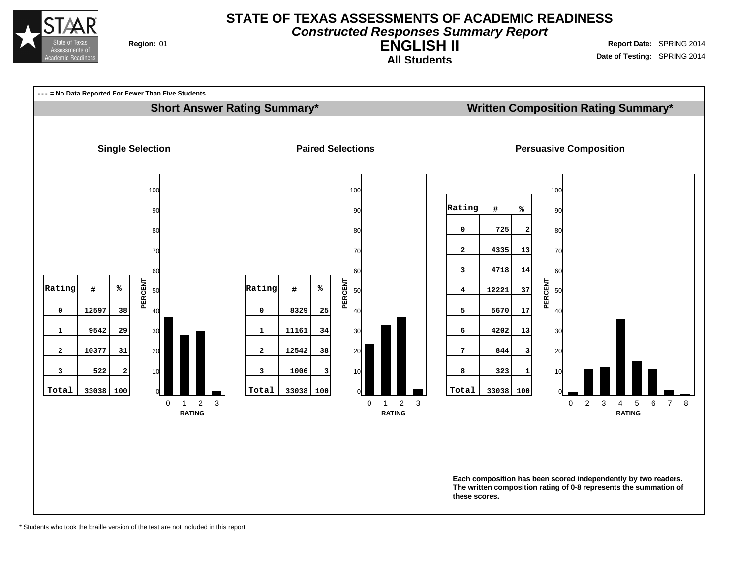# STATE OF TEXAS ASSESSMENTS OF ACADEMIC READINESS

***Constructed Responses Summary Report***

## ENGLISH II

### All Students

**Region:** 01

**Report Date:** SPRING 2014
**Date of Testing:** SPRING 2014

**- - - = No Data Reported For Fewer Than Five Students**

## Short Answer Rating Summary*

### Single Selection

| Rating | # | % |
|---|---|---|
| 0 | 12597 | 38 |
| 1 | 9542 | 29 |
| 2 | 10377 | 31 |
| 3 | 522 | 2 |
| Total | 33038 | 100 |

### Paired Selections

| Rating | # | % |
|---|---|---|
| 0 | 8329 | 25 |
| 1 | 11161 | 34 |
| 2 | 12542 | 38 |
| 3 | 1006 | 3 |
| Total | 33038 | 100 |

## Written Composition Rating Summary*

### Persuasive Composition

| Rating | # | % |
|---|---|---|
| 0 | 725 | 2 |
| 2 | 4335 | 13 |
| 3 | 4718 | 14 |
| 4 | 12221 | 37 |
| 5 | 5670 | 17 |
| 6 | 4202 | 13 |
| 7 | 844 | 3 |
| 8 | 323 | 1 |
| Total | 33038 | 100 |

**Each composition has been scored independently by two readers. The written composition rating of 0-8 represents the summation of these scores.**

\* Students who took the braille version of the test are not included in this report.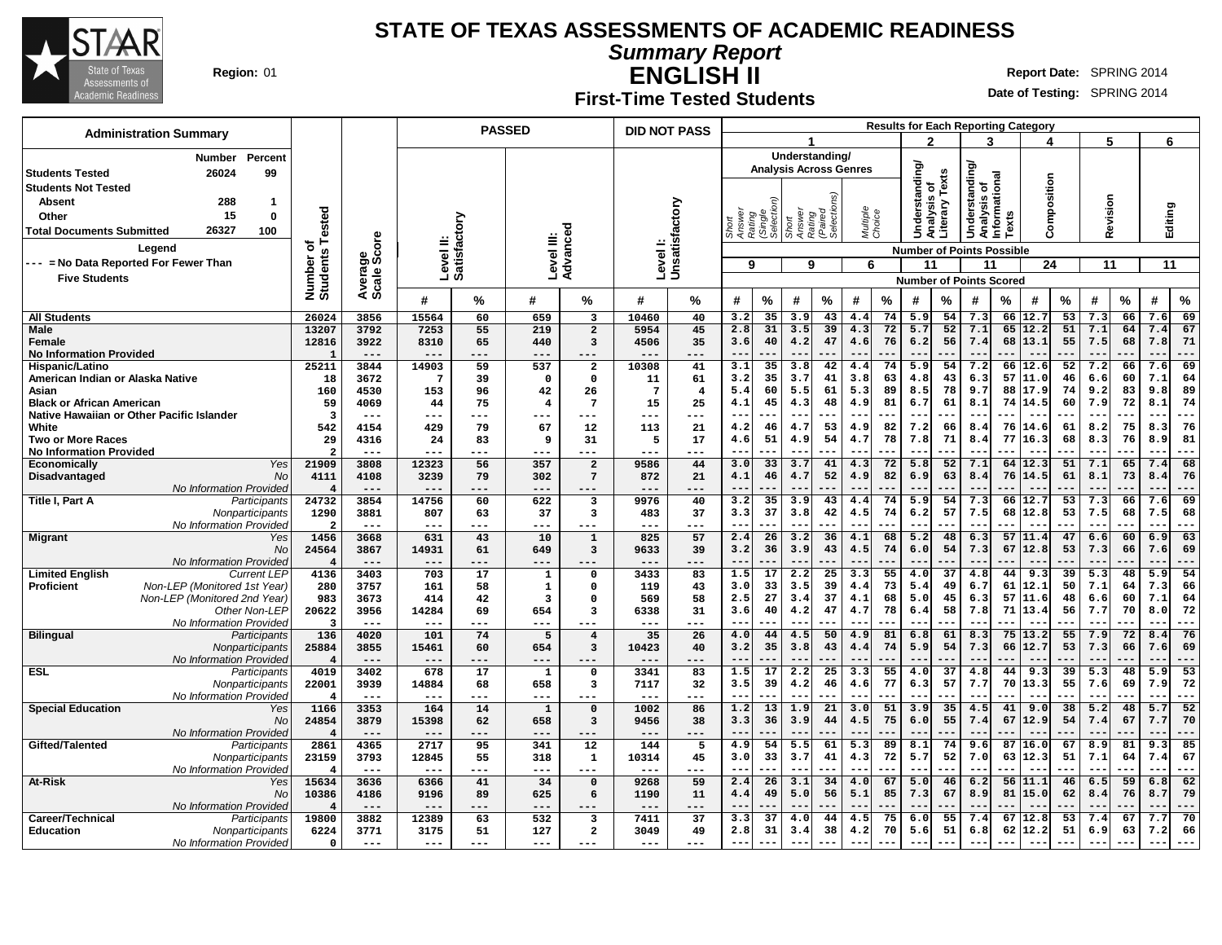# STATE OF TEXAS ASSESSMENTS OF ACADEMIC READINESS

## Summary Report

## ENGLISH II

### First-Time Tested Students

**Region:** 01

**Report Date:** SPRING 2014

**Date of Testing:** SPRING 2014

| Administration Summary | Number | Percent |
|---|---|---|
| Students Tested | 26024 | 99 |
| Students Not Tested | | |
| Absent | 288 | 1 |
| Other | 15 | 0 |
| Total Documents Submitted | 26327 | 100 |

Legend

--- = No Data Reported For Fewer Than Five Students

Results for Each Reporting Category: 1 = Understanding/Analysis Across Genres (Short Answer Rating (Single Selection), 9 points; Short Answer Rating (Paired Selections), 9 points; Multiple Choice, 6 points); 2 = Understanding/Analysis of Literary Texts (11 points); 3 = Understanding/Analysis of Informational Texts (11 points); 4 = Composition (24 points); 5 = Revision (11 points); 6 = Editing (11 points).

| Group | | Number of Students Tested | Average Scale Score | Level II: Satisfactory # | Level II: Satisfactory % | Level III: Advanced # | Level III: Advanced % | Level I: Unsatisfactory # | Level I: Unsatisfactory % | 1 SA Single (9) # | % | 1 SA Paired (9) # | % | 1 MC (6) # | % | 2 (11) # | % | 3 (11) # | % | 4 (24) # | % | 5 (11) # | % | 6 (11) # | % |
|---|---|---|---|---|---|---|---|---|---|---|---|---|---|---|---|---|---|---|---|---|---|---|---|---|---|
| All Students | | 26024 | 3856 | 15564 | 60 | 659 | 3 | 10460 | 40 | 3.2 | 35 | 3.9 | 43 | 4.4 | 74 | 5.9 | 54 | 7.3 | 66 | 12.7 | 53 | 7.3 | 66 | 7.6 | 69 |
| Male | | 13207 | 3792 | 7253 | 55 | 219 | 2 | 5954 | 45 | 2.8 | 31 | 3.5 | 39 | 4.3 | 72 | 5.7 | 52 | 7.1 | 65 | 12.2 | 51 | 7.1 | 64 | 7.4 | 67 |
| Female | | 12816 | 3922 | 8310 | 65 | 440 | 3 | 4506 | 35 | 3.6 | 40 | 4.2 | 47 | 4.6 | 76 | 6.2 | 56 | 7.4 | 68 | 13.1 | 55 | 7.5 | 68 | 7.8 | 71 |
| No Information Provided | | 1 | --- | --- | --- | --- | --- | --- | --- | --- | --- | --- | --- | --- | --- | --- | --- | --- | --- | --- | --- | --- | --- | --- | --- |
| Hispanic/Latino | | 25211 | 3844 | 14903 | 59 | 537 | 2 | 10308 | 41 | 3.1 | 35 | 3.8 | 42 | 4.4 | 74 | 5.9 | 54 | 7.2 | 66 | 12.6 | 52 | 7.2 | 66 | 7.6 | 69 |
| American Indian or Alaska Native | | 18 | 3672 | 7 | 39 | 0 | 0 | 11 | 61 | 3.2 | 35 | 3.7 | 41 | 3.8 | 63 | 4.8 | 43 | 6.3 | 57 | 11.0 | 46 | 6.6 | 60 | 7.1 | 64 |
| Asian | | 160 | 4530 | 153 | 96 | 42 | 26 | 7 | 4 | 5.4 | 60 | 5.5 | 61 | 5.3 | 89 | 8.5 | 78 | 9.7 | 88 | 17.9 | 74 | 9.2 | 83 | 9.8 | 89 |
| Black or African American | | 59 | 4069 | 44 | 75 | 4 | 7 | 15 | 25 | 4.1 | 45 | 4.3 | 48 | 4.9 | 81 | 6.7 | 61 | 8.1 | 74 | 14.5 | 60 | 7.9 | 72 | 8.1 | 74 |
| Native Hawaiian or Other Pacific Islander | | 3 | --- | --- | --- | --- | --- | --- | --- | --- | --- | --- | --- | --- | --- | --- | --- | --- | --- | --- | --- | --- | --- | --- | --- |
| White | | 542 | 4154 | 429 | 79 | 67 | 12 | 113 | 21 | 4.2 | 46 | 4.7 | 53 | 4.9 | 82 | 7.2 | 66 | 8.4 | 76 | 14.6 | 61 | 8.2 | 75 | 8.3 | 76 |
| Two or More Races | | 29 | 4316 | 24 | 83 | 9 | 31 | 5 | 17 | 4.6 | 51 | 4.9 | 54 | 4.7 | 78 | 7.8 | 71 | 8.4 | 77 | 16.3 | 68 | 8.3 | 76 | 8.9 | 81 |
| No Information Provided | | 2 | --- | --- | --- | --- | --- | --- | --- | --- | --- | --- | --- | --- | --- | --- | --- | --- | --- | --- | --- | --- | --- | --- | --- |
| Economically Disadvantaged | Yes | 21909 | 3808 | 12323 | 56 | 357 | 2 | 9586 | 44 | 3.0 | 33 | 3.7 | 41 | 4.3 | 72 | 5.8 | 52 | 7.1 | 64 | 12.3 | 51 | 7.1 | 65 | 7.4 | 68 |
| | No | 4111 | 4108 | 3239 | 79 | 302 | 7 | 872 | 21 | 4.1 | 46 | 4.7 | 52 | 4.9 | 82 | 6.9 | 63 | 8.4 | 76 | 14.5 | 61 | 8.1 | 73 | 8.4 | 76 |
| | No Information Provided | 4 | --- | --- | --- | --- | --- | --- | --- | --- | --- | --- | --- | --- | --- | --- | --- | --- | --- | --- | --- | --- | --- | --- | --- |
| Title I, Part A | Participants | 24732 | 3854 | 14756 | 60 | 622 | 3 | 9976 | 40 | 3.2 | 35 | 3.9 | 43 | 4.4 | 74 | 5.9 | 54 | 7.3 | 66 | 12.7 | 53 | 7.3 | 66 | 7.6 | 69 |
| | Nonparticipants | 1290 | 3881 | 807 | 63 | 37 | 3 | 483 | 37 | 3.3 | 37 | 3.8 | 42 | 4.5 | 74 | 6.2 | 57 | 7.5 | 68 | 12.8 | 53 | 7.5 | 68 | 7.5 | 68 |
| | No Information Provided | 2 | --- | --- | --- | --- | --- | --- | --- | --- | --- | --- | --- | --- | --- | --- | --- | --- | --- | --- | --- | --- | --- | --- | --- |
| Migrant | Yes | 1456 | 3668 | 631 | 43 | 10 | 1 | 825 | 57 | 2.4 | 26 | 3.2 | 36 | 4.1 | 68 | 5.2 | 48 | 6.3 | 57 | 11.4 | 47 | 6.6 | 60 | 6.9 | 63 |
| | No | 24564 | 3867 | 14931 | 61 | 649 | 3 | 9633 | 39 | 3.2 | 36 | 3.9 | 43 | 4.5 | 74 | 6.0 | 54 | 7.3 | 67 | 12.8 | 53 | 7.3 | 66 | 7.6 | 69 |
| | No Information Provided | 4 | --- | --- | --- | --- | --- | --- | --- | --- | --- | --- | --- | --- | --- | --- | --- | --- | --- | --- | --- | --- | --- | --- | --- |
| Limited English Proficient | Current LEP | 4136 | 3403 | 703 | 17 | 1 | 0 | 3433 | 83 | 1.5 | 17 | 2.2 | 25 | 3.3 | 55 | 4.0 | 37 | 4.8 | 44 | 9.3 | 39 | 5.3 | 48 | 5.9 | 54 |
| | Non-LEP (Monitored 1st Year) | 280 | 3757 | 161 | 58 | 1 | 0 | 119 | 43 | 3.0 | 33 | 3.5 | 39 | 4.4 | 73 | 5.4 | 49 | 6.7 | 61 | 12.1 | 50 | 7.1 | 64 | 7.3 | 66 |
| | Non-LEP (Monitored 2nd Year) | 983 | 3673 | 414 | 42 | 3 | 0 | 569 | 58 | 2.5 | 27 | 3.4 | 37 | 4.1 | 68 | 5.0 | 45 | 6.3 | 57 | 11.6 | 48 | 6.6 | 60 | 7.1 | 64 |
| | Other Non-LEP | 20622 | 3956 | 14284 | 69 | 654 | 3 | 6338 | 31 | 3.6 | 40 | 4.2 | 47 | 4.7 | 78 | 6.4 | 58 | 7.8 | 71 | 13.4 | 56 | 7.7 | 70 | 8.0 | 72 |
| | No Information Provided | 3 | --- | --- | --- | --- | --- | --- | --- | --- | --- | --- | --- | --- | --- | --- | --- | --- | --- | --- | --- | --- | --- | --- | --- |
| Bilingual | Participants | 136 | 4020 | 101 | 74 | 5 | 4 | 35 | 26 | 4.0 | 44 | 4.5 | 50 | 4.9 | 81 | 6.8 | 61 | 8.3 | 75 | 13.2 | 55 | 7.9 | 72 | 8.4 | 76 |
| | Nonparticipants | 25884 | 3855 | 15461 | 60 | 654 | 3 | 10423 | 40 | 3.2 | 35 | 3.8 | 43 | 4.4 | 74 | 5.9 | 54 | 7.3 | 66 | 12.7 | 53 | 7.3 | 66 | 7.6 | 69 |
| | No Information Provided | 4 | --- | --- | --- | --- | --- | --- | --- | --- | --- | --- | --- | --- | --- | --- | --- | --- | --- | --- | --- | --- | --- | --- | --- |
| ESL | Participants | 4019 | 3402 | 678 | 17 | 1 | 0 | 3341 | 83 | 1.5 | 17 | 2.2 | 25 | 3.3 | 55 | 4.0 | 37 | 4.8 | 44 | 9.3 | 39 | 5.3 | 48 | 5.9 | 53 |
| | Nonparticipants | 22001 | 3939 | 14884 | 68 | 658 | 3 | 7117 | 32 | 3.5 | 39 | 4.2 | 46 | 4.6 | 77 | 6.3 | 57 | 7.7 | 70 | 13.3 | 55 | 7.6 | 69 | 7.9 | 72 |
| | No Information Provided | 4 | --- | --- | --- | --- | --- | --- | --- | --- | --- | --- | --- | --- | --- | --- | --- | --- | --- | --- | --- | --- | --- | --- | --- |
| Special Education | Yes | 1166 | 3353 | 164 | 14 | 1 | 0 | 1002 | 86 | 1.2 | 13 | 1.9 | 21 | 3.0 | 51 | 3.9 | 35 | 4.5 | 41 | 9.0 | 38 | 5.2 | 48 | 5.7 | 52 |
| | No | 24854 | 3879 | 15398 | 62 | 658 | 3 | 9456 | 38 | 3.3 | 36 | 3.9 | 44 | 4.5 | 75 | 6.0 | 55 | 7.4 | 67 | 12.9 | 54 | 7.4 | 67 | 7.7 | 70 |
| | No Information Provided | 4 | --- | --- | --- | --- | --- | --- | --- | --- | --- | --- | --- | --- | --- | --- | --- | --- | --- | --- | --- | --- | --- | --- | --- |
| Gifted/Talented | Participants | 2861 | 4365 | 2717 | 95 | 341 | 12 | 144 | 5 | 4.9 | 54 | 5.5 | 61 | 5.3 | 89 | 8.1 | 74 | 9.6 | 87 | 16.0 | 67 | 8.9 | 81 | 9.3 | 85 |
| | Nonparticipants | 23159 | 3793 | 12845 | 55 | 318 | 1 | 10314 | 45 | 3.0 | 33 | 3.7 | 41 | 4.3 | 72 | 5.7 | 52 | 7.0 | 63 | 12.3 | 51 | 7.1 | 64 | 7.4 | 67 |
| | No Information Provided | 4 | --- | --- | --- | --- | --- | --- | --- | --- | --- | --- | --- | --- | --- | --- | --- | --- | --- | --- | --- | --- | --- | --- | --- |
| At-Risk | Yes | 15634 | 3636 | 6366 | 41 | 34 | 0 | 9268 | 59 | 2.4 | 26 | 3.1 | 34 | 4.0 | 67 | 5.0 | 46 | 6.2 | 56 | 11.1 | 46 | 6.5 | 59 | 6.8 | 62 |
| | No | 10386 | 4186 | 9196 | 89 | 625 | 6 | 1190 | 11 | 4.4 | 49 | 5.0 | 56 | 5.1 | 85 | 7.3 | 67 | 8.9 | 81 | 15.0 | 62 | 8.4 | 76 | 8.7 | 79 |
| | No Information Provided | 4 | --- | --- | --- | --- | --- | --- | --- | --- | --- | --- | --- | --- | --- | --- | --- | --- | --- | --- | --- | --- | --- | --- | --- |
| Career/Technical Education | Participants | 19800 | 3882 | 12389 | 63 | 532 | 3 | 7411 | 37 | 3.3 | 37 | 4.0 | 44 | 4.5 | 75 | 6.0 | 55 | 7.4 | 67 | 12.8 | 53 | 7.4 | 67 | 7.7 | 70 |
| | Nonparticipants | 6224 | 3771 | 3175 | 51 | 127 | 2 | 3049 | 49 | 2.8 | 31 | 3.4 | 38 | 4.2 | 70 | 5.6 | 51 | 6.8 | 62 | 12.2 | 51 | 6.9 | 63 | 7.2 | 66 |
| | No Information Provided | 0 | --- | --- | --- | --- | --- | --- | --- | --- | --- | --- | --- | --- | --- | --- | --- | --- | --- | --- | --- | --- | --- | --- | --- |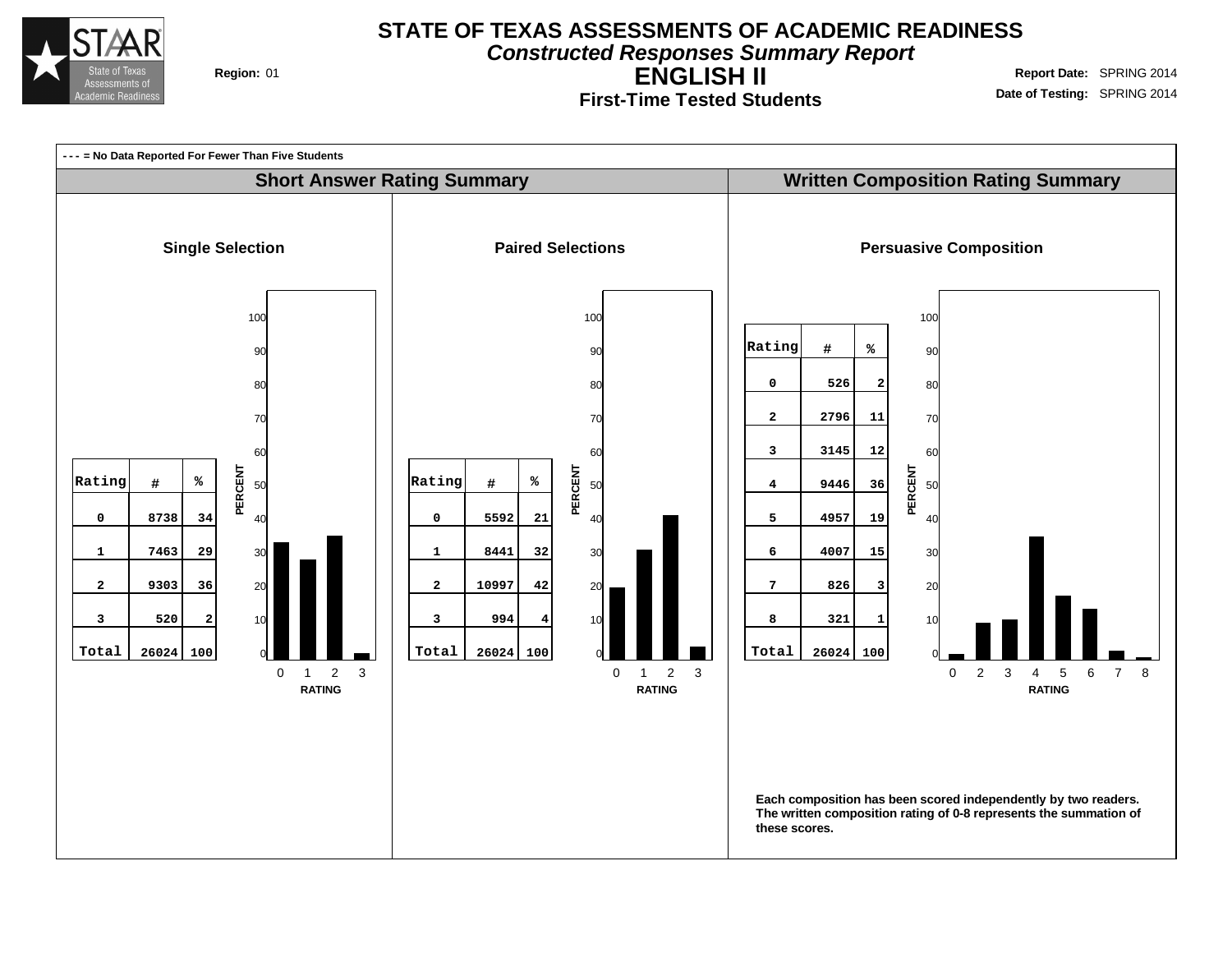# STATE OF TEXAS ASSESSMENTS OF ACADEMIC READINESS

## *Constructed Responses Summary Report*

## ENGLISH II

### First-Time Tested Students

**Region:** 01

**Report Date:** SPRING 2014
**Date of Testing:** SPRING 2014

**- - - = No Data Reported For Fewer Than Five Students**

## Short Answer Rating Summary

### Single Selection

| Rating | # | % |
|---|---|---|
| 0 | 8738 | 34 |
| 1 | 7463 | 29 |
| 2 | 9303 | 36 |
| 3 | 520 | 2 |
| Total | 26024 | 100 |

### Paired Selections

| Rating | # | % |
|---|---|---|
| 0 | 5592 | 21 |
| 1 | 8441 | 32 |
| 2 | 10997 | 42 |
| 3 | 994 | 4 |
| Total | 26024 | 100 |

## Written Composition Rating Summary

### Persuasive Composition

| Rating | # | % |
|---|---|---|
| 0 | 526 | 2 |
| 2 | 2796 | 11 |
| 3 | 3145 | 12 |
| 4 | 9446 | 36 |
| 5 | 4957 | 19 |
| 6 | 4007 | 15 |
| 7 | 826 | 3 |
| 8 | 321 | 1 |
| Total | 26024 | 100 |

**Each composition has been scored independently by two readers. The written composition rating of 0-8 represents the summation of these scores.**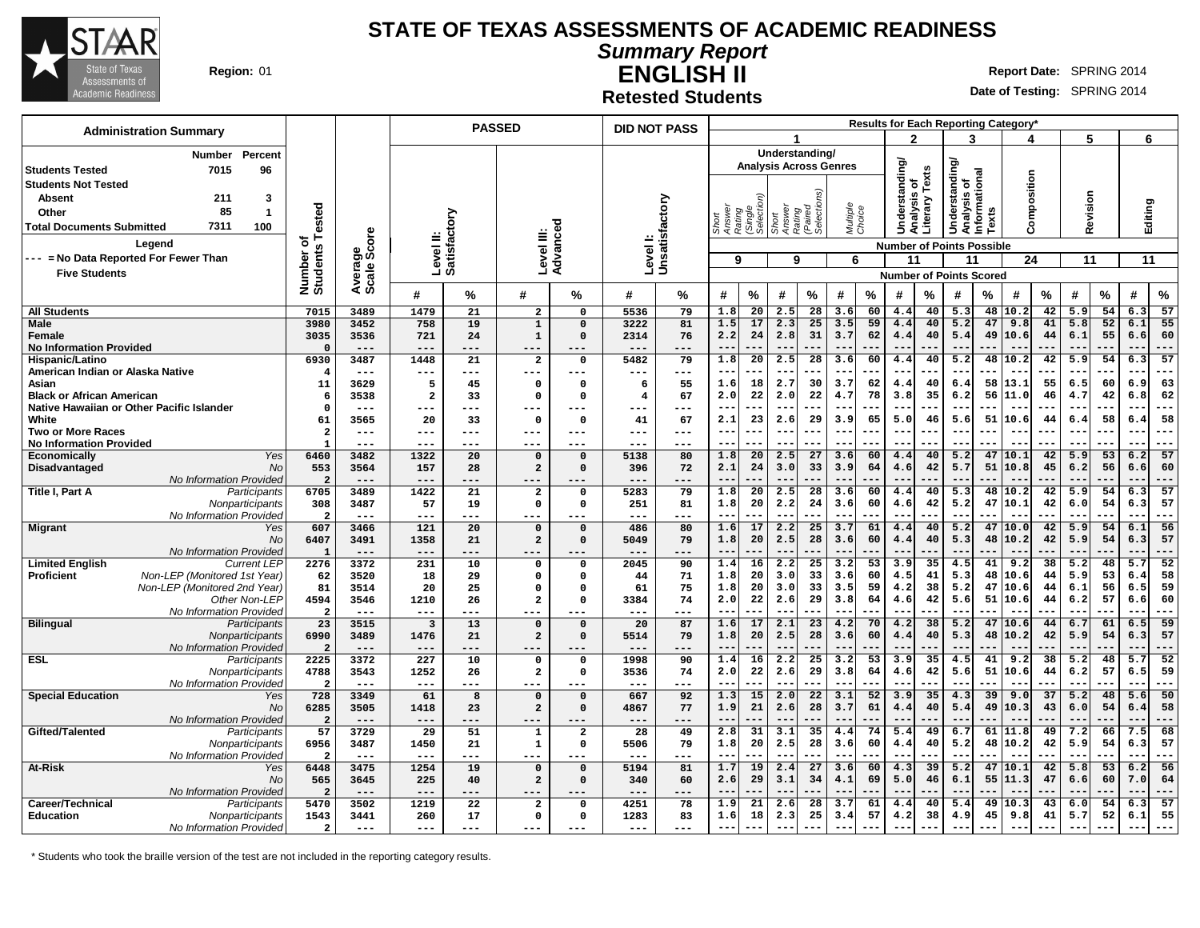# STATE OF TEXAS ASSESSMENTS OF ACADEMIC READINESS

## *Summary Report*

## ENGLISH II

### Retested Students

**Region:** 01

**Report Date:** SPRING 2014

**Date of Testing:** SPRING 2014

| Administration Summary | Number | Percent |
|---|---|---|
| Students Tested | 7015 | 96 |
| Students Not Tested | | |
| Absent | 211 | 3 |
| Other | 85 | 1 |
| Total Documents Submitted | 7311 | 100 |

Legend

--- = No Data Reported For Fewer Than Five Students

Results for Each Reporting Category*: 1 = Understanding/Analysis Across Genres (Short Answer Rating (Single Selection), Short Answer Rating (Paired Selections), Multiple Choice); 2 = Understanding/Analysis of Literary Texts; 3 = Understanding/Analysis of Informational Texts; 4 = Composition; 5 = Revision; 6 = Editing

| | | Number of Students Tested | Average Scale Score | PASSED Level II: Satisfactory # | PASSED Level II: Satisfactory % | PASSED Level III: Advanced # | PASSED Level III: Advanced % | DID NOT PASS Level I: Unsatisfactory # | DID NOT PASS Level I: Unsatisfactory % | 1 Short Answer (Single) # | 1 Short Answer (Single) % | 1 Short Answer (Paired) # | 1 Short Answer (Paired) % | 1 Multiple Choice # | 1 Multiple Choice % | 2 # | 2 % | 3 # | 3 % | 4 # | 4 % | 5 # | 5 % | 6 # | 6 % |
|---|---|---|---|---|---|---|---|---|---|---|---|---|---|---|---|---|---|---|---|---|---|---|---|---|---|
| Number of Points Possible | | | | | | | | | | 9 | | 9 | | 6 | | 11 | | 11 | | 24 | | 11 | | 11 | |
| All Students | | 7015 | 3489 | 1479 | 21 | 2 | 0 | 5536 | 79 | 1.8 | 20 | 2.5 | 28 | 3.6 | 60 | 4.4 | 40 | 5.3 | 48 | 10.2 | 42 | 5.9 | 54 | 6.3 | 57 |
| Male | | 3980 | 3452 | 758 | 19 | 1 | 0 | 3222 | 81 | 1.5 | 17 | 2.3 | 25 | 3.5 | 59 | 4.4 | 40 | 5.2 | 47 | 9.8 | 41 | 5.8 | 52 | 6.1 | 55 |
| Female | | 3035 | 3536 | 721 | 24 | 1 | 0 | 2314 | 76 | 2.2 | 24 | 2.8 | 31 | 3.7 | 62 | 4.4 | 40 | 5.4 | 49 | 10.6 | 44 | 6.1 | 55 | 6.6 | 60 |
| No Information Provided | | 0 | --- | --- | --- | --- | --- | --- | --- | --- | --- | --- | --- | --- | --- | --- | --- | --- | --- | --- | --- | --- | --- | --- | --- |
| Hispanic/Latino | | 6930 | 3487 | 1448 | 21 | 2 | 0 | 5482 | 79 | 1.8 | 20 | 2.5 | 28 | 3.6 | 60 | 4.4 | 40 | 5.2 | 48 | 10.2 | 42 | 5.9 | 54 | 6.3 | 57 |
| American Indian or Alaska Native | | 4 | --- | --- | --- | --- | --- | --- | --- | --- | --- | --- | --- | --- | --- | --- | --- | --- | --- | --- | --- | --- | --- | --- | --- |
| Asian | | 11 | 3629 | 5 | 45 | 0 | 0 | 6 | 55 | 1.6 | 18 | 2.7 | 30 | 3.7 | 62 | 4.4 | 40 | 6.4 | 58 | 13.1 | 55 | 6.5 | 60 | 6.9 | 63 |
| Black or African American | | 6 | 3538 | 2 | 33 | 0 | 0 | 4 | 67 | 2.0 | 22 | 2.0 | 22 | 4.7 | 78 | 3.8 | 35 | 6.2 | 56 | 11.0 | 46 | 4.7 | 42 | 6.8 | 62 |
| Native Hawaiian or Other Pacific Islander | | 0 | --- | --- | --- | --- | --- | --- | --- | --- | --- | --- | --- | --- | --- | --- | --- | --- | --- | --- | --- | --- | --- | --- | --- |
| White | | 61 | 3565 | 20 | 33 | 0 | 0 | 41 | 67 | 2.1 | 23 | 2.6 | 29 | 3.9 | 65 | 5.0 | 46 | 5.6 | 51 | 10.6 | 44 | 6.4 | 58 | 6.4 | 58 |
| Two or More Races | | 2 | --- | --- | --- | --- | --- | --- | --- | --- | --- | --- | --- | --- | --- | --- | --- | --- | --- | --- | --- | --- | --- | --- | --- |
| No Information Provided | | 1 | --- | --- | --- | --- | --- | --- | --- | --- | --- | --- | --- | --- | --- | --- | --- | --- | --- | --- | --- | --- | --- | --- | --- |
| Economically Disadvantaged | Yes | 6460 | 3482 | 1322 | 20 | 0 | 0 | 5138 | 80 | 1.8 | 20 | 2.5 | 27 | 3.6 | 60 | 4.4 | 40 | 5.2 | 47 | 10.1 | 42 | 5.9 | 53 | 6.2 | 57 |
| | No | 553 | 3564 | 157 | 28 | 2 | 0 | 396 | 72 | 2.1 | 24 | 3.0 | 33 | 3.9 | 64 | 4.6 | 42 | 5.7 | 51 | 10.8 | 45 | 6.2 | 56 | 6.6 | 60 |
| | No Information Provided | 2 | --- | --- | --- | --- | --- | --- | --- | --- | --- | --- | --- | --- | --- | --- | --- | --- | --- | --- | --- | --- | --- | --- | --- |
| Title I, Part A | Participants | 6705 | 3489 | 1422 | 21 | 2 | 0 | 5283 | 79 | 1.8 | 20 | 2.5 | 28 | 3.6 | 60 | 4.4 | 40 | 5.3 | 48 | 10.2 | 42 | 5.9 | 54 | 6.3 | 57 |
| | Nonparticipants | 308 | 3487 | 57 | 19 | 0 | 0 | 251 | 81 | 1.8 | 20 | 2.2 | 24 | 3.6 | 60 | 4.6 | 42 | 5.2 | 47 | 10.1 | 42 | 6.0 | 54 | 6.3 | 57 |
| | No Information Provided | 2 | --- | --- | --- | --- | --- | --- | --- | --- | --- | --- | --- | --- | --- | --- | --- | --- | --- | --- | --- | --- | --- | --- | --- |
| Migrant | Yes | 607 | 3466 | 121 | 20 | 0 | 0 | 486 | 80 | 1.6 | 17 | 2.2 | 25 | 3.7 | 61 | 4.4 | 40 | 5.2 | 47 | 10.0 | 42 | 5.9 | 54 | 6.1 | 56 |
| | No | 6407 | 3491 | 1358 | 21 | 2 | 0 | 5049 | 79 | 1.8 | 20 | 2.5 | 28 | 3.6 | 60 | 4.4 | 40 | 5.3 | 48 | 10.2 | 42 | 5.9 | 54 | 6.3 | 57 |
| | No Information Provided | 1 | --- | --- | --- | --- | --- | --- | --- | --- | --- | --- | --- | --- | --- | --- | --- | --- | --- | --- | --- | --- | --- | --- | --- |
| Limited English Proficient | Current LEP | 2276 | 3372 | 231 | 10 | 0 | 0 | 2045 | 90 | 1.4 | 16 | 2.2 | 25 | 3.2 | 53 | 3.9 | 35 | 4.5 | 41 | 9.2 | 38 | 5.2 | 48 | 5.7 | 52 |
| | Non-LEP (Monitored 1st Year) | 62 | 3520 | 18 | 29 | 0 | 0 | 44 | 71 | 1.8 | 20 | 3.0 | 33 | 3.6 | 60 | 4.5 | 41 | 5.3 | 48 | 10.6 | 44 | 5.9 | 53 | 6.4 | 58 |
| | Non-LEP (Monitored 2nd Year) | 81 | 3514 | 20 | 25 | 0 | 0 | 61 | 75 | 1.8 | 20 | 3.0 | 33 | 3.5 | 59 | 4.2 | 38 | 5.2 | 47 | 10.6 | 44 | 6.1 | 56 | 6.5 | 59 |
| | Other Non-LEP | 4594 | 3546 | 1210 | 26 | 2 | 0 | 3384 | 74 | 2.0 | 22 | 2.6 | 29 | 3.8 | 64 | 4.6 | 42 | 5.6 | 51 | 10.6 | 44 | 6.2 | 57 | 6.6 | 60 |
| | No Information Provided | 2 | --- | --- | --- | --- | --- | --- | --- | --- | --- | --- | --- | --- | --- | --- | --- | --- | --- | --- | --- | --- | --- | --- | --- |
| Bilingual | Participants | 23 | 3515 | 3 | 13 | 0 | 0 | 20 | 87 | 1.6 | 17 | 2.1 | 23 | 4.2 | 70 | 4.2 | 38 | 5.2 | 47 | 10.6 | 44 | 6.7 | 61 | 6.5 | 59 |
| | Nonparticipants | 6990 | 3489 | 1476 | 21 | 2 | 0 | 5514 | 79 | 1.8 | 20 | 2.5 | 28 | 3.6 | 60 | 4.4 | 40 | 5.3 | 48 | 10.2 | 42 | 5.9 | 54 | 6.3 | 57 |
| | No Information Provided | 2 | --- | --- | --- | --- | --- | --- | --- | --- | --- | --- | --- | --- | --- | --- | --- | --- | --- | --- | --- | --- | --- | --- | --- |
| ESL | Participants | 2225 | 3372 | 227 | 10 | 0 | 0 | 1998 | 90 | 1.4 | 16 | 2.2 | 25 | 3.2 | 53 | 3.9 | 35 | 4.5 | 41 | 9.2 | 38 | 5.2 | 48 | 5.7 | 52 |
| | Nonparticipants | 4788 | 3543 | 1252 | 26 | 2 | 0 | 3536 | 74 | 2.0 | 22 | 2.6 | 29 | 3.8 | 64 | 4.6 | 42 | 5.6 | 51 | 10.6 | 44 | 6.2 | 57 | 6.5 | 59 |
| | No Information Provided | 2 | --- | --- | --- | --- | --- | --- | --- | --- | --- | --- | --- | --- | --- | --- | --- | --- | --- | --- | --- | --- | --- | --- | --- |
| Special Education | Yes | 728 | 3349 | 61 | 8 | 0 | 0 | 667 | 92 | 1.3 | 15 | 2.0 | 22 | 3.1 | 52 | 3.9 | 35 | 4.3 | 39 | 9.0 | 37 | 5.2 | 48 | 5.6 | 50 |
| | No | 6285 | 3505 | 1418 | 23 | 2 | 0 | 4867 | 77 | 1.9 | 21 | 2.6 | 28 | 3.7 | 61 | 4.4 | 40 | 5.4 | 49 | 10.3 | 43 | 6.0 | 54 | 6.4 | 58 |
| | No Information Provided | 2 | --- | --- | --- | --- | --- | --- | --- | --- | --- | --- | --- | --- | --- | --- | --- | --- | --- | --- | --- | --- | --- | --- | --- |
| Gifted/Talented | Participants | 57 | 3729 | 29 | 51 | 1 | 2 | 28 | 49 | 2.8 | 31 | 3.1 | 35 | 4.4 | 74 | 5.4 | 49 | 6.7 | 61 | 11.8 | 49 | 7.2 | 66 | 7.5 | 68 |
| | Nonparticipants | 6956 | 3487 | 1450 | 21 | 1 | 0 | 5506 | 79 | 1.8 | 20 | 2.5 | 28 | 3.6 | 60 | 4.4 | 40 | 5.2 | 48 | 10.2 | 42 | 5.9 | 54 | 6.3 | 57 |
| | No Information Provided | 2 | --- | --- | --- | --- | --- | --- | --- | --- | --- | --- | --- | --- | --- | --- | --- | --- | --- | --- | --- | --- | --- | --- | --- |
| At-Risk | Yes | 6448 | 3475 | 1254 | 19 | 0 | 0 | 5194 | 81 | 1.7 | 19 | 2.4 | 27 | 3.6 | 60 | 4.3 | 39 | 5.2 | 47 | 10.1 | 42 | 5.8 | 53 | 6.2 | 56 |
| | No | 565 | 3645 | 225 | 40 | 2 | 0 | 340 | 60 | 2.6 | 29 | 3.1 | 34 | 4.1 | 69 | 5.0 | 46 | 6.1 | 55 | 11.3 | 47 | 6.6 | 60 | 7.0 | 64 |
| | No Information Provided | 2 | --- | --- | --- | --- | --- | --- | --- | --- | --- | --- | --- | --- | --- | --- | --- | --- | --- | --- | --- | --- | --- | --- | --- |
| Career/Technical Education | Participants | 5470 | 3502 | 1219 | 22 | 2 | 0 | 4251 | 78 | 1.9 | 21 | 2.6 | 28 | 3.7 | 61 | 4.4 | 40 | 5.4 | 49 | 10.3 | 43 | 6.0 | 54 | 6.3 | 57 |
| | Nonparticipants | 1543 | 3441 | 260 | 17 | 0 | 0 | 1283 | 83 | 1.6 | 18 | 2.3 | 25 | 3.4 | 57 | 4.2 | 38 | 4.9 | 45 | 9.8 | 41 | 5.7 | 52 | 6.1 | 55 |
| | No Information Provided | 2 | --- | --- | --- | --- | --- | --- | --- | --- | --- | --- | --- | --- | --- | --- | --- | --- | --- | --- | --- | --- | --- | --- | --- |

\* Students who took the braille version of the test are not included in the reporting category results.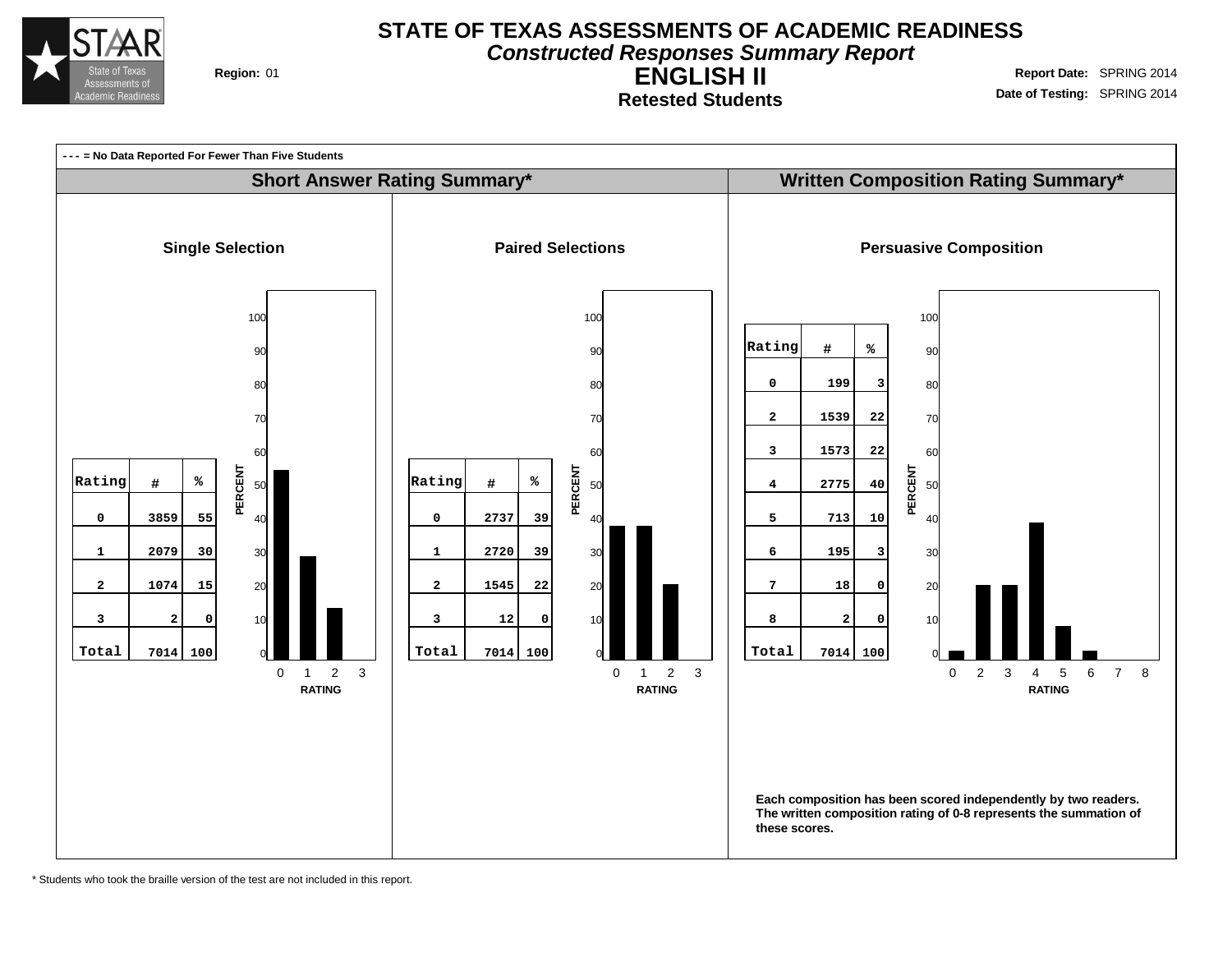# STATE OF TEXAS ASSESSMENTS OF ACADEMIC READINESS

## *Constructed Responses Summary Report*

## ENGLISH II

### Retested Students

**Region:** 01

**Report Date:** SPRING 2014

**Date of Testing:** SPRING 2014

**- - - = No Data Reported For Fewer Than Five Students**

## Short Answer Rating Summary*

### Single Selection

| Rating | # | % |
|---|---|---|
| 0 | 3859 | 55 |
| 1 | 2079 | 30 |
| 2 | 1074 | 15 |
| 3 | 2 | 0 |
| Total | 7014 | 100 |

### Paired Selections

| Rating | # | % |
|---|---|---|
| 0 | 2737 | 39 |
| 1 | 2720 | 39 |
| 2 | 1545 | 22 |
| 3 | 12 | 0 |
| Total | 7014 | 100 |

## Written Composition Rating Summary*

### Persuasive Composition

| Rating | # | % |
|---|---|---|
| 0 | 199 | 3 |
| 2 | 1539 | 22 |
| 3 | 1573 | 22 |
| 4 | 2775 | 40 |
| 5 | 713 | 10 |
| 6 | 195 | 3 |
| 7 | 18 | 0 |
| 8 | 2 | 0 |
| Total | 7014 | 100 |

**Each composition has been scored independently by two readers. The written composition rating of 0-8 represents the summation of these scores.**

\* Students who took the braille version of the test are not included in this report.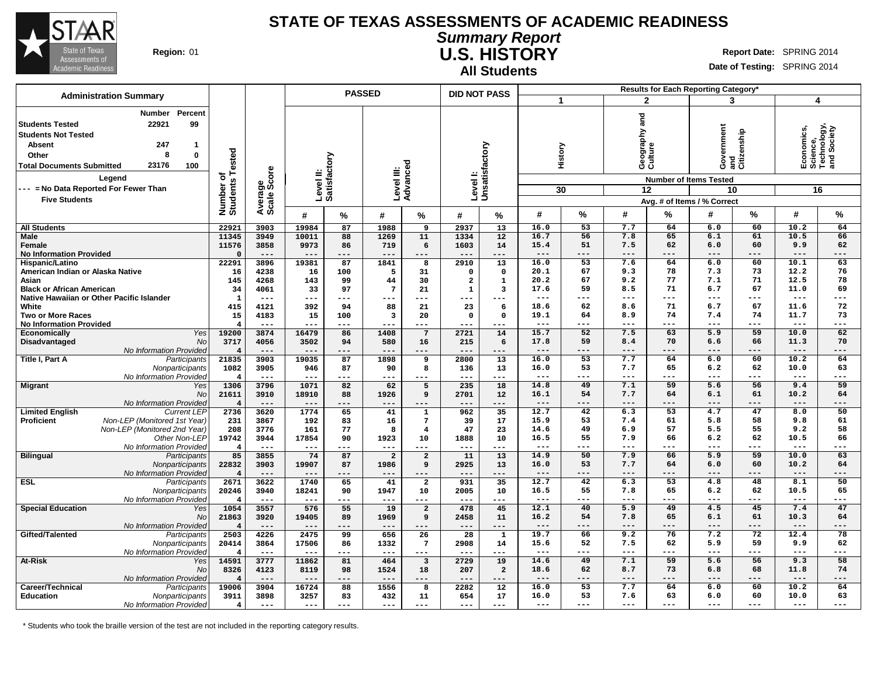# STATE OF TEXAS ASSESSMENTS OF ACADEMIC READINESS

## *Summary Report*

## U.S. HISTORY

### All Students

**Region:** 01

**Report Date:** SPRING 2014
**Date of Testing:** SPRING 2014

| Administration Summary | Number | Percent |
|---|---|---|
| Students Tested | 22921 | 99 |
| Students Not Tested | | |
| Absent | 247 | 1 |
| Other | 8 | 0 |
| Total Documents Submitted | 23176 | 100 |

**Legend**
--- = No Data Reported For Fewer Than Five Students

| | | Number of Students Tested | Average Scale Score | PASSED Level II: Satisfactory # | % | PASSED Level III: Advanced # | % | DID NOT PASS Level I: Unsatisfactory # | % | 1 History (30 items) Avg. # | % Correct | 2 Geography and Culture (12 items) Avg. # | % Correct | 3 Government and Citizenship (10 items) Avg. # | % Correct | 4 Economics, Science, Technology, and Society (16 items) Avg. # | % Correct |
|---|---|---|---|---|---|---|---|---|---|---|---|---|---|---|---|---|---|
| All Students | | 22921 | 3903 | 19984 | 87 | 1988 | 9 | 2937 | 13 | 16.0 | 53 | 7.7 | 64 | 6.0 | 60 | 10.2 | 64 |
| Male | | 11345 | 3949 | 10011 | 88 | 1269 | 11 | 1334 | 12 | 16.7 | 56 | 7.8 | 65 | 6.1 | 61 | 10.5 | 66 |
| Female | | 11576 | 3858 | 9973 | 86 | 719 | 6 | 1603 | 14 | 15.4 | 51 | 7.5 | 62 | 6.0 | 60 | 9.9 | 62 |
| No Information Provided | | 0 | --- | --- | --- | --- | --- | --- | --- | --- | --- | --- | --- | --- | --- | --- | --- |
| Hispanic/Latino | | 22291 | 3896 | 19381 | 87 | 1841 | 8 | 2910 | 13 | 16.0 | 53 | 7.6 | 64 | 6.0 | 60 | 10.1 | 63 |
| American Indian or Alaska Native | | 16 | 4238 | 16 | 100 | 5 | 31 | 0 | 0 | 20.1 | 67 | 9.3 | 78 | 7.3 | 73 | 12.2 | 76 |
| Asian | | 145 | 4268 | 143 | 99 | 44 | 30 | 2 | 1 | 20.2 | 67 | 9.2 | 77 | 7.1 | 71 | 12.5 | 78 |
| Black or African American | | 34 | 4061 | 33 | 97 | 7 | 21 | 1 | 3 | 17.6 | 59 | 8.5 | 71 | 6.7 | 67 | 11.0 | 69 |
| Native Hawaiian or Other Pacific Islander | | 1 | --- | --- | --- | --- | --- | --- | --- | --- | --- | --- | --- | --- | --- | --- | --- |
| White | | 415 | 4121 | 392 | 94 | 88 | 21 | 23 | 6 | 18.6 | 62 | 8.6 | 71 | 6.7 | 67 | 11.6 | 72 |
| Two or More Races | | 15 | 4183 | 15 | 100 | 3 | 20 | 0 | 0 | 19.1 | 64 | 8.9 | 74 | 7.4 | 74 | 11.7 | 73 |
| No Information Provided | | 4 | --- | --- | --- | --- | --- | --- | --- | --- | --- | --- | --- | --- | --- | --- | --- |
| Economically Disadvantaged | *Yes* | 19200 | 3874 | 16479 | 86 | 1408 | 7 | 2721 | 14 | 15.7 | 52 | 7.5 | 63 | 5.9 | 59 | 10.0 | 62 |
| | *No* | 3717 | 4056 | 3502 | 94 | 580 | 16 | 215 | 6 | 17.8 | 59 | 8.4 | 70 | 6.6 | 66 | 11.3 | 70 |
| | *No Information Provided* | 4 | --- | --- | --- | --- | --- | --- | --- | --- | --- | --- | --- | --- | --- | --- | --- |
| Title I, Part A | *Participants* | 21835 | 3903 | 19035 | 87 | 1898 | 9 | 2800 | 13 | 16.0 | 53 | 7.7 | 64 | 6.0 | 60 | 10.2 | 64 |
| | *Nonparticipants* | 1082 | 3905 | 946 | 87 | 90 | 8 | 136 | 13 | 16.0 | 53 | 7.7 | 65 | 6.2 | 62 | 10.0 | 63 |
| | *No Information Provided* | 4 | --- | --- | --- | --- | --- | --- | --- | --- | --- | --- | --- | --- | --- | --- | --- |
| Migrant | *Yes* | 1306 | 3796 | 1071 | 82 | 62 | 5 | 235 | 18 | 14.8 | 49 | 7.1 | 59 | 5.6 | 56 | 9.4 | 59 |
| | *No* | 21611 | 3910 | 18910 | 88 | 1926 | 9 | 2701 | 12 | 16.1 | 54 | 7.7 | 64 | 6.1 | 61 | 10.2 | 64 |
| | *No Information Provided* | 4 | --- | --- | --- | --- | --- | --- | --- | --- | --- | --- | --- | --- | --- | --- | --- |
| Limited English Proficient | *Current LEP* | 2736 | 3620 | 1774 | 65 | 41 | 1 | 962 | 35 | 12.7 | 42 | 6.3 | 53 | 4.7 | 47 | 8.0 | 50 |
| | *Non-LEP (Monitored 1st Year)* | 231 | 3867 | 192 | 83 | 16 | 7 | 39 | 17 | 15.9 | 53 | 7.4 | 61 | 5.8 | 58 | 9.8 | 61 |
| | *Non-LEP (Monitored 2nd Year)* | 208 | 3776 | 161 | 77 | 8 | 4 | 47 | 23 | 14.6 | 49 | 6.9 | 57 | 5.5 | 55 | 9.2 | 58 |
| | *Other Non-LEP* | 19742 | 3944 | 17854 | 90 | 1923 | 10 | 1888 | 10 | 16.5 | 55 | 7.9 | 66 | 6.2 | 62 | 10.5 | 66 |
| | *No Information Provided* | 4 | --- | --- | --- | --- | --- | --- | --- | --- | --- | --- | --- | --- | --- | --- | --- |
| Bilingual | *Participants* | 85 | 3855 | 74 | 87 | 2 | 2 | 11 | 13 | 14.9 | 50 | 7.9 | 66 | 5.9 | 59 | 10.0 | 63 |
| | *Nonparticipants* | 22832 | 3903 | 19907 | 87 | 1986 | 9 | 2925 | 13 | 16.0 | 53 | 7.7 | 64 | 6.0 | 60 | 10.2 | 64 |
| | *No Information Provided* | 4 | --- | --- | --- | --- | --- | --- | --- | --- | --- | --- | --- | --- | --- | --- | --- |
| ESL | *Participants* | 2671 | 3622 | 1740 | 65 | 41 | 2 | 931 | 35 | 12.7 | 42 | 6.3 | 53 | 4.8 | 48 | 8.1 | 50 |
| | *Nonparticipants* | 20246 | 3940 | 18241 | 90 | 1947 | 10 | 2005 | 10 | 16.5 | 55 | 7.8 | 65 | 6.2 | 62 | 10.5 | 65 |
| | *No Information Provided* | 4 | --- | --- | --- | --- | --- | --- | --- | --- | --- | --- | --- | --- | --- | --- | --- |
| Special Education | *Yes* | 1054 | 3557 | 576 | 55 | 19 | 2 | 478 | 45 | 12.1 | 40 | 5.9 | 49 | 4.5 | 45 | 7.4 | 47 |
| | *No* | 21863 | 3920 | 19405 | 89 | 1969 | 9 | 2458 | 11 | 16.2 | 54 | 7.8 | 65 | 6.1 | 61 | 10.3 | 64 |
| | *No Information Provided* | 4 | --- | --- | --- | --- | --- | --- | --- | --- | --- | --- | --- | --- | --- | --- | --- |
| Gifted/Talented | *Participants* | 2503 | 4226 | 2475 | 99 | 656 | 26 | 28 | 1 | 19.7 | 66 | 9.2 | 76 | 7.2 | 72 | 12.4 | 78 |
| | *Nonparticipants* | 20414 | 3864 | 17506 | 86 | 1332 | 7 | 2908 | 14 | 15.6 | 52 | 7.5 | 62 | 5.9 | 59 | 9.9 | 62 |
| | *No Information Provided* | 4 | --- | --- | --- | --- | --- | --- | --- | --- | --- | --- | --- | --- | --- | --- | --- |
| At-Risk | *Yes* | 14591 | 3777 | 11862 | 81 | 464 | 3 | 2729 | 19 | 14.6 | 49 | 7.1 | 59 | 5.6 | 56 | 9.3 | 58 |
| | *No* | 8326 | 4123 | 8119 | 98 | 1524 | 18 | 207 | 2 | 18.6 | 62 | 8.7 | 73 | 6.8 | 68 | 11.8 | 74 |
| | *No Information Provided* | 4 | --- | --- | --- | --- | --- | --- | --- | --- | --- | --- | --- | --- | --- | --- | --- |
| Career/Technical Education | *Participants* | 19006 | 3904 | 16724 | 88 | 1556 | 8 | 2282 | 12 | 16.0 | 53 | 7.7 | 64 | 6.0 | 60 | 10.2 | 64 |
| | *Nonparticipants* | 3911 | 3898 | 3257 | 83 | 432 | 11 | 654 | 17 | 16.0 | 53 | 7.6 | 63 | 6.0 | 60 | 10.0 | 63 |
| | *No Information Provided* | 4 | --- | --- | --- | --- | --- | --- | --- | --- | --- | --- | --- | --- | --- | --- | --- |

\* Students who took the braille version of the test are not included in the reporting category results.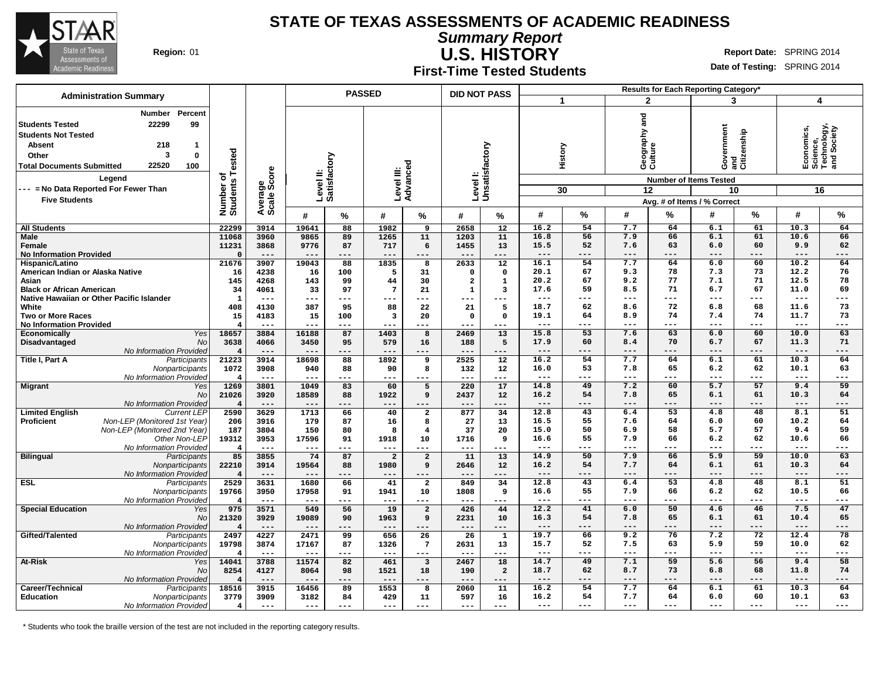# STATE OF TEXAS ASSESSMENTS OF ACADEMIC READINESS

## *Summary Report*

## U.S. HISTORY

### First-Time Tested Students

**Region:** 01

**Report Date:** SPRING 2014
**Date of Testing:** SPRING 2014

**Administration Summary**

| | Number | Percent |
|---|---|---|
| Students Tested | 22299 | 99 |
| Students Not Tested | | |
| Absent | 218 | 1 |
| Other | 3 | 0 |
| Total Documents Submitted | 22520 | 100 |

**Legend**
--- = No Data Reported For Fewer Than Five Students

| | | Number of Students Tested | Average Scale Score | PASSED Level II: Satisfactory # | PASSED Level II: Satisfactory % | PASSED Level III: Advanced # | PASSED Level III: Advanced % | DID NOT PASS Level I: Unsatisfactory # | DID NOT PASS Level I: Unsatisfactory % | 1 History (30 items) # | 1 History % | 2 Geography and Culture (12 items) # | 2 Geography and Culture % | 3 Government and Citizenship (10 items) # | 3 Government and Citizenship % | 4 Economics, Science, Technology, and Society (16 items) # | 4 Economics, Science, Technology, and Society % |
|---|---|---|---|---|---|---|---|---|---|---|---|---|---|---|---|---|---|
| All Students | | 22299 | 3914 | 19641 | 88 | 1982 | 9 | 2658 | 12 | 16.2 | 54 | 7.7 | 64 | 6.1 | 61 | 10.3 | 64 |
| Male | | 11068 | 3960 | 9865 | 89 | 1265 | 11 | 1203 | 11 | 16.8 | 56 | 7.9 | 66 | 6.1 | 61 | 10.6 | 66 |
| Female | | 11231 | 3868 | 9776 | 87 | 717 | 6 | 1455 | 13 | 15.5 | 52 | 7.6 | 63 | 6.0 | 60 | 9.9 | 62 |
| No Information Provided | | 0 | --- | --- | --- | --- | --- | --- | --- | --- | --- | --- | --- | --- | --- | --- | --- |
| Hispanic/Latino | | 21676 | 3907 | 19043 | 88 | 1835 | 8 | 2633 | 12 | 16.1 | 54 | 7.7 | 64 | 6.0 | 60 | 10.2 | 64 |
| American Indian or Alaska Native | | 16 | 4238 | 16 | 100 | 5 | 31 | 0 | 0 | 20.1 | 67 | 9.3 | 78 | 7.3 | 73 | 12.2 | 76 |
| Asian | | 145 | 4268 | 143 | 99 | 44 | 30 | 2 | 1 | 20.2 | 67 | 9.2 | 77 | 7.1 | 71 | 12.5 | 78 |
| Black or African American | | 34 | 4061 | 33 | 97 | 7 | 21 | 1 | 3 | 17.6 | 59 | 8.5 | 71 | 6.7 | 67 | 11.0 | 69 |
| Native Hawaiian or Other Pacific Islander | | 1 | --- | --- | --- | --- | --- | --- | --- | --- | --- | --- | --- | --- | --- | --- | --- |
| White | | 408 | 4130 | 387 | 95 | 88 | 22 | 21 | 5 | 18.7 | 62 | 8.6 | 72 | 6.8 | 68 | 11.6 | 73 |
| Two or More Races | | 15 | 4183 | 15 | 100 | 3 | 20 | 0 | 0 | 19.1 | 64 | 8.9 | 74 | 7.4 | 74 | 11.7 | 73 |
| No Information Provided | | 4 | --- | --- | --- | --- | --- | --- | --- | --- | --- | --- | --- | --- | --- | --- | --- |
| Economically Disadvantaged | *Yes* | 18657 | 3884 | 16188 | 87 | 1403 | 8 | 2469 | 13 | 15.8 | 53 | 7.6 | 63 | 6.0 | 60 | 10.0 | 63 |
| | *No* | 3638 | 4066 | 3450 | 95 | 579 | 16 | 188 | 5 | 17.9 | 60 | 8.4 | 70 | 6.7 | 67 | 11.3 | 71 |
| | *No Information Provided* | 4 | --- | --- | --- | --- | --- | --- | --- | --- | --- | --- | --- | --- | --- | --- | --- |
| Title I, Part A | *Participants* | 21223 | 3914 | 18698 | 88 | 1892 | 9 | 2525 | 12 | 16.2 | 54 | 7.7 | 64 | 6.1 | 61 | 10.3 | 64 |
| | *Nonparticipants* | 1072 | 3908 | 940 | 88 | 90 | 8 | 132 | 12 | 16.0 | 53 | 7.8 | 65 | 6.2 | 62 | 10.1 | 63 |
| | *No Information Provided* | 4 | --- | --- | --- | --- | --- | --- | --- | --- | --- | --- | --- | --- | --- | --- | --- |
| Migrant | *Yes* | 1269 | 3801 | 1049 | 83 | 60 | 5 | 220 | 17 | 14.8 | 49 | 7.2 | 60 | 5.7 | 57 | 9.4 | 59 |
| | *No* | 21026 | 3920 | 18589 | 88 | 1922 | 9 | 2437 | 12 | 16.2 | 54 | 7.8 | 65 | 6.1 | 61 | 10.3 | 64 |
| | *No Information Provided* | 4 | --- | --- | --- | --- | --- | --- | --- | --- | --- | --- | --- | --- | --- | --- | --- |
| Limited English Proficient | *Current LEP* | 2590 | 3629 | 1713 | 66 | 40 | 2 | 877 | 34 | 12.8 | 43 | 6.4 | 53 | 4.8 | 48 | 8.1 | 51 |
| | *Non-LEP (Monitored 1st Year)* | 206 | 3916 | 179 | 87 | 16 | 8 | 27 | 13 | 16.5 | 55 | 7.6 | 64 | 6.0 | 60 | 10.2 | 64 |
| | *Non-LEP (Monitored 2nd Year)* | 187 | 3804 | 150 | 80 | 8 | 4 | 37 | 20 | 15.0 | 50 | 6.9 | 58 | 5.7 | 57 | 9.4 | 59 |
| | *Other Non-LEP* | 19312 | 3953 | 17596 | 91 | 1918 | 10 | 1716 | 9 | 16.6 | 55 | 7.9 | 66 | 6.2 | 62 | 10.6 | 66 |
| | *No Information Provided* | 4 | --- | --- | --- | --- | --- | --- | --- | --- | --- | --- | --- | --- | --- | --- | --- |
| Bilingual | *Participants* | 85 | 3855 | 74 | 87 | 2 | 2 | 11 | 13 | 14.9 | 50 | 7.9 | 66 | 5.9 | 59 | 10.0 | 63 |
| | *Nonparticipants* | 22210 | 3914 | 19564 | 88 | 1980 | 9 | 2646 | 12 | 16.2 | 54 | 7.7 | 64 | 6.1 | 61 | 10.3 | 64 |
| | *No Information Provided* | 4 | --- | --- | --- | --- | --- | --- | --- | --- | --- | --- | --- | --- | --- | --- | --- |
| ESL | *Participants* | 2529 | 3631 | 1680 | 66 | 41 | 2 | 849 | 34 | 12.8 | 43 | 6.4 | 53 | 4.8 | 48 | 8.1 | 51 |
| | *Nonparticipants* | 19766 | 3950 | 17958 | 91 | 1941 | 10 | 1808 | 9 | 16.6 | 55 | 7.9 | 66 | 6.2 | 62 | 10.5 | 66 |
| | *No Information Provided* | 4 | --- | --- | --- | --- | --- | --- | --- | --- | --- | --- | --- | --- | --- | --- | --- |
| Special Education | *Yes* | 975 | 3571 | 549 | 56 | 19 | 2 | 426 | 44 | 12.2 | 41 | 6.0 | 50 | 4.6 | 46 | 7.5 | 47 |
| | *No* | 21320 | 3929 | 19089 | 90 | 1963 | 9 | 2231 | 10 | 16.3 | 54 | 7.8 | 65 | 6.1 | 61 | 10.4 | 65 |
| | *No Information Provided* | 4 | --- | --- | --- | --- | --- | --- | --- | --- | --- | --- | --- | --- | --- | --- | --- |
| Gifted/Talented | *Participants* | 2497 | 4227 | 2471 | 99 | 656 | 26 | 26 | 1 | 19.7 | 66 | 9.2 | 76 | 7.2 | 72 | 12.4 | 78 |
| | *Nonparticipants* | 19798 | 3874 | 17167 | 87 | 1326 | 7 | 2631 | 13 | 15.7 | 52 | 7.5 | 63 | 5.9 | 59 | 10.0 | 62 |
| | *No Information Provided* | 4 | --- | --- | --- | --- | --- | --- | --- | --- | --- | --- | --- | --- | --- | --- | --- |
| At-Risk | *Yes* | 14041 | 3788 | 11574 | 82 | 461 | 3 | 2467 | 18 | 14.7 | 49 | 7.1 | 59 | 5.6 | 56 | 9.4 | 58 |
| | *No* | 8254 | 4127 | 8064 | 98 | 1521 | 18 | 190 | 2 | 18.7 | 62 | 8.7 | 73 | 6.8 | 68 | 11.8 | 74 |
| | *No Information Provided* | 4 | --- | --- | --- | --- | --- | --- | --- | --- | --- | --- | --- | --- | --- | --- | --- |
| Career/Technical Education | *Participants* | 18516 | 3915 | 16456 | 89 | 1553 | 8 | 2060 | 11 | 16.2 | 54 | 7.7 | 64 | 6.1 | 61 | 10.3 | 64 |
| | *Nonparticipants* | 3779 | 3909 | 3182 | 84 | 429 | 11 | 597 | 16 | 16.2 | 54 | 7.7 | 64 | 6.0 | 60 | 10.1 | 63 |
| | *No Information Provided* | 4 | --- | --- | --- | --- | --- | --- | --- | --- | --- | --- | --- | --- | --- | --- | --- |

Results for Each Reporting Category* are shown as Avg. # of Items / % Correct.

\* Students who took the braille version of the test are not included in the reporting category results.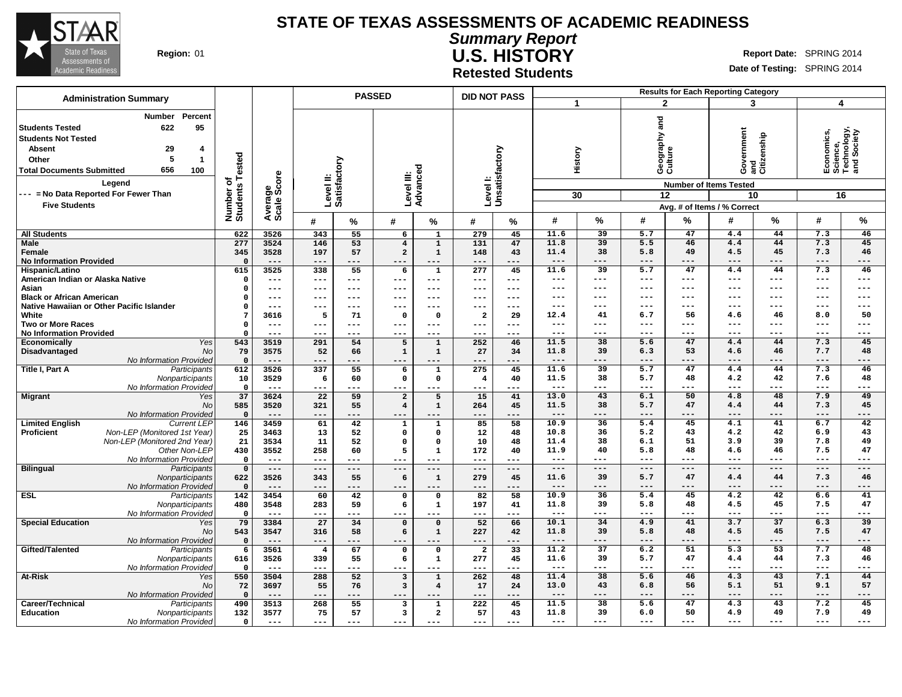# STATE OF TEXAS ASSESSMENTS OF ACADEMIC READINESS

## Summary Report

## U.S. HISTORY

### Retested Students

**Region:** 01

**Report Date:** SPRING 2014
**Date of Testing:** SPRING 2014

### Administration Summary

| | Number | Percent |
|---|---|---|
| Students Tested | 622 | 95 |
| Students Not Tested | | |
| Absent | 29 | 4 |
| Other | 5 | 1 |
| Total Documents Submitted | 656 | 100 |

**Legend**
--- = No Data Reported For Fewer Than Five Students

| | Number of Students Tested | Average Scale Score | PASSED Level II: Satisfactory # | PASSED Level II: Satisfactory % | PASSED Level III: Advanced # | PASSED Level III: Advanced % | DID NOT PASS Level I: Unsatisfactory # | DID NOT PASS Level I: Unsatisfactory % | 1 History (30 items) # | 1 History % | 2 Geography and Culture (12 items) # | 2 Geography and Culture % | 3 Government and Citizenship (10 items) # | 3 Government and Citizenship % | 4 Economics, Science, Technology, and Society (16 items) # | 4 Economics, Science, Technology, and Society % |
|---|---|---|---|---|---|---|---|---|---|---|---|---|---|---|---|---|
| **All Students** | 622 | 3526 | 343 | 55 | 6 | 1 | 279 | 45 | 11.6 | 39 | 5.7 | 47 | 4.4 | 44 | 7.3 | 46 |
| **Male** | 277 | 3524 | 146 | 53 | 4 | 1 | 131 | 47 | 11.8 | 39 | 5.5 | 46 | 4.4 | 44 | 7.3 | 45 |
| **Female** | 345 | 3528 | 197 | 57 | 2 | 1 | 148 | 43 | 11.4 | 38 | 5.8 | 49 | 4.5 | 45 | 7.3 | 46 |
| **No Information Provided** | 0 | --- | --- | --- | --- | --- | --- | --- | --- | --- | --- | --- | --- | --- | --- | --- |
| **Hispanic/Latino** | 615 | 3525 | 338 | 55 | 6 | 1 | 277 | 45 | 11.6 | 39 | 5.7 | 47 | 4.4 | 44 | 7.3 | 46 |
| **American Indian or Alaska Native** | 0 | --- | --- | --- | --- | --- | --- | --- | --- | --- | --- | --- | --- | --- | --- | --- |
| **Asian** | 0 | --- | --- | --- | --- | --- | --- | --- | --- | --- | --- | --- | --- | --- | --- | --- |
| **Black or African American** | 0 | --- | --- | --- | --- | --- | --- | --- | --- | --- | --- | --- | --- | --- | --- | --- |
| **Native Hawaiian or Other Pacific Islander** | 0 | --- | --- | --- | --- | --- | --- | --- | --- | --- | --- | --- | --- | --- | --- | --- |
| **White** | 7 | 3616 | 5 | 71 | 0 | 0 | 2 | 29 | 12.4 | 41 | 6.7 | 56 | 4.6 | 46 | 8.0 | 50 |
| **Two or More Races** | 0 | --- | --- | --- | --- | --- | --- | --- | --- | --- | --- | --- | --- | --- | --- | --- |
| **No Information Provided** | 0 | --- | --- | --- | --- | --- | --- | --- | --- | --- | --- | --- | --- | --- | --- | --- |
| **Economically Disadvantaged** *Yes* | 543 | 3519 | 291 | 54 | 5 | 1 | 252 | 46 | 11.5 | 38 | 5.6 | 47 | 4.4 | 44 | 7.3 | 45 |
| *No* | 79 | 3575 | 52 | 66 | 1 | 1 | 27 | 34 | 11.8 | 39 | 6.3 | 53 | 4.6 | 46 | 7.7 | 48 |
| *No Information Provided* | 0 | --- | --- | --- | --- | --- | --- | --- | --- | --- | --- | --- | --- | --- | --- | --- |
| **Title I, Part A** *Participants* | 612 | 3526 | 337 | 55 | 6 | 1 | 275 | 45 | 11.6 | 39 | 5.7 | 47 | 4.4 | 44 | 7.3 | 46 |
| *Nonparticipants* | 10 | 3529 | 6 | 60 | 0 | 0 | 4 | 40 | 11.5 | 38 | 5.7 | 48 | 4.2 | 42 | 7.6 | 48 |
| *No Information Provided* | 0 | --- | --- | --- | --- | --- | --- | --- | --- | --- | --- | --- | --- | --- | --- | --- |
| **Migrant** *Yes* | 37 | 3624 | 22 | 59 | 2 | 5 | 15 | 41 | 13.0 | 43 | 6.1 | 50 | 4.8 | 48 | 7.9 | 49 |
| *No* | 585 | 3520 | 321 | 55 | 4 | 1 | 264 | 45 | 11.5 | 38 | 5.7 | 47 | 4.4 | 44 | 7.3 | 45 |
| *No Information Provided* | 0 | --- | --- | --- | --- | --- | --- | --- | --- | --- | --- | --- | --- | --- | --- | --- |
| **Limited English Proficient** *Current LEP* | 146 | 3459 | 61 | 42 | 1 | 1 | 85 | 58 | 10.9 | 36 | 5.4 | 45 | 4.1 | 41 | 6.7 | 42 |
| *Non-LEP (Monitored 1st Year)* | 25 | 3463 | 13 | 52 | 0 | 0 | 12 | 48 | 10.8 | 36 | 5.2 | 43 | 4.2 | 42 | 6.9 | 43 |
| *Non-LEP (Monitored 2nd Year)* | 21 | 3534 | 11 | 52 | 0 | 0 | 10 | 48 | 11.4 | 38 | 6.1 | 51 | 3.9 | 39 | 7.8 | 49 |
| *Other Non-LEP* | 430 | 3552 | 258 | 60 | 5 | 1 | 172 | 40 | 11.9 | 40 | 5.8 | 48 | 4.6 | 46 | 7.5 | 47 |
| *No Information Provided* | 0 | --- | --- | --- | --- | --- | --- | --- | --- | --- | --- | --- | --- | --- | --- | --- |
| **Bilingual** *Participants* | 0 | --- | --- | --- | --- | --- | --- | --- | --- | --- | --- | --- | --- | --- | --- | --- |
| *Nonparticipants* | 622 | 3526 | 343 | 55 | 6 | 1 | 279 | 45 | 11.6 | 39 | 5.7 | 47 | 4.4 | 44 | 7.3 | 46 |
| *No Information Provided* | 0 | --- | --- | --- | --- | --- | --- | --- | --- | --- | --- | --- | --- | --- | --- | --- |
| **ESL** *Participants* | 142 | 3454 | 60 | 42 | 0 | 0 | 82 | 58 | 10.9 | 36 | 5.4 | 45 | 4.2 | 42 | 6.6 | 41 |
| *Nonparticipants* | 480 | 3548 | 283 | 59 | 6 | 1 | 197 | 41 | 11.8 | 39 | 5.8 | 48 | 4.5 | 45 | 7.5 | 47 |
| *No Information Provided* | 0 | --- | --- | --- | --- | --- | --- | --- | --- | --- | --- | --- | --- | --- | --- | --- |
| **Special Education** *Yes* | 79 | 3384 | 27 | 34 | 0 | 0 | 52 | 66 | 10.1 | 34 | 4.9 | 41 | 3.7 | 37 | 6.3 | 39 |
| *No* | 543 | 3547 | 316 | 58 | 6 | 1 | 227 | 42 | 11.8 | 39 | 5.8 | 48 | 4.5 | 45 | 7.5 | 47 |
| *No Information Provided* | 0 | --- | --- | --- | --- | --- | --- | --- | --- | --- | --- | --- | --- | --- | --- | --- |
| **Gifted/Talented** *Participants* | 6 | 3561 | 4 | 67 | 0 | 0 | 2 | 33 | 11.2 | 37 | 6.2 | 51 | 5.3 | 53 | 7.7 | 48 |
| *Nonparticipants* | 616 | 3526 | 339 | 55 | 6 | 1 | 277 | 45 | 11.6 | 39 | 5.7 | 47 | 4.4 | 44 | 7.3 | 46 |
| *No Information Provided* | 0 | --- | --- | --- | --- | --- | --- | --- | --- | --- | --- | --- | --- | --- | --- | --- |
| **At-Risk** *Yes* | 550 | 3504 | 288 | 52 | 3 | 1 | 262 | 48 | 11.4 | 38 | 5.6 | 46 | 4.3 | 43 | 7.1 | 44 |
| *No* | 72 | 3697 | 55 | 76 | 3 | 4 | 17 | 24 | 13.0 | 43 | 6.8 | 56 | 5.1 | 51 | 9.1 | 57 |
| *No Information Provided* | 0 | --- | --- | --- | --- | --- | --- | --- | --- | --- | --- | --- | --- | --- | --- | --- |
| **Career/Technical Education** *Participants* | 490 | 3513 | 268 | 55 | 3 | 1 | 222 | 45 | 11.5 | 38 | 5.6 | 47 | 4.3 | 43 | 7.2 | 45 |
| *Nonparticipants* | 132 | 3577 | 75 | 57 | 3 | 2 | 57 | 43 | 11.8 | 39 | 6.0 | 50 | 4.9 | 49 | 7.9 | 49 |
| *No Information Provided* | 0 | --- | --- | --- | --- | --- | --- | --- | --- | --- | --- | --- | --- | --- | --- | --- |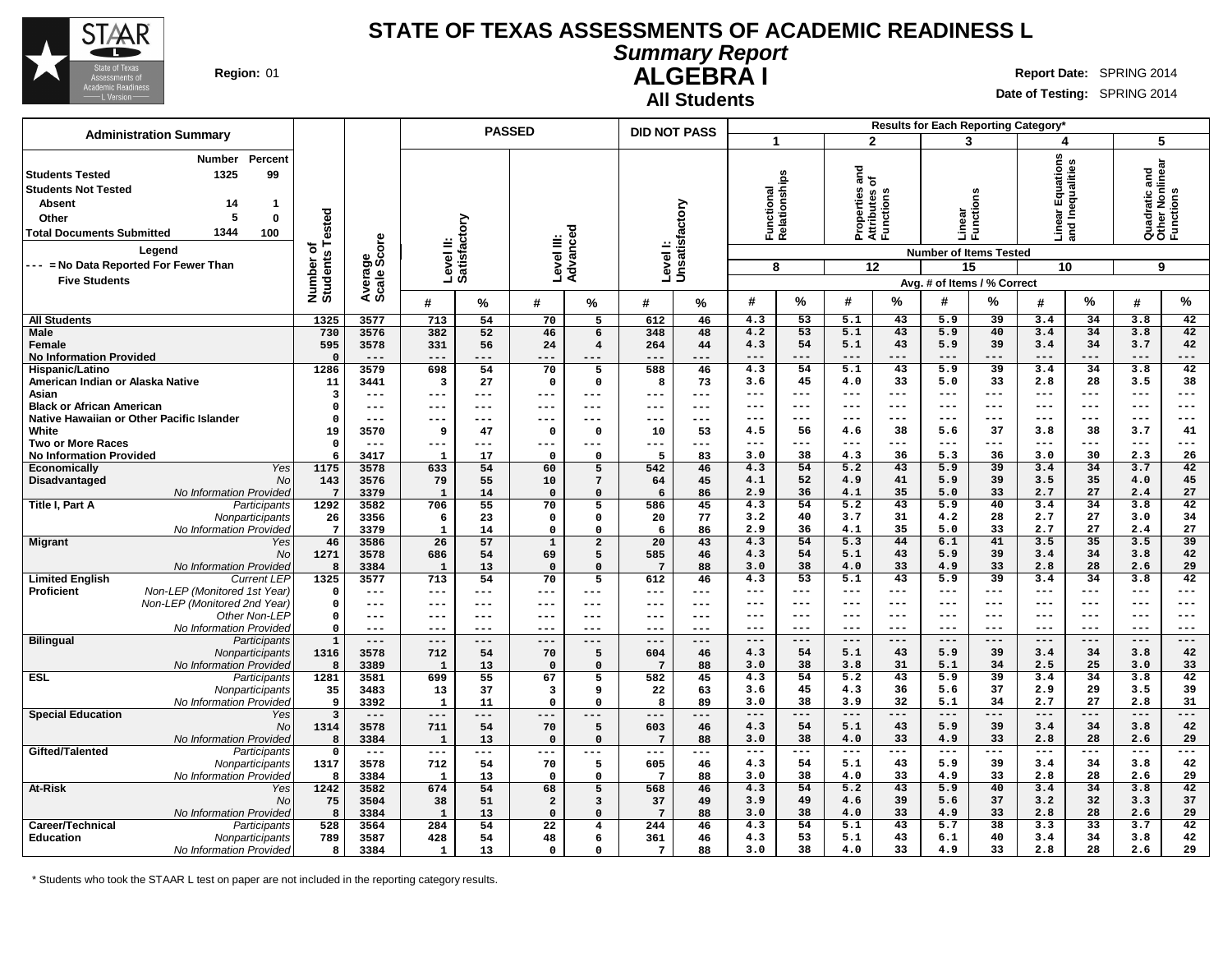# STATE OF TEXAS ASSESSMENTS OF ACADEMIC READINESS L

## *Summary Report*

## ALGEBRA I

### All Students

**Region:** 01

**Report Date:** SPRING 2014

**Date of Testing:** SPRING 2014

**Administration Summary**

| | Number | Percent |
|---|---|---|
| Students Tested | 1325 | 99 |
| Students Not Tested | | |
| Absent | 14 | 1 |
| Other | 5 | 0 |
| Total Documents Submitted | 1344 | 100 |

**Legend**

--- = No Data Reported For Fewer Than Five Students

| | | Number of Students Tested | Average Scale Score | PASSED Level II: Satisfactory # | PASSED Level II: Satisfactory % | PASSED Level III: Advanced # | PASSED Level III: Advanced % | DID NOT PASS Level I: Unsatisfactory # | DID NOT PASS Level I: Unsatisfactory % | 1 Functional Relationships (8) # | 1 % | 2 Properties and Attributes of Functions (12) # | 2 % | 3 Linear Functions (15) # | 3 % | 4 Linear Equations and Inequalities (10) # | 4 % | 5 Quadratic and Other Nonlinear Functions (9) # | 5 % |
|---|---|---|---|---|---|---|---|---|---|---|---|---|---|---|---|---|---|---|---|
| All Students | | 1325 | 3577 | 713 | 54 | 70 | 5 | 612 | 46 | 4.3 | 53 | 5.1 | 43 | 5.9 | 39 | 3.4 | 34 | 3.8 | 42 |
| Male | | 730 | 3576 | 382 | 52 | 46 | 6 | 348 | 48 | 4.2 | 53 | 5.1 | 43 | 5.9 | 40 | 3.4 | 34 | 3.8 | 42 |
| Female | | 595 | 3578 | 331 | 56 | 24 | 4 | 264 | 44 | 4.3 | 54 | 5.1 | 43 | 5.9 | 39 | 3.4 | 34 | 3.7 | 42 |
| No Information Provided | | 0 | --- | --- | --- | --- | --- | --- | --- | --- | --- | --- | --- | --- | --- | --- | --- | --- | --- |
| Hispanic/Latino | | 1286 | 3579 | 698 | 54 | 70 | 5 | 588 | 46 | 4.3 | 54 | 5.1 | 43 | 5.9 | 39 | 3.4 | 34 | 3.8 | 42 |
| American Indian or Alaska Native | | 11 | 3441 | 3 | 27 | 0 | 0 | 8 | 73 | 3.6 | 45 | 4.0 | 33 | 5.0 | 33 | 2.8 | 28 | 3.5 | 38 |
| Asian | | 3 | --- | --- | --- | --- | --- | --- | --- | --- | --- | --- | --- | --- | --- | --- | --- | --- | --- |
| Black or African American | | 0 | --- | --- | --- | --- | --- | --- | --- | --- | --- | --- | --- | --- | --- | --- | --- | --- | --- |
| Native Hawaiian or Other Pacific Islander | | 0 | --- | --- | --- | --- | --- | --- | --- | --- | --- | --- | --- | --- | --- | --- | --- | --- | --- |
| White | | 19 | 3570 | 9 | 47 | 0 | 0 | 10 | 53 | 4.5 | 56 | 4.6 | 38 | 5.6 | 37 | 3.8 | 38 | 3.7 | 41 |
| Two or More Races | | 0 | --- | --- | --- | --- | --- | --- | --- | --- | --- | --- | --- | --- | --- | --- | --- | --- | --- |
| No Information Provided | | 6 | 3417 | 1 | 17 | 0 | 0 | 5 | 83 | 3.0 | 38 | 4.3 | 36 | 5.3 | 36 | 3.0 | 30 | 2.3 | 26 |
| Economically Disadvantaged | Yes | 1175 | 3578 | 633 | 54 | 60 | 5 | 542 | 46 | 4.3 | 54 | 5.2 | 43 | 5.9 | 39 | 3.4 | 34 | 3.7 | 42 |
| | No | 143 | 3576 | 79 | 55 | 10 | 7 | 64 | 45 | 4.1 | 52 | 4.9 | 41 | 5.9 | 39 | 3.5 | 35 | 4.0 | 45 |
| | No Information Provided | 7 | 3379 | 1 | 14 | 0 | 0 | 6 | 86 | 2.9 | 36 | 4.1 | 35 | 5.0 | 33 | 2.7 | 27 | 2.4 | 27 |
| Title I, Part A | Participants | 1292 | 3582 | 706 | 55 | 70 | 5 | 586 | 45 | 4.3 | 54 | 5.2 | 43 | 5.9 | 40 | 3.4 | 34 | 3.8 | 42 |
| | Nonparticipants | 26 | 3356 | 6 | 23 | 0 | 0 | 20 | 77 | 3.2 | 40 | 3.7 | 31 | 4.2 | 28 | 2.7 | 27 | 3.0 | 34 |
| | No Information Provided | 7 | 3379 | 1 | 14 | 0 | 0 | 6 | 86 | 2.9 | 36 | 4.1 | 35 | 5.0 | 33 | 2.7 | 27 | 2.4 | 27 |
| Migrant | Yes | 46 | 3586 | 26 | 57 | 1 | 2 | 20 | 43 | 4.3 | 54 | 5.3 | 44 | 6.1 | 41 | 3.5 | 35 | 3.5 | 39 |
| | No | 1271 | 3578 | 686 | 54 | 69 | 5 | 585 | 46 | 4.3 | 54 | 5.1 | 43 | 5.9 | 39 | 3.4 | 34 | 3.8 | 42 |
| | No Information Provided | 8 | 3384 | 1 | 13 | 0 | 0 | 7 | 88 | 3.0 | 38 | 4.0 | 33 | 4.9 | 33 | 2.8 | 28 | 2.6 | 29 |
| Limited English Proficient | Current LEP | 1325 | 3577 | 713 | 54 | 70 | 5 | 612 | 46 | 4.3 | 53 | 5.1 | 43 | 5.9 | 39 | 3.4 | 34 | 3.8 | 42 |
| | Non-LEP (Monitored 1st Year) | 0 | --- | --- | --- | --- | --- | --- | --- | --- | --- | --- | --- | --- | --- | --- | --- | --- | --- |
| | Non-LEP (Monitored 2nd Year) | 0 | --- | --- | --- | --- | --- | --- | --- | --- | --- | --- | --- | --- | --- | --- | --- | --- | --- |
| | Other Non-LEP | 0 | --- | --- | --- | --- | --- | --- | --- | --- | --- | --- | --- | --- | --- | --- | --- | --- | --- |
| | No Information Provided | 0 | --- | --- | --- | --- | --- | --- | --- | --- | --- | --- | --- | --- | --- | --- | --- | --- | --- |
| Bilingual | Participants | 1 | --- | --- | --- | --- | --- | --- | --- | --- | --- | --- | --- | --- | --- | --- | --- | --- | --- |
| | Nonparticipants | 1316 | 3578 | 712 | 54 | 70 | 5 | 604 | 46 | 4.3 | 54 | 5.1 | 43 | 5.9 | 39 | 3.4 | 34 | 3.8 | 42 |
| | No Information Provided | 8 | 3389 | 1 | 13 | 0 | 0 | 7 | 88 | 3.0 | 38 | 3.8 | 31 | 5.1 | 34 | 2.5 | 25 | 3.0 | 33 |
| ESL | Participants | 1281 | 3581 | 699 | 55 | 67 | 5 | 582 | 45 | 4.3 | 54 | 5.2 | 43 | 5.9 | 39 | 3.4 | 34 | 3.8 | 42 |
| | Nonparticipants | 35 | 3483 | 13 | 37 | 3 | 9 | 22 | 63 | 3.6 | 45 | 4.3 | 36 | 5.6 | 37 | 2.9 | 29 | 3.5 | 39 |
| | No Information Provided | 9 | 3392 | 1 | 11 | 0 | 0 | 8 | 89 | 3.0 | 38 | 3.9 | 32 | 5.1 | 34 | 2.7 | 27 | 2.8 | 31 |
| Special Education | Yes | 3 | --- | --- | --- | --- | --- | --- | --- | --- | --- | --- | --- | --- | --- | --- | --- | --- | --- |
| | No | 1314 | 3578 | 711 | 54 | 70 | 5 | 603 | 46 | 4.3 | 54 | 5.1 | 43 | 5.9 | 39 | 3.4 | 34 | 3.8 | 42 |
| | No Information Provided | 8 | 3384 | 1 | 13 | 0 | 0 | 7 | 88 | 3.0 | 38 | 4.0 | 33 | 4.9 | 33 | 2.8 | 28 | 2.6 | 29 |
| Gifted/Talented | Participants | 0 | --- | --- | --- | --- | --- | --- | --- | --- | --- | --- | --- | --- | --- | --- | --- | --- | --- |
| | Nonparticipants | 1317 | 3578 | 712 | 54 | 70 | 5 | 605 | 46 | 4.3 | 54 | 5.1 | 43 | 5.9 | 39 | 3.4 | 34 | 3.8 | 42 |
| | No Information Provided | 8 | 3384 | 1 | 13 | 0 | 0 | 7 | 88 | 3.0 | 38 | 4.0 | 33 | 4.9 | 33 | 2.8 | 28 | 2.6 | 29 |
| At-Risk | Yes | 1242 | 3582 | 674 | 54 | 68 | 5 | 568 | 46 | 4.3 | 54 | 5.2 | 43 | 5.9 | 40 | 3.4 | 34 | 3.8 | 42 |
| | No | 75 | 3504 | 38 | 51 | 2 | 3 | 37 | 49 | 3.9 | 49 | 4.6 | 39 | 5.6 | 37 | 3.2 | 32 | 3.3 | 37 |
| | No Information Provided | 8 | 3384 | 1 | 13 | 0 | 0 | 7 | 88 | 3.0 | 38 | 4.0 | 33 | 4.9 | 33 | 2.8 | 28 | 2.6 | 29 |
| Career/Technical Education | Participants | 528 | 3564 | 284 | 54 | 22 | 4 | 244 | 46 | 4.3 | 54 | 5.1 | 43 | 5.7 | 38 | 3.3 | 33 | 3.7 | 42 |
| | Nonparticipants | 789 | 3587 | 428 | 54 | 48 | 6 | 361 | 46 | 4.3 | 53 | 5.1 | 43 | 6.1 | 40 | 3.4 | 34 | 3.8 | 42 |
| | No Information Provided | 8 | 3384 | 1 | 13 | 0 | 0 | 7 | 88 | 3.0 | 38 | 4.0 | 33 | 4.9 | 33 | 2.8 | 28 | 2.6 | 29 |

Results for Each Reporting Category*: Number of Items Tested shown in parentheses; Avg. # of Items / % Correct.

\* Students who took the STAAR L test on paper are not included in the reporting category results.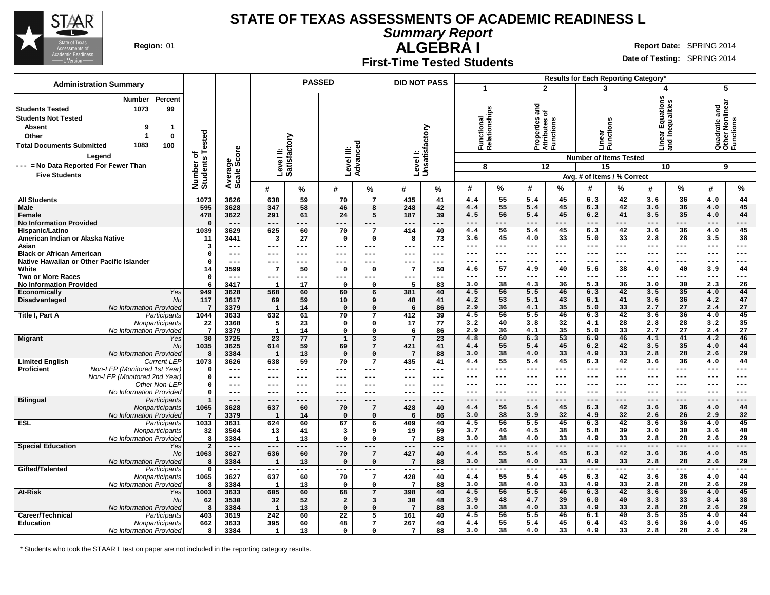# STATE OF TEXAS ASSESSMENTS OF ACADEMIC READINESS L

## *Summary Report*

## ALGEBRA I

### First-Time Tested Students

**Region:** 01

**Report Date:** SPRING 2014
**Date of Testing:** SPRING 2014

| Administration Summary | Number | Percent |
|---|---|---|
| Students Tested | 1073 | 99 |
| Students Not Tested | | |
| Absent | 9 | 1 |
| Other | 1 | 0 |
| Total Documents Submitted | 1083 | 100 |

**Legend**
--- = No Data Reported For Fewer Than Five Students

| | | Number of Students Tested | Average Scale Score | PASSED: Level II: Satisfactory # | PASSED: Level II: Satisfactory % | PASSED: Level III: Advanced # | PASSED: Level III: Advanced % | DID NOT PASS: Level I: Unsatisfactory # | DID NOT PASS: Level I: Unsatisfactory % | 1 Functional Relationships (8 items) # | 1 % | 2 Properties and Attributes of Functions (12 items) # | 2 % | 3 Linear Functions (15 items) # | 3 % | 4 Linear Equations and Inequalities (10 items) # | 4 % | 5 Quadratic and Other Nonlinear Functions (9 items) # | 5 % |
|---|---|---|---|---|---|---|---|---|---|---|---|---|---|---|---|---|---|---|---|
| All Students | | 1073 | 3626 | 638 | 59 | 70 | 7 | 435 | 41 | 4.4 | 55 | 5.4 | 45 | 6.3 | 42 | 3.6 | 36 | 4.0 | 44 |
| Male | | 595 | 3628 | 347 | 58 | 46 | 8 | 248 | 42 | 4.4 | 55 | 5.4 | 45 | 6.3 | 42 | 3.6 | 36 | 4.0 | 45 |
| Female | | 478 | 3622 | 291 | 61 | 24 | 5 | 187 | 39 | 4.5 | 56 | 5.4 | 45 | 6.2 | 41 | 3.5 | 35 | 4.0 | 44 |
| No Information Provided | | 0 | --- | --- | --- | --- | --- | --- | --- | --- | --- | --- | --- | --- | --- | --- | --- | --- | --- |
| Hispanic/Latino | | 1039 | 3629 | 625 | 60 | 70 | 7 | 414 | 40 | 4.4 | 56 | 5.4 | 45 | 6.3 | 42 | 3.6 | 36 | 4.0 | 45 |
| American Indian or Alaska Native | | 11 | 3441 | 3 | 27 | 0 | 0 | 8 | 73 | 3.6 | 45 | 4.0 | 33 | 5.0 | 33 | 2.8 | 28 | 3.5 | 38 |
| Asian | | 3 | --- | --- | --- | --- | --- | --- | --- | --- | --- | --- | --- | --- | --- | --- | --- | --- | --- |
| Black or African American | | 0 | --- | --- | --- | --- | --- | --- | --- | --- | --- | --- | --- | --- | --- | --- | --- | --- | --- |
| Native Hawaiian or Other Pacific Islander | | 0 | --- | --- | --- | --- | --- | --- | --- | --- | --- | --- | --- | --- | --- | --- | --- | --- | --- |
| White | | 14 | 3599 | 7 | 50 | 0 | 0 | 7 | 50 | 4.6 | 57 | 4.9 | 40 | 5.6 | 38 | 4.0 | 40 | 3.9 | 44 |
| Two or More Races | | 0 | --- | --- | --- | --- | --- | --- | --- | --- | --- | --- | --- | --- | --- | --- | --- | --- | --- |
| No Information Provided | | 6 | 3417 | 1 | 17 | 0 | 0 | 5 | 83 | 3.0 | 38 | 4.3 | 36 | 5.3 | 36 | 3.0 | 30 | 2.3 | 26 |
| Economically Disadvantaged | Yes | 949 | 3628 | 568 | 60 | 60 | 6 | 381 | 40 | 4.5 | 56 | 5.5 | 46 | 6.3 | 42 | 3.5 | 35 | 4.0 | 44 |
| | No | 117 | 3617 | 69 | 59 | 10 | 9 | 48 | 41 | 4.2 | 53 | 5.1 | 43 | 6.1 | 41 | 3.6 | 36 | 4.2 | 47 |
| | No Information Provided | 7 | 3379 | 1 | 14 | 0 | 0 | 6 | 86 | 2.9 | 36 | 4.1 | 35 | 5.0 | 33 | 2.7 | 27 | 2.4 | 27 |
| Title I, Part A | Participants | 1044 | 3633 | 632 | 61 | 70 | 7 | 412 | 39 | 4.5 | 56 | 5.5 | 46 | 6.3 | 42 | 3.6 | 36 | 4.0 | 45 |
| | Nonparticipants | 22 | 3368 | 5 | 23 | 0 | 0 | 17 | 77 | 3.2 | 40 | 3.8 | 32 | 4.1 | 28 | 2.8 | 28 | 3.2 | 35 |
| | No Information Provided | 7 | 3379 | 1 | 14 | 0 | 0 | 6 | 86 | 2.9 | 36 | 4.1 | 35 | 5.0 | 33 | 2.7 | 27 | 2.4 | 27 |
| Migrant | Yes | 30 | 3725 | 23 | 77 | 1 | 3 | 7 | 23 | 4.8 | 60 | 6.3 | 53 | 6.9 | 46 | 4.1 | 41 | 4.2 | 46 |
| | No | 1035 | 3625 | 614 | 59 | 69 | 7 | 421 | 41 | 4.4 | 55 | 5.4 | 45 | 6.2 | 42 | 3.5 | 35 | 4.0 | 44 |
| | No Information Provided | 8 | 3384 | 1 | 13 | 0 | 0 | 7 | 88 | 3.0 | 38 | 4.0 | 33 | 4.9 | 33 | 2.8 | 28 | 2.6 | 29 |
| Limited English Proficient | Current LEP | 1073 | 3626 | 638 | 59 | 70 | 7 | 435 | 41 | 4.4 | 55 | 5.4 | 45 | 6.3 | 42 | 3.6 | 36 | 4.0 | 44 |
| | Non-LEP (Monitored 1st Year) | 0 | --- | --- | --- | --- | --- | --- | --- | --- | --- | --- | --- | --- | --- | --- | --- | --- | --- |
| | Non-LEP (Monitored 2nd Year) | 0 | --- | --- | --- | --- | --- | --- | --- | --- | --- | --- | --- | --- | --- | --- | --- | --- | --- |
| | Other Non-LEP | 0 | --- | --- | --- | --- | --- | --- | --- | --- | --- | --- | --- | --- | --- | --- | --- | --- | --- |
| | No Information Provided | 0 | --- | --- | --- | --- | --- | --- | --- | --- | --- | --- | --- | --- | --- | --- | --- | --- | --- |
| Bilingual | Participants | 1 | --- | --- | --- | --- | --- | --- | --- | --- | --- | --- | --- | --- | --- | --- | --- | --- | --- |
| | Nonparticipants | 1065 | 3628 | 637 | 60 | 70 | 7 | 428 | 40 | 4.4 | 56 | 5.4 | 45 | 6.3 | 42 | 3.6 | 36 | 4.0 | 44 |
| | No Information Provided | 7 | 3379 | 1 | 14 | 0 | 0 | 6 | 86 | 3.0 | 38 | 3.9 | 32 | 4.9 | 32 | 2.6 | 26 | 2.9 | 32 |
| ESL | Participants | 1033 | 3631 | 624 | 60 | 67 | 6 | 409 | 40 | 4.5 | 56 | 5.5 | 45 | 6.3 | 42 | 3.6 | 36 | 4.0 | 45 |
| | Nonparticipants | 32 | 3504 | 13 | 41 | 3 | 9 | 19 | 59 | 3.7 | 46 | 4.5 | 38 | 5.8 | 39 | 3.0 | 30 | 3.6 | 40 |
| | No Information Provided | 8 | 3384 | 1 | 13 | 0 | 0 | 7 | 88 | 3.0 | 38 | 4.0 | 33 | 4.9 | 33 | 2.8 | 28 | 2.6 | 29 |
| Special Education | Yes | 2 | --- | --- | --- | --- | --- | --- | --- | --- | --- | --- | --- | --- | --- | --- | --- | --- | --- |
| | No | 1063 | 3627 | 636 | 60 | 70 | 7 | 427 | 40 | 4.4 | 55 | 5.4 | 45 | 6.3 | 42 | 3.6 | 36 | 4.0 | 45 |
| | No Information Provided | 8 | 3384 | 1 | 13 | 0 | 0 | 7 | 88 | 3.0 | 38 | 4.0 | 33 | 4.9 | 33 | 2.8 | 28 | 2.6 | 29 |
| Gifted/Talented | Participants | 0 | --- | --- | --- | --- | --- | --- | --- | --- | --- | --- | --- | --- | --- | --- | --- | --- | --- |
| | Nonparticipants | 1065 | 3627 | 637 | 60 | 70 | 7 | 428 | 40 | 4.4 | 55 | 5.4 | 45 | 6.3 | 42 | 3.6 | 36 | 4.0 | 44 |
| | No Information Provided | 8 | 3384 | 1 | 13 | 0 | 0 | 7 | 88 | 3.0 | 38 | 4.0 | 33 | 4.9 | 33 | 2.8 | 28 | 2.6 | 29 |
| At-Risk | Yes | 1003 | 3633 | 605 | 60 | 68 | 7 | 398 | 40 | 4.5 | 56 | 5.5 | 46 | 6.3 | 42 | 3.6 | 36 | 4.0 | 45 |
| | No | 62 | 3530 | 32 | 52 | 2 | 3 | 30 | 48 | 3.9 | 48 | 4.7 | 39 | 6.0 | 40 | 3.3 | 33 | 3.4 | 38 |
| | No Information Provided | 8 | 3384 | 1 | 13 | 0 | 0 | 7 | 88 | 3.0 | 38 | 4.0 | 33 | 4.9 | 33 | 2.8 | 28 | 2.6 | 29 |
| Career/Technical Education | Participants | 403 | 3619 | 242 | 60 | 22 | 5 | 161 | 40 | 4.5 | 56 | 5.5 | 46 | 6.1 | 40 | 3.5 | 35 | 4.0 | 44 |
| | Nonparticipants | 662 | 3633 | 395 | 60 | 48 | 7 | 267 | 40 | 4.4 | 55 | 5.4 | 45 | 6.4 | 43 | 3.6 | 36 | 4.0 | 45 |
| | No Information Provided | 8 | 3384 | 1 | 13 | 0 | 0 | 7 | 88 | 3.0 | 38 | 4.0 | 33 | 4.9 | 33 | 2.8 | 28 | 2.6 | 29 |

Results for Each Reporting Category*: Number of Items Tested; Avg. # of Items / % Correct

\* Students who took the STAAR L test on paper are not included in the reporting category results.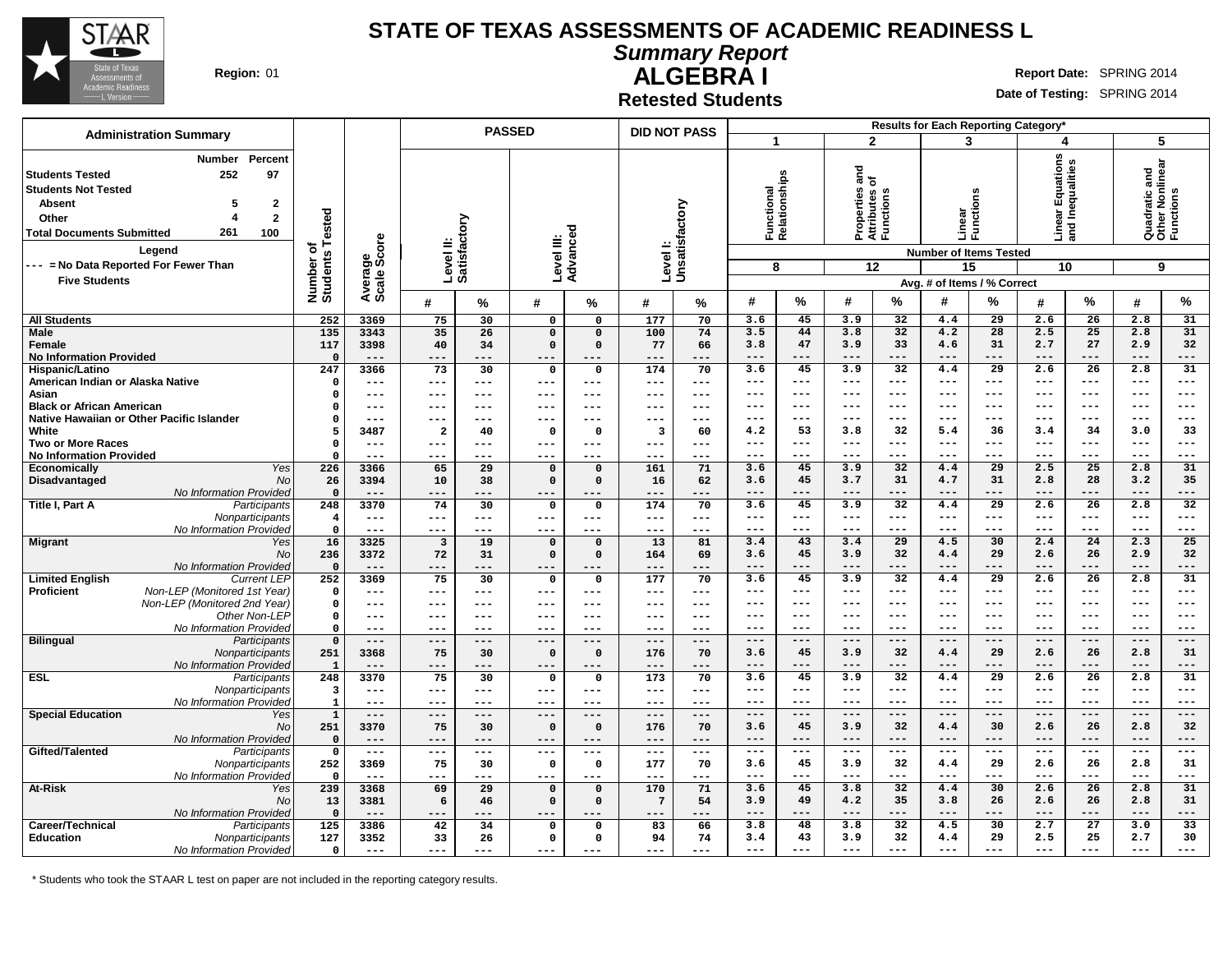# STATE OF TEXAS ASSESSMENTS OF ACADEMIC READINESS L

## *Summary Report*

## ALGEBRA I

### Retested Students

**Region:** 01

**Report Date:** SPRING 2014
**Date of Testing:** SPRING 2014

**Administration Summary**

| | Number | Percent |
|---|---|---|
| **Students Tested** | 252 | 97 |
| **Students Not Tested** | | |
| Absent | 5 | 2 |
| Other | 4 | 2 |
| **Total Documents Submitted** | 261 | 100 |

**Legend**
--- = No Data Reported For Fewer Than Five Students

Results for Each Reporting Category*: 1 = Functional Relationships (8 items); 2 = Properties and Attributes of Functions (12 items); 3 = Linear Functions (15 items); 4 = Linear Equations and Inequalities (10 items); 5 = Quadratic and Other Nonlinear Functions (9 items). Avg. # of Items / % Correct.

| Group | Subgroup | Number of Students Tested | Average Scale Score | Level II: Satisfactory # | Level II: Satisfactory % | Level III: Advanced # | Level III: Advanced % | Level I: Unsatisfactory # | Level I: Unsatisfactory % | Cat 1 # | Cat 1 % | Cat 2 # | Cat 2 % | Cat 3 # | Cat 3 % | Cat 4 # | Cat 4 % | Cat 5 # | Cat 5 % |
|---|---|---|---|---|---|---|---|---|---|---|---|---|---|---|---|---|---|---|---|
| **All Students** | | 252 | 3369 | 75 | 30 | 0 | 0 | 177 | 70 | 3.6 | 45 | 3.9 | 32 | 4.4 | 29 | 2.6 | 26 | 2.8 | 31 |
| **Male** | | 135 | 3343 | 35 | 26 | 0 | 0 | 100 | 74 | 3.5 | 44 | 3.8 | 32 | 4.2 | 28 | 2.5 | 25 | 2.8 | 31 |
| **Female** | | 117 | 3398 | 40 | 34 | 0 | 0 | 77 | 66 | 3.8 | 47 | 3.9 | 33 | 4.6 | 31 | 2.7 | 27 | 2.9 | 32 |
| **No Information Provided** | | 0 | --- | --- | --- | --- | --- | --- | --- | --- | --- | --- | --- | --- | --- | --- | --- | --- | --- |
| **Hispanic/Latino** | | 247 | 3366 | 73 | 30 | 0 | 0 | 174 | 70 | 3.6 | 45 | 3.9 | 32 | 4.4 | 29 | 2.6 | 26 | 2.8 | 31 |
| **American Indian or Alaska Native** | | 0 | --- | --- | --- | --- | --- | --- | --- | --- | --- | --- | --- | --- | --- | --- | --- | --- | --- |
| **Asian** | | 0 | --- | --- | --- | --- | --- | --- | --- | --- | --- | --- | --- | --- | --- | --- | --- | --- | --- |
| **Black or African American** | | 0 | --- | --- | --- | --- | --- | --- | --- | --- | --- | --- | --- | --- | --- | --- | --- | --- | --- |
| **Native Hawaiian or Other Pacific Islander** | | 0 | --- | --- | --- | --- | --- | --- | --- | --- | --- | --- | --- | --- | --- | --- | --- | --- | --- |
| **White** | | 5 | 3487 | 2 | 40 | 0 | 0 | 3 | 60 | 4.2 | 53 | 3.8 | 32 | 5.4 | 36 | 3.4 | 34 | 3.0 | 33 |
| **Two or More Races** | | 0 | --- | --- | --- | --- | --- | --- | --- | --- | --- | --- | --- | --- | --- | --- | --- | --- | --- |
| **No Information Provided** | | 0 | --- | --- | --- | --- | --- | --- | --- | --- | --- | --- | --- | --- | --- | --- | --- | --- | --- |
| **Economically Disadvantaged** | *Yes* | 226 | 3366 | 65 | 29 | 0 | 0 | 161 | 71 | 3.6 | 45 | 3.9 | 32 | 4.4 | 29 | 2.5 | 25 | 2.8 | 31 |
| | *No* | 26 | 3394 | 10 | 38 | 0 | 0 | 16 | 62 | 3.6 | 45 | 3.7 | 31 | 4.7 | 31 | 2.8 | 28 | 3.2 | 35 |
| | *No Information Provided* | 0 | --- | --- | --- | --- | --- | --- | --- | --- | --- | --- | --- | --- | --- | --- | --- | --- | --- |
| **Title I, Part A** | *Participants* | 248 | 3370 | 74 | 30 | 0 | 0 | 174 | 70 | 3.6 | 45 | 3.9 | 32 | 4.4 | 29 | 2.6 | 26 | 2.8 | 32 |
| | *Nonparticipants* | 4 | --- | --- | --- | --- | --- | --- | --- | --- | --- | --- | --- | --- | --- | --- | --- | --- | --- |
| | *No Information Provided* | 0 | --- | --- | --- | --- | --- | --- | --- | --- | --- | --- | --- | --- | --- | --- | --- | --- | --- |
| **Migrant** | *Yes* | 16 | 3325 | 3 | 19 | 0 | 0 | 13 | 81 | 3.4 | 43 | 3.4 | 29 | 4.5 | 30 | 2.4 | 24 | 2.3 | 25 |
| | *No* | 236 | 3372 | 72 | 31 | 0 | 0 | 164 | 69 | 3.6 | 45 | 3.9 | 32 | 4.4 | 29 | 2.6 | 26 | 2.9 | 32 |
| | *No Information Provided* | 0 | --- | --- | --- | --- | --- | --- | --- | --- | --- | --- | --- | --- | --- | --- | --- | --- | --- |
| **Limited English Proficient** | *Current LEP* | 252 | 3369 | 75 | 30 | 0 | 0 | 177 | 70 | 3.6 | 45 | 3.9 | 32 | 4.4 | 29 | 2.6 | 26 | 2.8 | 31 |
| | *Non-LEP (Monitored 1st Year)* | 0 | --- | --- | --- | --- | --- | --- | --- | --- | --- | --- | --- | --- | --- | --- | --- | --- | --- |
| | *Non-LEP (Monitored 2nd Year)* | 0 | --- | --- | --- | --- | --- | --- | --- | --- | --- | --- | --- | --- | --- | --- | --- | --- | --- |
| | *Other Non-LEP* | 0 | --- | --- | --- | --- | --- | --- | --- | --- | --- | --- | --- | --- | --- | --- | --- | --- | --- |
| | *No Information Provided* | 0 | --- | --- | --- | --- | --- | --- | --- | --- | --- | --- | --- | --- | --- | --- | --- | --- | --- |
| **Bilingual** | *Participants* | 0 | --- | --- | --- | --- | --- | --- | --- | --- | --- | --- | --- | --- | --- | --- | --- | --- | --- |
| | *Nonparticipants* | 251 | 3368 | 75 | 30 | 0 | 0 | 176 | 70 | 3.6 | 45 | 3.9 | 32 | 4.4 | 29 | 2.6 | 26 | 2.8 | 31 |
| | *No Information Provided* | 1 | --- | --- | --- | --- | --- | --- | --- | --- | --- | --- | --- | --- | --- | --- | --- | --- | --- |
| **ESL** | *Participants* | 248 | 3370 | 75 | 30 | 0 | 0 | 173 | 70 | 3.6 | 45 | 3.9 | 32 | 4.4 | 29 | 2.6 | 26 | 2.8 | 31 |
| | *Nonparticipants* | 3 | --- | --- | --- | --- | --- | --- | --- | --- | --- | --- | --- | --- | --- | --- | --- | --- | --- |
| | *No Information Provided* | 1 | --- | --- | --- | --- | --- | --- | --- | --- | --- | --- | --- | --- | --- | --- | --- | --- | --- |
| **Special Education** | *Yes* | 1 | --- | --- | --- | --- | --- | --- | --- | --- | --- | --- | --- | --- | --- | --- | --- | --- | --- |
| | *No* | 251 | 3370 | 75 | 30 | 0 | 0 | 176 | 70 | 3.6 | 45 | 3.9 | 32 | 4.4 | 30 | 2.6 | 26 | 2.8 | 32 |
| | *No Information Provided* | 0 | --- | --- | --- | --- | --- | --- | --- | --- | --- | --- | --- | --- | --- | --- | --- | --- | --- |
| **Gifted/Talented** | *Participants* | 0 | --- | --- | --- | --- | --- | --- | --- | --- | --- | --- | --- | --- | --- | --- | --- | --- | --- |
| | *Nonparticipants* | 252 | 3369 | 75 | 30 | 0 | 0 | 177 | 70 | 3.6 | 45 | 3.9 | 32 | 4.4 | 29 | 2.6 | 26 | 2.8 | 31 |
| | *No Information Provided* | 0 | --- | --- | --- | --- | --- | --- | --- | --- | --- | --- | --- | --- | --- | --- | --- | --- | --- |
| **At-Risk** | *Yes* | 239 | 3368 | 69 | 29 | 0 | 0 | 170 | 71 | 3.6 | 45 | 3.8 | 32 | 4.4 | 30 | 2.6 | 26 | 2.8 | 31 |
| | *No* | 13 | 3381 | 6 | 46 | 0 | 0 | 7 | 54 | 3.9 | 49 | 4.2 | 35 | 3.8 | 26 | 2.6 | 26 | 2.8 | 31 |
| | *No Information Provided* | 0 | --- | --- | --- | --- | --- | --- | --- | --- | --- | --- | --- | --- | --- | --- | --- | --- | --- |
| **Career/Technical Education** | *Participants* | 125 | 3386 | 42 | 34 | 0 | 0 | 83 | 66 | 3.8 | 48 | 3.8 | 32 | 4.5 | 30 | 2.7 | 27 | 3.0 | 33 |
| | *Nonparticipants* | 127 | 3352 | 33 | 26 | 0 | 0 | 94 | 74 | 3.4 | 43 | 3.9 | 32 | 4.4 | 29 | 2.5 | 25 | 2.7 | 30 |
| | *No Information Provided* | 0 | --- | --- | --- | --- | --- | --- | --- | --- | --- | --- | --- | --- | --- | --- | --- | --- | --- |

\* Students who took the STAAR L test on paper are not included in the reporting category results.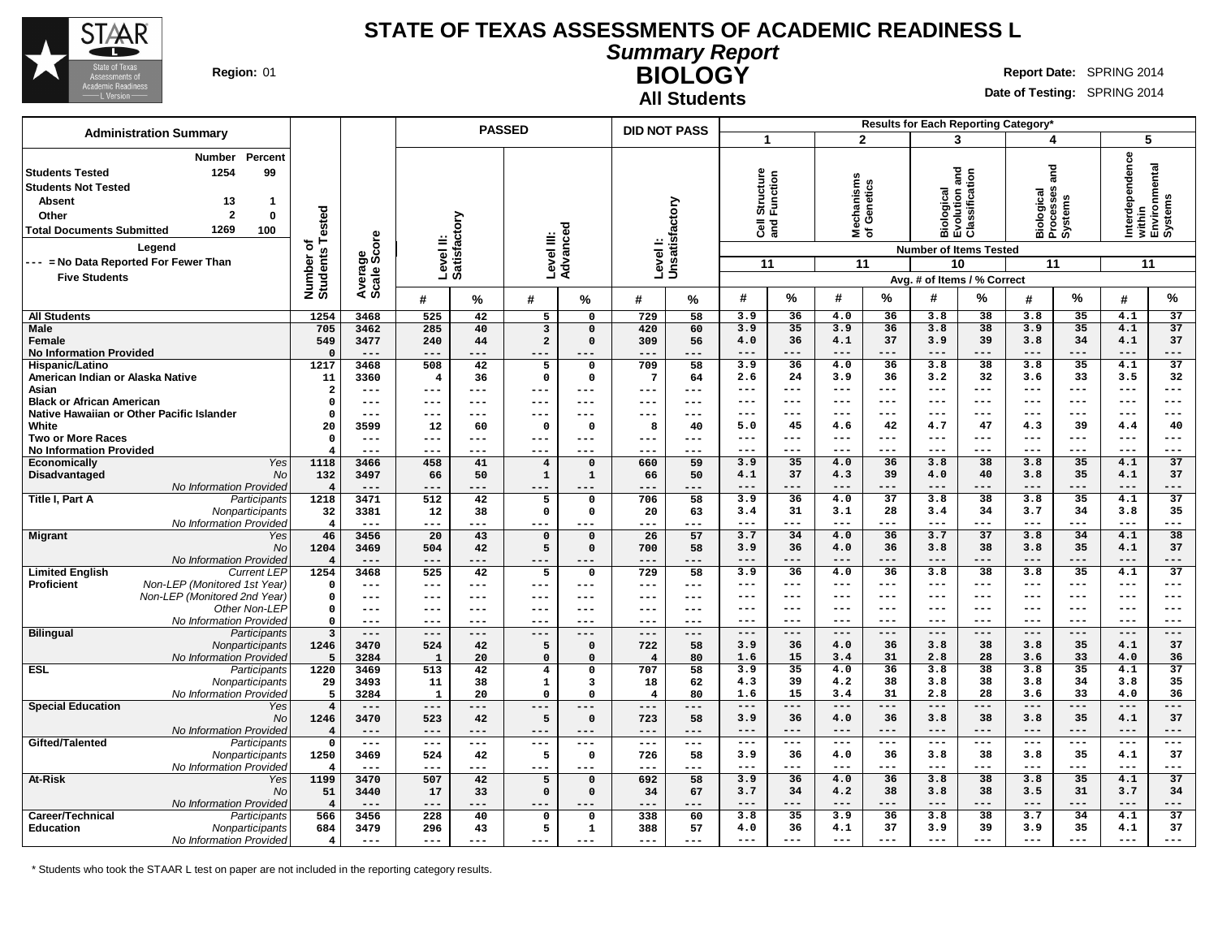# STATE OF TEXAS ASSESSMENTS OF ACADEMIC READINESS L

## *Summary Report*

## BIOLOGY

### All Students

**Region:** 01

**Report Date:** SPRING 2014

**Date of Testing:** SPRING 2014

| Administration Summary | Number | Percent |
|---|---|---|
| Students Tested | 1254 | 99 |
| Students Not Tested | | |
| Absent | 13 | 1 |
| Other | 2 | 0 |
| Total Documents Submitted | 1269 | 100 |

**Legend**

--- = No Data Reported For Fewer Than Five Students

| | | Number of Students Tested | Average Scale Score | PASSED Level II: Satisfactory # | PASSED Level II: Satisfactory % | PASSED Level III: Advanced # | PASSED Level III: Advanced % | DID NOT PASS Level I: Unsatisfactory # | DID NOT PASS Level I: Unsatisfactory % | 1 Cell Structure and Function (11 items) Avg. # | 1 % | 2 Mechanisms of Genetics (11 items) Avg. # | 2 % | 3 Biological Evolution and Classification (10 items) Avg. # | 3 % | 4 Biological Processes and Systems (11 items) Avg. # | 4 % | 5 Interdependence within Environmental Systems (11 items) Avg. # | 5 % |
|---|---|---|---|---|---|---|---|---|---|---|---|---|---|---|---|---|---|---|---|
| All Students | | 1254 | 3468 | 525 | 42 | 5 | 0 | 729 | 58 | 3.9 | 36 | 4.0 | 36 | 3.8 | 38 | 3.8 | 35 | 4.1 | 37 |
| Male | | 705 | 3462 | 285 | 40 | 3 | 0 | 420 | 60 | 3.9 | 35 | 3.9 | 36 | 3.8 | 38 | 3.9 | 35 | 4.1 | 37 |
| Female | | 549 | 3477 | 240 | 44 | 2 | 0 | 309 | 56 | 4.0 | 36 | 4.1 | 37 | 3.9 | 39 | 3.8 | 34 | 4.1 | 37 |
| No Information Provided | | 0 | --- | --- | --- | --- | --- | --- | --- | --- | --- | --- | --- | --- | --- | --- | --- | --- | --- |
| Hispanic/Latino | | 1217 | 3468 | 508 | 42 | 5 | 0 | 709 | 58 | 3.9 | 36 | 4.0 | 36 | 3.8 | 38 | 3.8 | 35 | 4.1 | 37 |
| American Indian or Alaska Native | | 11 | 3360 | 4 | 36 | 0 | 0 | 7 | 64 | 2.6 | 24 | 3.9 | 36 | 3.2 | 32 | 3.6 | 33 | 3.5 | 32 |
| Asian | | 2 | --- | --- | --- | --- | --- | --- | --- | --- | --- | --- | --- | --- | --- | --- | --- | --- | --- |
| Black or African American | | 0 | --- | --- | --- | --- | --- | --- | --- | --- | --- | --- | --- | --- | --- | --- | --- | --- | --- |
| Native Hawaiian or Other Pacific Islander | | 0 | --- | --- | --- | --- | --- | --- | --- | --- | --- | --- | --- | --- | --- | --- | --- | --- | --- |
| White | | 20 | 3599 | 12 | 60 | 0 | 0 | 8 | 40 | 5.0 | 45 | 4.6 | 42 | 4.7 | 47 | 4.3 | 39 | 4.4 | 40 |
| Two or More Races | | 0 | --- | --- | --- | --- | --- | --- | --- | --- | --- | --- | --- | --- | --- | --- | --- | --- | --- |
| No Information Provided | | 4 | --- | --- | --- | --- | --- | --- | --- | --- | --- | --- | --- | --- | --- | --- | --- | --- | --- |
| Economically Disadvantaged | *Yes* | 1118 | 3466 | 458 | 41 | 4 | 0 | 660 | 59 | 3.9 | 35 | 4.0 | 36 | 3.8 | 38 | 3.8 | 35 | 4.1 | 37 |
| | *No* | 132 | 3497 | 66 | 50 | 1 | 1 | 66 | 50 | 4.1 | 37 | 4.3 | 39 | 4.0 | 40 | 3.8 | 35 | 4.1 | 37 |
| | *No Information Provided* | 4 | --- | --- | --- | --- | --- | --- | --- | --- | --- | --- | --- | --- | --- | --- | --- | --- | --- |
| Title I, Part A | *Participants* | 1218 | 3471 | 512 | 42 | 5 | 0 | 706 | 58 | 3.9 | 36 | 4.0 | 37 | 3.8 | 38 | 3.8 | 35 | 4.1 | 37 |
| | *Nonparticipants* | 32 | 3381 | 12 | 38 | 0 | 0 | 20 | 63 | 3.4 | 31 | 3.1 | 28 | 3.4 | 34 | 3.7 | 34 | 3.8 | 35 |
| | *No Information Provided* | 4 | --- | --- | --- | --- | --- | --- | --- | --- | --- | --- | --- | --- | --- | --- | --- | --- | --- |
| Migrant | *Yes* | 46 | 3456 | 20 | 43 | 0 | 0 | 26 | 57 | 3.7 | 34 | 4.0 | 36 | 3.7 | 37 | 3.8 | 34 | 4.1 | 38 |
| | *No* | 1204 | 3469 | 504 | 42 | 5 | 0 | 700 | 58 | 3.9 | 36 | 4.0 | 36 | 3.8 | 38 | 3.8 | 35 | 4.1 | 37 |
| | *No Information Provided* | 4 | --- | --- | --- | --- | --- | --- | --- | --- | --- | --- | --- | --- | --- | --- | --- | --- | --- |
| Limited English Proficient | *Current LEP* | 1254 | 3468 | 525 | 42 | 5 | 0 | 729 | 58 | 3.9 | 36 | 4.0 | 36 | 3.8 | 38 | 3.8 | 35 | 4.1 | 37 |
| | *Non-LEP (Monitored 1st Year)* | 0 | --- | --- | --- | --- | --- | --- | --- | --- | --- | --- | --- | --- | --- | --- | --- | --- | --- |
| | *Non-LEP (Monitored 2nd Year)* | 0 | --- | --- | --- | --- | --- | --- | --- | --- | --- | --- | --- | --- | --- | --- | --- | --- | --- |
| | *Other Non-LEP* | 0 | --- | --- | --- | --- | --- | --- | --- | --- | --- | --- | --- | --- | --- | --- | --- | --- | --- |
| | *No Information Provided* | 0 | --- | --- | --- | --- | --- | --- | --- | --- | --- | --- | --- | --- | --- | --- | --- | --- | --- |
| Bilingual | *Participants* | 3 | --- | --- | --- | --- | --- | --- | --- | --- | --- | --- | --- | --- | --- | --- | --- | --- | --- |
| | *Nonparticipants* | 1246 | 3470 | 524 | 42 | 5 | 0 | 722 | 58 | 3.9 | 36 | 4.0 | 36 | 3.8 | 38 | 3.8 | 35 | 4.1 | 37 |
| | *No Information Provided* | 5 | 3284 | 1 | 20 | 0 | 0 | 4 | 80 | 1.6 | 15 | 3.4 | 31 | 2.8 | 28 | 3.6 | 33 | 4.0 | 36 |
| ESL | *Participants* | 1220 | 3469 | 513 | 42 | 4 | 0 | 707 | 58 | 3.9 | 35 | 4.0 | 36 | 3.8 | 38 | 3.8 | 35 | 4.1 | 37 |
| | *Nonparticipants* | 29 | 3493 | 11 | 38 | 1 | 3 | 18 | 62 | 4.3 | 39 | 4.2 | 38 | 3.8 | 38 | 3.8 | 34 | 3.8 | 35 |
| | *No Information Provided* | 5 | 3284 | 1 | 20 | 0 | 0 | 4 | 80 | 1.6 | 15 | 3.4 | 31 | 2.8 | 28 | 3.6 | 33 | 4.0 | 36 |
| Special Education | *Yes* | 4 | --- | --- | --- | --- | --- | --- | --- | --- | --- | --- | --- | --- | --- | --- | --- | --- | --- |
| | *No* | 1246 | 3470 | 523 | 42 | 5 | 0 | 723 | 58 | 3.9 | 36 | 4.0 | 36 | 3.8 | 38 | 3.8 | 35 | 4.1 | 37 |
| | *No Information Provided* | 4 | --- | --- | --- | --- | --- | --- | --- | --- | --- | --- | --- | --- | --- | --- | --- | --- | --- |
| Gifted/Talented | *Participants* | 0 | --- | --- | --- | --- | --- | --- | --- | --- | --- | --- | --- | --- | --- | --- | --- | --- | --- |
| | *Nonparticipants* | 1250 | 3469 | 524 | 42 | 5 | 0 | 726 | 58 | 3.9 | 36 | 4.0 | 36 | 3.8 | 38 | 3.8 | 35 | 4.1 | 37 |
| | *No Information Provided* | 4 | --- | --- | --- | --- | --- | --- | --- | --- | --- | --- | --- | --- | --- | --- | --- | --- | --- |
| At-Risk | *Yes* | 1199 | 3470 | 507 | 42 | 5 | 0 | 692 | 58 | 3.9 | 36 | 4.0 | 36 | 3.8 | 38 | 3.8 | 35 | 4.1 | 37 |
| | *No* | 51 | 3440 | 17 | 33 | 0 | 0 | 34 | 67 | 3.7 | 34 | 4.2 | 38 | 3.8 | 38 | 3.5 | 31 | 3.7 | 34 |
| | *No Information Provided* | 4 | --- | --- | --- | --- | --- | --- | --- | --- | --- | --- | --- | --- | --- | --- | --- | --- | --- |
| Career/Technical Education | *Participants* | 566 | 3456 | 228 | 40 | 0 | 0 | 338 | 60 | 3.8 | 35 | 3.9 | 36 | 3.8 | 38 | 3.7 | 34 | 4.1 | 37 |
| | *Nonparticipants* | 684 | 3479 | 296 | 43 | 5 | 1 | 388 | 57 | 4.0 | 36 | 4.1 | 37 | 3.9 | 39 | 3.9 | 35 | 4.1 | 37 |
| | *No Information Provided* | 4 | --- | --- | --- | --- | --- | --- | --- | --- | --- | --- | --- | --- | --- | --- | --- | --- | --- |

\* Students who took the STAAR L test on paper are not included in the reporting category results.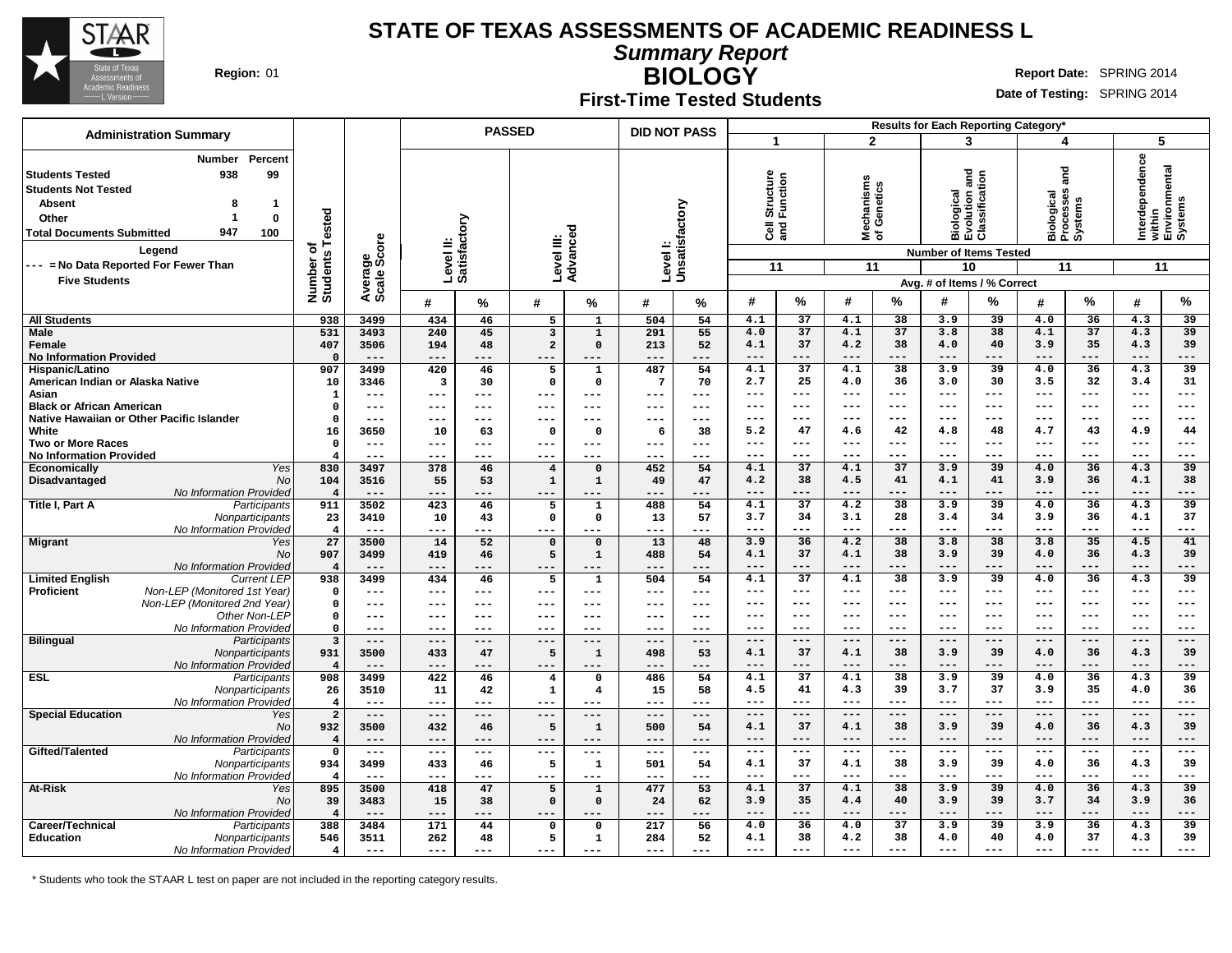# STATE OF TEXAS ASSESSMENTS OF ACADEMIC READINESS L

## *Summary Report*

## BIOLOGY

### First-Time Tested Students

**Region:** 01

**Report Date:** SPRING 2014

**Date of Testing:** SPRING 2014

**Administration Summary**

| | Number | Percent |
|---|---|---|
| Students Tested | 938 | 99 |
| Students Not Tested | | |
| Absent | 8 | 1 |
| Other | 1 | 0 |
| Total Documents Submitted | 947 | 100 |

**Legend**

--- = No Data Reported For Fewer Than Five Students

| | | Number of Students Tested | Average Scale Score | PASSED Level II: Satisfactory | | PASSED Level III: Advanced | | DID NOT PASS Level I: Unsatisfactory | | 1 Cell Structure and Function (11 items) | | 2 Mechanisms of Genetics (11 items) | | 3 Biological Evolution and Classification (10 items) | | 4 Biological Processes and Systems (11 items) | | 5 Interdependence within Environmental Systems (11 items) | |
|---|---|---|---|---|---|---|---|---|---|---|---|---|---|---|---|---|---|---|---|
| | | | | # | % | # | % | # | % | # | % | # | % | # | % | # | % | # | % |
| **All Students** | | 938 | 3499 | 434 | 46 | 5 | 1 | 504 | 54 | 4.1 | 37 | 4.1 | 38 | 3.9 | 39 | 4.0 | 36 | 4.3 | 39 |
| **Male** | | 531 | 3493 | 240 | 45 | 3 | 1 | 291 | 55 | 4.0 | 37 | 4.1 | 37 | 3.8 | 38 | 4.1 | 37 | 4.3 | 39 |
| **Female** | | 407 | 3506 | 194 | 48 | 2 | 0 | 213 | 52 | 4.1 | 37 | 4.2 | 38 | 4.0 | 40 | 3.9 | 35 | 4.3 | 39 |
| **No Information Provided** | | 0 | --- | --- | --- | --- | --- | --- | --- | --- | --- | --- | --- | --- | --- | --- | --- | --- | --- |
| **Hispanic/Latino** | | 907 | 3499 | 420 | 46 | 5 | 1 | 487 | 54 | 4.1 | 37 | 4.1 | 38 | 3.9 | 39 | 4.0 | 36 | 4.3 | 39 |
| **American Indian or Alaska Native** | | 10 | 3346 | 3 | 30 | 0 | 0 | 7 | 70 | 2.7 | 25 | 4.0 | 36 | 3.0 | 30 | 3.5 | 32 | 3.4 | 31 |
| **Asian** | | 1 | --- | --- | --- | --- | --- | --- | --- | --- | --- | --- | --- | --- | --- | --- | --- | --- | --- |
| **Black or African American** | | 0 | --- | --- | --- | --- | --- | --- | --- | --- | --- | --- | --- | --- | --- | --- | --- | --- | --- |
| **Native Hawaiian or Other Pacific Islander** | | 0 | --- | --- | --- | --- | --- | --- | --- | --- | --- | --- | --- | --- | --- | --- | --- | --- | --- |
| **White** | | 16 | 3650 | 10 | 63 | 0 | 0 | 6 | 38 | 5.2 | 47 | 4.6 | 42 | 4.8 | 48 | 4.7 | 43 | 4.9 | 44 |
| **Two or More Races** | | 0 | --- | --- | --- | --- | --- | --- | --- | --- | --- | --- | --- | --- | --- | --- | --- | --- | --- |
| **No Information Provided** | | 4 | --- | --- | --- | --- | --- | --- | --- | --- | --- | --- | --- | --- | --- | --- | --- | --- | --- |
| **Economically Disadvantaged** | *Yes* | 830 | 3497 | 378 | 46 | 4 | 0 | 452 | 54 | 4.1 | 37 | 4.1 | 37 | 3.9 | 39 | 4.0 | 36 | 4.3 | 39 |
| | *No* | 104 | 3516 | 55 | 53 | 1 | 1 | 49 | 47 | 4.2 | 38 | 4.5 | 41 | 4.1 | 41 | 3.9 | 36 | 4.1 | 38 |
| | *No Information Provided* | 4 | --- | --- | --- | --- | --- | --- | --- | --- | --- | --- | --- | --- | --- | --- | --- | --- | --- |
| **Title I, Part A** | *Participants* | 911 | 3502 | 423 | 46 | 5 | 1 | 488 | 54 | 4.1 | 37 | 4.2 | 38 | 3.9 | 39 | 4.0 | 36 | 4.3 | 39 |
| | *Nonparticipants* | 23 | 3410 | 10 | 43 | 0 | 0 | 13 | 57 | 3.7 | 34 | 3.1 | 28 | 3.4 | 34 | 3.9 | 36 | 4.1 | 37 |
| | *No Information Provided* | 4 | --- | --- | --- | --- | --- | --- | --- | --- | --- | --- | --- | --- | --- | --- | --- | --- | --- |
| **Migrant** | *Yes* | 27 | 3500 | 14 | 52 | 0 | 0 | 13 | 48 | 3.9 | 36 | 4.2 | 38 | 3.8 | 38 | 3.8 | 35 | 4.5 | 41 |
| | *No* | 907 | 3499 | 419 | 46 | 5 | 1 | 488 | 54 | 4.1 | 37 | 4.1 | 38 | 3.9 | 39 | 4.0 | 36 | 4.3 | 39 |
| | *No Information Provided* | 4 | --- | --- | --- | --- | --- | --- | --- | --- | --- | --- | --- | --- | --- | --- | --- | --- | --- |
| **Limited English Proficient** | *Current LEP* | 938 | 3499 | 434 | 46 | 5 | 1 | 504 | 54 | 4.1 | 37 | 4.1 | 38 | 3.9 | 39 | 4.0 | 36 | 4.3 | 39 |
| | *Non-LEP (Monitored 1st Year)* | 0 | --- | --- | --- | --- | --- | --- | --- | --- | --- | --- | --- | --- | --- | --- | --- | --- | --- |
| | *Non-LEP (Monitored 2nd Year)* | 0 | --- | --- | --- | --- | --- | --- | --- | --- | --- | --- | --- | --- | --- | --- | --- | --- | --- |
| | *Other Non-LEP* | 0 | --- | --- | --- | --- | --- | --- | --- | --- | --- | --- | --- | --- | --- | --- | --- | --- | --- |
| | *No Information Provided* | 0 | --- | --- | --- | --- | --- | --- | --- | --- | --- | --- | --- | --- | --- | --- | --- | --- | --- |
| **Bilingual** | *Participants* | 3 | --- | --- | --- | --- | --- | --- | --- | --- | --- | --- | --- | --- | --- | --- | --- | --- | --- |
| | *Nonparticipants* | 931 | 3500 | 433 | 47 | 5 | 1 | 498 | 53 | 4.1 | 37 | 4.1 | 38 | 3.9 | 39 | 4.0 | 36 | 4.3 | 39 |
| | *No Information Provided* | 4 | --- | --- | --- | --- | --- | --- | --- | --- | --- | --- | --- | --- | --- | --- | --- | --- | --- |
| **ESL** | *Participants* | 908 | 3499 | 422 | 46 | 4 | 0 | 486 | 54 | 4.1 | 37 | 4.1 | 38 | 3.9 | 39 | 4.0 | 36 | 4.3 | 39 |
| | *Nonparticipants* | 26 | 3510 | 11 | 42 | 1 | 4 | 15 | 58 | 4.5 | 41 | 4.3 | 39 | 3.7 | 37 | 3.9 | 35 | 4.0 | 36 |
| | *No Information Provided* | 4 | --- | --- | --- | --- | --- | --- | --- | --- | --- | --- | --- | --- | --- | --- | --- | --- | --- |
| **Special Education** | *Yes* | 2 | --- | --- | --- | --- | --- | --- | --- | --- | --- | --- | --- | --- | --- | --- | --- | --- | --- |
| | *No* | 932 | 3500 | 432 | 46 | 5 | 1 | 500 | 54 | 4.1 | 37 | 4.1 | 38 | 3.9 | 39 | 4.0 | 36 | 4.3 | 39 |
| | *No Information Provided* | 4 | --- | --- | --- | --- | --- | --- | --- | --- | --- | --- | --- | --- | --- | --- | --- | --- | --- |
| **Gifted/Talented** | *Participants* | 0 | --- | --- | --- | --- | --- | --- | --- | --- | --- | --- | --- | --- | --- | --- | --- | --- | --- |
| | *Nonparticipants* | 934 | 3499 | 433 | 46 | 5 | 1 | 501 | 54 | 4.1 | 37 | 4.1 | 38 | 3.9 | 39 | 4.0 | 36 | 4.3 | 39 |
| | *No Information Provided* | 4 | --- | --- | --- | --- | --- | --- | --- | --- | --- | --- | --- | --- | --- | --- | --- | --- | --- |
| **At-Risk** | *Yes* | 895 | 3500 | 418 | 47 | 5 | 1 | 477 | 53 | 4.1 | 37 | 4.1 | 38 | 3.9 | 39 | 4.0 | 36 | 4.3 | 39 |
| | *No* | 39 | 3483 | 15 | 38 | 0 | 0 | 24 | 62 | 3.9 | 35 | 4.4 | 40 | 3.9 | 39 | 3.7 | 34 | 3.9 | 36 |
| | *No Information Provided* | 4 | --- | --- | --- | --- | --- | --- | --- | --- | --- | --- | --- | --- | --- | --- | --- | --- | --- |
| **Career/Technical Education** | *Participants* | 388 | 3484 | 171 | 44 | 0 | 0 | 217 | 56 | 4.0 | 36 | 4.0 | 37 | 3.9 | 39 | 3.9 | 36 | 4.3 | 39 |
| | *Nonparticipants* | 546 | 3511 | 262 | 48 | 5 | 1 | 284 | 52 | 4.1 | 38 | 4.2 | 38 | 4.0 | 40 | 4.0 | 37 | 4.3 | 39 |
| | *No Information Provided* | 4 | --- | --- | --- | --- | --- | --- | --- | --- | --- | --- | --- | --- | --- | --- | --- | --- | --- |

Results for Each Reporting Category*: Number of Items Tested; Avg. # of Items / % Correct

\* Students who took the STAAR L test on paper are not included in the reporting category results.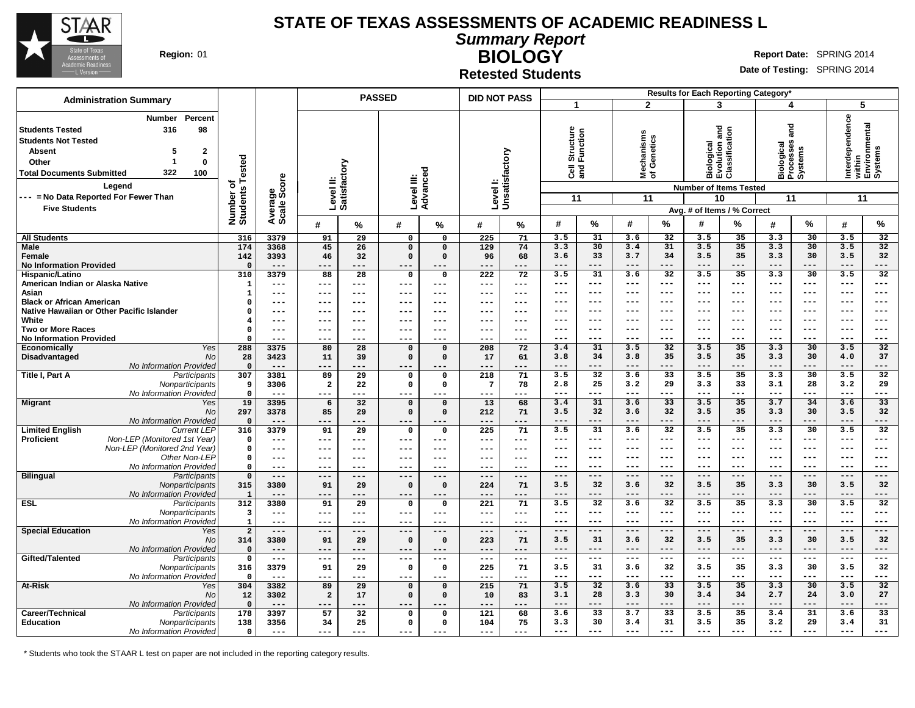# STATE OF TEXAS ASSESSMENTS OF ACADEMIC READINESS L

## *Summary Report*

## BIOLOGY

### Retested Students

**Region:** 01

**Report Date:** SPRING 2014

**Date of Testing:** SPRING 2014

| Administration Summary | Number | Percent |
|---|---|---|
| **Students Tested** | 316 | 98 |
| **Students Not Tested** | | |
| **Absent** | 5 | 2 |
| **Other** | 1 | 0 |
| **Total Documents Submitted** | 322 | 100 |

**Legend**

--- = No Data Reported For Fewer Than Five Students

Results for Each Reporting Category*: 1 = Cell Structure and Function (11 items tested); 2 = Mechanisms of Genetics (11 items tested); 3 = Biological Evolution and Classification (10 items tested); 4 = Biological Processes and Systems (11 items tested); 5 = Interdependence within Environmental Systems (11 items tested). Values are Avg. # of Items / % Correct.

| Group | | Number of Students Tested | Average Scale Score | PASSED Level II: Satisfactory # | PASSED Level II: Satisfactory % | PASSED Level III: Advanced # | PASSED Level III: Advanced % | DID NOT PASS Level I: Unsatisfactory # | DID NOT PASS Level I: Unsatisfactory % | 1 # | 1 % | 2 # | 2 % | 3 # | 3 % | 4 # | 4 % | 5 # | 5 % |
|---|---|---|---|---|---|---|---|---|---|---|---|---|---|---|---|---|---|---|---|
| **All Students** | | 316 | 3379 | 91 | 29 | 0 | 0 | 225 | 71 | 3.5 | 31 | 3.6 | 32 | 3.5 | 35 | 3.3 | 30 | 3.5 | 32 |
| **Male** | | 174 | 3368 | 45 | 26 | 0 | 0 | 129 | 74 | 3.3 | 30 | 3.4 | 31 | 3.5 | 35 | 3.3 | 30 | 3.5 | 32 |
| **Female** | | 142 | 3393 | 46 | 32 | 0 | 0 | 96 | 68 | 3.6 | 33 | 3.7 | 34 | 3.5 | 35 | 3.3 | 30 | 3.5 | 32 |
| **No Information Provided** | | 0 | --- | --- | --- | --- | --- | --- | --- | --- | --- | --- | --- | --- | --- | --- | --- | --- | --- |
| **Hispanic/Latino** | | 310 | 3379 | 88 | 28 | 0 | 0 | 222 | 72 | 3.5 | 31 | 3.6 | 32 | 3.5 | 35 | 3.3 | 30 | 3.5 | 32 |
| **American Indian or Alaska Native** | | 1 | --- | --- | --- | --- | --- | --- | --- | --- | --- | --- | --- | --- | --- | --- | --- | --- | --- |
| **Asian** | | 1 | --- | --- | --- | --- | --- | --- | --- | --- | --- | --- | --- | --- | --- | --- | --- | --- | --- |
| **Black or African American** | | 0 | --- | --- | --- | --- | --- | --- | --- | --- | --- | --- | --- | --- | --- | --- | --- | --- | --- |
| **Native Hawaiian or Other Pacific Islander** | | 0 | --- | --- | --- | --- | --- | --- | --- | --- | --- | --- | --- | --- | --- | --- | --- | --- | --- |
| **White** | | 4 | --- | --- | --- | --- | --- | --- | --- | --- | --- | --- | --- | --- | --- | --- | --- | --- | --- |
| **Two or More Races** | | 0 | --- | --- | --- | --- | --- | --- | --- | --- | --- | --- | --- | --- | --- | --- | --- | --- | --- |
| **No Information Provided** | | 0 | --- | --- | --- | --- | --- | --- | --- | --- | --- | --- | --- | --- | --- | --- | --- | --- | --- |
| **Economically Disadvantaged** | *Yes* | 288 | 3375 | 80 | 28 | 0 | 0 | 208 | 72 | 3.4 | 31 | 3.5 | 32 | 3.5 | 35 | 3.3 | 30 | 3.5 | 32 |
| | *No* | 28 | 3423 | 11 | 39 | 0 | 0 | 17 | 61 | 3.8 | 34 | 3.8 | 35 | 3.5 | 35 | 3.3 | 30 | 4.0 | 37 |
| | *No Information Provided* | 0 | --- | --- | --- | --- | --- | --- | --- | --- | --- | --- | --- | --- | --- | --- | --- | --- | --- |
| **Title I, Part A** | *Participants* | 307 | 3381 | 89 | 29 | 0 | 0 | 218 | 71 | 3.5 | 32 | 3.6 | 33 | 3.5 | 35 | 3.3 | 30 | 3.5 | 32 |
| | *Nonparticipants* | 9 | 3306 | 2 | 22 | 0 | 0 | 7 | 78 | 2.8 | 25 | 3.2 | 29 | 3.3 | 33 | 3.1 | 28 | 3.2 | 29 |
| | *No Information Provided* | 0 | --- | --- | --- | --- | --- | --- | --- | --- | --- | --- | --- | --- | --- | --- | --- | --- | --- |
| **Migrant** | *Yes* | 19 | 3395 | 6 | 32 | 0 | 0 | 13 | 68 | 3.4 | 31 | 3.6 | 33 | 3.5 | 35 | 3.7 | 34 | 3.6 | 33 |
| | *No* | 297 | 3378 | 85 | 29 | 0 | 0 | 212 | 71 | 3.5 | 32 | 3.6 | 32 | 3.5 | 35 | 3.3 | 30 | 3.5 | 32 |
| | *No Information Provided* | 0 | --- | --- | --- | --- | --- | --- | --- | --- | --- | --- | --- | --- | --- | --- | --- | --- | --- |
| **Limited English Proficient** | *Current LEP* | 316 | 3379 | 91 | 29 | 0 | 0 | 225 | 71 | 3.5 | 31 | 3.6 | 32 | 3.5 | 35 | 3.3 | 30 | 3.5 | 32 |
| | *Non-LEP (Monitored 1st Year)* | 0 | --- | --- | --- | --- | --- | --- | --- | --- | --- | --- | --- | --- | --- | --- | --- | --- | --- |
| | *Non-LEP (Monitored 2nd Year)* | 0 | --- | --- | --- | --- | --- | --- | --- | --- | --- | --- | --- | --- | --- | --- | --- | --- | --- |
| | *Other Non-LEP* | 0 | --- | --- | --- | --- | --- | --- | --- | --- | --- | --- | --- | --- | --- | --- | --- | --- | --- |
| | *No Information Provided* | 0 | --- | --- | --- | --- | --- | --- | --- | --- | --- | --- | --- | --- | --- | --- | --- | --- | --- |
| **Bilingual** | *Participants* | 0 | --- | --- | --- | --- | --- | --- | --- | --- | --- | --- | --- | --- | --- | --- | --- | --- | --- |
| | *Nonparticipants* | 315 | 3380 | 91 | 29 | 0 | 0 | 224 | 71 | 3.5 | 32 | 3.6 | 32 | 3.5 | 35 | 3.3 | 30 | 3.5 | 32 |
| | *No Information Provided* | 1 | --- | --- | --- | --- | --- | --- | --- | --- | --- | --- | --- | --- | --- | --- | --- | --- | --- |
| **ESL** | *Participants* | 312 | 3380 | 91 | 29 | 0 | 0 | 221 | 71 | 3.5 | 32 | 3.6 | 32 | 3.5 | 35 | 3.3 | 30 | 3.5 | 32 |
| | *Nonparticipants* | 3 | --- | --- | --- | --- | --- | --- | --- | --- | --- | --- | --- | --- | --- | --- | --- | --- | --- |
| | *No Information Provided* | 1 | --- | --- | --- | --- | --- | --- | --- | --- | --- | --- | --- | --- | --- | --- | --- | --- | --- |
| **Special Education** | *Yes* | 2 | --- | --- | --- | --- | --- | --- | --- | --- | --- | --- | --- | --- | --- | --- | --- | --- | --- |
| | *No* | 314 | 3380 | 91 | 29 | 0 | 0 | 223 | 71 | 3.5 | 31 | 3.6 | 32 | 3.5 | 35 | 3.3 | 30 | 3.5 | 32 |
| | *No Information Provided* | 0 | --- | --- | --- | --- | --- | --- | --- | --- | --- | --- | --- | --- | --- | --- | --- | --- | --- |
| **Gifted/Talented** | *Participants* | 0 | --- | --- | --- | --- | --- | --- | --- | --- | --- | --- | --- | --- | --- | --- | --- | --- | --- |
| | *Nonparticipants* | 316 | 3379 | 91 | 29 | 0 | 0 | 225 | 71 | 3.5 | 31 | 3.6 | 32 | 3.5 | 35 | 3.3 | 30 | 3.5 | 32 |
| | *No Information Provided* | 0 | --- | --- | --- | --- | --- | --- | --- | --- | --- | --- | --- | --- | --- | --- | --- | --- | --- |
| **At-Risk** | *Yes* | 304 | 3382 | 89 | 29 | 0 | 0 | 215 | 71 | 3.5 | 32 | 3.6 | 33 | 3.5 | 35 | 3.3 | 30 | 3.5 | 32 |
| | *No* | 12 | 3302 | 2 | 17 | 0 | 0 | 10 | 83 | 3.1 | 28 | 3.3 | 30 | 3.4 | 34 | 2.7 | 24 | 3.0 | 27 |
| | *No Information Provided* | 0 | --- | --- | --- | --- | --- | --- | --- | --- | --- | --- | --- | --- | --- | --- | --- | --- | --- |
| **Career/Technical Education** | *Participants* | 178 | 3397 | 57 | 32 | 0 | 0 | 121 | 68 | 3.6 | 33 | 3.7 | 33 | 3.5 | 35 | 3.4 | 31 | 3.6 | 33 |
| | *Nonparticipants* | 138 | 3356 | 34 | 25 | 0 | 0 | 104 | 75 | 3.3 | 30 | 3.4 | 31 | 3.5 | 35 | 3.2 | 29 | 3.4 | 31 |
| | *No Information Provided* | 0 | --- | --- | --- | --- | --- | --- | --- | --- | --- | --- | --- | --- | --- | --- | --- | --- | --- |

\* Students who took the STAAR L test on paper are not included in the reporting category results.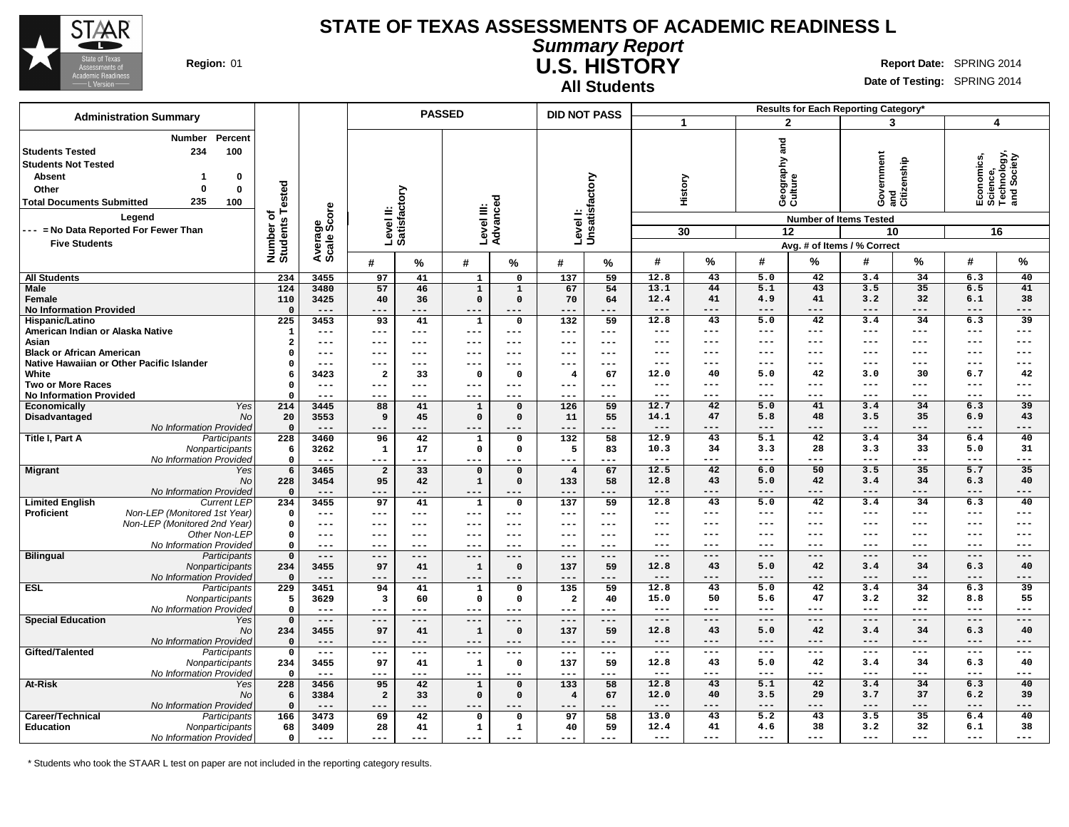# STATE OF TEXAS ASSESSMENTS OF ACADEMIC READINESS L

## *Summary Report*

## U.S. HISTORY

### All Students

**Region:** 01

**Report Date:** SPRING 2014

**Date of Testing:** SPRING 2014

**Administration Summary**

| | Number | Percent |
|---|---|---|
| Students Tested | 234 | 100 |
| Students Not Tested | | |
| Absent | 1 | 0 |
| Other | 0 | 0 |
| Total Documents Submitted | 235 | 100 |

**Legend**

--- = No Data Reported For Fewer Than Five Students

| | | Number of Students Tested | Average Scale Score | PASSED Level II: Satisfactory # | PASSED Level II: Satisfactory % | PASSED Level III: Advanced # | PASSED Level III: Advanced % | DID NOT PASS Level I: Unsatisfactory # | DID NOT PASS Level I: Unsatisfactory % | 1 History (30 items) # | 1 History % | 2 Geography and Culture (12 items) # | 2 Geography and Culture % | 3 Government and Citizenship (10 items) # | 3 Government and Citizenship % | 4 Economics, Science, Technology, and Society (16 items) # | 4 Economics, Science, Technology, and Society % |
|---|---|---|---|---|---|---|---|---|---|---|---|---|---|---|---|---|---|
| All Students | | 234 | 3455 | 97 | 41 | 1 | 0 | 137 | 59 | 12.8 | 43 | 5.0 | 42 | 3.4 | 34 | 6.3 | 40 |
| Male | | 124 | 3480 | 57 | 46 | 1 | 1 | 67 | 54 | 13.1 | 44 | 5.1 | 43 | 3.5 | 35 | 6.5 | 41 |
| Female | | 110 | 3425 | 40 | 36 | 0 | 0 | 70 | 64 | 12.4 | 41 | 4.9 | 41 | 3.2 | 32 | 6.1 | 38 |
| No Information Provided | | 0 | --- | --- | --- | --- | --- | --- | --- | --- | --- | --- | --- | --- | --- | --- | --- |
| Hispanic/Latino | | 225 | 3453 | 93 | 41 | 1 | 0 | 132 | 59 | 12.8 | 43 | 5.0 | 42 | 3.4 | 34 | 6.3 | 39 |
| American Indian or Alaska Native | | 1 | --- | --- | --- | --- | --- | --- | --- | --- | --- | --- | --- | --- | --- | --- | --- |
| Asian | | 2 | --- | --- | --- | --- | --- | --- | --- | --- | --- | --- | --- | --- | --- | --- | --- |
| Black or African American | | 0 | --- | --- | --- | --- | --- | --- | --- | --- | --- | --- | --- | --- | --- | --- | --- |
| Native Hawaiian or Other Pacific Islander | | 0 | --- | --- | --- | --- | --- | --- | --- | --- | --- | --- | --- | --- | --- | --- | --- |
| White | | 6 | 3423 | 2 | 33 | 0 | 0 | 4 | 67 | 12.0 | 40 | 5.0 | 42 | 3.0 | 30 | 6.7 | 42 |
| Two or More Races | | 0 | --- | --- | --- | --- | --- | --- | --- | --- | --- | --- | --- | --- | --- | --- | --- |
| No Information Provided | | 0 | --- | --- | --- | --- | --- | --- | --- | --- | --- | --- | --- | --- | --- | --- | --- |
| Economically Disadvantaged | *Yes* | 214 | 3445 | 88 | 41 | 1 | 0 | 126 | 59 | 12.7 | 42 | 5.0 | 41 | 3.4 | 34 | 6.3 | 39 |
| | *No* | 20 | 3553 | 9 | 45 | 0 | 0 | 11 | 55 | 14.1 | 47 | 5.8 | 48 | 3.5 | 35 | 6.9 | 43 |
| | *No Information Provided* | 0 | --- | --- | --- | --- | --- | --- | --- | --- | --- | --- | --- | --- | --- | --- | --- |
| Title I, Part A | *Participants* | 228 | 3460 | 96 | 42 | 1 | 0 | 132 | 58 | 12.9 | 43 | 5.1 | 42 | 3.4 | 34 | 6.4 | 40 |
| | *Nonparticipants* | 6 | 3262 | 1 | 17 | 0 | 0 | 5 | 83 | 10.3 | 34 | 3.3 | 28 | 3.3 | 33 | 5.0 | 31 |
| | *No Information Provided* | 0 | --- | --- | --- | --- | --- | --- | --- | --- | --- | --- | --- | --- | --- | --- | --- |
| Migrant | *Yes* | 6 | 3465 | 2 | 33 | 0 | 0 | 4 | 67 | 12.5 | 42 | 6.0 | 50 | 3.5 | 35 | 5.7 | 35 |
| | *No* | 228 | 3454 | 95 | 42 | 1 | 0 | 133 | 58 | 12.8 | 43 | 5.0 | 42 | 3.4 | 34 | 6.3 | 40 |
| | *No Information Provided* | 0 | --- | --- | --- | --- | --- | --- | --- | --- | --- | --- | --- | --- | --- | --- | --- |
| Limited English Proficient | *Current LEP* | 234 | 3455 | 97 | 41 | 1 | 0 | 137 | 59 | 12.8 | 43 | 5.0 | 42 | 3.4 | 34 | 6.3 | 40 |
| | *Non-LEP (Monitored 1st Year)* | 0 | --- | --- | --- | --- | --- | --- | --- | --- | --- | --- | --- | --- | --- | --- | --- |
| | *Non-LEP (Monitored 2nd Year)* | 0 | --- | --- | --- | --- | --- | --- | --- | --- | --- | --- | --- | --- | --- | --- | --- |
| | *Other Non-LEP* | 0 | --- | --- | --- | --- | --- | --- | --- | --- | --- | --- | --- | --- | --- | --- | --- |
| | *No Information Provided* | 0 | --- | --- | --- | --- | --- | --- | --- | --- | --- | --- | --- | --- | --- | --- | --- |
| Bilingual | *Participants* | 0 | --- | --- | --- | --- | --- | --- | --- | --- | --- | --- | --- | --- | --- | --- | --- |
| | *Nonparticipants* | 234 | 3455 | 97 | 41 | 1 | 0 | 137 | 59 | 12.8 | 43 | 5.0 | 42 | 3.4 | 34 | 6.3 | 40 |
| | *No Information Provided* | 0 | --- | --- | --- | --- | --- | --- | --- | --- | --- | --- | --- | --- | --- | --- | --- |
| ESL | *Participants* | 229 | 3451 | 94 | 41 | 1 | 0 | 135 | 59 | 12.8 | 43 | 5.0 | 42 | 3.4 | 34 | 6.3 | 39 |
| | *Nonparticipants* | 5 | 3629 | 3 | 60 | 0 | 0 | 2 | 40 | 15.0 | 50 | 5.6 | 47 | 3.2 | 32 | 8.8 | 55 |
| | *No Information Provided* | 0 | --- | --- | --- | --- | --- | --- | --- | --- | --- | --- | --- | --- | --- | --- | --- |
| Special Education | *Yes* | 0 | --- | --- | --- | --- | --- | --- | --- | --- | --- | --- | --- | --- | --- | --- | --- |
| | *No* | 234 | 3455 | 97 | 41 | 1 | 0 | 137 | 59 | 12.8 | 43 | 5.0 | 42 | 3.4 | 34 | 6.3 | 40 |
| | *No Information Provided* | 0 | --- | --- | --- | --- | --- | --- | --- | --- | --- | --- | --- | --- | --- | --- | --- |
| Gifted/Talented | *Participants* | 0 | --- | --- | --- | --- | --- | --- | --- | --- | --- | --- | --- | --- | --- | --- | --- |
| | *Nonparticipants* | 234 | 3455 | 97 | 41 | 1 | 0 | 137 | 59 | 12.8 | 43 | 5.0 | 42 | 3.4 | 34 | 6.3 | 40 |
| | *No Information Provided* | 0 | --- | --- | --- | --- | --- | --- | --- | --- | --- | --- | --- | --- | --- | --- | --- |
| At-Risk | *Yes* | 228 | 3456 | 95 | 42 | 1 | 0 | 133 | 58 | 12.8 | 43 | 5.1 | 42 | 3.4 | 34 | 6.3 | 40 |
| | *No* | 6 | 3384 | 2 | 33 | 0 | 0 | 4 | 67 | 12.0 | 40 | 3.5 | 29 | 3.7 | 37 | 6.2 | 39 |
| | *No Information Provided* | 0 | --- | --- | --- | --- | --- | --- | --- | --- | --- | --- | --- | --- | --- | --- | --- |
| Career/Technical Education | *Participants* | 166 | 3473 | 69 | 42 | 0 | 0 | 97 | 58 | 13.0 | 43 | 5.2 | 43 | 3.5 | 35 | 6.4 | 40 |
| | *Nonparticipants* | 68 | 3409 | 28 | 41 | 1 | 1 | 40 | 59 | 12.4 | 41 | 4.6 | 38 | 3.2 | 32 | 6.1 | 38 |
| | *No Information Provided* | 0 | --- | --- | --- | --- | --- | --- | --- | --- | --- | --- | --- | --- | --- | --- | --- |

Results for Each Reporting Category*: Number of Items Tested; Avg. # of Items / % Correct

\* Students who took the STAAR L test on paper are not included in the reporting category results.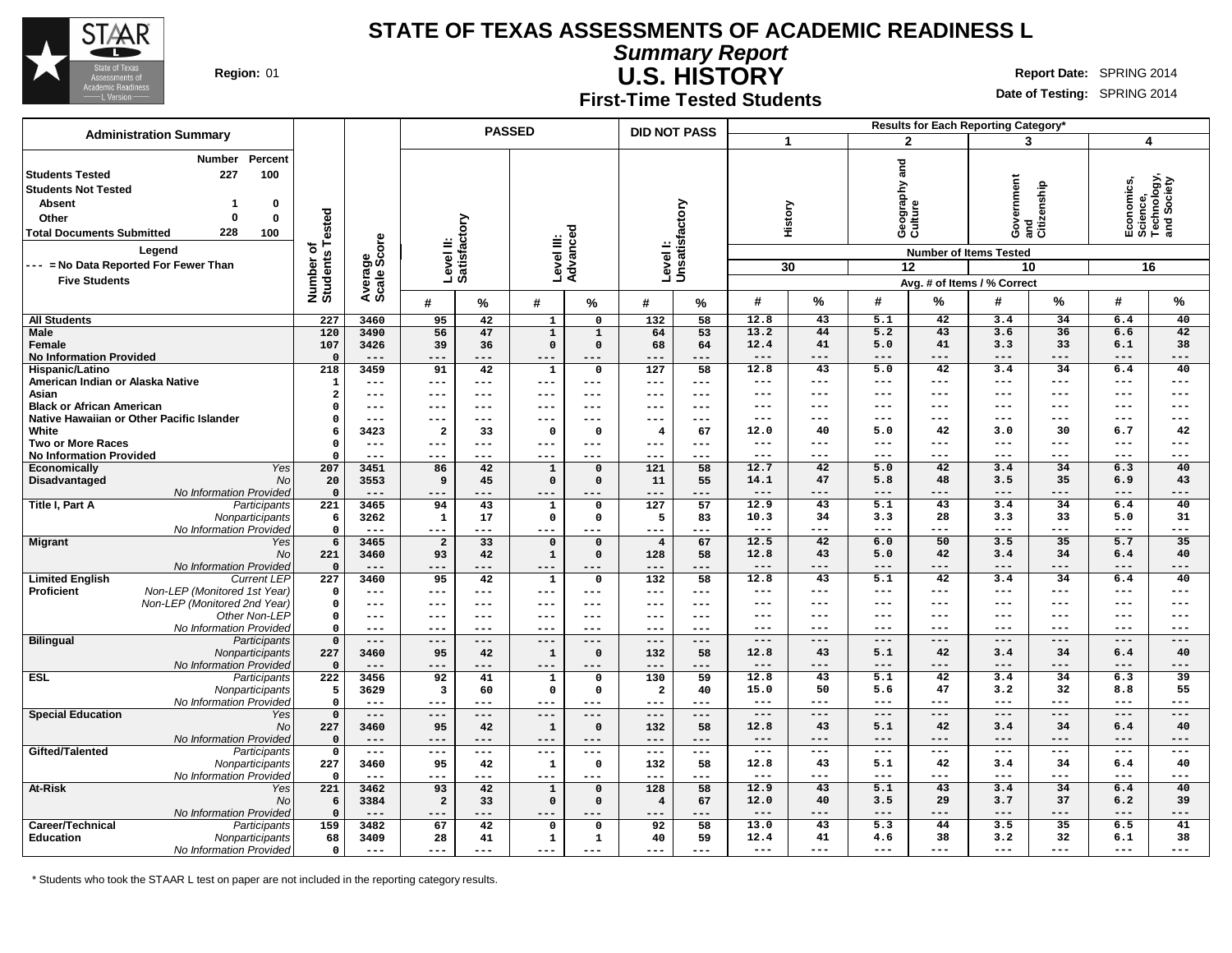# STATE OF TEXAS ASSESSMENTS OF ACADEMIC READINESS L

## *Summary Report*

## U.S. HISTORY

### First-Time Tested Students

**Region:** 01

**Report Date:** SPRING 2014

**Date of Testing:** SPRING 2014

**Administration Summary**

| | Number | Percent |
|---|---|---|
| Students Tested | 227 | 100 |
| Students Not Tested | | |
| Absent | 1 | 0 |
| Other | 0 | 0 |
| Total Documents Submitted | 228 | 100 |

**Legend**

--- = No Data Reported For Fewer Than Five Students

Results for Each Reporting Category*: 1 = History (Number of Items Tested: 30); 2 = Geography and Culture (12); 3 = Government and Citizenship (10); 4 = Economics, Science, Technology, and Society (16). Values shown as Avg. # of Items / % Correct.

| Group | Subgroup | Number of Students Tested | Average Scale Score | PASSED Level II: Satisfactory # | PASSED Level II: Satisfactory % | PASSED Level III: Advanced # | PASSED Level III: Advanced % | DID NOT PASS Level I: Unsatisfactory # | DID NOT PASS Level I: Unsatisfactory % | 1 History # | 1 History % | 2 Geography and Culture # | 2 Geography and Culture % | 3 Government and Citizenship # | 3 Government and Citizenship % | 4 Economics, Science, Technology, and Society # | 4 Economics, Science, Technology, and Society % |
|---|---|---|---|---|---|---|---|---|---|---|---|---|---|---|---|---|---|
| All Students | | 227 | 3460 | 95 | 42 | 1 | 0 | 132 | 58 | 12.8 | 43 | 5.1 | 42 | 3.4 | 34 | 6.4 | 40 |
| Male | | 120 | 3490 | 56 | 47 | 1 | 1 | 64 | 53 | 13.2 | 44 | 5.2 | 43 | 3.6 | 36 | 6.6 | 42 |
| Female | | 107 | 3426 | 39 | 36 | 0 | 0 | 68 | 64 | 12.4 | 41 | 5.0 | 41 | 3.3 | 33 | 6.1 | 38 |
| No Information Provided | | 0 | --- | --- | --- | --- | --- | --- | --- | --- | --- | --- | --- | --- | --- | --- | --- |
| Hispanic/Latino | | 218 | 3459 | 91 | 42 | 1 | 0 | 127 | 58 | 12.8 | 43 | 5.0 | 42 | 3.4 | 34 | 6.4 | 40 |
| American Indian or Alaska Native | | 1 | --- | --- | --- | --- | --- | --- | --- | --- | --- | --- | --- | --- | --- | --- | --- |
| Asian | | 2 | --- | --- | --- | --- | --- | --- | --- | --- | --- | --- | --- | --- | --- | --- | --- |
| Black or African American | | 0 | --- | --- | --- | --- | --- | --- | --- | --- | --- | --- | --- | --- | --- | --- | --- |
| Native Hawaiian or Other Pacific Islander | | 0 | --- | --- | --- | --- | --- | --- | --- | --- | --- | --- | --- | --- | --- | --- | --- |
| White | | 6 | 3423 | 2 | 33 | 0 | 0 | 4 | 67 | 12.0 | 40 | 5.0 | 42 | 3.0 | 30 | 6.7 | 42 |
| Two or More Races | | 0 | --- | --- | --- | --- | --- | --- | --- | --- | --- | --- | --- | --- | --- | --- | --- |
| No Information Provided | | 0 | --- | --- | --- | --- | --- | --- | --- | --- | --- | --- | --- | --- | --- | --- | --- |
| Economically Disadvantaged | *Yes* | 207 | 3451 | 86 | 42 | 1 | 0 | 121 | 58 | 12.7 | 42 | 5.0 | 42 | 3.4 | 34 | 6.3 | 40 |
| | *No* | 20 | 3553 | 9 | 45 | 0 | 0 | 11 | 55 | 14.1 | 47 | 5.8 | 48 | 3.5 | 35 | 6.9 | 43 |
| | *No Information Provided* | 0 | --- | --- | --- | --- | --- | --- | --- | --- | --- | --- | --- | --- | --- | --- | --- |
| Title I, Part A | *Participants* | 221 | 3465 | 94 | 43 | 1 | 0 | 127 | 57 | 12.9 | 43 | 5.1 | 43 | 3.4 | 34 | 6.4 | 40 |
| | *Nonparticipants* | 6 | 3262 | 1 | 17 | 0 | 0 | 5 | 83 | 10.3 | 34 | 3.3 | 28 | 3.3 | 33 | 5.0 | 31 |
| | *No Information Provided* | 0 | --- | --- | --- | --- | --- | --- | --- | --- | --- | --- | --- | --- | --- | --- | --- |
| Migrant | *Yes* | 6 | 3465 | 2 | 33 | 0 | 0 | 4 | 67 | 12.5 | 42 | 6.0 | 50 | 3.5 | 35 | 5.7 | 35 |
| | *No* | 221 | 3460 | 93 | 42 | 1 | 0 | 128 | 58 | 12.8 | 43 | 5.0 | 42 | 3.4 | 34 | 6.4 | 40 |
| | *No Information Provided* | 0 | --- | --- | --- | --- | --- | --- | --- | --- | --- | --- | --- | --- | --- | --- | --- |
| Limited English Proficient | *Current LEP* | 227 | 3460 | 95 | 42 | 1 | 0 | 132 | 58 | 12.8 | 43 | 5.1 | 42 | 3.4 | 34 | 6.4 | 40 |
| | *Non-LEP (Monitored 1st Year)* | 0 | --- | --- | --- | --- | --- | --- | --- | --- | --- | --- | --- | --- | --- | --- | --- |
| | *Non-LEP (Monitored 2nd Year)* | 0 | --- | --- | --- | --- | --- | --- | --- | --- | --- | --- | --- | --- | --- | --- | --- |
| | *Other Non-LEP* | 0 | --- | --- | --- | --- | --- | --- | --- | --- | --- | --- | --- | --- | --- | --- | --- |
| | *No Information Provided* | 0 | --- | --- | --- | --- | --- | --- | --- | --- | --- | --- | --- | --- | --- | --- | --- |
| Bilingual | *Participants* | 0 | --- | --- | --- | --- | --- | --- | --- | --- | --- | --- | --- | --- | --- | --- | --- |
| | *Nonparticipants* | 227 | 3460 | 95 | 42 | 1 | 0 | 132 | 58 | 12.8 | 43 | 5.1 | 42 | 3.4 | 34 | 6.4 | 40 |
| | *No Information Provided* | 0 | --- | --- | --- | --- | --- | --- | --- | --- | --- | --- | --- | --- | --- | --- | --- |
| ESL | *Participants* | 222 | 3456 | 92 | 41 | 1 | 0 | 130 | 59 | 12.8 | 43 | 5.1 | 42 | 3.4 | 34 | 6.3 | 39 |
| | *Nonparticipants* | 5 | 3629 | 3 | 60 | 0 | 0 | 2 | 40 | 15.0 | 50 | 5.6 | 47 | 3.2 | 32 | 8.8 | 55 |
| | *No Information Provided* | 0 | --- | --- | --- | --- | --- | --- | --- | --- | --- | --- | --- | --- | --- | --- | --- |
| Special Education | *Yes* | 0 | --- | --- | --- | --- | --- | --- | --- | --- | --- | --- | --- | --- | --- | --- | --- |
| | *No* | 227 | 3460 | 95 | 42 | 1 | 0 | 132 | 58 | 12.8 | 43 | 5.1 | 42 | 3.4 | 34 | 6.4 | 40 |
| | *No Information Provided* | 0 | --- | --- | --- | --- | --- | --- | --- | --- | --- | --- | --- | --- | --- | --- | --- |
| Gifted/Talented | *Participants* | 0 | --- | --- | --- | --- | --- | --- | --- | --- | --- | --- | --- | --- | --- | --- | --- |
| | *Nonparticipants* | 227 | 3460 | 95 | 42 | 1 | 0 | 132 | 58 | 12.8 | 43 | 5.1 | 42 | 3.4 | 34 | 6.4 | 40 |
| | *No Information Provided* | 0 | --- | --- | --- | --- | --- | --- | --- | --- | --- | --- | --- | --- | --- | --- | --- |
| At-Risk | *Yes* | 221 | 3462 | 93 | 42 | 1 | 0 | 128 | 58 | 12.9 | 43 | 5.1 | 43 | 3.4 | 34 | 6.4 | 40 |
| | *No* | 6 | 3384 | 2 | 33 | 0 | 0 | 4 | 67 | 12.0 | 40 | 3.5 | 29 | 3.7 | 37 | 6.2 | 39 |
| | *No Information Provided* | 0 | --- | --- | --- | --- | --- | --- | --- | --- | --- | --- | --- | --- | --- | --- | --- |
| Career/Technical Education | *Participants* | 159 | 3482 | 67 | 42 | 0 | 0 | 92 | 58 | 13.0 | 43 | 5.3 | 44 | 3.5 | 35 | 6.5 | 41 |
| | *Nonparticipants* | 68 | 3409 | 28 | 41 | 1 | 1 | 40 | 59 | 12.4 | 41 | 4.6 | 38 | 3.2 | 32 | 6.1 | 38 |
| | *No Information Provided* | 0 | --- | --- | --- | --- | --- | --- | --- | --- | --- | --- | --- | --- | --- | --- | --- |

\* Students who took the STAAR L test on paper are not included in the reporting category results.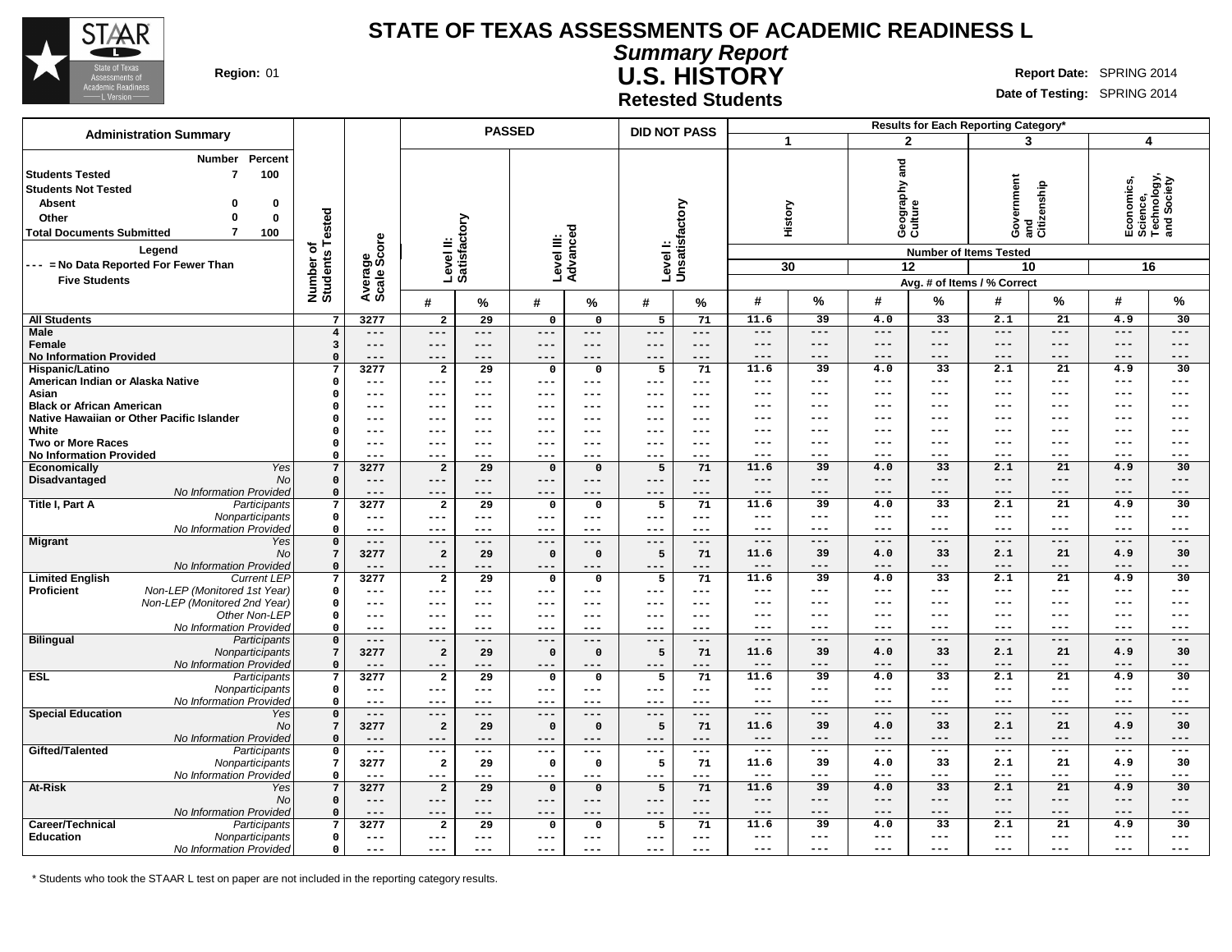# STATE OF TEXAS ASSESSMENTS OF ACADEMIC READINESS L

## *Summary Report*

## U.S. HISTORY

### Retested Students

**Region:** 01

**Report Date:** SPRING 2014

**Date of Testing:** SPRING 2014

**Administration Summary**

| | Number | Percent |
|---|---|---|
| Students Tested | 7 | 100 |
| Students Not Tested | | |
| Absent | 0 | 0 |
| Other | 0 | 0 |
| Total Documents Submitted | 7 | 100 |

**Legend**

--- = No Data Reported For Fewer Than Five Students

| | | Number of Students Tested | Average Scale Score | PASSED Level II: Satisfactory # | PASSED Level II: Satisfactory % | PASSED Level III: Advanced # | PASSED Level III: Advanced % | DID NOT PASS Level I: Unsatisfactory # | DID NOT PASS Level I: Unsatisfactory % | 1 History (30 items) # | 1 History % | 2 Geography and Culture (12 items) # | 2 Geography and Culture % | 3 Government and Citizenship (10 items) # | 3 Government and Citizenship % | 4 Economics, Science, Technology, and Society (16 items) # | 4 Economics, Science, Technology, and Society % |
|---|---|---|---|---|---|---|---|---|---|---|---|---|---|---|---|---|---|
| All Students | | 7 | 3277 | 2 | 29 | 0 | 0 | 5 | 71 | 11.6 | 39 | 4.0 | 33 | 2.1 | 21 | 4.9 | 30 |
| Male | | 4 | --- | --- | --- | --- | --- | --- | --- | --- | --- | --- | --- | --- | --- | --- | --- |
| Female | | 3 | --- | --- | --- | --- | --- | --- | --- | --- | --- | --- | --- | --- | --- | --- | --- |
| No Information Provided | | 0 | --- | --- | --- | --- | --- | --- | --- | --- | --- | --- | --- | --- | --- | --- | --- |
| Hispanic/Latino | | 7 | 3277 | 2 | 29 | 0 | 0 | 5 | 71 | 11.6 | 39 | 4.0 | 33 | 2.1 | 21 | 4.9 | 30 |
| American Indian or Alaska Native | | 0 | --- | --- | --- | --- | --- | --- | --- | --- | --- | --- | --- | --- | --- | --- | --- |
| Asian | | 0 | --- | --- | --- | --- | --- | --- | --- | --- | --- | --- | --- | --- | --- | --- | --- |
| Black or African American | | 0 | --- | --- | --- | --- | --- | --- | --- | --- | --- | --- | --- | --- | --- | --- | --- |
| Native Hawaiian or Other Pacific Islander | | 0 | --- | --- | --- | --- | --- | --- | --- | --- | --- | --- | --- | --- | --- | --- | --- |
| White | | 0 | --- | --- | --- | --- | --- | --- | --- | --- | --- | --- | --- | --- | --- | --- | --- |
| Two or More Races | | 0 | --- | --- | --- | --- | --- | --- | --- | --- | --- | --- | --- | --- | --- | --- | --- |
| No Information Provided | | 0 | --- | --- | --- | --- | --- | --- | --- | --- | --- | --- | --- | --- | --- | --- | --- |
| Economically Disadvantaged | *Yes* | 7 | 3277 | 2 | 29 | 0 | 0 | 5 | 71 | 11.6 | 39 | 4.0 | 33 | 2.1 | 21 | 4.9 | 30 |
| | *No* | 0 | --- | --- | --- | --- | --- | --- | --- | --- | --- | --- | --- | --- | --- | --- | --- |
| | *No Information Provided* | 0 | --- | --- | --- | --- | --- | --- | --- | --- | --- | --- | --- | --- | --- | --- | --- |
| Title I, Part A | *Participants* | 7 | 3277 | 2 | 29 | 0 | 0 | 5 | 71 | 11.6 | 39 | 4.0 | 33 | 2.1 | 21 | 4.9 | 30 |
| | *Nonparticipants* | 0 | --- | --- | --- | --- | --- | --- | --- | --- | --- | --- | --- | --- | --- | --- | --- |
| | *No Information Provided* | 0 | --- | --- | --- | --- | --- | --- | --- | --- | --- | --- | --- | --- | --- | --- | --- |
| Migrant | *Yes* | 0 | --- | --- | --- | --- | --- | --- | --- | --- | --- | --- | --- | --- | --- | --- | --- |
| | *No* | 7 | 3277 | 2 | 29 | 0 | 0 | 5 | 71 | 11.6 | 39 | 4.0 | 33 | 2.1 | 21 | 4.9 | 30 |
| | *No Information Provided* | 0 | --- | --- | --- | --- | --- | --- | --- | --- | --- | --- | --- | --- | --- | --- | --- |
| Limited English Proficient | *Current LEP* | 7 | 3277 | 2 | 29 | 0 | 0 | 5 | 71 | 11.6 | 39 | 4.0 | 33 | 2.1 | 21 | 4.9 | 30 |
| | *Non-LEP (Monitored 1st Year)* | 0 | --- | --- | --- | --- | --- | --- | --- | --- | --- | --- | --- | --- | --- | --- | --- |
| | *Non-LEP (Monitored 2nd Year)* | 0 | --- | --- | --- | --- | --- | --- | --- | --- | --- | --- | --- | --- | --- | --- | --- |
| | *Other Non-LEP* | 0 | --- | --- | --- | --- | --- | --- | --- | --- | --- | --- | --- | --- | --- | --- | --- |
| | *No Information Provided* | 0 | --- | --- | --- | --- | --- | --- | --- | --- | --- | --- | --- | --- | --- | --- | --- |
| Bilingual | *Participants* | 0 | --- | --- | --- | --- | --- | --- | --- | --- | --- | --- | --- | --- | --- | --- | --- |
| | *Nonparticipants* | 7 | 3277 | 2 | 29 | 0 | 0 | 5 | 71 | 11.6 | 39 | 4.0 | 33 | 2.1 | 21 | 4.9 | 30 |
| | *No Information Provided* | 0 | --- | --- | --- | --- | --- | --- | --- | --- | --- | --- | --- | --- | --- | --- | --- |
| ESL | *Participants* | 7 | 3277 | 2 | 29 | 0 | 0 | 5 | 71 | 11.6 | 39 | 4.0 | 33 | 2.1 | 21 | 4.9 | 30 |
| | *Nonparticipants* | 0 | --- | --- | --- | --- | --- | --- | --- | --- | --- | --- | --- | --- | --- | --- | --- |
| | *No Information Provided* | 0 | --- | --- | --- | --- | --- | --- | --- | --- | --- | --- | --- | --- | --- | --- | --- |
| Special Education | *Yes* | 0 | --- | --- | --- | --- | --- | --- | --- | --- | --- | --- | --- | --- | --- | --- | --- |
| | *No* | 7 | 3277 | 2 | 29 | 0 | 0 | 5 | 71 | 11.6 | 39 | 4.0 | 33 | 2.1 | 21 | 4.9 | 30 |
| | *No Information Provided* | 0 | --- | --- | --- | --- | --- | --- | --- | --- | --- | --- | --- | --- | --- | --- | --- |
| Gifted/Talented | *Participants* | 0 | --- | --- | --- | --- | --- | --- | --- | --- | --- | --- | --- | --- | --- | --- | --- |
| | *Nonparticipants* | 7 | 3277 | 2 | 29 | 0 | 0 | 5 | 71 | 11.6 | 39 | 4.0 | 33 | 2.1 | 21 | 4.9 | 30 |
| | *No Information Provided* | 0 | --- | --- | --- | --- | --- | --- | --- | --- | --- | --- | --- | --- | --- | --- | --- |
| At-Risk | *Yes* | 7 | 3277 | 2 | 29 | 0 | 0 | 5 | 71 | 11.6 | 39 | 4.0 | 33 | 2.1 | 21 | 4.9 | 30 |
| | *No* | 0 | --- | --- | --- | --- | --- | --- | --- | --- | --- | --- | --- | --- | --- | --- | --- |
| | *No Information Provided* | 0 | --- | --- | --- | --- | --- | --- | --- | --- | --- | --- | --- | --- | --- | --- | --- |
| Career/Technical Education | *Participants* | 7 | 3277 | 2 | 29 | 0 | 0 | 5 | 71 | 11.6 | 39 | 4.0 | 33 | 2.1 | 21 | 4.9 | 30 |
| | *Nonparticipants* | 0 | --- | --- | --- | --- | --- | --- | --- | --- | --- | --- | --- | --- | --- | --- | --- |
| | *No Information Provided* | 0 | --- | --- | --- | --- | --- | --- | --- | --- | --- | --- | --- | --- | --- | --- | --- |

Results for Each Reporting Category*: Number of Items Tested — History 30, Geography and Culture 12, Government and Citizenship 10, Economics, Science, Technology, and Society 16. Values shown are Avg. # of Items / % Correct.

\* Students who took the STAAR L test on paper are not included in the reporting category results.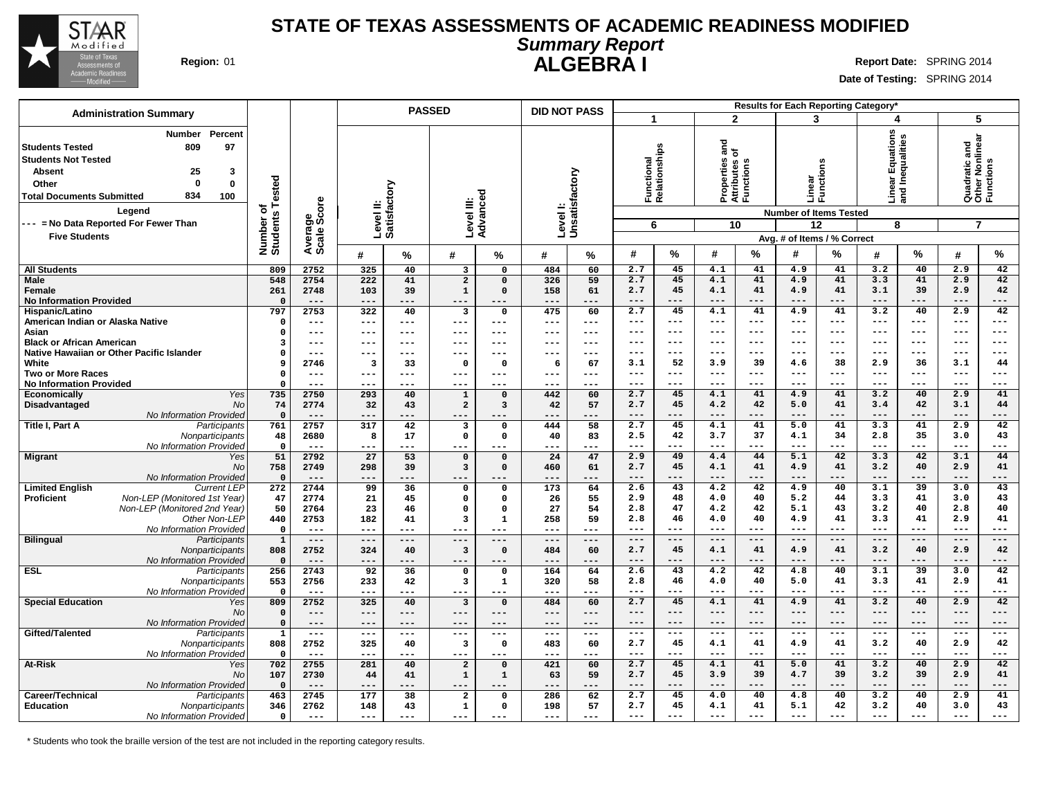# STATE OF TEXAS ASSESSMENTS OF ACADEMIC READINESS MODIFIED

## *Summary Report*

## ALGEBRA I

**Region:** 01

**Report Date:** SPRING 2014

**Date of Testing:** SPRING 2014

### Administration Summary

| | Number | Percent |
|---|---|---|
| **Students Tested** | 809 | 97 |
| **Students Not Tested** | | |
| Absent | 25 | 3 |
| Other | 0 | 0 |
| **Total Documents Submitted** | 834 | 100 |

**Legend**

--- = No Data Reported For Fewer Than Five Students

| | | Number of Students Tested | Average Scale Score | PASSED Level II: Satisfactory # | PASSED Level II: Satisfactory % | PASSED Level III: Advanced # | PASSED Level III: Advanced % | DID NOT PASS Level I: Unsatisfactory # | DID NOT PASS Level I: Unsatisfactory % | 1 Functional Relationships (6 items) # | 1 % | 2 Properties and Attributes of Functions (10 items) # | 2 % | 3 Linear Functions (12 items) # | 3 % | 4 Linear Equations and Inequalities (8 items) # | 4 % | 5 Quadratic and Other Nonlinear Functions (7 items) # | 5 % |
|---|---|---|---|---|---|---|---|---|---|---|---|---|---|---|---|---|---|---|---|
| **All Students** | | 809 | 2752 | 325 | 40 | 3 | 0 | 484 | 60 | 2.7 | 45 | 4.1 | 41 | 4.9 | 41 | 3.2 | 40 | 2.9 | 42 |
| **Male** | | 548 | 2754 | 222 | 41 | 2 | 0 | 326 | 59 | 2.7 | 45 | 4.1 | 41 | 4.9 | 41 | 3.3 | 41 | 2.9 | 42 |
| **Female** | | 261 | 2748 | 103 | 39 | 1 | 0 | 158 | 61 | 2.7 | 45 | 4.1 | 41 | 4.9 | 41 | 3.1 | 39 | 2.9 | 42 |
| **No Information Provided** | | 0 | --- | --- | --- | --- | --- | --- | --- | --- | --- | --- | --- | --- | --- | --- | --- | --- | --- |
| **Hispanic/Latino** | | 797 | 2753 | 322 | 40 | 3 | 0 | 475 | 60 | 2.7 | 45 | 4.1 | 41 | 4.9 | 41 | 3.2 | 40 | 2.9 | 42 |
| **American Indian or Alaska Native** | | 0 | --- | --- | --- | --- | --- | --- | --- | --- | --- | --- | --- | --- | --- | --- | --- | --- | --- |
| **Asian** | | 0 | --- | --- | --- | --- | --- | --- | --- | --- | --- | --- | --- | --- | --- | --- | --- | --- | --- |
| **Black or African American** | | 3 | --- | --- | --- | --- | --- | --- | --- | --- | --- | --- | --- | --- | --- | --- | --- | --- | --- |
| **Native Hawaiian or Other Pacific Islander** | | 0 | --- | --- | --- | --- | --- | --- | --- | --- | --- | --- | --- | --- | --- | --- | --- | --- | --- |
| **White** | | 9 | 2746 | 3 | 33 | 0 | 0 | 6 | 67 | 3.1 | 52 | 3.9 | 39 | 4.6 | 38 | 2.9 | 36 | 3.1 | 44 |
| **Two or More Races** | | 0 | --- | --- | --- | --- | --- | --- | --- | --- | --- | --- | --- | --- | --- | --- | --- | --- | --- |
| **No Information Provided** | | 0 | --- | --- | --- | --- | --- | --- | --- | --- | --- | --- | --- | --- | --- | --- | --- | --- | --- |
| **Economically Disadvantaged** | *Yes* | 735 | 2750 | 293 | 40 | 1 | 0 | 442 | 60 | 2.7 | 45 | 4.1 | 41 | 4.9 | 41 | 3.2 | 40 | 2.9 | 41 |
| | *No* | 74 | 2774 | 32 | 43 | 2 | 3 | 42 | 57 | 2.7 | 45 | 4.2 | 42 | 5.0 | 41 | 3.4 | 42 | 3.1 | 44 |
| | *No Information Provided* | 0 | --- | --- | --- | --- | --- | --- | --- | --- | --- | --- | --- | --- | --- | --- | --- | --- | --- |
| **Title I, Part A** | *Participants* | 761 | 2757 | 317 | 42 | 3 | 0 | 444 | 58 | 2.7 | 45 | 4.1 | 41 | 5.0 | 41 | 3.3 | 41 | 2.9 | 42 |
| | *Nonparticipants* | 48 | 2680 | 8 | 17 | 0 | 0 | 40 | 83 | 2.5 | 42 | 3.7 | 37 | 4.1 | 34 | 2.8 | 35 | 3.0 | 43 |
| | *No Information Provided* | 0 | --- | --- | --- | --- | --- | --- | --- | --- | --- | --- | --- | --- | --- | --- | --- | --- | --- |
| **Migrant** | *Yes* | 51 | 2792 | 27 | 53 | 0 | 0 | 24 | 47 | 2.9 | 49 | 4.4 | 44 | 5.1 | 42 | 3.3 | 42 | 3.1 | 44 |
| | *No* | 758 | 2749 | 298 | 39 | 3 | 0 | 460 | 61 | 2.7 | 45 | 4.1 | 41 | 4.9 | 41 | 3.2 | 40 | 2.9 | 41 |
| | *No Information Provided* | 0 | --- | --- | --- | --- | --- | --- | --- | --- | --- | --- | --- | --- | --- | --- | --- | --- | --- |
| **Limited English Proficient** | *Current LEP* | 272 | 2744 | 99 | 36 | 0 | 0 | 173 | 64 | 2.6 | 43 | 4.2 | 42 | 4.9 | 40 | 3.1 | 39 | 3.0 | 43 |
| | *Non-LEP (Monitored 1st Year)* | 47 | 2774 | 21 | 45 | 0 | 0 | 26 | 55 | 2.9 | 48 | 4.0 | 40 | 5.2 | 44 | 3.3 | 41 | 3.0 | 43 |
| | *Non-LEP (Monitored 2nd Year)* | 50 | 2764 | 23 | 46 | 0 | 0 | 27 | 54 | 2.8 | 47 | 4.2 | 42 | 5.1 | 43 | 3.2 | 40 | 2.8 | 40 |
| | *Other Non-LEP* | 440 | 2753 | 182 | 41 | 3 | 1 | 258 | 59 | 2.8 | 46 | 4.0 | 40 | 4.9 | 41 | 3.3 | 41 | 2.9 | 41 |
| | *No Information Provided* | 0 | --- | --- | --- | --- | --- | --- | --- | --- | --- | --- | --- | --- | --- | --- | --- | --- | --- |
| **Bilingual** | *Participants* | 1 | --- | --- | --- | --- | --- | --- | --- | --- | --- | --- | --- | --- | --- | --- | --- | --- | --- |
| | *Nonparticipants* | 808 | 2752 | 324 | 40 | 3 | 0 | 484 | 60 | 2.7 | 45 | 4.1 | 41 | 4.9 | 41 | 3.2 | 40 | 2.9 | 42 |
| | *No Information Provided* | 0 | --- | --- | --- | --- | --- | --- | --- | --- | --- | --- | --- | --- | --- | --- | --- | --- | --- |
| **ESL** | *Participants* | 256 | 2743 | 92 | 36 | 0 | 0 | 164 | 64 | 2.6 | 43 | 4.2 | 42 | 4.8 | 40 | 3.1 | 39 | 3.0 | 42 |
| | *Nonparticipants* | 553 | 2756 | 233 | 42 | 3 | 1 | 320 | 58 | 2.8 | 46 | 4.0 | 40 | 5.0 | 41 | 3.3 | 41 | 2.9 | 41 |
| | *No Information Provided* | 0 | --- | --- | --- | --- | --- | --- | --- | --- | --- | --- | --- | --- | --- | --- | --- | --- | --- |
| **Special Education** | *Yes* | 809 | 2752 | 325 | 40 | 3 | 0 | 484 | 60 | 2.7 | 45 | 4.1 | 41 | 4.9 | 41 | 3.2 | 40 | 2.9 | 42 |
| | *No* | 0 | --- | --- | --- | --- | --- | --- | --- | --- | --- | --- | --- | --- | --- | --- | --- | --- | --- |
| | *No Information Provided* | 0 | --- | --- | --- | --- | --- | --- | --- | --- | --- | --- | --- | --- | --- | --- | --- | --- | --- |
| **Gifted/Talented** | *Participants* | 1 | --- | --- | --- | --- | --- | --- | --- | --- | --- | --- | --- | --- | --- | --- | --- | --- | --- |
| | *Nonparticipants* | 808 | 2752 | 325 | 40 | 3 | 0 | 483 | 60 | 2.7 | 45 | 4.1 | 41 | 4.9 | 41 | 3.2 | 40 | 2.9 | 42 |
| | *No Information Provided* | 0 | --- | --- | --- | --- | --- | --- | --- | --- | --- | --- | --- | --- | --- | --- | --- | --- | --- |
| **At-Risk** | *Yes* | 702 | 2755 | 281 | 40 | 2 | 0 | 421 | 60 | 2.7 | 45 | 4.1 | 41 | 5.0 | 41 | 3.2 | 40 | 2.9 | 42 |
| | *No* | 107 | 2730 | 44 | 41 | 1 | 1 | 63 | 59 | 2.7 | 45 | 3.9 | 39 | 4.7 | 39 | 3.2 | 39 | 2.9 | 41 |
| | *No Information Provided* | 0 | --- | --- | --- | --- | --- | --- | --- | --- | --- | --- | --- | --- | --- | --- | --- | --- | --- |
| **Career/Technical Education** | *Participants* | 463 | 2745 | 177 | 38 | 2 | 0 | 286 | 62 | 2.7 | 45 | 4.0 | 40 | 4.8 | 40 | 3.2 | 40 | 2.9 | 41 |
| | *Nonparticipants* | 346 | 2762 | 148 | 43 | 1 | 0 | 198 | 57 | 2.7 | 45 | 4.1 | 41 | 5.1 | 42 | 3.2 | 40 | 3.0 | 43 |
| | *No Information Provided* | 0 | --- | --- | --- | --- | --- | --- | --- | --- | --- | --- | --- | --- | --- | --- | --- | --- | --- |

Results for Each Reporting Category*: Number of Items Tested; Avg. # of Items / % Correct

\* Students who took the braille version of the test are not included in the reporting category results.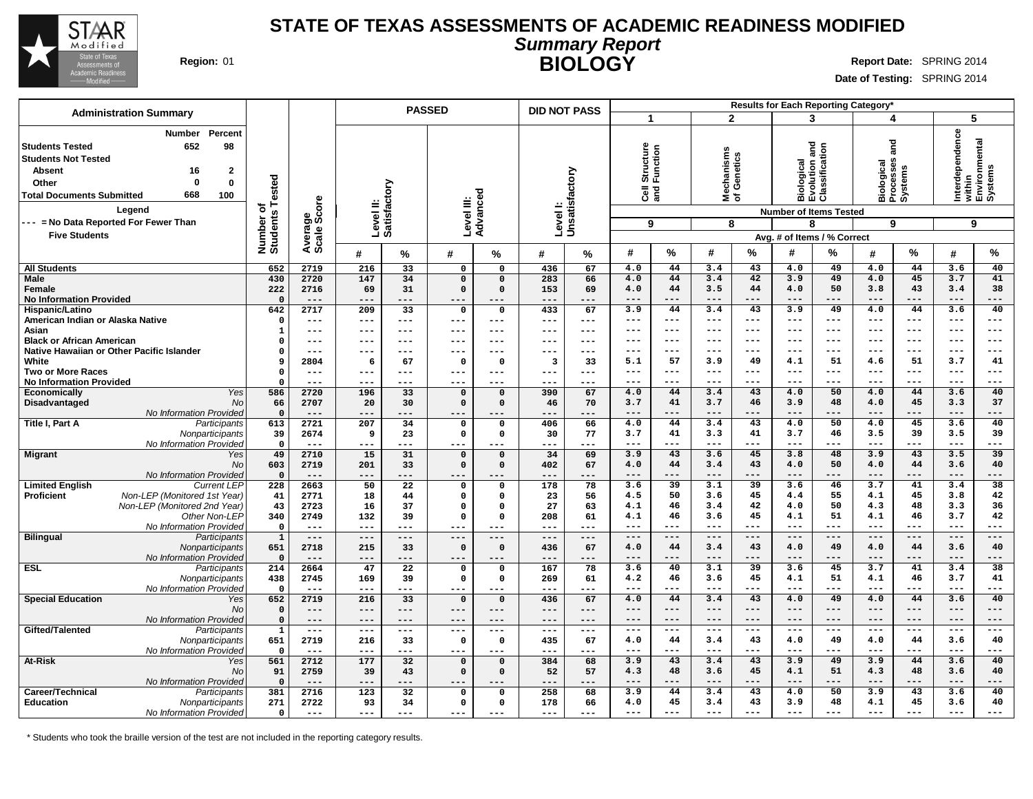# STATE OF TEXAS ASSESSMENTS OF ACADEMIC READINESS MODIFIED

## *Summary Report*

## BIOLOGY

**Region:** 01

**Report Date:** SPRING 2014

**Date of Testing:** SPRING 2014

| Administration Summary | Number | Percent |
|---|---|---|
| **Students Tested** | 652 | 98 |
| **Students Not Tested** | | |
| **Absent** | 16 | 2 |
| **Other** | 0 | 0 |
| **Total Documents Submitted** | 668 | 100 |

**Legend**

--- = No Data Reported For Fewer Than Five Students

| | | Number of Students Tested | Average Scale Score | PASSED Level II: Satisfactory # | PASSED Level II: Satisfactory % | PASSED Level III: Advanced # | PASSED Level III: Advanced % | DID NOT PASS Level I: Unsatisfactory # | DID NOT PASS Level I: Unsatisfactory % | 1 Cell Structure and Function (9 items) # | 1 % | 2 Mechanisms of Genetics (8 items) # | 2 % | 3 Biological Evolution and Classification (8 items) # | 3 % | 4 Biological Processes and Systems (9 items) # | 4 % | 5 Interdependence within Environmental Systems (9 items) # | 5 % |
|---|---|---|---|---|---|---|---|---|---|---|---|---|---|---|---|---|---|---|---|
| **All Students** | | 652 | 2719 | 216 | 33 | 0 | 0 | 436 | 67 | 4.0 | 44 | 3.4 | 43 | 4.0 | 49 | 4.0 | 44 | 3.6 | 40 |
| **Male** | | 430 | 2720 | 147 | 34 | 0 | 0 | 283 | 66 | 4.0 | 44 | 3.4 | 42 | 3.9 | 49 | 4.0 | 45 | 3.7 | 41 |
| **Female** | | 222 | 2716 | 69 | 31 | 0 | 0 | 153 | 69 | 4.0 | 44 | 3.5 | 44 | 4.0 | 50 | 3.8 | 43 | 3.4 | 38 |
| **No Information Provided** | | 0 | --- | --- | --- | --- | --- | --- | --- | --- | --- | --- | --- | --- | --- | --- | --- | --- | --- |
| **Hispanic/Latino** | | 642 | 2717 | 209 | 33 | 0 | 0 | 433 | 67 | 3.9 | 44 | 3.4 | 43 | 3.9 | 49 | 4.0 | 44 | 3.6 | 40 |
| **American Indian or Alaska Native** | | 0 | --- | --- | --- | --- | --- | --- | --- | --- | --- | --- | --- | --- | --- | --- | --- | --- | --- |
| **Asian** | | 1 | --- | --- | --- | --- | --- | --- | --- | --- | --- | --- | --- | --- | --- | --- | --- | --- | --- |
| **Black or African American** | | 0 | --- | --- | --- | --- | --- | --- | --- | --- | --- | --- | --- | --- | --- | --- | --- | --- | --- |
| **Native Hawaiian or Other Pacific Islander** | | 0 | --- | --- | --- | --- | --- | --- | --- | --- | --- | --- | --- | --- | --- | --- | --- | --- | --- |
| **White** | | 9 | 2804 | 6 | 67 | 0 | 0 | 3 | 33 | 5.1 | 57 | 3.9 | 49 | 4.1 | 51 | 4.6 | 51 | 3.7 | 41 |
| **Two or More Races** | | 0 | --- | --- | --- | --- | --- | --- | --- | --- | --- | --- | --- | --- | --- | --- | --- | --- | --- |
| **No Information Provided** | | 0 | --- | --- | --- | --- | --- | --- | --- | --- | --- | --- | --- | --- | --- | --- | --- | --- | --- |
| **Economically Disadvantaged** | *Yes* | 586 | 2720 | 196 | 33 | 0 | 0 | 390 | 67 | 4.0 | 44 | 3.4 | 43 | 4.0 | 50 | 4.0 | 44 | 3.6 | 40 |
| | *No* | 66 | 2707 | 20 | 30 | 0 | 0 | 46 | 70 | 3.7 | 41 | 3.7 | 46 | 3.9 | 48 | 4.0 | 45 | 3.3 | 37 |
| | *No Information Provided* | 0 | --- | --- | --- | --- | --- | --- | --- | --- | --- | --- | --- | --- | --- | --- | --- | --- | --- |
| **Title I, Part A** | *Participants* | 613 | 2721 | 207 | 34 | 0 | 0 | 406 | 66 | 4.0 | 44 | 3.4 | 43 | 4.0 | 50 | 4.0 | 45 | 3.6 | 40 |
| | *Nonparticipants* | 39 | 2674 | 9 | 23 | 0 | 0 | 30 | 77 | 3.7 | 41 | 3.3 | 41 | 3.7 | 46 | 3.5 | 39 | 3.5 | 39 |
| | *No Information Provided* | 0 | --- | --- | --- | --- | --- | --- | --- | --- | --- | --- | --- | --- | --- | --- | --- | --- | --- |
| **Migrant** | *Yes* | 49 | 2710 | 15 | 31 | 0 | 0 | 34 | 69 | 3.9 | 43 | 3.6 | 45 | 3.8 | 48 | 3.9 | 43 | 3.5 | 39 |
| | *No* | 603 | 2719 | 201 | 33 | 0 | 0 | 402 | 67 | 4.0 | 44 | 3.4 | 43 | 4.0 | 50 | 4.0 | 44 | 3.6 | 40 |
| | *No Information Provided* | 0 | --- | --- | --- | --- | --- | --- | --- | --- | --- | --- | --- | --- | --- | --- | --- | --- | --- |
| **Limited English Proficient** | *Current LEP* | 228 | 2663 | 50 | 22 | 0 | 0 | 178 | 78 | 3.6 | 39 | 3.1 | 39 | 3.6 | 46 | 3.7 | 41 | 3.4 | 38 |
| | *Non-LEP (Monitored 1st Year)* | 41 | 2771 | 18 | 44 | 0 | 0 | 23 | 56 | 4.5 | 50 | 3.6 | 45 | 4.4 | 55 | 4.1 | 45 | 3.8 | 42 |
| | *Non-LEP (Monitored 2nd Year)* | 43 | 2723 | 16 | 37 | 0 | 0 | 27 | 63 | 4.1 | 46 | 3.4 | 42 | 4.0 | 50 | 4.3 | 48 | 3.3 | 36 |
| | *Other Non-LEP* | 340 | 2749 | 132 | 39 | 0 | 0 | 208 | 61 | 4.1 | 46 | 3.6 | 45 | 4.1 | 51 | 4.1 | 46 | 3.7 | 42 |
| | *No Information Provided* | 0 | --- | --- | --- | --- | --- | --- | --- | --- | --- | --- | --- | --- | --- | --- | --- | --- | --- |
| **Bilingual** | *Participants* | 1 | --- | --- | --- | --- | --- | --- | --- | --- | --- | --- | --- | --- | --- | --- | --- | --- | --- |
| | *Nonparticipants* | 651 | 2718 | 215 | 33 | 0 | 0 | 436 | 67 | 4.0 | 44 | 3.4 | 43 | 4.0 | 49 | 4.0 | 44 | 3.6 | 40 |
| | *No Information Provided* | 0 | --- | --- | --- | --- | --- | --- | --- | --- | --- | --- | --- | --- | --- | --- | --- | --- | --- |
| **ESL** | *Participants* | 214 | 2664 | 47 | 22 | 0 | 0 | 167 | 78 | 3.6 | 40 | 3.1 | 39 | 3.6 | 45 | 3.7 | 41 | 3.4 | 38 |
| | *Nonparticipants* | 438 | 2745 | 169 | 39 | 0 | 0 | 269 | 61 | 4.2 | 46 | 3.6 | 45 | 4.1 | 51 | 4.1 | 46 | 3.7 | 41 |
| | *No Information Provided* | 0 | --- | --- | --- | --- | --- | --- | --- | --- | --- | --- | --- | --- | --- | --- | --- | --- | --- |
| **Special Education** | *Yes* | 652 | 2719 | 216 | 33 | 0 | 0 | 436 | 67 | 4.0 | 44 | 3.4 | 43 | 4.0 | 49 | 4.0 | 44 | 3.6 | 40 |
| | *No* | 0 | --- | --- | --- | --- | --- | --- | --- | --- | --- | --- | --- | --- | --- | --- | --- | --- | --- |
| | *No Information Provided* | 0 | --- | --- | --- | --- | --- | --- | --- | --- | --- | --- | --- | --- | --- | --- | --- | --- | --- |
| **Gifted/Talented** | *Participants* | 1 | --- | --- | --- | --- | --- | --- | --- | --- | --- | --- | --- | --- | --- | --- | --- | --- | --- |
| | *Nonparticipants* | 651 | 2719 | 216 | 33 | 0 | 0 | 435 | 67 | 4.0 | 44 | 3.4 | 43 | 4.0 | 49 | 4.0 | 44 | 3.6 | 40 |
| | *No Information Provided* | 0 | --- | --- | --- | --- | --- | --- | --- | --- | --- | --- | --- | --- | --- | --- | --- | --- | --- |
| **At-Risk** | *Yes* | 561 | 2712 | 177 | 32 | 0 | 0 | 384 | 68 | 3.9 | 43 | 3.4 | 43 | 3.9 | 49 | 3.9 | 44 | 3.6 | 40 |
| | *No* | 91 | 2759 | 39 | 43 | 0 | 0 | 52 | 57 | 4.3 | 48 | 3.6 | 45 | 4.1 | 51 | 4.3 | 48 | 3.6 | 40 |
| | *No Information Provided* | 0 | --- | --- | --- | --- | --- | --- | --- | --- | --- | --- | --- | --- | --- | --- | --- | --- | --- |
| **Career/Technical Education** | *Participants* | 381 | 2716 | 123 | 32 | 0 | 0 | 258 | 68 | 3.9 | 44 | 3.4 | 43 | 4.0 | 50 | 3.9 | 43 | 3.6 | 40 |
| | *Nonparticipants* | 271 | 2722 | 93 | 34 | 0 | 0 | 178 | 66 | 4.0 | 45 | 3.4 | 43 | 3.9 | 48 | 4.1 | 45 | 3.6 | 40 |
| | *No Information Provided* | 0 | --- | --- | --- | --- | --- | --- | --- | --- | --- | --- | --- | --- | --- | --- | --- | --- | --- |

Results for Each Reporting Category*: Number of Items Tested shown in column headers; values are Avg. # of Items / % Correct.

\* Students who took the braille version of the test are not included in the reporting category results.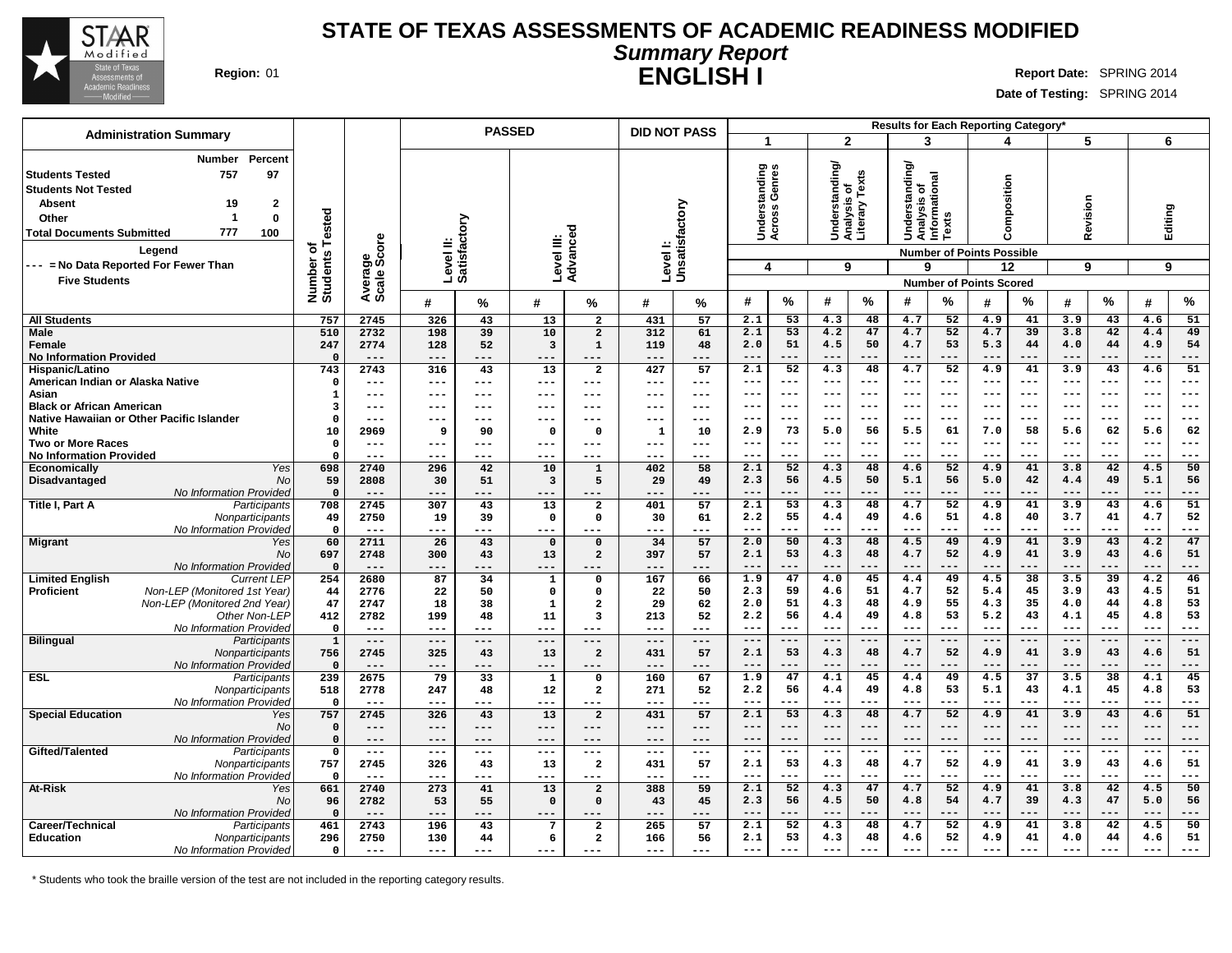# STATE OF TEXAS ASSESSMENTS OF ACADEMIC READINESS MODIFIED

## *Summary Report*

## ENGLISH I

**Region:** 01

**Report Date:** SPRING 2014

**Date of Testing:** SPRING 2014

### Administration Summary

| | Number | Percent |
|---|---|---|
| Students Tested | 757 | 97 |
| Students Not Tested | | |
| Absent | 19 | 2 |
| Other | 1 | 0 |
| Total Documents Submitted | 777 | 100 |

Legend

--- = No Data Reported For Fewer Than Five Students

Results for Each Reporting Category*: 1 = Understanding Across Genres (4 points possible); 2 = Understanding/Analysis of Literary Texts (9); 3 = Understanding/Analysis of Informational Texts (9); 4 = Composition (12); 5 = Revision (9); 6 = Editing (9)

| Group | | Number of Students Tested | Average Scale Score | Level II: Satisfactory # | Level II: Satisfactory % | Level III: Advanced # | Level III: Advanced % | Level I: Unsatisfactory # | Level I: Unsatisfactory % | 1 # | 1 % | 2 # | 2 % | 3 # | 3 % | 4 # | 4 % | 5 # | 5 % | 6 # | 6 % |
|---|---|---|---|---|---|---|---|---|---|---|---|---|---|---|---|---|---|---|---|---|---|
| All Students | | 757 | 2745 | 326 | 43 | 13 | 2 | 431 | 57 | 2.1 | 53 | 4.3 | 48 | 4.7 | 52 | 4.9 | 41 | 3.9 | 43 | 4.6 | 51 |
| Male | | 510 | 2732 | 198 | 39 | 10 | 2 | 312 | 61 | 2.1 | 53 | 4.2 | 47 | 4.7 | 52 | 4.7 | 39 | 3.8 | 42 | 4.4 | 49 |
| Female | | 247 | 2774 | 128 | 52 | 3 | 1 | 119 | 48 | 2.0 | 51 | 4.5 | 50 | 4.7 | 53 | 5.3 | 44 | 4.0 | 44 | 4.9 | 54 |
| No Information Provided | | 0 | --- | --- | --- | --- | --- | --- | --- | --- | --- | --- | --- | --- | --- | --- | --- | --- | --- | --- | --- |
| Hispanic/Latino | | 743 | 2743 | 316 | 43 | 13 | 2 | 427 | 57 | 2.1 | 52 | 4.3 | 48 | 4.7 | 52 | 4.9 | 41 | 3.9 | 43 | 4.6 | 51 |
| American Indian or Alaska Native | | 0 | --- | --- | --- | --- | --- | --- | --- | --- | --- | --- | --- | --- | --- | --- | --- | --- | --- | --- | --- |
| Asian | | 1 | --- | --- | --- | --- | --- | --- | --- | --- | --- | --- | --- | --- | --- | --- | --- | --- | --- | --- | --- |
| Black or African American | | 3 | --- | --- | --- | --- | --- | --- | --- | --- | --- | --- | --- | --- | --- | --- | --- | --- | --- | --- | --- |
| Native Hawaiian or Other Pacific Islander | | 0 | --- | --- | --- | --- | --- | --- | --- | --- | --- | --- | --- | --- | --- | --- | --- | --- | --- | --- | --- |
| White | | 10 | 2969 | 9 | 90 | 0 | 0 | 1 | 10 | 2.9 | 73 | 5.0 | 56 | 5.5 | 61 | 7.0 | 58 | 5.6 | 62 | 5.6 | 62 |
| Two or More Races | | 0 | --- | --- | --- | --- | --- | --- | --- | --- | --- | --- | --- | --- | --- | --- | --- | --- | --- | --- | --- |
| No Information Provided | | 0 | --- | --- | --- | --- | --- | --- | --- | --- | --- | --- | --- | --- | --- | --- | --- | --- | --- | --- | --- |
| Economically Disadvantaged | *Yes* | 698 | 2740 | 296 | 42 | 10 | 1 | 402 | 58 | 2.1 | 52 | 4.3 | 48 | 4.6 | 52 | 4.9 | 41 | 3.8 | 42 | 4.5 | 50 |
| | *No* | 59 | 2808 | 30 | 51 | 3 | 5 | 29 | 49 | 2.3 | 56 | 4.5 | 50 | 5.1 | 56 | 5.0 | 42 | 4.4 | 49 | 5.1 | 56 |
| | *No Information Provided* | 0 | --- | --- | --- | --- | --- | --- | --- | --- | --- | --- | --- | --- | --- | --- | --- | --- | --- | --- | --- |
| Title I, Part A | *Participants* | 708 | 2745 | 307 | 43 | 13 | 2 | 401 | 57 | 2.1 | 53 | 4.3 | 48 | 4.7 | 52 | 4.9 | 41 | 3.9 | 43 | 4.6 | 51 |
| | *Nonparticipants* | 49 | 2750 | 19 | 39 | 0 | 0 | 30 | 61 | 2.2 | 55 | 4.4 | 49 | 4.6 | 51 | 4.8 | 40 | 3.7 | 41 | 4.7 | 52 |
| | *No Information Provided* | 0 | --- | --- | --- | --- | --- | --- | --- | --- | --- | --- | --- | --- | --- | --- | --- | --- | --- | --- | --- |
| Migrant | *Yes* | 60 | 2711 | 26 | 43 | 0 | 0 | 34 | 57 | 2.0 | 50 | 4.3 | 48 | 4.5 | 49 | 4.9 | 41 | 3.9 | 43 | 4.2 | 47 |
| | *No* | 697 | 2748 | 300 | 43 | 13 | 2 | 397 | 57 | 2.1 | 53 | 4.3 | 48 | 4.7 | 52 | 4.9 | 41 | 3.9 | 43 | 4.6 | 51 |
| | *No Information Provided* | 0 | --- | --- | --- | --- | --- | --- | --- | --- | --- | --- | --- | --- | --- | --- | --- | --- | --- | --- | --- |
| Limited English Proficient | *Current LEP* | 254 | 2680 | 87 | 34 | 1 | 0 | 167 | 66 | 1.9 | 47 | 4.0 | 45 | 4.4 | 49 | 4.5 | 38 | 3.5 | 39 | 4.2 | 46 |
| | *Non-LEP (Monitored 1st Year)* | 44 | 2776 | 22 | 50 | 0 | 0 | 22 | 50 | 2.3 | 59 | 4.6 | 51 | 4.7 | 52 | 5.4 | 45 | 3.9 | 43 | 4.5 | 51 |
| | *Non-LEP (Monitored 2nd Year)* | 47 | 2747 | 18 | 38 | 1 | 2 | 29 | 62 | 2.0 | 51 | 4.3 | 48 | 4.9 | 55 | 4.3 | 35 | 4.0 | 44 | 4.8 | 53 |
| | *Other Non-LEP* | 412 | 2782 | 199 | 48 | 11 | 3 | 213 | 52 | 2.2 | 56 | 4.4 | 49 | 4.8 | 53 | 5.2 | 43 | 4.1 | 45 | 4.8 | 53 |
| | *No Information Provided* | 0 | --- | --- | --- | --- | --- | --- | --- | --- | --- | --- | --- | --- | --- | --- | --- | --- | --- | --- | --- |
| Bilingual | *Participants* | 1 | --- | --- | --- | --- | --- | --- | --- | --- | --- | --- | --- | --- | --- | --- | --- | --- | --- | --- | --- |
| | *Nonparticipants* | 756 | 2745 | 325 | 43 | 13 | 2 | 431 | 57 | 2.1 | 53 | 4.3 | 48 | 4.7 | 52 | 4.9 | 41 | 3.9 | 43 | 4.6 | 51 |
| | *No Information Provided* | 0 | --- | --- | --- | --- | --- | --- | --- | --- | --- | --- | --- | --- | --- | --- | --- | --- | --- | --- | --- |
| ESL | *Participants* | 239 | 2675 | 79 | 33 | 1 | 0 | 160 | 67 | 1.9 | 47 | 4.1 | 45 | 4.4 | 49 | 4.5 | 37 | 3.5 | 38 | 4.1 | 45 |
| | *Nonparticipants* | 518 | 2778 | 247 | 48 | 12 | 2 | 271 | 52 | 2.2 | 56 | 4.4 | 49 | 4.8 | 53 | 5.1 | 43 | 4.1 | 45 | 4.8 | 53 |
| | *No Information Provided* | 0 | --- | --- | --- | --- | --- | --- | --- | --- | --- | --- | --- | --- | --- | --- | --- | --- | --- | --- | --- |
| Special Education | *Yes* | 757 | 2745 | 326 | 43 | 13 | 2 | 431 | 57 | 2.1 | 53 | 4.3 | 48 | 4.7 | 52 | 4.9 | 41 | 3.9 | 43 | 4.6 | 51 |
| | *No* | 0 | --- | --- | --- | --- | --- | --- | --- | --- | --- | --- | --- | --- | --- | --- | --- | --- | --- | --- | --- |
| | *No Information Provided* | 0 | --- | --- | --- | --- | --- | --- | --- | --- | --- | --- | --- | --- | --- | --- | --- | --- | --- | --- | --- |
| Gifted/Talented | *Participants* | 0 | --- | --- | --- | --- | --- | --- | --- | --- | --- | --- | --- | --- | --- | --- | --- | --- | --- | --- | --- |
| | *Nonparticipants* | 757 | 2745 | 326 | 43 | 13 | 2 | 431 | 57 | 2.1 | 53 | 4.3 | 48 | 4.7 | 52 | 4.9 | 41 | 3.9 | 43 | 4.6 | 51 |
| | *No Information Provided* | 0 | --- | --- | --- | --- | --- | --- | --- | --- | --- | --- | --- | --- | --- | --- | --- | --- | --- | --- | --- |
| At-Risk | *Yes* | 661 | 2740 | 273 | 41 | 13 | 2 | 388 | 59 | 2.1 | 52 | 4.3 | 47 | 4.7 | 52 | 4.9 | 41 | 3.8 | 42 | 4.5 | 50 |
| | *No* | 96 | 2782 | 53 | 55 | 0 | 0 | 43 | 45 | 2.3 | 56 | 4.5 | 50 | 4.8 | 54 | 4.7 | 39 | 4.3 | 47 | 5.0 | 56 |
| | *No Information Provided* | 0 | --- | --- | --- | --- | --- | --- | --- | --- | --- | --- | --- | --- | --- | --- | --- | --- | --- | --- | --- |
| Career/Technical Education | *Participants* | 461 | 2743 | 196 | 43 | 7 | 2 | 265 | 57 | 2.1 | 52 | 4.3 | 48 | 4.7 | 52 | 4.9 | 41 | 3.8 | 42 | 4.5 | 50 |
| | *Nonparticipants* | 296 | 2750 | 130 | 44 | 6 | 2 | 166 | 56 | 2.1 | 53 | 4.3 | 48 | 4.6 | 52 | 4.9 | 41 | 4.0 | 44 | 4.6 | 51 |
| | *No Information Provided* | 0 | --- | --- | --- | --- | --- | --- | --- | --- | --- | --- | --- | --- | --- | --- | --- | --- | --- | --- | --- |

\* Students who took the braille version of the test are not included in the reporting category results.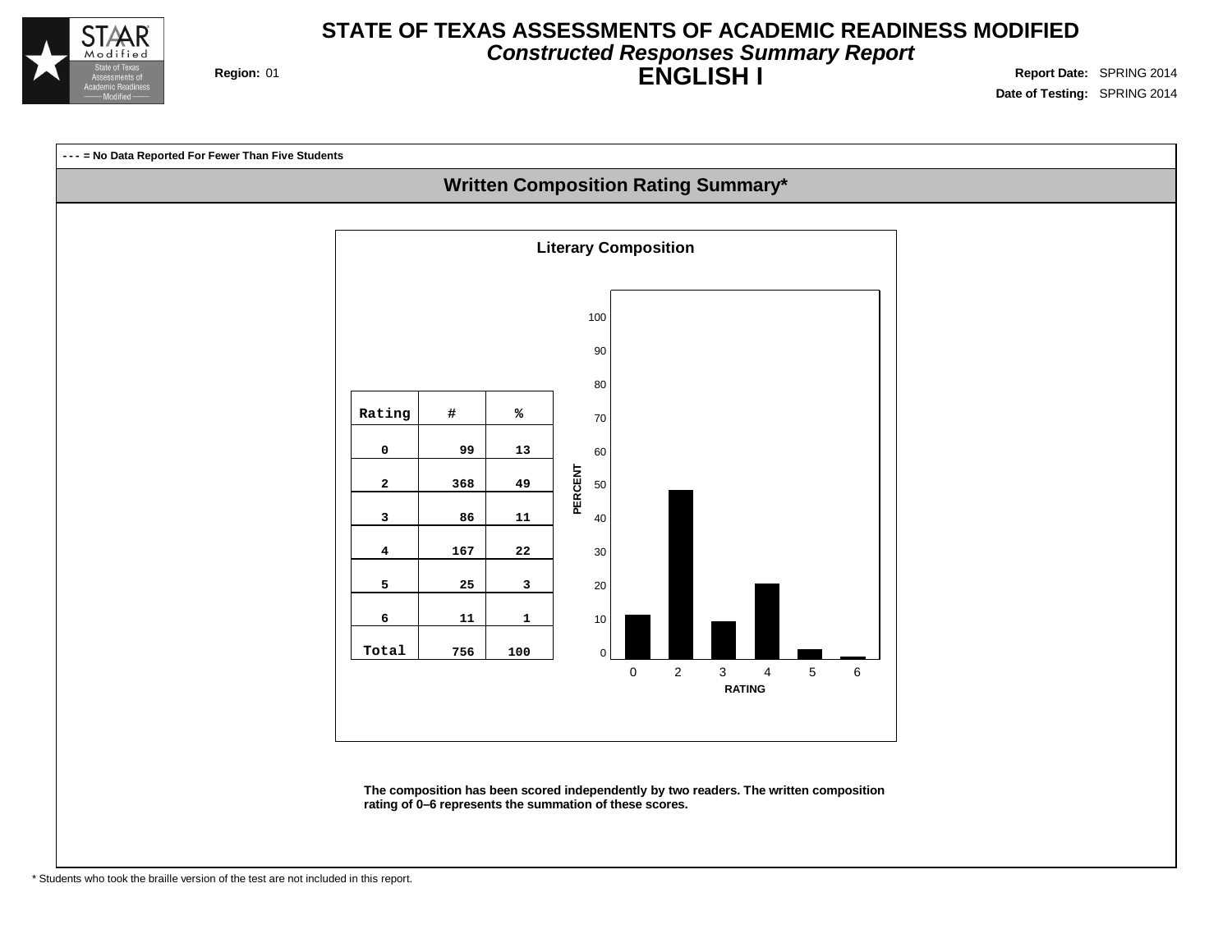# STATE OF TEXAS ASSESSMENTS OF ACADEMIC READINESS MODIFIED

***Constructed Responses Summary Report***

## ENGLISH I

**Region:** 01

**Report Date:** SPRING 2014

**Date of Testing:** SPRING 2014

**- - - = No Data Reported For Fewer Than Five Students**

## Written Composition Rating Summary*

### Literary Composition

| Rating | # | % |
|---|---|---|
| 0 | 99 | 13 |
| 2 | 368 | 49 |
| 3 | 86 | 11 |
| 4 | 167 | 22 |
| 5 | 25 | 3 |
| 6 | 11 | 1 |
| Total | 756 | 100 |

**The composition has been scored independently by two readers. The written composition rating of 0–6 represents the summation of these scores.**

\* Students who took the braille version of the test are not included in this report.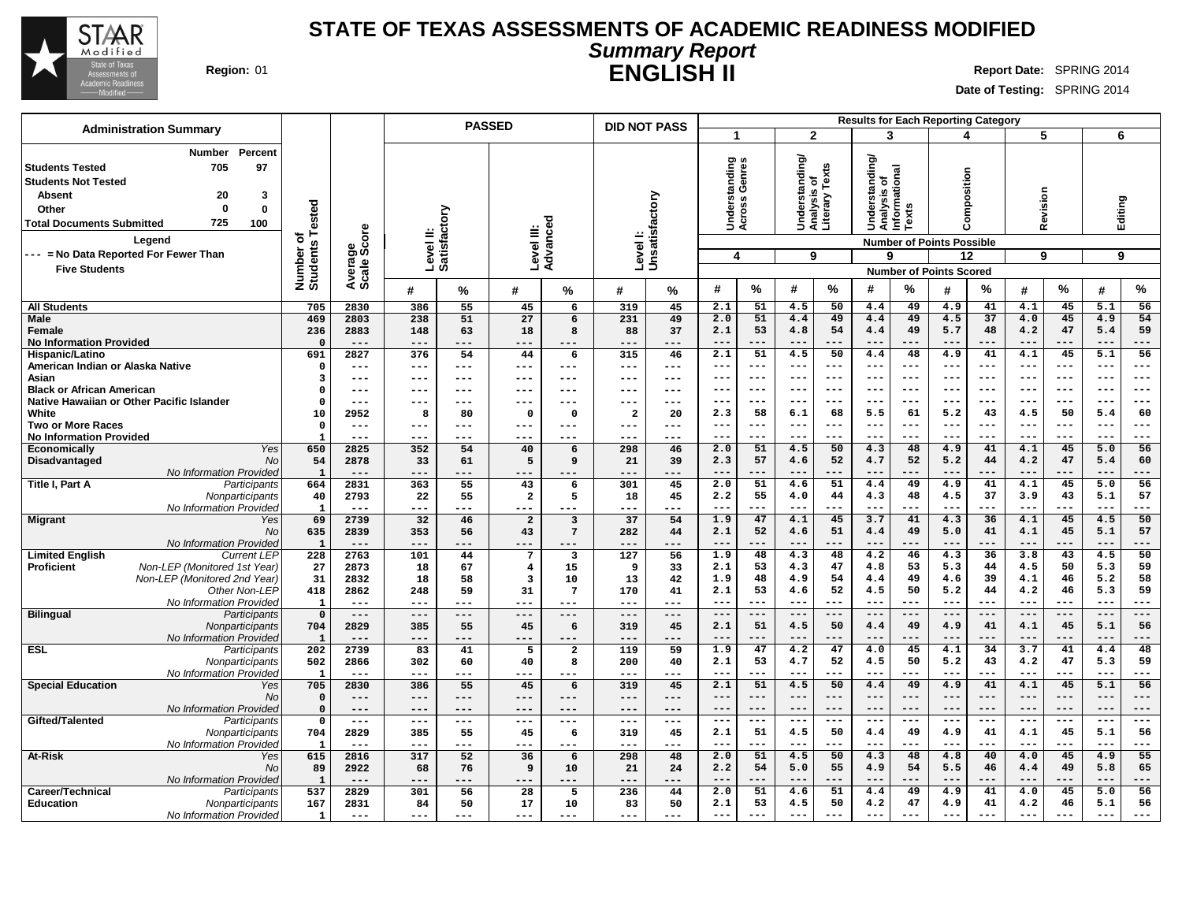# STATE OF TEXAS ASSESSMENTS OF ACADEMIC READINESS MODIFIED

## *Summary Report*

## ENGLISH II

**Region:** 01

**Report Date:** SPRING 2014

**Date of Testing:** SPRING 2014

### Administration Summary

| | Number | Percent |
|---|---|---|
| Students Tested | 705 | 97 |
| Students Not Tested | | |
| Absent | 20 | 3 |
| Other | 0 | 0 |
| Total Documents Submitted | 725 | 100 |

**Legend**

--- = No Data Reported For Fewer Than Five Students

### Results

Reporting Categories: 1 = Understanding Across Genres (4 points possible); 2 = Understanding/Analysis of Literary Texts (9 points possible); 3 = Understanding/Analysis of Informational Texts (9 points possible); 4 = Composition (12 points possible); 5 = Revision (9 points possible); 6 = Editing (9 points possible). Values under each category are Number of Points Scored (# and %).

| Group | Subgroup | Number of Students Tested | Average Scale Score | PASSED Level II: Satisfactory # | PASSED Level II: Satisfactory % | PASSED Level III: Advanced # | PASSED Level III: Advanced % | DID NOT PASS Level I: Unsatisfactory # | DID NOT PASS Level I: Unsatisfactory % | Cat 1 # | Cat 1 % | Cat 2 # | Cat 2 % | Cat 3 # | Cat 3 % | Cat 4 # | Cat 4 % | Cat 5 # | Cat 5 % | Cat 6 # | Cat 6 % |
|---|---|---|---|---|---|---|---|---|---|---|---|---|---|---|---|---|---|---|---|---|---|
| All Students | | 705 | 2830 | 386 | 55 | 45 | 6 | 319 | 45 | 2.1 | 51 | 4.5 | 50 | 4.4 | 49 | 4.9 | 41 | 4.1 | 45 | 5.1 | 56 |
| Male | | 469 | 2803 | 238 | 51 | 27 | 6 | 231 | 49 | 2.0 | 51 | 4.4 | 49 | 4.4 | 49 | 4.5 | 37 | 4.0 | 45 | 4.9 | 54 |
| Female | | 236 | 2883 | 148 | 63 | 18 | 8 | 88 | 37 | 2.1 | 53 | 4.8 | 54 | 4.4 | 49 | 5.7 | 48 | 4.2 | 47 | 5.4 | 59 |
| No Information Provided | | 0 | --- | --- | --- | --- | --- | --- | --- | --- | --- | --- | --- | --- | --- | --- | --- | --- | --- | --- | --- |
| Hispanic/Latino | | 691 | 2827 | 376 | 54 | 44 | 6 | 315 | 46 | 2.1 | 51 | 4.5 | 50 | 4.4 | 48 | 4.9 | 41 | 4.1 | 45 | 5.1 | 56 |
| American Indian or Alaska Native | | 0 | --- | --- | --- | --- | --- | --- | --- | --- | --- | --- | --- | --- | --- | --- | --- | --- | --- | --- | --- |
| Asian | | 3 | --- | --- | --- | --- | --- | --- | --- | --- | --- | --- | --- | --- | --- | --- | --- | --- | --- | --- | --- |
| Black or African American | | 0 | --- | --- | --- | --- | --- | --- | --- | --- | --- | --- | --- | --- | --- | --- | --- | --- | --- | --- | --- |
| Native Hawaiian or Other Pacific Islander | | 0 | --- | --- | --- | --- | --- | --- | --- | --- | --- | --- | --- | --- | --- | --- | --- | --- | --- | --- | --- |
| White | | 10 | 2952 | 8 | 80 | 0 | 0 | 2 | 20 | 2.3 | 58 | 6.1 | 68 | 5.5 | 61 | 5.2 | 43 | 4.5 | 50 | 5.4 | 60 |
| Two or More Races | | 0 | --- | --- | --- | --- | --- | --- | --- | --- | --- | --- | --- | --- | --- | --- | --- | --- | --- | --- | --- |
| No Information Provided | | 1 | --- | --- | --- | --- | --- | --- | --- | --- | --- | --- | --- | --- | --- | --- | --- | --- | --- | --- | --- |
| Economically Disadvantaged | Yes | 650 | 2825 | 352 | 54 | 40 | 6 | 298 | 46 | 2.0 | 51 | 4.5 | 50 | 4.3 | 48 | 4.9 | 41 | 4.1 | 45 | 5.0 | 56 |
| | No | 54 | 2878 | 33 | 61 | 5 | 9 | 21 | 39 | 2.3 | 57 | 4.6 | 52 | 4.7 | 52 | 5.2 | 44 | 4.2 | 47 | 5.4 | 60 |
| | No Information Provided | 1 | --- | --- | --- | --- | --- | --- | --- | --- | --- | --- | --- | --- | --- | --- | --- | --- | --- | --- | --- |
| Title I, Part A | Participants | 664 | 2831 | 363 | 55 | 43 | 6 | 301 | 45 | 2.0 | 51 | 4.6 | 51 | 4.4 | 49 | 4.9 | 41 | 4.1 | 45 | 5.0 | 56 |
| | Nonparticipants | 40 | 2793 | 22 | 55 | 2 | 5 | 18 | 45 | 2.2 | 55 | 4.0 | 44 | 4.3 | 48 | 4.5 | 37 | 3.9 | 43 | 5.1 | 57 |
| | No Information Provided | 1 | --- | --- | --- | --- | --- | --- | --- | --- | --- | --- | --- | --- | --- | --- | --- | --- | --- | --- | --- |
| Migrant | Yes | 69 | 2739 | 32 | 46 | 2 | 3 | 37 | 54 | 1.9 | 47 | 4.1 | 45 | 3.7 | 41 | 4.3 | 36 | 4.1 | 45 | 4.5 | 50 |
| | No | 635 | 2839 | 353 | 56 | 43 | 7 | 282 | 44 | 2.1 | 52 | 4.6 | 51 | 4.4 | 49 | 5.0 | 41 | 4.1 | 45 | 5.1 | 57 |
| | No Information Provided | 1 | --- | --- | --- | --- | --- | --- | --- | --- | --- | --- | --- | --- | --- | --- | --- | --- | --- | --- | --- |
| Limited English Proficient | Current LEP | 228 | 2763 | 101 | 44 | 7 | 3 | 127 | 56 | 1.9 | 48 | 4.3 | 48 | 4.2 | 46 | 4.3 | 36 | 3.8 | 43 | 4.5 | 50 |
| | Non-LEP (Monitored 1st Year) | 27 | 2873 | 18 | 67 | 4 | 15 | 9 | 33 | 2.1 | 53 | 4.3 | 47 | 4.8 | 53 | 5.3 | 44 | 4.5 | 50 | 5.3 | 59 |
| | Non-LEP (Monitored 2nd Year) | 31 | 2832 | 18 | 58 | 3 | 10 | 13 | 42 | 1.9 | 48 | 4.9 | 54 | 4.4 | 49 | 4.6 | 39 | 4.1 | 46 | 5.2 | 58 |
| | Other Non-LEP | 418 | 2862 | 248 | 59 | 31 | 7 | 170 | 41 | 2.1 | 53 | 4.6 | 52 | 4.5 | 50 | 5.2 | 44 | 4.2 | 46 | 5.3 | 59 |
| | No Information Provided | 1 | --- | --- | --- | --- | --- | --- | --- | --- | --- | --- | --- | --- | --- | --- | --- | --- | --- | --- | --- |
| Bilingual | Participants | 0 | --- | --- | --- | --- | --- | --- | --- | --- | --- | --- | --- | --- | --- | --- | --- | --- | --- | --- | --- |
| | Nonparticipants | 704 | 2829 | 385 | 55 | 45 | 6 | 319 | 45 | 2.1 | 51 | 4.5 | 50 | 4.4 | 49 | 4.9 | 41 | 4.1 | 45 | 5.1 | 56 |
| | No Information Provided | 1 | --- | --- | --- | --- | --- | --- | --- | --- | --- | --- | --- | --- | --- | --- | --- | --- | --- | --- | --- |
| ESL | Participants | 202 | 2739 | 83 | 41 | 5 | 2 | 119 | 59 | 1.9 | 47 | 4.2 | 47 | 4.0 | 45 | 4.1 | 34 | 3.7 | 41 | 4.4 | 48 |
| | Nonparticipants | 502 | 2866 | 302 | 60 | 40 | 8 | 200 | 40 | 2.1 | 53 | 4.7 | 52 | 4.5 | 50 | 5.2 | 43 | 4.2 | 47 | 5.3 | 59 |
| | No Information Provided | 1 | --- | --- | --- | --- | --- | --- | --- | --- | --- | --- | --- | --- | --- | --- | --- | --- | --- | --- | --- |
| Special Education | Yes | 705 | 2830 | 386 | 55 | 45 | 6 | 319 | 45 | 2.1 | 51 | 4.5 | 50 | 4.4 | 49 | 4.9 | 41 | 4.1 | 45 | 5.1 | 56 |
| | No | 0 | --- | --- | --- | --- | --- | --- | --- | --- | --- | --- | --- | --- | --- | --- | --- | --- | --- | --- | --- |
| | No Information Provided | 0 | --- | --- | --- | --- | --- | --- | --- | --- | --- | --- | --- | --- | --- | --- | --- | --- | --- | --- | --- |
| Gifted/Talented | Participants | 0 | --- | --- | --- | --- | --- | --- | --- | --- | --- | --- | --- | --- | --- | --- | --- | --- | --- | --- | --- |
| | Nonparticipants | 704 | 2829 | 385 | 55 | 45 | 6 | 319 | 45 | 2.1 | 51 | 4.5 | 50 | 4.4 | 49 | 4.9 | 41 | 4.1 | 45 | 5.1 | 56 |
| | No Information Provided | 1 | --- | --- | --- | --- | --- | --- | --- | --- | --- | --- | --- | --- | --- | --- | --- | --- | --- | --- | --- |
| At-Risk | Yes | 615 | 2816 | 317 | 52 | 36 | 6 | 298 | 48 | 2.0 | 51 | 4.5 | 50 | 4.3 | 48 | 4.8 | 40 | 4.0 | 45 | 4.9 | 55 |
| | No | 89 | 2922 | 68 | 76 | 9 | 10 | 21 | 24 | 2.2 | 54 | 5.0 | 55 | 4.9 | 54 | 5.5 | 46 | 4.4 | 49 | 5.8 | 65 |
| | No Information Provided | 1 | --- | --- | --- | --- | --- | --- | --- | --- | --- | --- | --- | --- | --- | --- | --- | --- | --- | --- | --- |
| Career/Technical Education | Participants | 537 | 2829 | 301 | 56 | 28 | 5 | 236 | 44 | 2.0 | 51 | 4.6 | 51 | 4.4 | 49 | 4.9 | 41 | 4.0 | 45 | 5.0 | 56 |
| | Nonparticipants | 167 | 2831 | 84 | 50 | 17 | 10 | 83 | 50 | 2.1 | 53 | 4.5 | 50 | 4.2 | 47 | 4.9 | 41 | 4.2 | 46 | 5.1 | 56 |
| | No Information Provided | 1 | --- | --- | --- | --- | --- | --- | --- | --- | --- | --- | --- | --- | --- | --- | --- | --- | --- | --- | --- |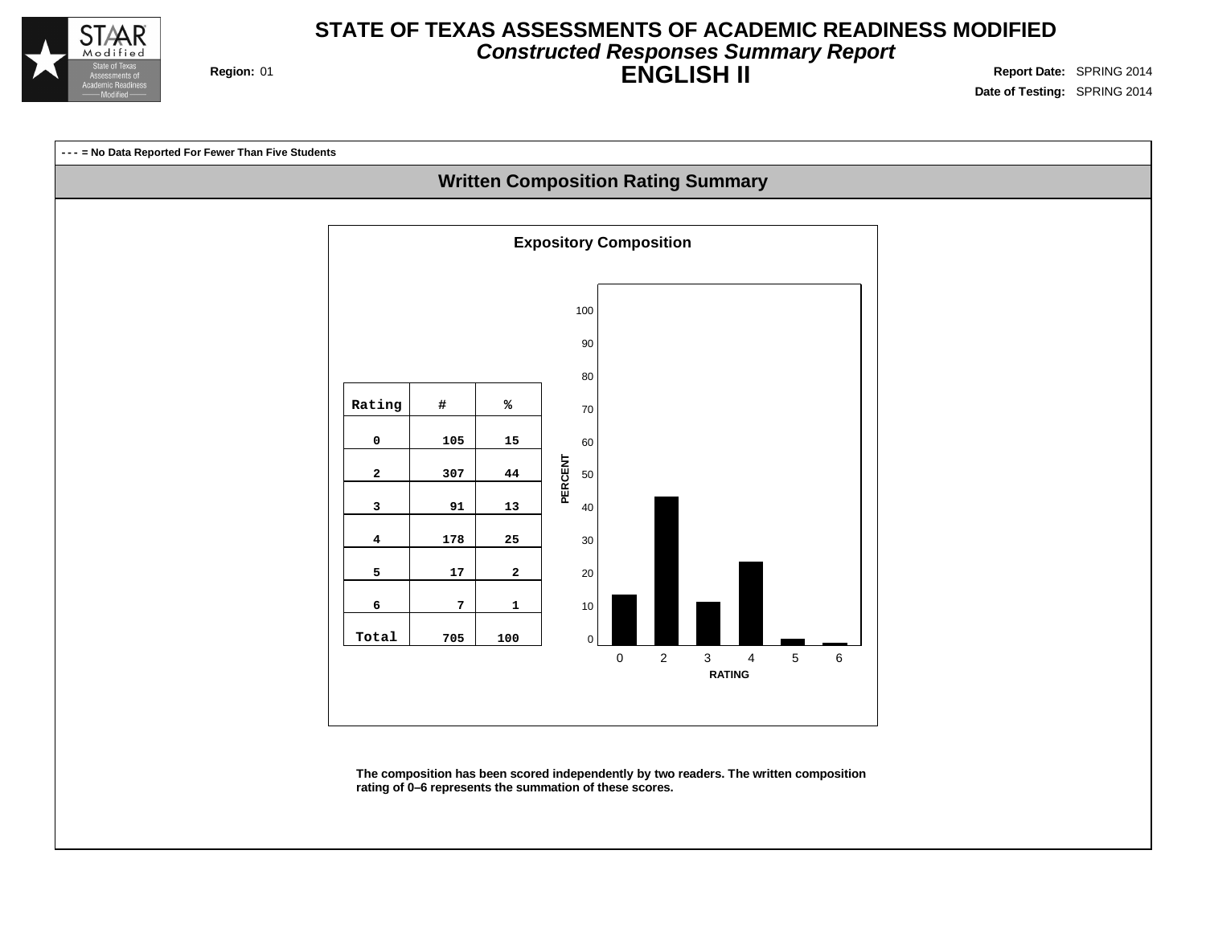# STATE OF TEXAS ASSESSMENTS OF ACADEMIC READINESS MODIFIED

## *Constructed Responses Summary Report*

## ENGLISH II

**Region:** 01

**Report Date:** SPRING 2014

**Date of Testing:** SPRING 2014

**- - - = No Data Reported For Fewer Than Five Students**

## Written Composition Rating Summary

### Expository Composition

| Rating | # | % |
|---|---|---|
| 0 | 105 | 15 |
| 2 | 307 | 44 |
| 3 | 91 | 13 |
| 4 | 178 | 25 |
| 5 | 17 | 2 |
| 6 | 7 | 1 |
| Total | 705 | 100 |

**The composition has been scored independently by two readers. The written composition rating of 0–6 represents the summation of these scores.**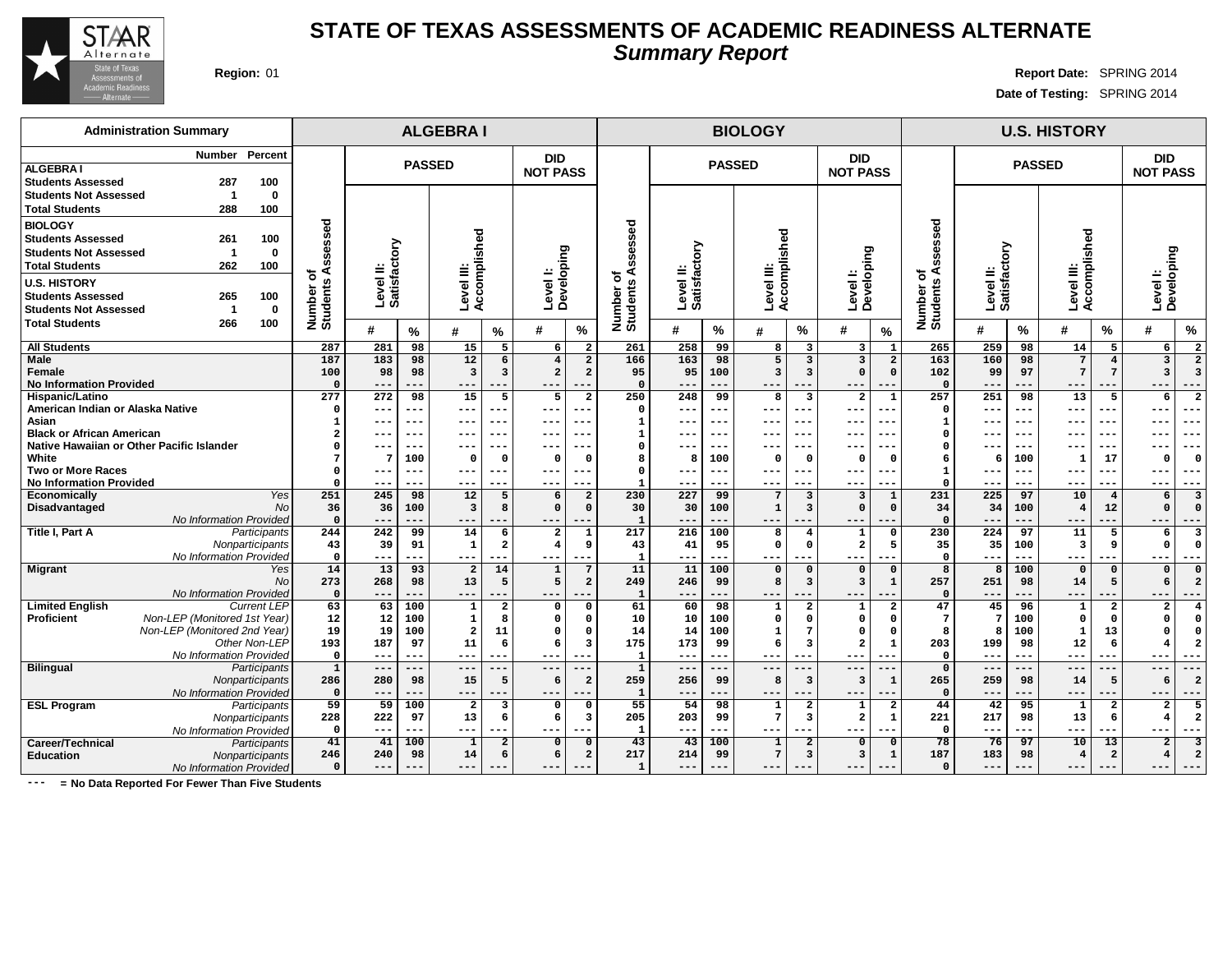# STATE OF TEXAS ASSESSMENTS OF ACADEMIC READINESS ALTERNATE
## *Summary Report*

**Region:** 01

**Report Date:** SPRING 2014
**Date of Testing:** SPRING 2014

### Administration Summary

| | Number | Percent |
|---|---|---|
| **ALGEBRA I** | | |
| Students Assessed | 287 | 100 |
| Students Not Assessed | 1 | 0 |
| Total Students | 288 | 100 |
| **BIOLOGY** | | |
| Students Assessed | 261 | 100 |
| Students Not Assessed | 1 | 0 |
| Total Students | 262 | 100 |
| **U.S. HISTORY** | | |
| Students Assessed | 265 | 100 |
| Students Not Assessed | 1 | 0 |
| Total Students | 266 | 100 |

| | | ALGEBRA I | | | | | | | BIOLOGY | | | | | | | U.S. HISTORY | | | | | | |
|---|---|---|---|---|---|---|---|---|---|---|---|---|---|---|---|---|---|---|---|---|---|---|
| | | | PASSED | | | | DID NOT PASS | | | PASSED | | | | DID NOT PASS | | | PASSED | | | | DID NOT PASS | |
| | | Number of Students Assessed | Level II: Satisfactory | | Level III: Accomplished | | Level I: Developing | | Number of Students Assessed | Level II: Satisfactory | | Level III: Accomplished | | Level I: Developing | | Number of Students Assessed | Level II: Satisfactory | | Level III: Accomplished | | Level I: Developing | |
| | | | # | % | # | % | # | % | | # | % | # | % | # | % | | # | % | # | % | # | % |
| **All Students** | | 287 | 281 | 98 | 15 | 5 | 6 | 2 | 261 | 258 | 99 | 8 | 3 | 3 | 1 | 265 | 259 | 98 | 14 | 5 | 6 | 2 |
| **Male** | | 187 | 183 | 98 | 12 | 6 | 4 | 2 | 166 | 163 | 98 | 5 | 3 | 3 | 2 | 163 | 160 | 98 | 7 | 4 | 3 | 2 |
| **Female** | | 100 | 98 | 98 | 3 | 3 | 2 | 2 | 95 | 95 | 100 | 3 | 3 | 0 | 0 | 102 | 99 | 97 | 7 | 7 | 3 | 3 |
| **No Information Provided** | | 0 | --- | --- | --- | --- | --- | --- | 0 | --- | --- | --- | --- | --- | --- | 0 | --- | --- | --- | --- | --- | --- |
| **Hispanic/Latino** | | 277 | 272 | 98 | 15 | 5 | 5 | 2 | 250 | 248 | 99 | 8 | 3 | 2 | 1 | 257 | 251 | 98 | 13 | 5 | 6 | 2 |
| **American Indian or Alaska Native** | | 0 | --- | --- | --- | --- | --- | --- | 0 | --- | --- | --- | --- | --- | --- | 0 | --- | --- | --- | --- | --- | --- |
| **Asian** | | 1 | --- | --- | --- | --- | --- | --- | 1 | --- | --- | --- | --- | --- | --- | 1 | --- | --- | --- | --- | --- | --- |
| **Black or African American** | | 2 | --- | --- | --- | --- | --- | --- | 1 | --- | --- | --- | --- | --- | --- | 0 | --- | --- | --- | --- | --- | --- |
| **Native Hawaiian or Other Pacific Islander** | | 0 | --- | --- | --- | --- | --- | --- | 0 | --- | --- | --- | --- | --- | --- | 0 | --- | --- | --- | --- | --- | --- |
| **White** | | 7 | 7 | 100 | 0 | 0 | 0 | 0 | 8 | 8 | 100 | 0 | 0 | 0 | 0 | 6 | 6 | 100 | 1 | 17 | 0 | 0 |
| **Two or More Races** | | 0 | --- | --- | --- | --- | --- | --- | 0 | --- | --- | --- | --- | --- | --- | 1 | --- | --- | --- | --- | --- | --- |
| **No Information Provided** | | 0 | --- | --- | --- | --- | --- | --- | 1 | --- | --- | --- | --- | --- | --- | 0 | --- | --- | --- | --- | --- | --- |
| **Economically Disadvantaged** | *Yes* | 251 | 245 | 98 | 12 | 5 | 6 | 2 | 230 | 227 | 99 | 7 | 3 | 3 | 1 | 231 | 225 | 97 | 10 | 4 | 6 | 3 |
| | *No* | 36 | 36 | 100 | 3 | 8 | 0 | 0 | 30 | 30 | 100 | 1 | 3 | 0 | 0 | 34 | 34 | 100 | 4 | 12 | 0 | 0 |
| | *No Information Provided* | 0 | --- | --- | --- | --- | --- | --- | 1 | --- | --- | --- | --- | --- | --- | 0 | --- | --- | --- | --- | --- | --- |
| **Title I, Part A** | *Participants* | 244 | 242 | 99 | 14 | 6 | 2 | 1 | 217 | 216 | 100 | 8 | 4 | 1 | 0 | 230 | 224 | 97 | 11 | 5 | 6 | 3 |
| | *Nonparticipants* | 43 | 39 | 91 | 1 | 2 | 4 | 9 | 43 | 41 | 95 | 0 | 0 | 2 | 5 | 35 | 35 | 100 | 3 | 9 | 0 | 0 |
| | *No Information Provided* | 0 | --- | --- | --- | --- | --- | --- | 1 | --- | --- | --- | --- | --- | --- | 0 | --- | --- | --- | --- | --- | --- |
| **Migrant** | *Yes* | 14 | 13 | 93 | 2 | 14 | 1 | 7 | 11 | 11 | 100 | 0 | 0 | 0 | 0 | 8 | 8 | 100 | 0 | 0 | 0 | 0 |
| | *No* | 273 | 268 | 98 | 13 | 5 | 5 | 2 | 249 | 246 | 99 | 8 | 3 | 3 | 1 | 257 | 251 | 98 | 14 | 5 | 6 | 2 |
| | *No Information Provided* | 0 | --- | --- | --- | --- | --- | --- | 1 | --- | --- | --- | --- | --- | --- | 0 | --- | --- | --- | --- | --- | --- |
| **Limited English Proficient** | *Current LEP* | 63 | 63 | 100 | 1 | 2 | 0 | 0 | 61 | 60 | 98 | 1 | 2 | 1 | 2 | 47 | 45 | 96 | 1 | 2 | 2 | 4 |
| | *Non-LEP (Monitored 1st Year)* | 12 | 12 | 100 | 1 | 8 | 0 | 0 | 10 | 10 | 100 | 0 | 0 | 0 | 0 | 7 | 7 | 100 | 0 | 0 | 0 | 0 |
| | *Non-LEP (Monitored 2nd Year)* | 19 | 19 | 100 | 2 | 11 | 0 | 0 | 14 | 14 | 100 | 1 | 7 | 0 | 0 | 8 | 8 | 100 | 1 | 13 | 0 | 0 |
| | *Other Non-LEP* | 193 | 187 | 97 | 11 | 6 | 6 | 3 | 175 | 173 | 99 | 6 | 3 | 2 | 1 | 203 | 199 | 98 | 12 | 6 | 4 | 2 |
| | *No Information Provided* | 0 | --- | --- | --- | --- | --- | --- | 1 | --- | --- | --- | --- | --- | --- | 0 | --- | --- | --- | --- | --- | --- |
| **Bilingual** | *Participants* | 1 | --- | --- | --- | --- | --- | --- | 1 | --- | --- | --- | --- | --- | --- | 0 | --- | --- | --- | --- | --- | --- |
| | *Nonparticipants* | 286 | 280 | 98 | 15 | 5 | 6 | 2 | 259 | 256 | 99 | 8 | 3 | 3 | 1 | 265 | 259 | 98 | 14 | 5 | 6 | 2 |
| | *No Information Provided* | 0 | --- | --- | --- | --- | --- | --- | 1 | --- | --- | --- | --- | --- | --- | 0 | --- | --- | --- | --- | --- | --- |
| **ESL Program** | *Participants* | 59 | 59 | 100 | 2 | 3 | 0 | 0 | 55 | 54 | 98 | 1 | 2 | 1 | 2 | 44 | 42 | 95 | 1 | 2 | 2 | 5 |
| | *Nonparticipants* | 228 | 222 | 97 | 13 | 6 | 6 | 3 | 205 | 203 | 99 | 7 | 3 | 2 | 1 | 221 | 217 | 98 | 13 | 6 | 4 | 2 |
| | *No Information Provided* | 0 | --- | --- | --- | --- | --- | --- | 1 | --- | --- | --- | --- | --- | --- | 0 | --- | --- | --- | --- | --- | --- |
| **Career/Technical Education** | *Participants* | 41 | 41 | 100 | 1 | 2 | 0 | 0 | 43 | 43 | 100 | 1 | 2 | 0 | 0 | 78 | 76 | 97 | 10 | 13 | 2 | 3 |
| | *Nonparticipants* | 246 | 240 | 98 | 14 | 6 | 6 | 2 | 217 | 214 | 99 | 7 | 3 | 3 | 1 | 187 | 183 | 98 | 4 | 2 | 4 | 2 |
| | *No Information Provided* | 0 | --- | --- | --- | --- | --- | --- | 1 | --- | --- | --- | --- | --- | --- | 0 | --- | --- | --- | --- | --- | --- |

--- = No Data Reported For Fewer Than Five Students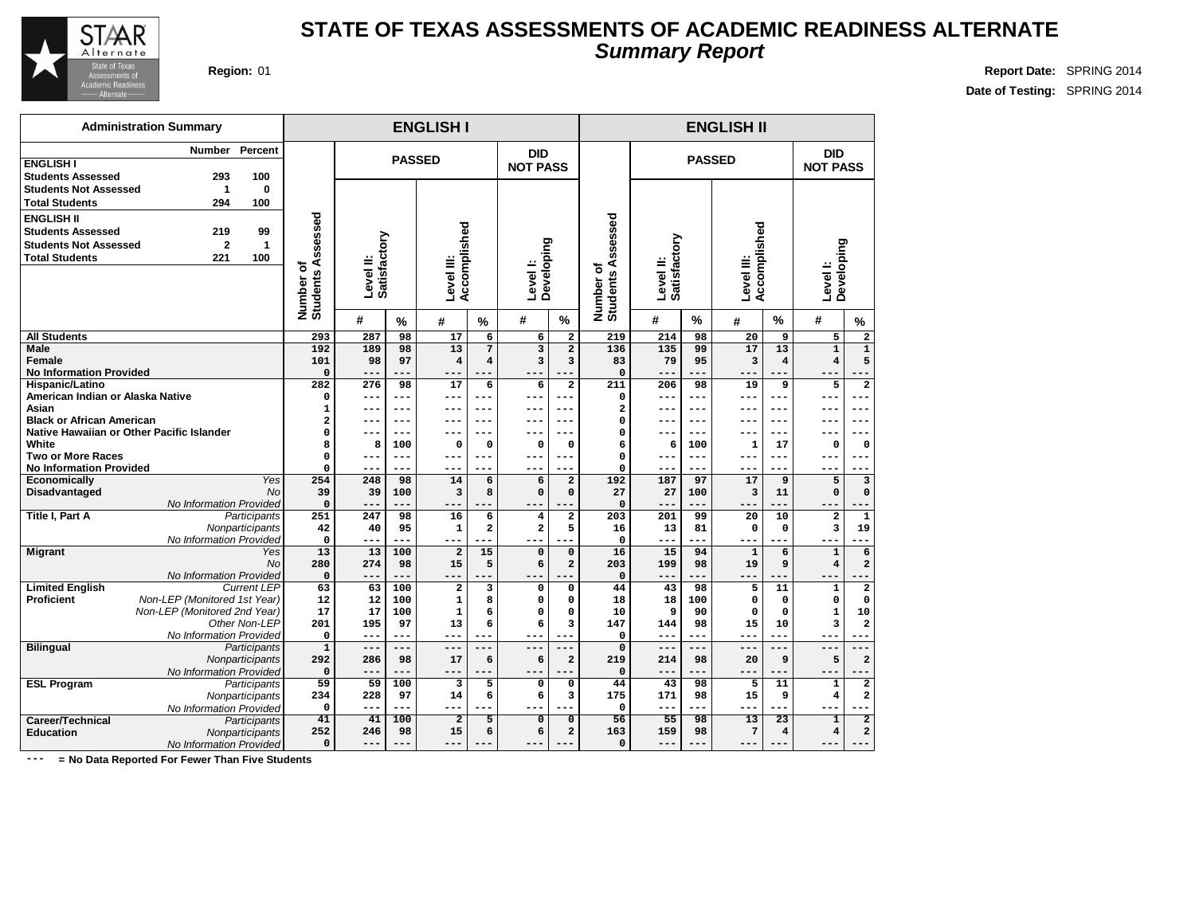# STATE OF TEXAS ASSESSMENTS OF ACADEMIC READINESS ALTERNATE

## *Summary Report*

**Region:** 01

**Report Date:** SPRING 2014

**Date of Testing:** SPRING 2014

### Administration Summary

| | Number | Percent |
|---|---|---|
| **ENGLISH I** | | |
| **Students Assessed** | 293 | 100 |
| **Students Not Assessed** | 1 | 0 |
| **Total Students** | 294 | 100 |
| **ENGLISH II** | | |
| **Students Assessed** | 219 | 99 |
| **Students Not Assessed** | 2 | 1 |
| **Total Students** | 221 | 100 |

| | | ENGLISH I | | | | | | | ENGLISH II | | | | | | |
|---|---|---|---|---|---|---|---|---|---|---|---|---|---|---|---|
| | | | PASSED | | | | DID NOT PASS | | | PASSED | | | | DID NOT PASS | |
| | | Number of Students Assessed | Level II: Satisfactory # | Level II: Satisfactory % | Level III: Accomplished # | Level III: Accomplished % | Level I: Developing # | Level I: Developing % | Number of Students Assessed | Level II: Satisfactory # | Level II: Satisfactory % | Level III: Accomplished # | Level III: Accomplished % | Level I: Developing # | Level I: Developing % |
| **All Students** | | 293 | 287 | 98 | 17 | 6 | 6 | 2 | 219 | 214 | 98 | 20 | 9 | 5 | 2 |
| **Male** | | 192 | 189 | 98 | 13 | 7 | 3 | 2 | 136 | 135 | 99 | 17 | 13 | 1 | 1 |
| **Female** | | 101 | 98 | 97 | 4 | 4 | 3 | 3 | 83 | 79 | 95 | 3 | 4 | 4 | 5 |
| **No Information Provided** | | 0 | --- | --- | --- | --- | --- | --- | 0 | --- | --- | --- | --- | --- | --- |
| **Hispanic/Latino** | | 282 | 276 | 98 | 17 | 6 | 6 | 2 | 211 | 206 | 98 | 19 | 9 | 5 | 2 |
| **American Indian or Alaska Native** | | 0 | --- | --- | --- | --- | --- | --- | 0 | --- | --- | --- | --- | --- | --- |
| **Asian** | | 1 | --- | --- | --- | --- | --- | --- | 2 | --- | --- | --- | --- | --- | --- |
| **Black or African American** | | 2 | --- | --- | --- | --- | --- | --- | 0 | --- | --- | --- | --- | --- | --- |
| **Native Hawaiian or Other Pacific Islander** | | 0 | --- | --- | --- | --- | --- | --- | 0 | --- | --- | --- | --- | --- | --- |
| **White** | | 8 | 8 | 100 | 0 | 0 | 0 | 0 | 6 | 6 | 100 | 1 | 17 | 0 | 0 |
| **Two or More Races** | | 0 | --- | --- | --- | --- | --- | --- | 0 | --- | --- | --- | --- | --- | --- |
| **No Information Provided** | | 0 | --- | --- | --- | --- | --- | --- | 0 | --- | --- | --- | --- | --- | --- |
| **Economically Disadvantaged** | *Yes* | 254 | 248 | 98 | 14 | 6 | 6 | 2 | 192 | 187 | 97 | 17 | 9 | 5 | 3 |
| | *No* | 39 | 39 | 100 | 3 | 8 | 0 | 0 | 27 | 27 | 100 | 3 | 11 | 0 | 0 |
| | *No Information Provided* | 0 | --- | --- | --- | --- | --- | --- | 0 | --- | --- | --- | --- | --- | --- |
| **Title I, Part A** | *Participants* | 251 | 247 | 98 | 16 | 6 | 4 | 2 | 203 | 201 | 99 | 20 | 10 | 2 | 1 |
| | *Nonparticipants* | 42 | 40 | 95 | 1 | 2 | 2 | 5 | 16 | 13 | 81 | 0 | 0 | 3 | 19 |
| | *No Information Provided* | 0 | --- | --- | --- | --- | --- | --- | 0 | --- | --- | --- | --- | --- | --- |
| **Migrant** | *Yes* | 13 | 13 | 100 | 2 | 15 | 0 | 0 | 16 | 15 | 94 | 1 | 6 | 1 | 6 |
| | *No* | 280 | 274 | 98 | 15 | 5 | 6 | 2 | 203 | 199 | 98 | 19 | 9 | 4 | 2 |
| | *No Information Provided* | 0 | --- | --- | --- | --- | --- | --- | 0 | --- | --- | --- | --- | --- | --- |
| **Limited English Proficient** | *Current LEP* | 63 | 63 | 100 | 2 | 3 | 0 | 0 | 44 | 43 | 98 | 5 | 11 | 1 | 2 |
| | *Non-LEP (Monitored 1st Year)* | 12 | 12 | 100 | 1 | 8 | 0 | 0 | 18 | 18 | 100 | 0 | 0 | 0 | 0 |
| | *Non-LEP (Monitored 2nd Year)* | 17 | 17 | 100 | 1 | 6 | 0 | 0 | 10 | 9 | 90 | 0 | 0 | 1 | 10 |
| | *Other Non-LEP* | 201 | 195 | 97 | 13 | 6 | 6 | 3 | 147 | 144 | 98 | 15 | 10 | 3 | 2 |
| | *No Information Provided* | 0 | --- | --- | --- | --- | --- | --- | 0 | --- | --- | --- | --- | --- | --- |
| **Bilingual** | *Participants* | 1 | --- | --- | --- | --- | --- | --- | 0 | --- | --- | --- | --- | --- | --- |
| | *Nonparticipants* | 292 | 286 | 98 | 17 | 6 | 6 | 2 | 219 | 214 | 98 | 20 | 9 | 5 | 2 |
| | *No Information Provided* | 0 | --- | --- | --- | --- | --- | --- | 0 | --- | --- | --- | --- | --- | --- |
| **ESL Program** | *Participants* | 59 | 59 | 100 | 3 | 5 | 0 | 0 | 44 | 43 | 98 | 5 | 11 | 1 | 2 |
| | *Nonparticipants* | 234 | 228 | 97 | 14 | 6 | 6 | 3 | 175 | 171 | 98 | 15 | 9 | 4 | 2 |
| | *No Information Provided* | 0 | --- | --- | --- | --- | --- | --- | 0 | --- | --- | --- | --- | --- | --- |
| **Career/Technical Education** | *Participants* | 41 | 41 | 100 | 2 | 5 | 0 | 0 | 56 | 55 | 98 | 13 | 23 | 1 | 2 |
| | *Nonparticipants* | 252 | 246 | 98 | 15 | 6 | 6 | 2 | 163 | 159 | 98 | 7 | 4 | 4 | 2 |
| | *No Information Provided* | 0 | --- | --- | --- | --- | --- | --- | 0 | --- | --- | --- | --- | --- | --- |

--- = No Data Reported For Fewer Than Five Students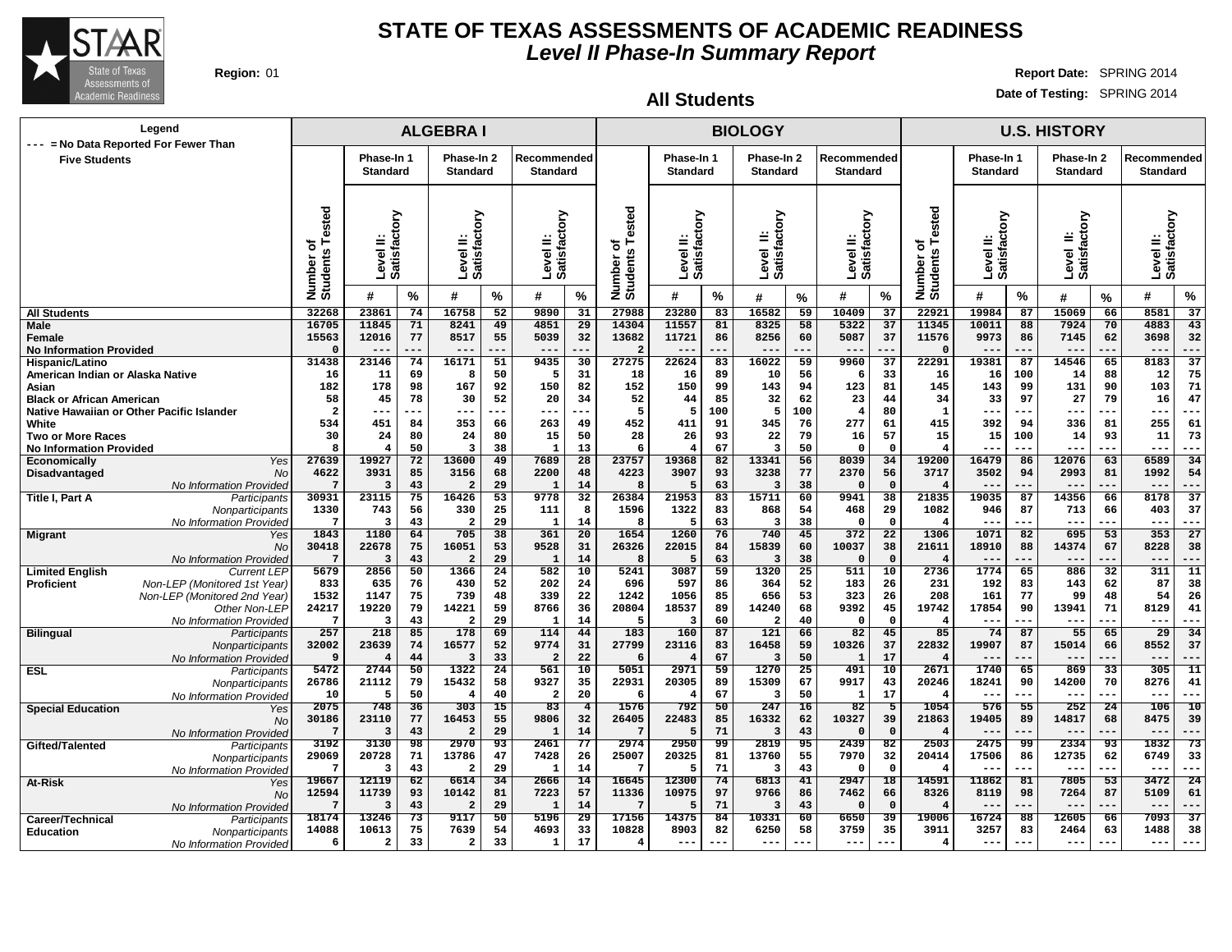# STATE OF TEXAS ASSESSMENTS OF ACADEMIC READINESS

## *Level II Phase-In Summary Report*

**Region:** 01

**Report Date:** SPRING 2014

**Date of Testing:** SPRING 2014

## All Students

**Legend**
--- = No Data Reported For Fewer Than Five Students

| | | ALGEBRA I | | | | | | | BIOLOGY | | | | | | | U.S. HISTORY | | | | | | |
|---|---|---|---|---|---|---|---|---|---|---|---|---|---|---|---|---|---|---|---|---|---|---|
| | | | Phase-In 1 Standard | | Phase-In 2 Standard | | Recommended Standard | | | Phase-In 1 Standard | | Phase-In 2 Standard | | Recommended Standard | | | Phase-In 1 Standard | | Phase-In 2 Standard | | Recommended Standard | |
| | | Number of Students Tested | Level II: Satisfactory | | Level II: Satisfactory | | Level II: Satisfactory | | Number of Students Tested | Level II: Satisfactory | | Level II: Satisfactory | | Level II: Satisfactory | | Number of Students Tested | Level II: Satisfactory | | Level II: Satisfactory | | Level II: Satisfactory | |
| | | | # | % | # | % | # | % | | # | % | # | % | # | % | | # | % | # | % | # | % |
| **All Students** | | 32268 | 23861 | 74 | 16758 | 52 | 9890 | 31 | 27988 | 23280 | 83 | 16582 | 59 | 10409 | 37 | 22921 | 19984 | 87 | 15069 | 66 | 8581 | 37 |
| **Male** | | 16705 | 11845 | 71 | 8241 | 49 | 4851 | 29 | 14304 | 11557 | 81 | 8325 | 58 | 5322 | 37 | 11345 | 10011 | 88 | 7924 | 70 | 4883 | 43 |
| **Female** | | 15563 | 12016 | 77 | 8517 | 55 | 5039 | 32 | 13682 | 11721 | 86 | 8256 | 60 | 5087 | 37 | 11576 | 9973 | 86 | 7145 | 62 | 3698 | 32 |
| **No Information Provided** | | 0 | --- | --- | --- | --- | --- | --- | 2 | --- | --- | --- | --- | --- | --- | 0 | --- | --- | --- | --- | --- | --- |
| **Hispanic/Latino** | | 31438 | 23146 | 74 | 16171 | 51 | 9435 | 30 | 27275 | 22624 | 83 | 16022 | 59 | 9960 | 37 | 22291 | 19381 | 87 | 14546 | 65 | 8183 | 37 |
| **American Indian or Alaska Native** | | 16 | 11 | 69 | 8 | 50 | 5 | 31 | 18 | 16 | 89 | 10 | 56 | 6 | 33 | 16 | 16 | 100 | 14 | 88 | 12 | 75 |
| **Asian** | | 182 | 178 | 98 | 167 | 92 | 150 | 82 | 152 | 150 | 99 | 143 | 94 | 123 | 81 | 145 | 143 | 99 | 131 | 90 | 103 | 71 |
| **Black or African American** | | 58 | 45 | 78 | 30 | 52 | 20 | 34 | 52 | 44 | 85 | 32 | 62 | 23 | 44 | 34 | 33 | 97 | 27 | 79 | 16 | 47 |
| **Native Hawaiian or Other Pacific Islander** | | 2 | --- | --- | --- | --- | --- | --- | 5 | 5 | 100 | 5 | 100 | 4 | 80 | 1 | --- | --- | --- | --- | --- | --- |
| **White** | | 534 | 451 | 84 | 353 | 66 | 263 | 49 | 452 | 411 | 91 | 345 | 76 | 277 | 61 | 415 | 392 | 94 | 336 | 81 | 255 | 61 |
| **Two or More Races** | | 30 | 24 | 80 | 24 | 80 | 15 | 50 | 28 | 26 | 93 | 22 | 79 | 16 | 57 | 15 | 15 | 100 | 14 | 93 | 11 | 73 |
| **No Information Provided** | | 8 | 4 | 50 | 3 | 38 | 1 | 13 | 6 | 4 | 67 | 3 | 50 | 0 | 0 | 4 | --- | --- | --- | --- | --- | --- |
| **Economically Disadvantaged** | *Yes* | 27639 | 19927 | 72 | 13600 | 49 | 7689 | 28 | 23757 | 19368 | 82 | 13341 | 56 | 8039 | 34 | 19200 | 16479 | 86 | 12076 | 63 | 6589 | 34 |
| | *No* | 4622 | 3931 | 85 | 3156 | 68 | 2200 | 48 | 4223 | 3907 | 93 | 3238 | 77 | 2370 | 56 | 3717 | 3502 | 94 | 2993 | 81 | 1992 | 54 |
| | *No Information Provided* | 7 | 3 | 43 | 2 | 29 | 1 | 14 | 8 | 5 | 63 | 3 | 38 | 0 | 0 | 4 | --- | --- | --- | --- | --- | --- |
| **Title I, Part A** | *Participants* | 30931 | 23115 | 75 | 16426 | 53 | 9778 | 32 | 26384 | 21953 | 83 | 15711 | 60 | 9941 | 38 | 21835 | 19035 | 87 | 14356 | 66 | 8178 | 37 |
| | *Nonparticipants* | 1330 | 743 | 56 | 330 | 25 | 111 | 8 | 1596 | 1322 | 83 | 868 | 54 | 468 | 29 | 1082 | 946 | 87 | 713 | 66 | 403 | 37 |
| | *No Information Provided* | 7 | 3 | 43 | 2 | 29 | 1 | 14 | 8 | 5 | 63 | 3 | 38 | 0 | 0 | 4 | --- | --- | --- | --- | --- | --- |
| **Migrant** | *Yes* | 1843 | 1180 | 64 | 705 | 38 | 361 | 20 | 1654 | 1260 | 76 | 740 | 45 | 372 | 22 | 1306 | 1071 | 82 | 695 | 53 | 353 | 27 |
| | *No* | 30418 | 22678 | 75 | 16051 | 53 | 9528 | 31 | 26326 | 22015 | 84 | 15839 | 60 | 10037 | 38 | 21611 | 18910 | 88 | 14374 | 67 | 8228 | 38 |
| | *No Information Provided* | 7 | 3 | 43 | 2 | 29 | 1 | 14 | 8 | 5 | 63 | 3 | 38 | 0 | 0 | 4 | --- | --- | --- | --- | --- | --- |
| **Limited English Proficient** | *Current LEP* | 5679 | 2856 | 50 | 1366 | 24 | 582 | 10 | 5241 | 3087 | 59 | 1320 | 25 | 511 | 10 | 2736 | 1774 | 65 | 886 | 32 | 311 | 11 |
| | *Non-LEP (Monitored 1st Year)* | 833 | 635 | 76 | 430 | 52 | 202 | 24 | 696 | 597 | 86 | 364 | 52 | 183 | 26 | 231 | 192 | 83 | 143 | 62 | 87 | 38 |
| | *Non-LEP (Monitored 2nd Year)* | 1532 | 1147 | 75 | 739 | 48 | 339 | 22 | 1242 | 1056 | 85 | 656 | 53 | 323 | 26 | 208 | 161 | 77 | 99 | 48 | 54 | 26 |
| | *Other Non-LEP* | 24217 | 19220 | 79 | 14221 | 59 | 8766 | 36 | 20804 | 18537 | 89 | 14240 | 68 | 9392 | 45 | 19742 | 17854 | 90 | 13941 | 71 | 8129 | 41 |
| | *No Information Provided* | 7 | 3 | 43 | 2 | 29 | 1 | 14 | 5 | 3 | 60 | 2 | 40 | 0 | 0 | 4 | --- | --- | --- | --- | --- | --- |
| **Bilingual** | *Participants* | 257 | 218 | 85 | 178 | 69 | 114 | 44 | 183 | 160 | 87 | 121 | 66 | 82 | 45 | 85 | 74 | 87 | 55 | 65 | 29 | 34 |
| | *Nonparticipants* | 32002 | 23639 | 74 | 16577 | 52 | 9774 | 31 | 27799 | 23116 | 83 | 16458 | 59 | 10326 | 37 | 22832 | 19907 | 87 | 15014 | 66 | 8552 | 37 |
| | *No Information Provided* | 9 | 4 | 44 | 3 | 33 | 2 | 22 | 6 | 4 | 67 | 3 | 50 | 1 | 17 | 4 | --- | --- | --- | --- | --- | --- |
| **ESL** | *Participants* | 5472 | 2744 | 50 | 1322 | 24 | 561 | 10 | 5051 | 2971 | 59 | 1270 | 25 | 491 | 10 | 2671 | 1740 | 65 | 869 | 33 | 305 | 11 |
| | *Nonparticipants* | 26786 | 21112 | 79 | 15432 | 58 | 9327 | 35 | 22931 | 20305 | 89 | 15309 | 67 | 9917 | 43 | 20246 | 18241 | 90 | 14200 | 70 | 8276 | 41 |
| | *No Information Provided* | 10 | 5 | 50 | 4 | 40 | 2 | 20 | 6 | 4 | 67 | 3 | 50 | 1 | 17 | 4 | --- | --- | --- | --- | --- | --- |
| **Special Education** | *Yes* | 2075 | 748 | 36 | 303 | 15 | 83 | 4 | 1576 | 792 | 50 | 247 | 16 | 82 | 5 | 1054 | 576 | 55 | 252 | 24 | 106 | 10 |
| | *No* | 30186 | 23110 | 77 | 16453 | 55 | 9806 | 32 | 26405 | 22483 | 85 | 16332 | 62 | 10327 | 39 | 21863 | 19405 | 89 | 14817 | 68 | 8475 | 39 |
| | *No Information Provided* | 7 | 3 | 43 | 2 | 29 | 1 | 14 | 7 | 5 | 71 | 3 | 43 | 0 | 0 | 4 | --- | --- | --- | --- | --- | --- |
| **Gifted/Talented** | *Participants* | 3192 | 3130 | 98 | 2970 | 93 | 2461 | 77 | 2974 | 2950 | 99 | 2819 | 95 | 2439 | 82 | 2503 | 2475 | 99 | 2334 | 93 | 1832 | 73 |
| | *Nonparticipants* | 29069 | 20728 | 71 | 13786 | 47 | 7428 | 26 | 25007 | 20325 | 81 | 13760 | 55 | 7970 | 32 | 20414 | 17506 | 86 | 12735 | 62 | 6749 | 33 |
| | *No Information Provided* | 7 | 3 | 43 | 2 | 29 | 1 | 14 | 7 | 5 | 71 | 3 | 43 | 0 | 0 | 4 | --- | --- | --- | --- | --- | --- |
| **At-Risk** | *Yes* | 19667 | 12119 | 62 | 6614 | 34 | 2666 | 14 | 16645 | 12300 | 74 | 6813 | 41 | 2947 | 18 | 14591 | 11862 | 81 | 7805 | 53 | 3472 | 24 |
| | *No* | 12594 | 11739 | 93 | 10142 | 81 | 7223 | 57 | 11336 | 10975 | 97 | 9766 | 86 | 7462 | 66 | 8326 | 8119 | 98 | 7264 | 87 | 5109 | 61 |
| | *No Information Provided* | 7 | 3 | 43 | 2 | 29 | 1 | 14 | 7 | 5 | 71 | 3 | 43 | 0 | 0 | 4 | --- | --- | --- | --- | --- | --- |
| **Career/Technical Education** | *Participants* | 18174 | 13246 | 73 | 9117 | 50 | 5196 | 29 | 17156 | 14375 | 84 | 10331 | 60 | 6650 | 39 | 19006 | 16724 | 88 | 12605 | 66 | 7093 | 37 |
| | *Nonparticipants* | 14088 | 10613 | 75 | 7639 | 54 | 4693 | 33 | 10828 | 8903 | 82 | 6250 | 58 | 3759 | 35 | 3911 | 3257 | 83 | 2464 | 63 | 1488 | 38 |
| | *No Information Provided* | 6 | 2 | 33 | 2 | 33 | 1 | 17 | 4 | --- | --- | --- | --- | --- | --- | 4 | --- | --- | --- | --- | --- | --- |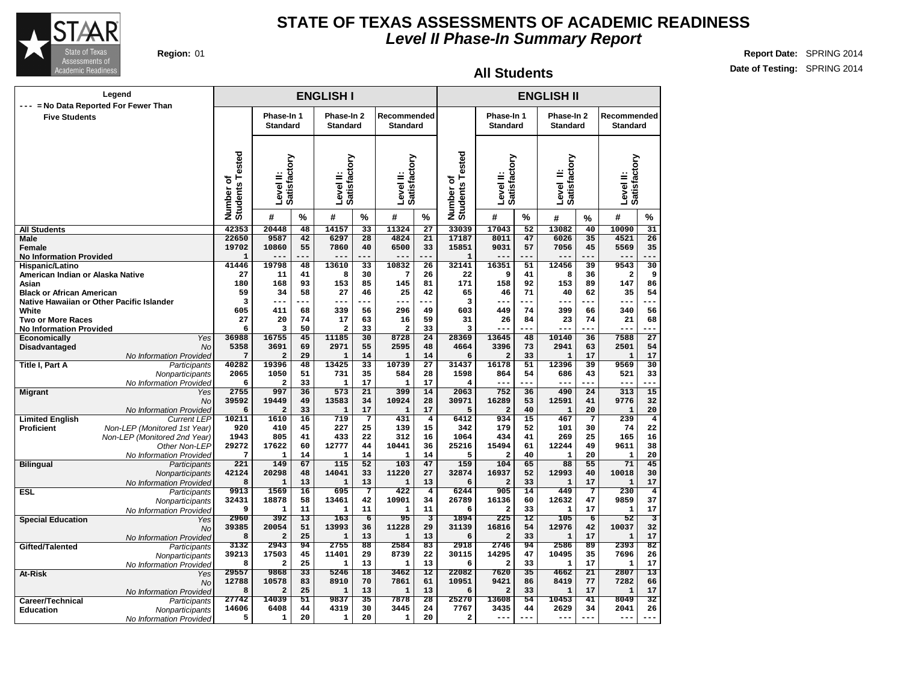# STATE OF TEXAS ASSESSMENTS OF ACADEMIC READINESS
## *Level II Phase-In Summary Report*

**Region:** 01

**Report Date:** SPRING 2014
**Date of Testing:** SPRING 2014

## All Students

Legend: --- = No Data Reported For Fewer Than Five Students

| | | ENGLISH I | | | | | | | ENGLISH II | | | | | | |
|---|---|---|---|---|---|---|---|---|---|---|---|---|---|---|---|
| | | | Phase-In 1 Standard | | Phase-In 2 Standard | | Recommended Standard | | | Phase-In 1 Standard | | Phase-In 2 Standard | | Recommended Standard | |
| | | Number of Students Tested | Level II: Satisfactory # | % | Level II: Satisfactory # | % | Level II: Satisfactory # | % | Number of Students Tested | Level II: Satisfactory # | % | Level II: Satisfactory # | % | Level II: Satisfactory # | % |
| **All Students** | | 42353 | 20448 | 48 | 14157 | 33 | 11324 | 27 | 33039 | 17043 | 52 | 13082 | 40 | 10090 | 31 |
| **Male** | | 22650 | 9587 | 42 | 6297 | 28 | 4824 | 21 | 17187 | 8011 | 47 | 6026 | 35 | 4521 | 26 |
| **Female** | | 19702 | 10860 | 55 | 7860 | 40 | 6500 | 33 | 15851 | 9031 | 57 | 7056 | 45 | 5569 | 35 |
| **No Information Provided** | | 1 | --- | --- | --- | --- | --- | --- | 1 | --- | --- | --- | --- | --- | --- |
| **Hispanic/Latino** | | 41446 | 19798 | 48 | 13610 | 33 | 10832 | 26 | 32141 | 16351 | 51 | 12456 | 39 | 9543 | 30 |
| **American Indian or Alaska Native** | | 27 | 11 | 41 | 8 | 30 | 7 | 26 | 22 | 9 | 41 | 8 | 36 | 2 | 9 |
| **Asian** | | 180 | 168 | 93 | 153 | 85 | 145 | 81 | 171 | 158 | 92 | 153 | 89 | 147 | 86 |
| **Black or African American** | | 59 | 34 | 58 | 27 | 46 | 25 | 42 | 65 | 46 | 71 | 40 | 62 | 35 | 54 |
| **Native Hawaiian or Other Pacific Islander** | | 3 | --- | --- | --- | --- | --- | --- | 3 | --- | --- | --- | --- | --- | --- |
| **White** | | 605 | 411 | 68 | 339 | 56 | 296 | 49 | 603 | 449 | 74 | 399 | 66 | 340 | 56 |
| **Two or More Races** | | 27 | 20 | 74 | 17 | 63 | 16 | 59 | 31 | 26 | 84 | 23 | 74 | 21 | 68 |
| **No Information Provided** | | 6 | 3 | 50 | 2 | 33 | 2 | 33 | 3 | --- | --- | --- | --- | --- | --- |
| **Economically Disadvantaged** | *Yes* | 36988 | 16755 | 45 | 11185 | 30 | 8728 | 24 | 28369 | 13645 | 48 | 10140 | 36 | 7588 | 27 |
| | *No* | 5358 | 3691 | 69 | 2971 | 55 | 2595 | 48 | 4664 | 3396 | 73 | 2941 | 63 | 2501 | 54 |
| | *No Information Provided* | 7 | 2 | 29 | 1 | 14 | 1 | 14 | 6 | 2 | 33 | 1 | 17 | 1 | 17 |
| **Title I, Part A** | *Participants* | 40282 | 19396 | 48 | 13425 | 33 | 10739 | 27 | 31437 | 16178 | 51 | 12396 | 39 | 9569 | 30 |
| | *Nonparticipants* | 2065 | 1050 | 51 | 731 | 35 | 584 | 28 | 1598 | 864 | 54 | 686 | 43 | 521 | 33 |
| | *No Information Provided* | 6 | 2 | 33 | 1 | 17 | 1 | 17 | 4 | --- | --- | --- | --- | --- | --- |
| **Migrant** | *Yes* | 2755 | 997 | 36 | 573 | 21 | 399 | 14 | 2063 | 752 | 36 | 490 | 24 | 313 | 15 |
| | *No* | 39592 | 19449 | 49 | 13583 | 34 | 10924 | 28 | 30971 | 16289 | 53 | 12591 | 41 | 9776 | 32 |
| | *No Information Provided* | 6 | 2 | 33 | 1 | 17 | 1 | 17 | 5 | 2 | 40 | 1 | 20 | 1 | 20 |
| **Limited English Proficient** | *Current LEP* | 10211 | 1610 | 16 | 719 | 7 | 431 | 4 | 6412 | 934 | 15 | 467 | 7 | 239 | 4 |
| | *Non-LEP (Monitored 1st Year)* | 920 | 410 | 45 | 227 | 25 | 139 | 15 | 342 | 179 | 52 | 101 | 30 | 74 | 22 |
| | *Non-LEP (Monitored 2nd Year)* | 1943 | 805 | 41 | 433 | 22 | 312 | 16 | 1064 | 434 | 41 | 269 | 25 | 165 | 16 |
| | *Other Non-LEP* | 29272 | 17622 | 60 | 12777 | 44 | 10441 | 36 | 25216 | 15494 | 61 | 12244 | 49 | 9611 | 38 |
| | *No Information Provided* | 7 | 1 | 14 | 1 | 14 | 1 | 14 | 5 | 2 | 40 | 1 | 20 | 1 | 20 |
| **Bilingual** | *Participants* | 221 | 149 | 67 | 115 | 52 | 103 | 47 | 159 | 104 | 65 | 88 | 55 | 71 | 45 |
| | *Nonparticipants* | 42124 | 20298 | 48 | 14041 | 33 | 11220 | 27 | 32874 | 16937 | 52 | 12993 | 40 | 10018 | 30 |
| | *No Information Provided* | 8 | 1 | 13 | 1 | 13 | 1 | 13 | 6 | 2 | 33 | 1 | 17 | 1 | 17 |
| **ESL** | *Participants* | 9913 | 1569 | 16 | 695 | 7 | 422 | 4 | 6244 | 905 | 14 | 449 | 7 | 230 | 4 |
| | *Nonparticipants* | 32431 | 18878 | 58 | 13461 | 42 | 10901 | 34 | 26789 | 16136 | 60 | 12632 | 47 | 9859 | 37 |
| | *No Information Provided* | 9 | 1 | 11 | 1 | 11 | 1 | 11 | 6 | 2 | 33 | 1 | 17 | 1 | 17 |
| **Special Education** | *Yes* | 2960 | 392 | 13 | 163 | 6 | 95 | 3 | 1894 | 225 | 12 | 105 | 6 | 52 | 3 |
| | *No* | 39385 | 20054 | 51 | 13993 | 36 | 11228 | 29 | 31139 | 16816 | 54 | 12976 | 42 | 10037 | 32 |
| | *No Information Provided* | 8 | 2 | 25 | 1 | 13 | 1 | 13 | 6 | 2 | 33 | 1 | 17 | 1 | 17 |
| **Gifted/Talented** | *Participants* | 3132 | 2943 | 94 | 2755 | 88 | 2584 | 83 | 2918 | 2746 | 94 | 2586 | 89 | 2393 | 82 |
| | *Nonparticipants* | 39213 | 17503 | 45 | 11401 | 29 | 8739 | 22 | 30115 | 14295 | 47 | 10495 | 35 | 7696 | 26 |
| | *No Information Provided* | 8 | 2 | 25 | 1 | 13 | 1 | 13 | 6 | 2 | 33 | 1 | 17 | 1 | 17 |
| **At-Risk** | *Yes* | 29557 | 9868 | 33 | 5246 | 18 | 3462 | 12 | 22082 | 7620 | 35 | 4662 | 21 | 2807 | 13 |
| | *No* | 12788 | 10578 | 83 | 8910 | 70 | 7861 | 61 | 10951 | 9421 | 86 | 8419 | 77 | 7282 | 66 |
| | *No Information Provided* | 8 | 2 | 25 | 1 | 13 | 1 | 13 | 6 | 2 | 33 | 1 | 17 | 1 | 17 |
| **Career/Technical Education** | *Participants* | 27742 | 14039 | 51 | 9837 | 35 | 7878 | 28 | 25270 | 13608 | 54 | 10453 | 41 | 8049 | 32 |
| | *Nonparticipants* | 14606 | 6408 | 44 | 4319 | 30 | 3445 | 24 | 7767 | 3435 | 44 | 2629 | 34 | 2041 | 26 |
| | *No Information Provided* | 5 | 1 | 20 | 1 | 20 | 1 | 20 | 2 | --- | --- | --- | --- | --- | --- |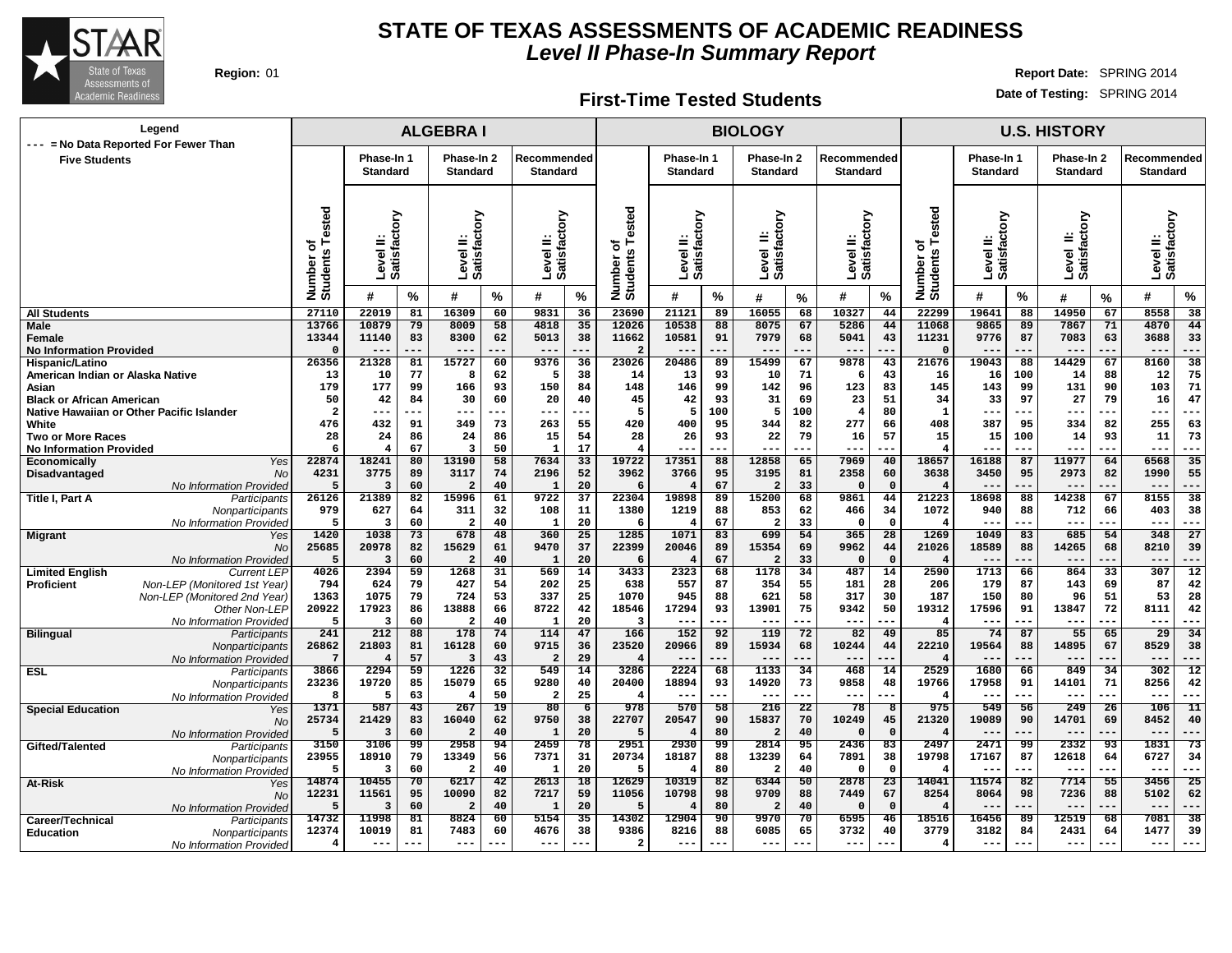# STATE OF TEXAS ASSESSMENTS OF ACADEMIC READINESS

## *Level II Phase-In Summary Report*

**Region:** 01

**Report Date:** SPRING 2014

**Date of Testing:** SPRING 2014

## First-Time Tested Students

Legend: --- = No Data Reported For Fewer Than Five Students

| | | ALGEBRA I | | | | | | | BIOLOGY | | | | | | | U.S. HISTORY | | | | | | |
|---|---|---|---|---|---|---|---|---|---|---|---|---|---|---|---|---|---|---|---|---|---|---|
| | | Number of Students Tested | Phase-In 1 Standard Level II: Satisfactory | | Phase-In 2 Standard Level II: Satisfactory | | Recommended Standard Level II: Satisfactory | | Number of Students Tested | Phase-In 1 Standard Level II: Satisfactory | | Phase-In 2 Standard Level II: Satisfactory | | Recommended Standard Level II: Satisfactory | | Number of Students Tested | Phase-In 1 Standard Level II: Satisfactory | | Phase-In 2 Standard Level II: Satisfactory | | Recommended Standard Level II: Satisfactory | |
| | | | # | % | # | % | # | % | | # | % | # | % | # | % | | # | % | # | % | # | % |
| All Students | | 27110 | 22019 | 81 | 16309 | 60 | 9831 | 36 | 23690 | 21121 | 89 | 16055 | 68 | 10327 | 44 | 22299 | 19641 | 88 | 14950 | 67 | 8558 | 38 |
| Male | | 13766 | 10879 | 79 | 8009 | 58 | 4818 | 35 | 12026 | 10538 | 88 | 8075 | 67 | 5286 | 44 | 11068 | 9865 | 89 | 7867 | 71 | 4870 | 44 |
| Female | | 13344 | 11140 | 83 | 8300 | 62 | 5013 | 38 | 11662 | 10581 | 91 | 7979 | 68 | 5041 | 43 | 11231 | 9776 | 87 | 7083 | 63 | 3688 | 33 |
| No Information Provided | | 0 | --- | --- | --- | --- | --- | --- | 2 | --- | --- | --- | --- | --- | --- | 0 | --- | --- | --- | --- | --- | --- |
| Hispanic/Latino | | 26356 | 21328 | 81 | 15727 | 60 | 9376 | 36 | 23026 | 20486 | 89 | 15499 | 67 | 9878 | 43 | 21676 | 19043 | 88 | 14429 | 67 | 8160 | 38 |
| American Indian or Alaska Native | | 13 | 10 | 77 | 8 | 62 | 5 | 38 | 14 | 13 | 93 | 10 | 71 | 6 | 43 | 16 | 16 | 100 | 14 | 88 | 12 | 75 |
| Asian | | 179 | 177 | 99 | 166 | 93 | 150 | 84 | 148 | 146 | 99 | 142 | 96 | 123 | 83 | 145 | 143 | 99 | 131 | 90 | 103 | 71 |
| Black or African American | | 50 | 42 | 84 | 30 | 60 | 20 | 40 | 45 | 42 | 93 | 31 | 69 | 23 | 51 | 34 | 33 | 97 | 27 | 79 | 16 | 47 |
| Native Hawaiian or Other Pacific Islander | | 2 | --- | --- | --- | --- | --- | --- | 5 | 5 | 100 | 5 | 100 | 4 | 80 | 1 | --- | --- | --- | --- | --- | --- |
| White | | 476 | 432 | 91 | 349 | 73 | 263 | 55 | 420 | 400 | 95 | 344 | 82 | 277 | 66 | 408 | 387 | 95 | 334 | 82 | 255 | 63 |
| Two or More Races | | 28 | 24 | 86 | 24 | 86 | 15 | 54 | 28 | 26 | 93 | 22 | 79 | 16 | 57 | 15 | 15 | 100 | 14 | 93 | 11 | 73 |
| No Information Provided | | 6 | 4 | 67 | 3 | 50 | 1 | 17 | 4 | --- | --- | --- | --- | --- | --- | 4 | --- | --- | --- | --- | --- | --- |
| Economically Disadvantaged | Yes | 22874 | 18241 | 80 | 13190 | 58 | 7634 | 33 | 19722 | 17351 | 88 | 12858 | 65 | 7969 | 40 | 18657 | 16188 | 87 | 11977 | 64 | 6568 | 35 |
| | No | 4231 | 3775 | 89 | 3117 | 74 | 2196 | 52 | 3962 | 3766 | 95 | 3195 | 81 | 2358 | 60 | 3638 | 3450 | 95 | 2973 | 82 | 1990 | 55 |
| | No Information Provided | 5 | 3 | 60 | 2 | 40 | 1 | 20 | 6 | 4 | 67 | 2 | 33 | 0 | 0 | 4 | --- | --- | --- | --- | --- | --- |
| Title I, Part A | Participants | 26126 | 21389 | 82 | 15996 | 61 | 9722 | 37 | 22304 | 19898 | 89 | 15200 | 68 | 9861 | 44 | 21223 | 18698 | 88 | 14238 | 67 | 8155 | 38 |
| | Nonparticipants | 979 | 627 | 64 | 311 | 32 | 108 | 11 | 1380 | 1219 | 88 | 853 | 62 | 466 | 34 | 1072 | 940 | 88 | 712 | 66 | 403 | 38 |
| | No Information Provided | 5 | 3 | 60 | 2 | 40 | 1 | 20 | 6 | 4 | 67 | 2 | 33 | 0 | 0 | 4 | --- | --- | --- | --- | --- | --- |
| Migrant | Yes | 1420 | 1038 | 73 | 678 | 48 | 360 | 25 | 1285 | 1071 | 83 | 699 | 54 | 365 | 28 | 1269 | 1049 | 83 | 685 | 54 | 348 | 27 |
| | No | 25685 | 20978 | 82 | 15629 | 61 | 9470 | 37 | 22399 | 20046 | 89 | 15354 | 69 | 9962 | 44 | 21026 | 18589 | 88 | 14265 | 68 | 8210 | 39 |
| | No Information Provided | 5 | 3 | 60 | 2 | 40 | 1 | 20 | 6 | 4 | 67 | 2 | 33 | 0 | 0 | 4 | --- | --- | --- | --- | --- | --- |
| Limited English Proficient | Current LEP | 4026 | 2394 | 59 | 1268 | 31 | 569 | 14 | 3433 | 2323 | 68 | 1178 | 34 | 487 | 14 | 2590 | 1713 | 66 | 864 | 33 | 307 | 12 |
| | Non-LEP (Monitored 1st Year) | 794 | 624 | 79 | 427 | 54 | 202 | 25 | 638 | 557 | 87 | 354 | 55 | 181 | 28 | 206 | 179 | 87 | 143 | 69 | 87 | 42 |
| | Non-LEP (Monitored 2nd Year) | 1363 | 1075 | 79 | 724 | 53 | 337 | 25 | 1070 | 945 | 88 | 621 | 58 | 317 | 30 | 187 | 150 | 80 | 96 | 51 | 53 | 28 |
| | Other Non-LEP | 20922 | 17923 | 86 | 13888 | 66 | 8722 | 42 | 18546 | 17294 | 93 | 13901 | 75 | 9342 | 50 | 19312 | 17596 | 91 | 13847 | 72 | 8111 | 42 |
| | No Information Provided | 5 | 3 | 60 | 2 | 40 | 1 | 20 | 3 | --- | --- | --- | --- | --- | --- | 4 | --- | --- | --- | --- | --- | --- |
| Bilingual | Participants | 241 | 212 | 88 | 178 | 74 | 114 | 47 | 166 | 152 | 92 | 119 | 72 | 82 | 49 | 85 | 74 | 87 | 55 | 65 | 29 | 34 |
| | Nonparticipants | 26862 | 21803 | 81 | 16128 | 60 | 9715 | 36 | 23520 | 20966 | 89 | 15934 | 68 | 10244 | 44 | 22210 | 19564 | 88 | 14895 | 67 | 8529 | 38 |
| | No Information Provided | 7 | 4 | 57 | 3 | 43 | 2 | 29 | 4 | --- | --- | --- | --- | --- | --- | 4 | --- | --- | --- | --- | --- | --- |
| ESL | Participants | 3866 | 2294 | 59 | 1226 | 32 | 549 | 14 | 3286 | 2224 | 68 | 1133 | 34 | 468 | 14 | 2529 | 1680 | 66 | 849 | 34 | 302 | 12 |
| | Nonparticipants | 23236 | 19720 | 85 | 15079 | 65 | 9280 | 40 | 20400 | 18894 | 93 | 14920 | 73 | 9858 | 48 | 19766 | 17958 | 91 | 14101 | 71 | 8256 | 42 |
| | No Information Provided | 8 | 5 | 63 | 4 | 50 | 2 | 25 | 4 | --- | --- | --- | --- | --- | --- | 4 | --- | --- | --- | --- | --- | --- |
| Special Education | Yes | 1371 | 587 | 43 | 267 | 19 | 80 | 6 | 978 | 570 | 58 | 216 | 22 | 78 | 8 | 975 | 549 | 56 | 249 | 26 | 106 | 11 |
| | No | 25734 | 21429 | 83 | 16040 | 62 | 9750 | 38 | 22707 | 20547 | 90 | 15837 | 70 | 10249 | 45 | 21320 | 19089 | 90 | 14701 | 69 | 8452 | 40 |
| | No Information Provided | 5 | 3 | 60 | 2 | 40 | 1 | 20 | 5 | 4 | 80 | 2 | 40 | 0 | 0 | 4 | --- | --- | --- | --- | --- | --- |
| Gifted/Talented | Participants | 3150 | 3106 | 99 | 2958 | 94 | 2459 | 78 | 2951 | 2930 | 99 | 2814 | 95 | 2436 | 83 | 2497 | 2471 | 99 | 2332 | 93 | 1831 | 73 |
| | Nonparticipants | 23955 | 18910 | 79 | 13349 | 56 | 7371 | 31 | 20734 | 18187 | 88 | 13239 | 64 | 7891 | 38 | 19798 | 17167 | 87 | 12618 | 64 | 6727 | 34 |
| | No Information Provided | 5 | 3 | 60 | 2 | 40 | 1 | 20 | 5 | 4 | 80 | 2 | 40 | 0 | 0 | 4 | --- | --- | --- | --- | --- | --- |
| At-Risk | Yes | 14874 | 10455 | 70 | 6217 | 42 | 2613 | 18 | 12629 | 10319 | 82 | 6344 | 50 | 2878 | 23 | 14041 | 11574 | 82 | 7714 | 55 | 3456 | 25 |
| | No | 12231 | 11561 | 95 | 10090 | 82 | 7217 | 59 | 11056 | 10798 | 98 | 9709 | 88 | 7449 | 67 | 8254 | 8064 | 98 | 7236 | 88 | 5102 | 62 |
| | No Information Provided | 5 | 3 | 60 | 2 | 40 | 1 | 20 | 5 | 4 | 80 | 2 | 40 | 0 | 0 | 4 | --- | --- | --- | --- | --- | --- |
| Career/Technical Education | Participants | 14732 | 11998 | 81 | 8824 | 60 | 5154 | 35 | 14302 | 12904 | 90 | 9970 | 70 | 6595 | 46 | 18516 | 16456 | 89 | 12519 | 68 | 7081 | 38 |
| | Nonparticipants | 12374 | 10019 | 81 | 7483 | 60 | 4676 | 38 | 9386 | 8216 | 88 | 6085 | 65 | 3732 | 40 | 3779 | 3182 | 84 | 2431 | 64 | 1477 | 39 |
| | No Information Provided | 4 | --- | --- | --- | --- | --- | --- | 2 | --- | --- | --- | --- | --- | --- | 4 | --- | --- | --- | --- | --- | --- |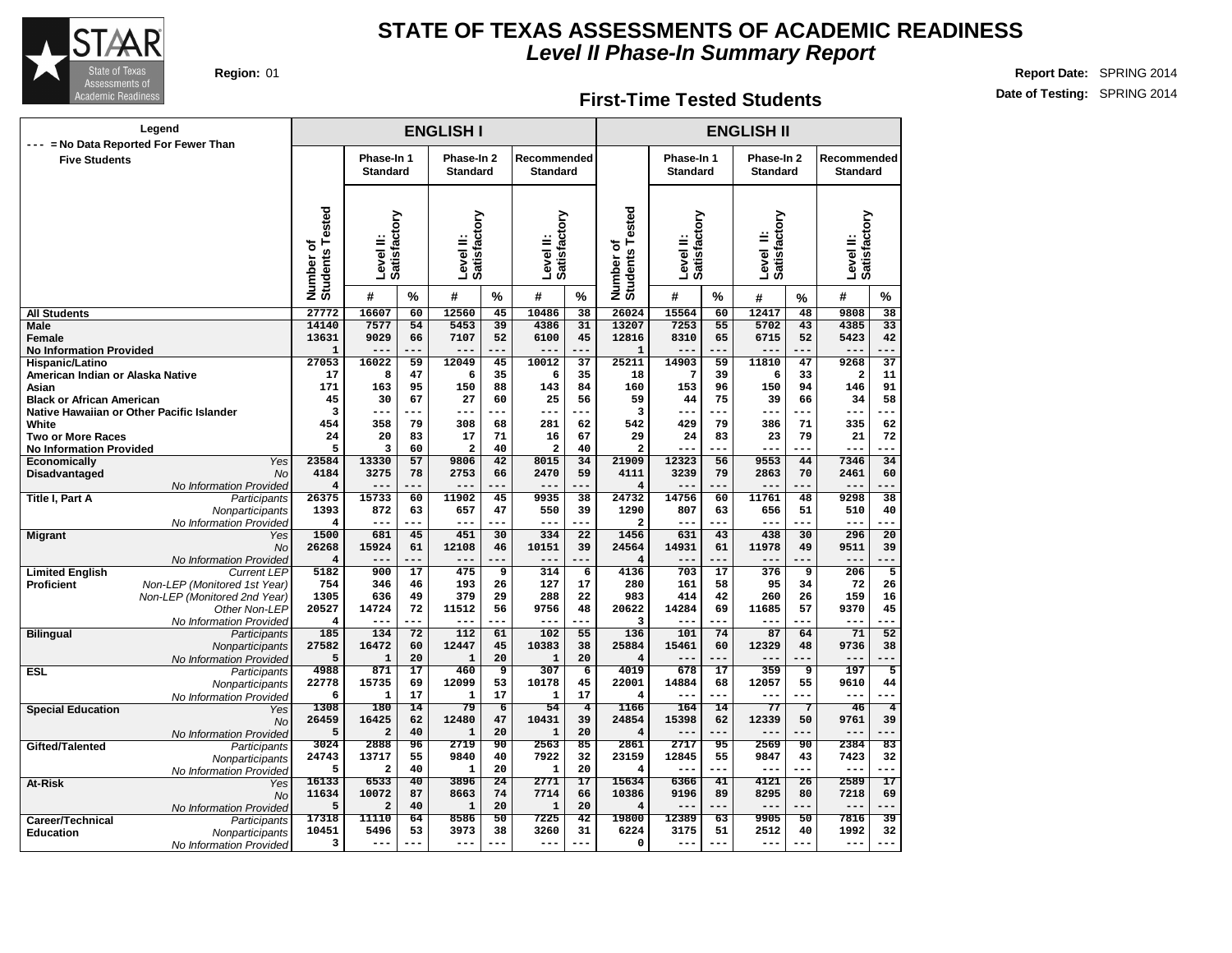# STATE OF TEXAS ASSESSMENTS OF ACADEMIC READINESS

## *Level II Phase-In Summary Report*

**Region:** 01

**Report Date:** SPRING 2014
**Date of Testing:** SPRING 2014

### First-Time Tested Students

Legend: --- = No Data Reported For Fewer Than Five Students

| | | ENGLISH I | | | | | | | ENGLISH II | | | | | | |
|---|---|---|---|---|---|---|---|---|---|---|---|---|---|---|---|
| | | Number of Students Tested | Phase-In 1 Standard Level II: Satisfactory | | Phase-In 2 Standard Level II: Satisfactory | | Recommended Standard Level II: Satisfactory | | Number of Students Tested | Phase-In 1 Standard Level II: Satisfactory | | Phase-In 2 Standard Level II: Satisfactory | | Recommended Standard Level II: Satisfactory | |
| | | | # | % | # | % | # | % | | # | % | # | % | # | % |
| **All Students** | | 27772 | 16607 | 60 | 12560 | 45 | 10486 | 38 | 26024 | 15564 | 60 | 12417 | 48 | 9808 | 38 |
| **Male** | | 14140 | 7577 | 54 | 5453 | 39 | 4386 | 31 | 13207 | 7253 | 55 | 5702 | 43 | 4385 | 33 |
| **Female** | | 13631 | 9029 | 66 | 7107 | 52 | 6100 | 45 | 12816 | 8310 | 65 | 6715 | 52 | 5423 | 42 |
| **No Information Provided** | | 1 | --- | --- | --- | --- | --- | --- | 1 | --- | --- | --- | --- | --- | --- |
| **Hispanic/Latino** | | 27053 | 16022 | 59 | 12049 | 45 | 10012 | 37 | 25211 | 14903 | 59 | 11810 | 47 | 9268 | 37 |
| **American Indian or Alaska Native** | | 17 | 8 | 47 | 6 | 35 | 6 | 35 | 18 | 7 | 39 | 6 | 33 | 2 | 11 |
| **Asian** | | 171 | 163 | 95 | 150 | 88 | 143 | 84 | 160 | 153 | 96 | 150 | 94 | 146 | 91 |
| **Black or African American** | | 45 | 30 | 67 | 27 | 60 | 25 | 56 | 59 | 44 | 75 | 39 | 66 | 34 | 58 |
| **Native Hawaiian or Other Pacific Islander** | | 3 | --- | --- | --- | --- | --- | --- | 3 | --- | --- | --- | --- | --- | --- |
| **White** | | 454 | 358 | 79 | 308 | 68 | 281 | 62 | 542 | 429 | 79 | 386 | 71 | 335 | 62 |
| **Two or More Races** | | 24 | 20 | 83 | 17 | 71 | 16 | 67 | 29 | 24 | 83 | 23 | 79 | 21 | 72 |
| **No Information Provided** | | 5 | 3 | 60 | 2 | 40 | 2 | 40 | 2 | --- | --- | --- | --- | --- | --- |
| **Economically Disadvantaged** | *Yes* | 23584 | 13330 | 57 | 9806 | 42 | 8015 | 34 | 21909 | 12323 | 56 | 9553 | 44 | 7346 | 34 |
| | *No* | 4184 | 3275 | 78 | 2753 | 66 | 2470 | 59 | 4111 | 3239 | 79 | 2863 | 70 | 2461 | 60 |
| | *No Information Provided* | 4 | --- | --- | --- | --- | --- | --- | 4 | --- | --- | --- | --- | --- | --- |
| **Title I, Part A** | *Participants* | 26375 | 15733 | 60 | 11902 | 45 | 9935 | 38 | 24732 | 14756 | 60 | 11761 | 48 | 9298 | 38 |
| | *Nonparticipants* | 1393 | 872 | 63 | 657 | 47 | 550 | 39 | 1290 | 807 | 63 | 656 | 51 | 510 | 40 |
| | *No Information Provided* | 4 | --- | --- | --- | --- | --- | --- | 2 | --- | --- | --- | --- | --- | --- |
| **Migrant** | *Yes* | 1500 | 681 | 45 | 451 | 30 | 334 | 22 | 1456 | 631 | 43 | 438 | 30 | 296 | 20 |
| | *No* | 26268 | 15924 | 61 | 12108 | 46 | 10151 | 39 | 24564 | 14931 | 61 | 11978 | 49 | 9511 | 39 |
| | *No Information Provided* | 4 | --- | --- | --- | --- | --- | --- | 4 | --- | --- | --- | --- | --- | --- |
| **Limited English Proficient** | *Current LEP* | 5182 | 900 | 17 | 475 | 9 | 314 | 6 | 4136 | 703 | 17 | 376 | 9 | 206 | 5 |
| | *Non-LEP (Monitored 1st Year)* | 754 | 346 | 46 | 193 | 26 | 127 | 17 | 280 | 161 | 58 | 95 | 34 | 72 | 26 |
| | *Non-LEP (Monitored 2nd Year)* | 1305 | 636 | 49 | 379 | 29 | 288 | 22 | 983 | 414 | 42 | 260 | 26 | 159 | 16 |
| | *Other Non-LEP* | 20527 | 14724 | 72 | 11512 | 56 | 9756 | 48 | 20622 | 14284 | 69 | 11685 | 57 | 9370 | 45 |
| | *No Information Provided* | 4 | --- | --- | --- | --- | --- | --- | 3 | --- | --- | --- | --- | --- | --- |
| **Bilingual** | *Participants* | 185 | 134 | 72 | 112 | 61 | 102 | 55 | 136 | 101 | 74 | 87 | 64 | 71 | 52 |
| | *Nonparticipants* | 27582 | 16472 | 60 | 12447 | 45 | 10383 | 38 | 25884 | 15461 | 60 | 12329 | 48 | 9736 | 38 |
| | *No Information Provided* | 5 | 1 | 20 | 1 | 20 | 1 | 20 | 4 | --- | --- | --- | --- | --- | --- |
| **ESL** | *Participants* | 4988 | 871 | 17 | 460 | 9 | 307 | 6 | 4019 | 678 | 17 | 359 | 9 | 197 | 5 |
| | *Nonparticipants* | 22778 | 15735 | 69 | 12099 | 53 | 10178 | 45 | 22001 | 14884 | 68 | 12057 | 55 | 9610 | 44 |
| | *No Information Provided* | 6 | 1 | 17 | 1 | 17 | 1 | 17 | 4 | --- | --- | --- | --- | --- | --- |
| **Special Education** | *Yes* | 1308 | 180 | 14 | 79 | 6 | 54 | 4 | 1166 | 164 | 14 | 77 | 7 | 46 | 4 |
| | *No* | 26459 | 16425 | 62 | 12480 | 47 | 10431 | 39 | 24854 | 15398 | 62 | 12339 | 50 | 9761 | 39 |
| | *No Information Provided* | 5 | 2 | 40 | 1 | 20 | 1 | 20 | 4 | --- | --- | --- | --- | --- | --- |
| **Gifted/Talented** | *Participants* | 3024 | 2888 | 96 | 2719 | 90 | 2563 | 85 | 2861 | 2717 | 95 | 2569 | 90 | 2384 | 83 |
| | *Nonparticipants* | 24743 | 13717 | 55 | 9840 | 40 | 7922 | 32 | 23159 | 12845 | 55 | 9847 | 43 | 7423 | 32 |
| | *No Information Provided* | 5 | 2 | 40 | 1 | 20 | 1 | 20 | 4 | --- | --- | --- | --- | --- | --- |
| **At-Risk** | *Yes* | 16133 | 6533 | 40 | 3896 | 24 | 2771 | 17 | 15634 | 6366 | 41 | 4121 | 26 | 2589 | 17 |
| | *No* | 11634 | 10072 | 87 | 8663 | 74 | 7714 | 66 | 10386 | 9196 | 89 | 8295 | 80 | 7218 | 69 |
| | *No Information Provided* | 5 | 2 | 40 | 1 | 20 | 1 | 20 | 4 | --- | --- | --- | --- | --- | --- |
| **Career/Technical Education** | *Participants* | 17318 | 11110 | 64 | 8586 | 50 | 7225 | 42 | 19800 | 12389 | 63 | 9905 | 50 | 7816 | 39 |
| | *Nonparticipants* | 10451 | 5496 | 53 | 3973 | 38 | 3260 | 31 | 6224 | 3175 | 51 | 2512 | 40 | 1992 | 32 |
| | *No Information Provided* | 3 | --- | --- | --- | --- | --- | --- | 0 | --- | --- | --- | --- | --- | --- |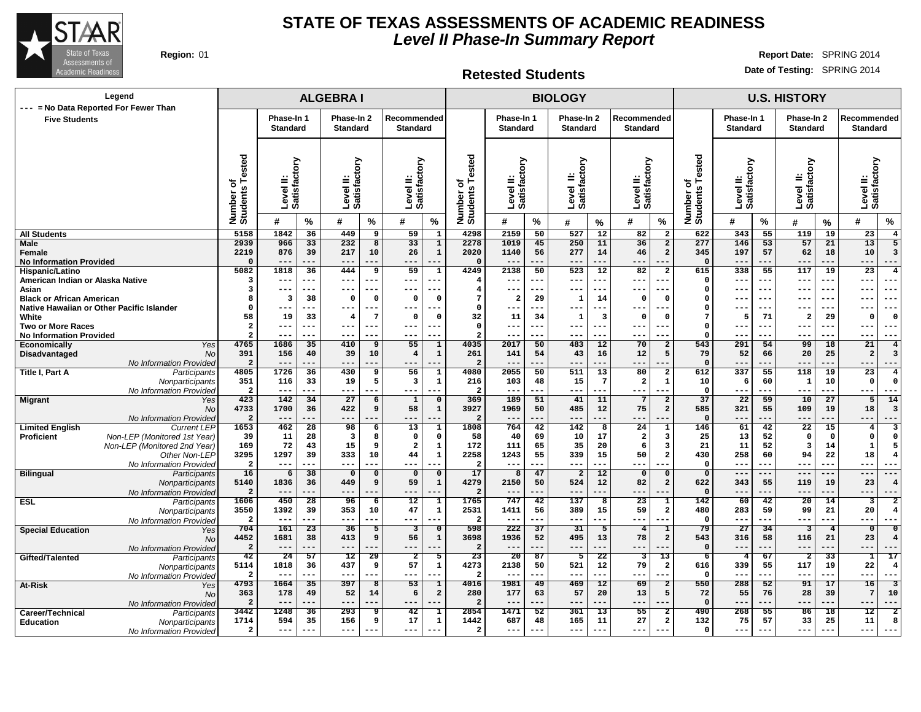# STATE OF TEXAS ASSESSMENTS OF ACADEMIC READINESS

## *Level II Phase-In Summary Report*

**Region:** 01

**Report Date:** SPRING 2014

**Date of Testing:** SPRING 2014

### Retested Students

**Legend**
--- = No Data Reported For Fewer Than Five Students

| | | ALGEBRA I | | | | | | | BIOLOGY | | | | | | | U.S. HISTORY | | | | | | |
|---|---|---|---|---|---|---|---|---|---|---|---|---|---|---|---|---|---|---|---|---|---|---|
| | | Number of Students Tested | Phase-In 1 Standard Level II: Satisfactory | | Phase-In 2 Standard Level II: Satisfactory | | Recommended Standard Level II: Satisfactory | | Number of Students Tested | Phase-In 1 Standard Level II: Satisfactory | | Phase-In 2 Standard Level II: Satisfactory | | Recommended Standard Level II: Satisfactory | | Number of Students Tested | Phase-In 1 Standard Level II: Satisfactory | | Phase-In 2 Standard Level II: Satisfactory | | Recommended Standard Level II: Satisfactory | |
| | | | # | % | # | % | # | % | | # | % | # | % | # | % | | # | % | # | % | # | % |
| **All Students** | | 5158 | 1842 | 36 | 449 | 9 | 59 | 1 | 4298 | 2159 | 50 | 527 | 12 | 82 | 2 | 622 | 343 | 55 | 119 | 19 | 23 | 4 |
| **Male** | | 2939 | 966 | 33 | 232 | 8 | 33 | 1 | 2278 | 1019 | 45 | 250 | 11 | 36 | 2 | 277 | 146 | 53 | 57 | 21 | 13 | 5 |
| **Female** | | 2219 | 876 | 39 | 217 | 10 | 26 | 1 | 2020 | 1140 | 56 | 277 | 14 | 46 | 2 | 345 | 197 | 57 | 62 | 18 | 10 | 3 |
| **No Information Provided** | | 0 | --- | --- | --- | --- | --- | --- | 0 | --- | --- | --- | --- | --- | --- | 0 | --- | --- | --- | --- | --- | --- |
| **Hispanic/Latino** | | 5082 | 1818 | 36 | 444 | 9 | 59 | 1 | 4249 | 2138 | 50 | 523 | 12 | 82 | 2 | 615 | 338 | 55 | 117 | 19 | 23 | 4 |
| **American Indian or Alaska Native** | | 3 | --- | --- | --- | --- | --- | --- | 4 | --- | --- | --- | --- | --- | --- | 0 | --- | --- | --- | --- | --- | --- |
| **Asian** | | 3 | --- | --- | --- | --- | --- | --- | 4 | --- | --- | --- | --- | --- | --- | 0 | --- | --- | --- | --- | --- | --- |
| **Black or African American** | | 8 | 3 | 38 | 0 | 0 | 0 | 0 | 7 | 2 | 29 | 1 | 14 | 0 | 0 | 0 | --- | --- | --- | --- | --- | --- |
| **Native Hawaiian or Other Pacific Islander** | | 0 | --- | --- | --- | --- | --- | --- | 0 | --- | --- | --- | --- | --- | --- | 0 | --- | --- | --- | --- | --- | --- |
| **White** | | 58 | 19 | 33 | 4 | 7 | 0 | 0 | 32 | 11 | 34 | 1 | 3 | 0 | 0 | 7 | 5 | 71 | 2 | 29 | 0 | 0 |
| **Two or More Races** | | 2 | --- | --- | --- | --- | --- | --- | 0 | --- | --- | --- | --- | --- | --- | 0 | --- | --- | --- | --- | --- | --- |
| **No Information Provided** | | 2 | --- | --- | --- | --- | --- | --- | 2 | --- | --- | --- | --- | --- | --- | 0 | --- | --- | --- | --- | --- | --- |
| **Economically Disadvantaged** | *Yes* | 4765 | 1686 | 35 | 410 | 9 | 55 | 1 | 4035 | 2017 | 50 | 483 | 12 | 70 | 2 | 543 | 291 | 54 | 99 | 18 | 21 | 4 |
| | *No* | 391 | 156 | 40 | 39 | 10 | 4 | 1 | 261 | 141 | 54 | 43 | 16 | 12 | 5 | 79 | 52 | 66 | 20 | 25 | 2 | 3 |
| | *No Information Provided* | 2 | --- | --- | --- | --- | --- | --- | 2 | --- | --- | --- | --- | --- | --- | 0 | --- | --- | --- | --- | --- | --- |
| **Title I, Part A** | *Participants* | 4805 | 1726 | 36 | 430 | 9 | 56 | 1 | 4080 | 2055 | 50 | 511 | 13 | 80 | 2 | 612 | 337 | 55 | 118 | 19 | 23 | 4 |
| | *Nonparticipants* | 351 | 116 | 33 | 19 | 5 | 3 | 1 | 216 | 103 | 48 | 15 | 7 | 2 | 1 | 10 | 6 | 60 | 1 | 10 | 0 | 0 |
| | *No Information Provided* | 2 | --- | --- | --- | --- | --- | --- | 2 | --- | --- | --- | --- | --- | --- | 0 | --- | --- | --- | --- | --- | --- |
| **Migrant** | *Yes* | 423 | 142 | 34 | 27 | 6 | 1 | 0 | 369 | 189 | 51 | 41 | 11 | 7 | 2 | 37 | 22 | 59 | 10 | 27 | 5 | 14 |
| | *No* | 4733 | 1700 | 36 | 422 | 9 | 58 | 1 | 3927 | 1969 | 50 | 485 | 12 | 75 | 2 | 585 | 321 | 55 | 109 | 19 | 18 | 3 |
| | *No Information Provided* | 2 | --- | --- | --- | --- | --- | --- | 2 | --- | --- | --- | --- | --- | --- | 0 | --- | --- | --- | --- | --- | --- |
| **Limited English Proficient** | *Current LEP* | 1653 | 462 | 28 | 98 | 6 | 13 | 1 | 1808 | 764 | 42 | 142 | 8 | 24 | 1 | 146 | 61 | 42 | 22 | 15 | 4 | 3 |
| | *Non-LEP (Monitored 1st Year)* | 39 | 11 | 28 | 3 | 8 | 0 | 0 | 58 | 40 | 69 | 10 | 17 | 2 | 3 | 25 | 13 | 52 | 0 | 0 | 0 | 0 |
| | *Non-LEP (Monitored 2nd Year)* | 169 | 72 | 43 | 15 | 9 | 2 | 1 | 172 | 111 | 65 | 35 | 20 | 6 | 3 | 21 | 11 | 52 | 3 | 14 | 1 | 5 |
| | *Other Non-LEP* | 3295 | 1297 | 39 | 333 | 10 | 44 | 1 | 2258 | 1243 | 55 | 339 | 15 | 50 | 2 | 430 | 258 | 60 | 94 | 22 | 18 | 4 |
| | *No Information Provided* | 2 | --- | --- | --- | --- | --- | --- | 2 | --- | --- | --- | --- | --- | --- | 0 | --- | --- | --- | --- | --- | --- |
| **Bilingual** | *Participants* | 16 | 6 | 38 | 0 | 0 | 0 | 0 | 17 | 8 | 47 | 2 | 12 | 0 | 0 | 0 | --- | --- | --- | --- | --- | --- |
| | *Nonparticipants* | 5140 | 1836 | 36 | 449 | 9 | 59 | 1 | 4279 | 2150 | 50 | 524 | 12 | 82 | 2 | 622 | 343 | 55 | 119 | 19 | 23 | 4 |
| | *No Information Provided* | 2 | --- | --- | --- | --- | --- | --- | 2 | --- | --- | --- | --- | --- | --- | 0 | --- | --- | --- | --- | --- | --- |
| **ESL** | *Participants* | 1606 | 450 | 28 | 96 | 6 | 12 | 1 | 1765 | 747 | 42 | 137 | 8 | 23 | 1 | 142 | 60 | 42 | 20 | 14 | 3 | 2 |
| | *Nonparticipants* | 3550 | 1392 | 39 | 353 | 10 | 47 | 1 | 2531 | 1411 | 56 | 389 | 15 | 59 | 2 | 480 | 283 | 59 | 99 | 21 | 20 | 4 |
| | *No Information Provided* | 2 | --- | --- | --- | --- | --- | --- | 2 | --- | --- | --- | --- | --- | --- | 0 | --- | --- | --- | --- | --- | --- |
| **Special Education** | *Yes* | 704 | 161 | 23 | 36 | 5 | 3 | 0 | 598 | 222 | 37 | 31 | 5 | 4 | 1 | 79 | 27 | 34 | 3 | 4 | 0 | 0 |
| | *No* | 4452 | 1681 | 38 | 413 | 9 | 56 | 1 | 3698 | 1936 | 52 | 495 | 13 | 78 | 2 | 543 | 316 | 58 | 116 | 21 | 23 | 4 |
| | *No Information Provided* | 2 | --- | --- | --- | --- | --- | --- | 2 | --- | --- | --- | --- | --- | --- | 0 | --- | --- | --- | --- | --- | --- |
| **Gifted/Talented** | *Participants* | 42 | 24 | 57 | 12 | 29 | 2 | 5 | 23 | 20 | 87 | 5 | 22 | 3 | 13 | 6 | 4 | 67 | 2 | 33 | 1 | 17 |
| | *Nonparticipants* | 5114 | 1818 | 36 | 437 | 9 | 57 | 1 | 4273 | 2138 | 50 | 521 | 12 | 79 | 2 | 616 | 339 | 55 | 117 | 19 | 22 | 4 |
| | *No Information Provided* | 2 | --- | --- | --- | --- | --- | --- | 2 | --- | --- | --- | --- | --- | --- | 0 | --- | --- | --- | --- | --- | --- |
| **At-Risk** | *Yes* | 4793 | 1664 | 35 | 397 | 8 | 53 | 1 | 4016 | 1981 | 49 | 469 | 12 | 69 | 2 | 550 | 288 | 52 | 91 | 17 | 16 | 3 |
| | *No* | 363 | 178 | 49 | 52 | 14 | 6 | 2 | 280 | 177 | 63 | 57 | 20 | 13 | 5 | 72 | 55 | 76 | 28 | 39 | 7 | 10 |
| | *No Information Provided* | 2 | --- | --- | --- | --- | --- | --- | 2 | --- | --- | --- | --- | --- | --- | 0 | --- | --- | --- | --- | --- | --- |
| **Career/Technical Education** | *Participants* | 3442 | 1248 | 36 | 293 | 9 | 42 | 1 | 2854 | 1471 | 52 | 361 | 13 | 55 | 2 | 490 | 268 | 55 | 86 | 18 | 12 | 2 |
| | *Nonparticipants* | 1714 | 594 | 35 | 156 | 9 | 17 | 1 | 1442 | 687 | 48 | 165 | 11 | 27 | 2 | 132 | 75 | 57 | 33 | 25 | 11 | 8 |
| | *No Information Provided* | 2 | --- | --- | --- | --- | --- | --- | 2 | --- | --- | --- | --- | --- | --- | 0 | --- | --- | --- | --- | --- | --- |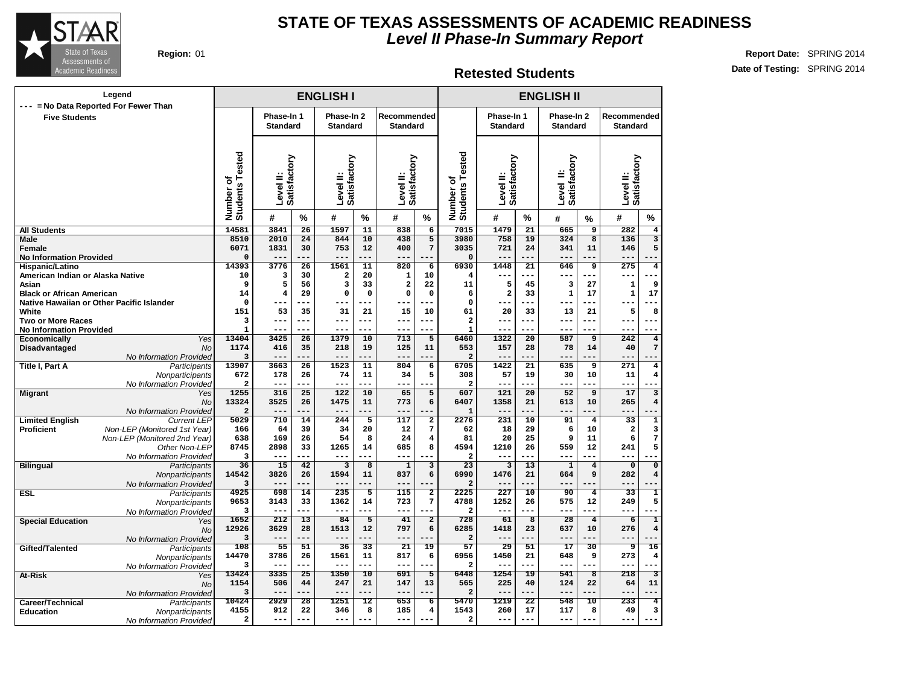# STATE OF TEXAS ASSESSMENTS OF ACADEMIC READINESS

## *Level II Phase-In Summary Report*

**Region:** 01

**Report Date:** SPRING 2014

**Date of Testing:** SPRING 2014

### Retested Students

**Legend**
--- = No Data Reported For Fewer Than Five Students

| | | ENGLISH I | | | | | | | ENGLISH II | | | | | | |
|---|---|---|---|---|---|---|---|---|---|---|---|---|---|---|---|
| | | | Phase-In 1 Standard | | Phase-In 2 Standard | | Recommended Standard | | | Phase-In 1 Standard | | Phase-In 2 Standard | | Recommended Standard | |
| | | Number of Students Tested | Level II: Satisfactory | | Level II: Satisfactory | | Level II: Satisfactory | | Number of Students Tested | Level II: Satisfactory | | Level II: Satisfactory | | Level II: Satisfactory | |
| | | | # | % | # | % | # | % | | # | % | # | % | # | % |
| **All Students** | | 14581 | 3841 | 26 | 1597 | 11 | 838 | 6 | 7015 | 1479 | 21 | 665 | 9 | 282 | 4 |
| **Male** | | 8510 | 2010 | 24 | 844 | 10 | 438 | 5 | 3980 | 758 | 19 | 324 | 8 | 136 | 3 |
| **Female** | | 6071 | 1831 | 30 | 753 | 12 | 400 | 7 | 3035 | 721 | 24 | 341 | 11 | 146 | 5 |
| **No Information Provided** | | 0 | --- | --- | --- | --- | --- | --- | 0 | --- | --- | --- | --- | --- | --- |
| **Hispanic/Latino** | | 14393 | 3776 | 26 | 1561 | 11 | 820 | 6 | 6930 | 1448 | 21 | 646 | 9 | 275 | 4 |
| **American Indian or Alaska Native** | | 10 | 3 | 30 | 2 | 20 | 1 | 10 | 4 | --- | --- | --- | --- | --- | --- |
| **Asian** | | 9 | 5 | 56 | 3 | 33 | 2 | 22 | 11 | 5 | 45 | 3 | 27 | 1 | 9 |
| **Black or African American** | | 14 | 4 | 29 | 0 | 0 | 0 | 0 | 6 | 2 | 33 | 1 | 17 | 1 | 17 |
| **Native Hawaiian or Other Pacific Islander** | | 0 | --- | --- | --- | --- | --- | --- | 0 | --- | --- | --- | --- | --- | --- |
| **White** | | 151 | 53 | 35 | 31 | 21 | 15 | 10 | 61 | 20 | 33 | 13 | 21 | 5 | 8 |
| **Two or More Races** | | 3 | --- | --- | --- | --- | --- | --- | 2 | --- | --- | --- | --- | --- | --- |
| **No Information Provided** | | 1 | --- | --- | --- | --- | --- | --- | 1 | --- | --- | --- | --- | --- | --- |
| **Economically Disadvantaged** | *Yes* | 13404 | 3425 | 26 | 1379 | 10 | 713 | 5 | 6460 | 1322 | 20 | 587 | 9 | 242 | 4 |
| | *No* | 1174 | 416 | 35 | 218 | 19 | 125 | 11 | 553 | 157 | 28 | 78 | 14 | 40 | 7 |
| | *No Information Provided* | 3 | --- | --- | --- | --- | --- | --- | 2 | --- | --- | --- | --- | --- | --- |
| **Title I, Part A** | *Participants* | 13907 | 3663 | 26 | 1523 | 11 | 804 | 6 | 6705 | 1422 | 21 | 635 | 9 | 271 | 4 |
| | *Nonparticipants* | 672 | 178 | 26 | 74 | 11 | 34 | 5 | 308 | 57 | 19 | 30 | 10 | 11 | 4 |
| | *No Information Provided* | 2 | --- | --- | --- | --- | --- | --- | 2 | --- | --- | --- | --- | --- | --- |
| **Migrant** | *Yes* | 1255 | 316 | 25 | 122 | 10 | 65 | 5 | 607 | 121 | 20 | 52 | 9 | 17 | 3 |
| | *No* | 13324 | 3525 | 26 | 1475 | 11 | 773 | 6 | 6407 | 1358 | 21 | 613 | 10 | 265 | 4 |
| | *No Information Provided* | 2 | --- | --- | --- | --- | --- | --- | 1 | --- | --- | --- | --- | --- | --- |
| **Limited English Proficient** | *Current LEP* | 5029 | 710 | 14 | 244 | 5 | 117 | 2 | 2276 | 231 | 10 | 91 | 4 | 33 | 1 |
| | *Non-LEP (Monitored 1st Year)* | 166 | 64 | 39 | 34 | 20 | 12 | 7 | 62 | 18 | 29 | 6 | 10 | 2 | 3 |
| | *Non-LEP (Monitored 2nd Year)* | 638 | 169 | 26 | 54 | 8 | 24 | 4 | 81 | 20 | 25 | 9 | 11 | 6 | 7 |
| | *Other Non-LEP* | 8745 | 2898 | 33 | 1265 | 14 | 685 | 8 | 4594 | 1210 | 26 | 559 | 12 | 241 | 5 |
| | *No Information Provided* | 3 | --- | --- | --- | --- | --- | --- | 2 | --- | --- | --- | --- | --- | --- |
| **Bilingual** | *Participants* | 36 | 15 | 42 | 3 | 8 | 1 | 3 | 23 | 3 | 13 | 1 | 4 | 0 | 0 |
| | *Nonparticipants* | 14542 | 3826 | 26 | 1594 | 11 | 837 | 6 | 6990 | 1476 | 21 | 664 | 9 | 282 | 4 |
| | *No Information Provided* | 3 | --- | --- | --- | --- | --- | --- | 2 | --- | --- | --- | --- | --- | --- |
| **ESL** | *Participants* | 4925 | 698 | 14 | 235 | 5 | 115 | 2 | 2225 | 227 | 10 | 90 | 4 | 33 | 1 |
| | *Nonparticipants* | 9653 | 3143 | 33 | 1362 | 14 | 723 | 7 | 4788 | 1252 | 26 | 575 | 12 | 249 | 5 |
| | *No Information Provided* | 3 | --- | --- | --- | --- | --- | --- | 2 | --- | --- | --- | --- | --- | --- |
| **Special Education** | *Yes* | 1652 | 212 | 13 | 84 | 5 | 41 | 2 | 728 | 61 | 8 | 28 | 4 | 6 | 1 |
| | *No* | 12926 | 3629 | 28 | 1513 | 12 | 797 | 6 | 6285 | 1418 | 23 | 637 | 10 | 276 | 4 |
| | *No Information Provided* | 3 | --- | --- | --- | --- | --- | --- | 2 | --- | --- | --- | --- | --- | --- |
| **Gifted/Talented** | *Participants* | 108 | 55 | 51 | 36 | 33 | 21 | 19 | 57 | 29 | 51 | 17 | 30 | 9 | 16 |
| | *Nonparticipants* | 14470 | 3786 | 26 | 1561 | 11 | 817 | 6 | 6956 | 1450 | 21 | 648 | 9 | 273 | 4 |
| | *No Information Provided* | 3 | --- | --- | --- | --- | --- | --- | 2 | --- | --- | --- | --- | --- | --- |
| **At-Risk** | *Yes* | 13424 | 3335 | 25 | 1350 | 10 | 691 | 5 | 6448 | 1254 | 19 | 541 | 8 | 218 | 3 |
| | *No* | 1154 | 506 | 44 | 247 | 21 | 147 | 13 | 565 | 225 | 40 | 124 | 22 | 64 | 11 |
| | *No Information Provided* | 3 | --- | --- | --- | --- | --- | --- | 2 | --- | --- | --- | --- | --- | --- |
| **Career/Technical Education** | *Participants* | 10424 | 2929 | 28 | 1251 | 12 | 653 | 6 | 5470 | 1219 | 22 | 548 | 10 | 233 | 4 |
| | *Nonparticipants* | 4155 | 912 | 22 | 346 | 8 | 185 | 4 | 1543 | 260 | 17 | 117 | 8 | 49 | 3 |
| | *No Information Provided* | 2 | --- | --- | --- | --- | --- | --- | 2 | --- | --- | --- | --- | --- | --- |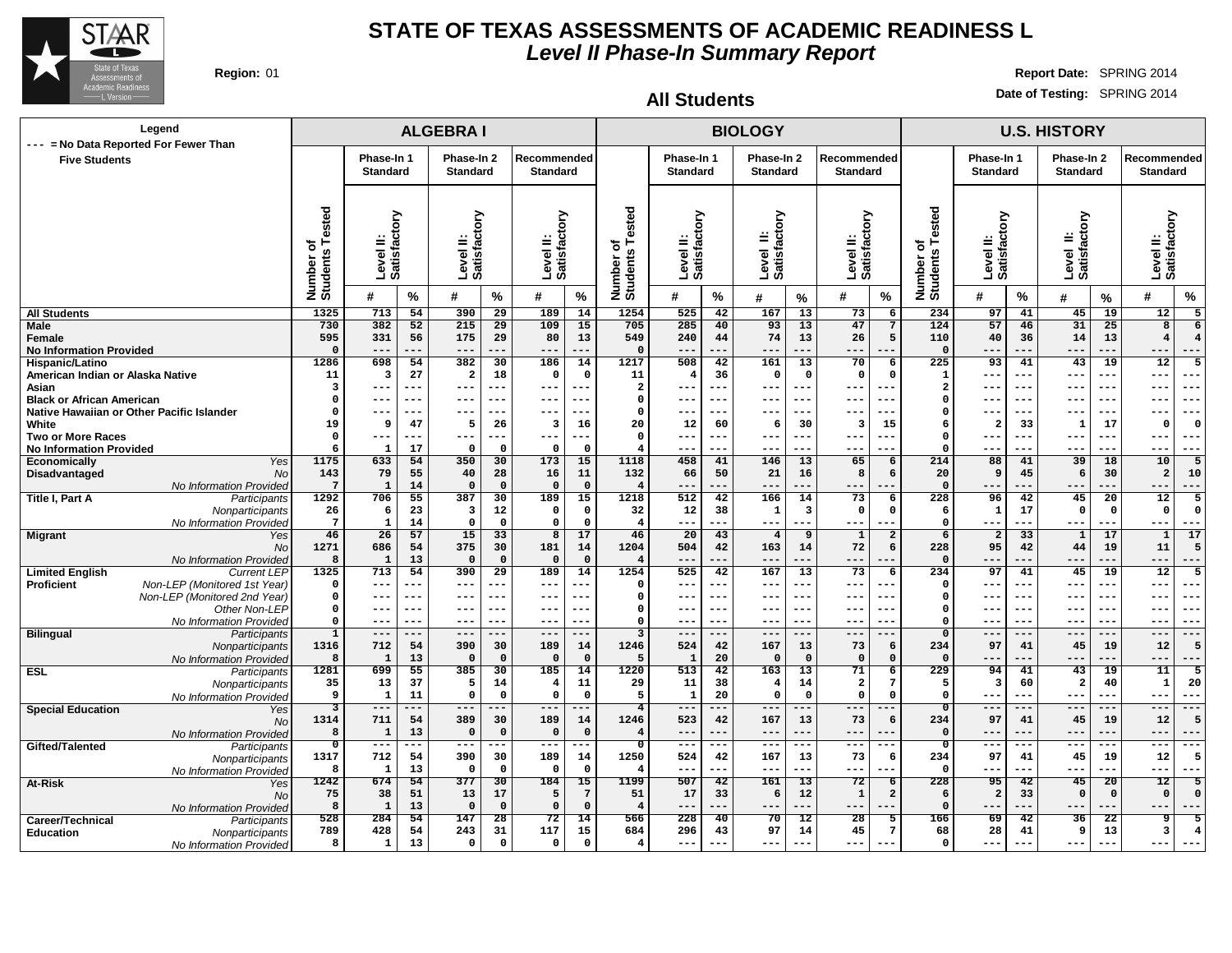# STATE OF TEXAS ASSESSMENTS OF ACADEMIC READINESS L

## *Level II Phase-In Summary Report*

**Region:** 01

**Report Date:** SPRING 2014

**Date of Testing:** SPRING 2014

### All Students

Legend: --- = No Data Reported For Fewer Than Five Students

| | | ALGEBRA I | | | | | | | BIOLOGY | | | | | | | U.S. HISTORY | | | | | | |
|---|---|---|---|---|---|---|---|---|---|---|---|---|---|---|---|---|---|---|---|---|---|---|
| | | | Phase-In 1 Standard | | Phase-In 2 Standard | | Recommended Standard | | | Phase-In 1 Standard | | Phase-In 2 Standard | | Recommended Standard | | | Phase-In 1 Standard | | Phase-In 2 Standard | | Recommended Standard | |
| | | Number of Students Tested | Level II: Satisfactory # | % | Level II: Satisfactory # | % | Level II: Satisfactory # | % | Number of Students Tested | Level II: Satisfactory # | % | Level II: Satisfactory # | % | Level II: Satisfactory # | % | Number of Students Tested | Level II: Satisfactory # | % | Level II: Satisfactory # | % | Level II: Satisfactory # | % |
| **All Students** | | 1325 | 713 | 54 | 390 | 29 | 189 | 14 | 1254 | 525 | 42 | 167 | 13 | 73 | 6 | 234 | 97 | 41 | 45 | 19 | 12 | 5 |
| **Male** | | 730 | 382 | 52 | 215 | 29 | 109 | 15 | 705 | 285 | 40 | 93 | 13 | 47 | 7 | 124 | 57 | 46 | 31 | 25 | 8 | 6 |
| **Female** | | 595 | 331 | 56 | 175 | 29 | 80 | 13 | 549 | 240 | 44 | 74 | 13 | 26 | 5 | 110 | 40 | 36 | 14 | 13 | 4 | 4 |
| **No Information Provided** | | 0 | --- | --- | --- | --- | --- | --- | 0 | --- | --- | --- | --- | --- | --- | 0 | --- | --- | --- | --- | --- | --- |
| **Hispanic/Latino** | | 1286 | 698 | 54 | 382 | 30 | 186 | 14 | 1217 | 508 | 42 | 161 | 13 | 70 | 6 | 225 | 93 | 41 | 43 | 19 | 12 | 5 |
| **American Indian or Alaska Native** | | 11 | 3 | 27 | 2 | 18 | 0 | 0 | 11 | 4 | 36 | 0 | 0 | 0 | 0 | 1 | --- | --- | --- | --- | --- | --- |
| **Asian** | | 3 | --- | --- | --- | --- | --- | --- | 2 | --- | --- | --- | --- | --- | --- | 2 | --- | --- | --- | --- | --- | --- |
| **Black or African American** | | 0 | --- | --- | --- | --- | --- | --- | 0 | --- | --- | --- | --- | --- | --- | 0 | --- | --- | --- | --- | --- | --- |
| **Native Hawaiian or Other Pacific Islander** | | 0 | --- | --- | --- | --- | --- | --- | 0 | --- | --- | --- | --- | --- | --- | 0 | --- | --- | --- | --- | --- | --- |
| **White** | | 19 | 9 | 47 | 5 | 26 | 3 | 16 | 20 | 12 | 60 | 6 | 30 | 3 | 15 | 6 | 2 | 33 | 1 | 17 | 0 | 0 |
| **Two or More Races** | | 0 | --- | --- | --- | --- | --- | --- | 0 | --- | --- | --- | --- | --- | --- | 0 | --- | --- | --- | --- | --- | --- |
| **No Information Provided** | | 6 | 1 | 17 | 0 | 0 | 0 | 0 | 4 | --- | --- | --- | --- | --- | --- | 0 | --- | --- | --- | --- | --- | --- |
| **Economically Disadvantaged** | *Yes* | 1175 | 633 | 54 | 350 | 30 | 173 | 15 | 1118 | 458 | 41 | 146 | 13 | 65 | 6 | 214 | 88 | 41 | 39 | 18 | 10 | 5 |
| | *No* | 143 | 79 | 55 | 40 | 28 | 16 | 11 | 132 | 66 | 50 | 21 | 16 | 8 | 6 | 20 | 9 | 45 | 6 | 30 | 2 | 10 |
| | *No Information Provided* | 7 | 1 | 14 | 0 | 0 | 0 | 0 | 4 | --- | --- | --- | --- | --- | --- | 0 | --- | --- | --- | --- | --- | --- |
| **Title I, Part A** | *Participants* | 1292 | 706 | 55 | 387 | 30 | 189 | 15 | 1218 | 512 | 42 | 166 | 14 | 73 | 6 | 228 | 96 | 42 | 45 | 20 | 12 | 5 |
| | *Nonparticipants* | 26 | 6 | 23 | 3 | 12 | 0 | 0 | 32 | 12 | 38 | 1 | 3 | 0 | 0 | 6 | 1 | 17 | 0 | 0 | 0 | 0 |
| | *No Information Provided* | 7 | 1 | 14 | 0 | 0 | 0 | 0 | 4 | --- | --- | --- | --- | --- | --- | 0 | --- | --- | --- | --- | --- | --- |
| **Migrant** | *Yes* | 46 | 26 | 57 | 15 | 33 | 8 | 17 | 46 | 20 | 43 | 4 | 9 | 1 | 2 | 6 | 2 | 33 | 1 | 17 | 1 | 17 |
| | *No* | 1271 | 686 | 54 | 375 | 30 | 181 | 14 | 1204 | 504 | 42 | 163 | 14 | 72 | 6 | 228 | 95 | 42 | 44 | 19 | 11 | 5 |
| | *No Information Provided* | 8 | 1 | 13 | 0 | 0 | 0 | 0 | 4 | --- | --- | --- | --- | --- | --- | 0 | --- | --- | --- | --- | --- | --- |
| **Limited English Proficient** | *Current LEP* | 1325 | 713 | 54 | 390 | 29 | 189 | 14 | 1254 | 525 | 42 | 167 | 13 | 73 | 6 | 234 | 97 | 41 | 45 | 19 | 12 | 5 |
| | *Non-LEP (Monitored 1st Year)* | 0 | --- | --- | --- | --- | --- | --- | 0 | --- | --- | --- | --- | --- | --- | 0 | --- | --- | --- | --- | --- | --- |
| | *Non-LEP (Monitored 2nd Year)* | 0 | --- | --- | --- | --- | --- | --- | 0 | --- | --- | --- | --- | --- | --- | 0 | --- | --- | --- | --- | --- | --- |
| | *Other Non-LEP* | 0 | --- | --- | --- | --- | --- | --- | 0 | --- | --- | --- | --- | --- | --- | 0 | --- | --- | --- | --- | --- | --- |
| | *No Information Provided* | 0 | --- | --- | --- | --- | --- | --- | 0 | --- | --- | --- | --- | --- | --- | 0 | --- | --- | --- | --- | --- | --- |
| **Bilingual** | *Participants* | 1 | --- | --- | --- | --- | --- | --- | 3 | --- | --- | --- | --- | --- | --- | 0 | --- | --- | --- | --- | --- | --- |
| | *Nonparticipants* | 1316 | 712 | 54 | 390 | 30 | 189 | 14 | 1246 | 524 | 42 | 167 | 13 | 73 | 6 | 234 | 97 | 41 | 45 | 19 | 12 | 5 |
| | *No Information Provided* | 8 | 1 | 13 | 0 | 0 | 0 | 0 | 5 | 1 | 20 | 0 | 0 | 0 | 0 | 0 | --- | --- | --- | --- | --- | --- |
| **ESL** | *Participants* | 1281 | 699 | 55 | 385 | 30 | 185 | 14 | 1220 | 513 | 42 | 163 | 13 | 71 | 6 | 229 | 94 | 41 | 43 | 19 | 11 | 5 |
| | *Nonparticipants* | 35 | 13 | 37 | 5 | 14 | 4 | 11 | 29 | 11 | 38 | 4 | 14 | 2 | 7 | 5 | 3 | 60 | 2 | 40 | 1 | 20 |
| | *No Information Provided* | 9 | 1 | 11 | 0 | 0 | 0 | 0 | 5 | 1 | 20 | 0 | 0 | 0 | 0 | 0 | --- | --- | --- | --- | --- | --- |
| **Special Education** | *Yes* | 3 | --- | --- | --- | --- | --- | --- | 4 | --- | --- | --- | --- | --- | --- | 0 | --- | --- | --- | --- | --- | --- |
| | *No* | 1314 | 711 | 54 | 389 | 30 | 189 | 14 | 1246 | 523 | 42 | 167 | 13 | 73 | 6 | 234 | 97 | 41 | 45 | 19 | 12 | 5 |
| | *No Information Provided* | 8 | 1 | 13 | 0 | 0 | 0 | 0 | 4 | --- | --- | --- | --- | --- | --- | 0 | --- | --- | --- | --- | --- | --- |
| **Gifted/Talented** | *Participants* | 0 | --- | --- | --- | --- | --- | --- | 0 | --- | --- | --- | --- | --- | --- | 0 | --- | --- | --- | --- | --- | --- |
| | *Nonparticipants* | 1317 | 712 | 54 | 390 | 30 | 189 | 14 | 1250 | 524 | 42 | 167 | 13 | 73 | 6 | 234 | 97 | 41 | 45 | 19 | 12 | 5 |
| | *No Information Provided* | 8 | 1 | 13 | 0 | 0 | 0 | 0 | 4 | --- | --- | --- | --- | --- | --- | 0 | --- | --- | --- | --- | --- | --- |
| **At-Risk** | *Yes* | 1242 | 674 | 54 | 377 | 30 | 184 | 15 | 1199 | 507 | 42 | 161 | 13 | 72 | 6 | 228 | 95 | 42 | 45 | 20 | 12 | 5 |
| | *No* | 75 | 38 | 51 | 13 | 17 | 5 | 7 | 51 | 17 | 33 | 6 | 12 | 1 | 2 | 6 | 2 | 33 | 0 | 0 | 0 | 0 |
| | *No Information Provided* | 8 | 1 | 13 | 0 | 0 | 0 | 0 | 4 | --- | --- | --- | --- | --- | --- | 0 | --- | --- | --- | --- | --- | --- |
| **Career/Technical Education** | *Participants* | 528 | 284 | 54 | 147 | 28 | 72 | 14 | 566 | 228 | 40 | 70 | 12 | 28 | 5 | 166 | 69 | 42 | 36 | 22 | 9 | 5 |
| | *Nonparticipants* | 789 | 428 | 54 | 243 | 31 | 117 | 15 | 684 | 296 | 43 | 97 | 14 | 45 | 7 | 68 | 28 | 41 | 9 | 13 | 3 | 4 |
| | *No Information Provided* | 8 | 1 | 13 | 0 | 0 | 0 | 0 | 4 | --- | --- | --- | --- | --- | --- | 0 | --- | --- | --- | --- | --- | --- |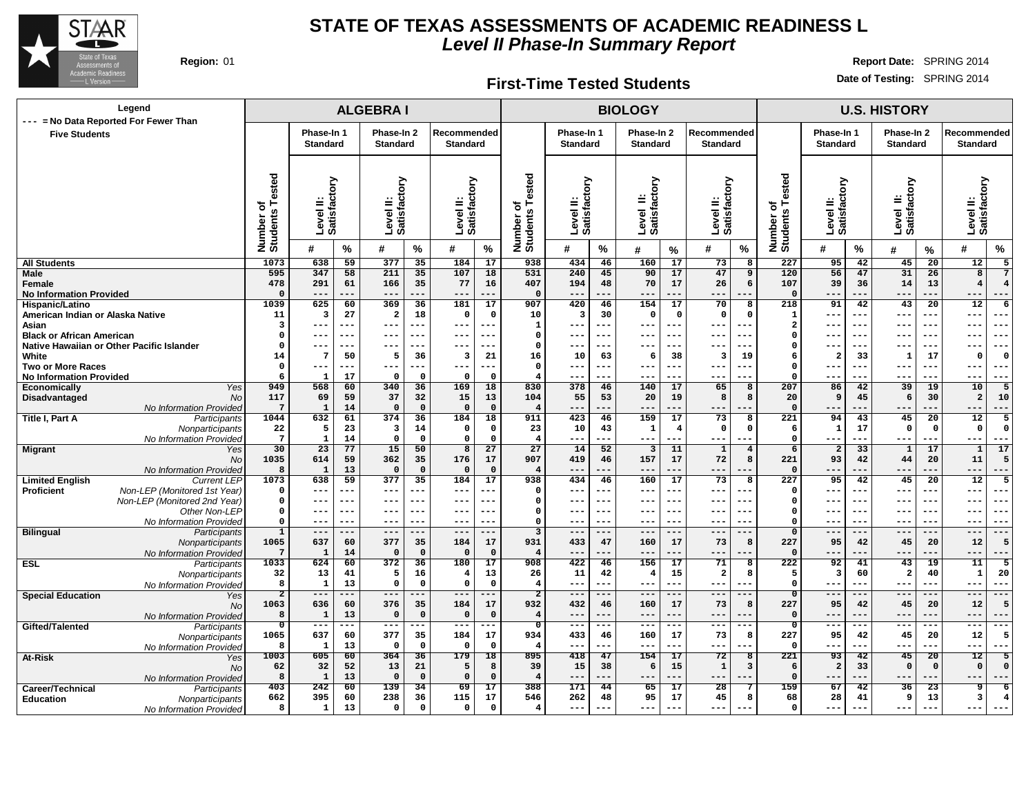# STATE OF TEXAS ASSESSMENTS OF ACADEMIC READINESS L

## *Level II Phase-In Summary Report*

**Region:** 01

**Report Date:** SPRING 2014

**Date of Testing:** SPRING 2014

### First-Time Tested Students

**Legend**
--- = No Data Reported For Fewer Than Five Students

| | | ALGEBRA I | | | | | | | BIOLOGY | | | | | | | U.S. HISTORY | | | | | | |
|---|---|---|---|---|---|---|---|---|---|---|---|---|---|---|---|---|---|---|---|---|---|---|
| | | | Phase-In 1 Standard | | Phase-In 2 Standard | | Recommended Standard | | | Phase-In 1 Standard | | Phase-In 2 Standard | | Recommended Standard | | | Phase-In 1 Standard | | Phase-In 2 Standard | | Recommended Standard | |
| | | Number of Students Tested | Level II: Satisfactory | | Level II: Satisfactory | | Level II: Satisfactory | | Number of Students Tested | Level II: Satisfactory | | Level II: Satisfactory | | Level II: Satisfactory | | Number of Students Tested | Level II: Satisfactory | | Level II: Satisfactory | | Level II: Satisfactory | |
| | | | # | % | # | % | # | % | | # | % | # | % | # | % | | # | % | # | % | # | % |
| **All Students** | | 1073 | 638 | 59 | 377 | 35 | 184 | 17 | 938 | 434 | 46 | 160 | 17 | 73 | 8 | 227 | 95 | 42 | 45 | 20 | 12 | 5 |
| **Male** | | 595 | 347 | 58 | 211 | 35 | 107 | 18 | 531 | 240 | 45 | 90 | 17 | 47 | 9 | 120 | 56 | 47 | 31 | 26 | 8 | 7 |
| **Female** | | 478 | 291 | 61 | 166 | 35 | 77 | 16 | 407 | 194 | 48 | 70 | 17 | 26 | 6 | 107 | 39 | 36 | 14 | 13 | 4 | 4 |
| **No Information Provided** | | 0 | --- | --- | --- | --- | --- | --- | 0 | --- | --- | --- | --- | --- | --- | 0 | --- | --- | --- | --- | --- | --- |
| **Hispanic/Latino** | | 1039 | 625 | 60 | 369 | 36 | 181 | 17 | 907 | 420 | 46 | 154 | 17 | 70 | 8 | 218 | 91 | 42 | 43 | 20 | 12 | 6 |
| **American Indian or Alaska Native** | | 11 | 3 | 27 | 2 | 18 | 0 | 0 | 10 | 3 | 30 | 0 | 0 | 0 | 0 | 1 | --- | --- | --- | --- | --- | --- |
| **Asian** | | 3 | --- | --- | --- | --- | --- | --- | 1 | --- | --- | --- | --- | --- | --- | 2 | --- | --- | --- | --- | --- | --- |
| **Black or African American** | | 0 | --- | --- | --- | --- | --- | --- | 0 | --- | --- | --- | --- | --- | --- | 0 | --- | --- | --- | --- | --- | --- |
| **Native Hawaiian or Other Pacific Islander** | | 0 | --- | --- | --- | --- | --- | --- | 0 | --- | --- | --- | --- | --- | --- | 0 | --- | --- | --- | --- | --- | --- |
| **White** | | 14 | 7 | 50 | 5 | 36 | 3 | 21 | 16 | 10 | 63 | 6 | 38 | 3 | 19 | 6 | 2 | 33 | 1 | 17 | 0 | 0 |
| **Two or More Races** | | 0 | --- | --- | --- | --- | --- | --- | 0 | --- | --- | --- | --- | --- | --- | 0 | --- | --- | --- | --- | --- | --- |
| **No Information Provided** | | 6 | 1 | 17 | 0 | 0 | 0 | 0 | 4 | --- | --- | --- | --- | --- | --- | 0 | --- | --- | --- | --- | --- | --- |
| **Economically Disadvantaged** | *Yes* | 949 | 568 | 60 | 340 | 36 | 169 | 18 | 830 | 378 | 46 | 140 | 17 | 65 | 8 | 207 | 86 | 42 | 39 | 19 | 10 | 5 |
| | *No* | 117 | 69 | 59 | 37 | 32 | 15 | 13 | 104 | 55 | 53 | 20 | 19 | 8 | 8 | 20 | 9 | 45 | 6 | 30 | 2 | 10 |
| | *No Information Provided* | 7 | 1 | 14 | 0 | 0 | 0 | 0 | 4 | --- | --- | --- | --- | --- | --- | 0 | --- | --- | --- | --- | --- | --- |
| **Title I, Part A** | *Participants* | 1044 | 632 | 61 | 374 | 36 | 184 | 18 | 911 | 423 | 46 | 159 | 17 | 73 | 8 | 221 | 94 | 43 | 45 | 20 | 12 | 5 |
| | *Nonparticipants* | 22 | 5 | 23 | 3 | 14 | 0 | 0 | 23 | 10 | 43 | 1 | 4 | 0 | 0 | 6 | 1 | 17 | 0 | 0 | 0 | 0 |
| | *No Information Provided* | 7 | 1 | 14 | 0 | 0 | 0 | 0 | 4 | --- | --- | --- | --- | --- | --- | 0 | --- | --- | --- | --- | --- | --- |
| **Migrant** | *Yes* | 30 | 23 | 77 | 15 | 50 | 8 | 27 | 27 | 14 | 52 | 3 | 11 | 1 | 4 | 6 | 2 | 33 | 1 | 17 | 1 | 17 |
| | *No* | 1035 | 614 | 59 | 362 | 35 | 176 | 17 | 907 | 419 | 46 | 157 | 17 | 72 | 8 | 221 | 93 | 42 | 44 | 20 | 11 | 5 |
| | *No Information Provided* | 8 | 1 | 13 | 0 | 0 | 0 | 0 | 4 | --- | --- | --- | --- | --- | --- | 0 | --- | --- | --- | --- | --- | --- |
| **Limited English Proficient** | *Current LEP* | 1073 | 638 | 59 | 377 | 35 | 184 | 17 | 938 | 434 | 46 | 160 | 17 | 73 | 8 | 227 | 95 | 42 | 45 | 20 | 12 | 5 |
| | *Non-LEP (Monitored 1st Year)* | 0 | --- | --- | --- | --- | --- | --- | 0 | --- | --- | --- | --- | --- | --- | 0 | --- | --- | --- | --- | --- | --- |
| | *Non-LEP (Monitored 2nd Year)* | 0 | --- | --- | --- | --- | --- | --- | 0 | --- | --- | --- | --- | --- | --- | 0 | --- | --- | --- | --- | --- | --- |
| | *Other Non-LEP* | 0 | --- | --- | --- | --- | --- | --- | 0 | --- | --- | --- | --- | --- | --- | 0 | --- | --- | --- | --- | --- | --- |
| | *No Information Provided* | 0 | --- | --- | --- | --- | --- | --- | 0 | --- | --- | --- | --- | --- | --- | 0 | --- | --- | --- | --- | --- | --- |
| **Bilingual** | *Participants* | 1 | --- | --- | --- | --- | --- | --- | 3 | --- | --- | --- | --- | --- | --- | 0 | --- | --- | --- | --- | --- | --- |
| | *Nonparticipants* | 1065 | 637 | 60 | 377 | 35 | 184 | 17 | 931 | 433 | 47 | 160 | 17 | 73 | 8 | 227 | 95 | 42 | 45 | 20 | 12 | 5 |
| | *No Information Provided* | 7 | 1 | 14 | 0 | 0 | 0 | 0 | 4 | --- | --- | --- | --- | --- | --- | 0 | --- | --- | --- | --- | --- | --- |
| **ESL** | *Participants* | 1033 | 624 | 60 | 372 | 36 | 180 | 17 | 908 | 422 | 46 | 156 | 17 | 71 | 8 | 222 | 92 | 41 | 43 | 19 | 11 | 5 |
| | *Nonparticipants* | 32 | 13 | 41 | 5 | 16 | 4 | 13 | 26 | 11 | 42 | 4 | 15 | 2 | 8 | 5 | 3 | 60 | 2 | 40 | 1 | 20 |
| | *No Information Provided* | 8 | 1 | 13 | 0 | 0 | 0 | 0 | 4 | --- | --- | --- | --- | --- | --- | 0 | --- | --- | --- | --- | --- | --- |
| **Special Education** | *Yes* | 2 | --- | --- | --- | --- | --- | --- | 2 | --- | --- | --- | --- | --- | --- | 0 | --- | --- | --- | --- | --- | --- |
| | *No* | 1063 | 636 | 60 | 376 | 35 | 184 | 17 | 932 | 432 | 46 | 160 | 17 | 73 | 8 | 227 | 95 | 42 | 45 | 20 | 12 | 5 |
| | *No Information Provided* | 8 | 1 | 13 | 0 | 0 | 0 | 0 | 4 | --- | --- | --- | --- | --- | --- | 0 | --- | --- | --- | --- | --- | --- |
| **Gifted/Talented** | *Participants* | 0 | --- | --- | --- | --- | --- | --- | 0 | --- | --- | --- | --- | --- | --- | 0 | --- | --- | --- | --- | --- | --- |
| | *Nonparticipants* | 1065 | 637 | 60 | 377 | 35 | 184 | 17 | 934 | 433 | 46 | 160 | 17 | 73 | 8 | 227 | 95 | 42 | 45 | 20 | 12 | 5 |
| | *No Information Provided* | 8 | 1 | 13 | 0 | 0 | 0 | 0 | 4 | --- | --- | --- | --- | --- | --- | 0 | --- | --- | --- | --- | --- | --- |
| **At-Risk** | *Yes* | 1003 | 605 | 60 | 364 | 36 | 179 | 18 | 895 | 418 | 47 | 154 | 17 | 72 | 8 | 221 | 93 | 42 | 45 | 20 | 12 | 5 |
| | *No* | 62 | 32 | 52 | 13 | 21 | 5 | 8 | 39 | 15 | 38 | 6 | 15 | 1 | 3 | 6 | 2 | 33 | 0 | 0 | 0 | 0 |
| | *No Information Provided* | 8 | 1 | 13 | 0 | 0 | 0 | 0 | 4 | --- | --- | --- | --- | --- | --- | 0 | --- | --- | --- | --- | --- | --- |
| **Career/Technical Education** | *Participants* | 403 | 242 | 60 | 139 | 34 | 69 | 17 | 388 | 171 | 44 | 65 | 17 | 28 | 7 | 159 | 67 | 42 | 36 | 23 | 9 | 6 |
| | *Nonparticipants* | 662 | 395 | 60 | 238 | 36 | 115 | 17 | 546 | 262 | 48 | 95 | 17 | 45 | 8 | 68 | 28 | 41 | 9 | 13 | 3 | 4 |
| | *No Information Provided* | 8 | 1 | 13 | 0 | 0 | 0 | 0 | 4 | --- | --- | --- | --- | --- | --- | 0 | --- | --- | --- | --- | --- | --- |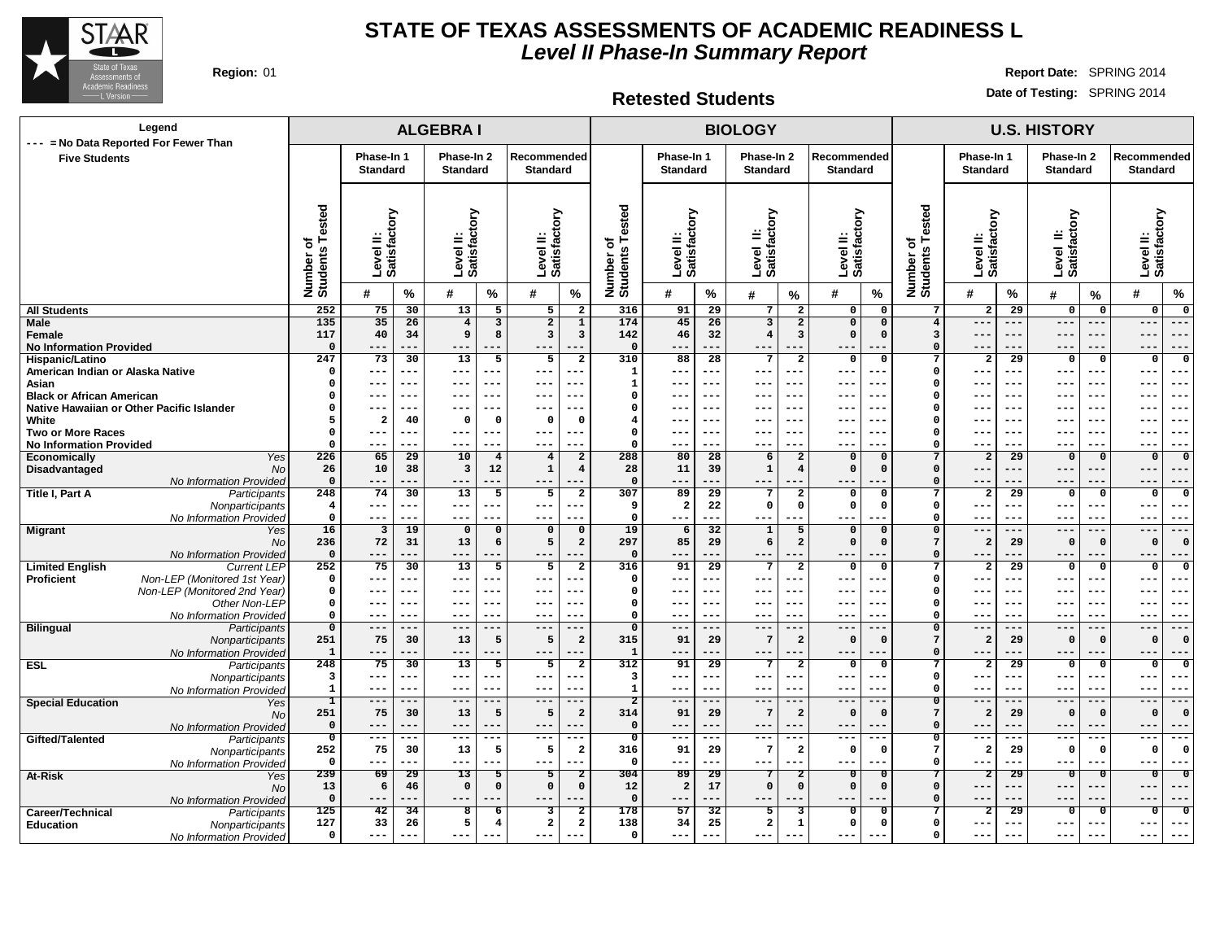# STATE OF TEXAS ASSESSMENTS OF ACADEMIC READINESS L

## *Level II Phase-In Summary Report*

**Region:** 01

**Report Date:** SPRING 2014

**Date of Testing:** SPRING 2014

### Retested Students

Legend: --- = No Data Reported For Fewer Than Five Students

| | | ALGEBRA I | | | | | | | BIOLOGY | | | | | | | U.S. HISTORY | | | | | | |
|---|---|---|---|---|---|---|---|---|---|---|---|---|---|---|---|---|---|---|---|---|---|---|
| | | | Phase-In 1 Standard | | Phase-In 2 Standard | | Recommended Standard | | | Phase-In 1 Standard | | Phase-In 2 Standard | | Recommended Standard | | | Phase-In 1 Standard | | Phase-In 2 Standard | | Recommended Standard | |
| | | Number of Students Tested | Level II: Satisfactory | | Level II: Satisfactory | | Level II: Satisfactory | | Number of Students Tested | Level II: Satisfactory | | Level II: Satisfactory | | Level II: Satisfactory | | Number of Students Tested | Level II: Satisfactory | | Level II: Satisfactory | | Level II: Satisfactory | |
| | | | # | % | # | % | # | % | | # | % | # | % | # | % | | # | % | # | % | # | % |
| **All Students** | | 252 | 75 | 30 | 13 | 5 | 5 | 2 | 316 | 91 | 29 | 7 | 2 | 0 | 0 | 7 | 2 | 29 | 0 | 0 | 0 | 0 |
| **Male** | | 135 | 35 | 26 | 4 | 3 | 2 | 1 | 174 | 45 | 26 | 3 | 2 | 0 | 0 | 4 | --- | --- | --- | --- | --- | --- |
| **Female** | | 117 | 40 | 34 | 9 | 8 | 3 | 3 | 142 | 46 | 32 | 4 | 3 | 0 | 0 | 3 | --- | --- | --- | --- | --- | --- |
| **No Information Provided** | | 0 | --- | --- | --- | --- | --- | --- | 0 | --- | --- | --- | --- | --- | --- | 0 | --- | --- | --- | --- | --- | --- |
| **Hispanic/Latino** | | 247 | 73 | 30 | 13 | 5 | 5 | 2 | 310 | 88 | 28 | 7 | 2 | 0 | 0 | 7 | 2 | 29 | 0 | 0 | 0 | 0 |
| **American Indian or Alaska Native** | | 0 | --- | --- | --- | --- | --- | --- | 1 | --- | --- | --- | --- | --- | --- | 0 | --- | --- | --- | --- | --- | --- |
| **Asian** | | 0 | --- | --- | --- | --- | --- | --- | 1 | --- | --- | --- | --- | --- | --- | 0 | --- | --- | --- | --- | --- | --- |
| **Black or African American** | | 0 | --- | --- | --- | --- | --- | --- | 0 | --- | --- | --- | --- | --- | --- | 0 | --- | --- | --- | --- | --- | --- |
| **Native Hawaiian or Other Pacific Islander** | | 0 | --- | --- | --- | --- | --- | --- | 0 | --- | --- | --- | --- | --- | --- | 0 | --- | --- | --- | --- | --- | --- |
| **White** | | 5 | 2 | 40 | 0 | 0 | 0 | 0 | 4 | --- | --- | --- | --- | --- | --- | 0 | --- | --- | --- | --- | --- | --- |
| **Two or More Races** | | 0 | --- | --- | --- | --- | --- | --- | 0 | --- | --- | --- | --- | --- | --- | 0 | --- | --- | --- | --- | --- | --- |
| **No Information Provided** | | 0 | --- | --- | --- | --- | --- | --- | 0 | --- | --- | --- | --- | --- | --- | 0 | --- | --- | --- | --- | --- | --- |
| **Economically Disadvantaged** | *Yes* | 226 | 65 | 29 | 10 | 4 | 4 | 2 | 288 | 80 | 28 | 6 | 2 | 0 | 0 | 7 | 2 | 29 | 0 | 0 | 0 | 0 |
| | *No* | 26 | 10 | 38 | 3 | 12 | 1 | 4 | 28 | 11 | 39 | 1 | 4 | 0 | 0 | 0 | --- | --- | --- | --- | --- | --- |
| | *No Information Provided* | 0 | --- | --- | --- | --- | --- | --- | 0 | --- | --- | --- | --- | --- | --- | 0 | --- | --- | --- | --- | --- | --- |
| **Title I, Part A** | *Participants* | 248 | 74 | 30 | 13 | 5 | 5 | 2 | 307 | 89 | 29 | 7 | 2 | 0 | 0 | 7 | 2 | 29 | 0 | 0 | 0 | 0 |
| | *Nonparticipants* | 4 | --- | --- | --- | --- | --- | --- | 9 | 2 | 22 | 0 | 0 | 0 | 0 | 0 | --- | --- | --- | --- | --- | --- |
| | *No Information Provided* | 0 | --- | --- | --- | --- | --- | --- | 0 | --- | --- | --- | --- | --- | --- | 0 | --- | --- | --- | --- | --- | --- |
| **Migrant** | *Yes* | 16 | 3 | 19 | 0 | 0 | 0 | 0 | 19 | 6 | 32 | 1 | 5 | 0 | 0 | 0 | --- | --- | --- | --- | --- | --- |
| | *No* | 236 | 72 | 31 | 13 | 6 | 5 | 2 | 297 | 85 | 29 | 6 | 2 | 0 | 0 | 7 | 2 | 29 | 0 | 0 | 0 | 0 |
| | *No Information Provided* | 0 | --- | --- | --- | --- | --- | --- | 0 | --- | --- | --- | --- | --- | --- | 0 | --- | --- | --- | --- | --- | --- |
| **Limited English Proficient** | *Current LEP* | 252 | 75 | 30 | 13 | 5 | 5 | 2 | 316 | 91 | 29 | 7 | 2 | 0 | 0 | 7 | 2 | 29 | 0 | 0 | 0 | 0 |
| | *Non-LEP (Monitored 1st Year)* | 0 | --- | --- | --- | --- | --- | --- | 0 | --- | --- | --- | --- | --- | --- | 0 | --- | --- | --- | --- | --- | --- |
| | *Non-LEP (Monitored 2nd Year)* | 0 | --- | --- | --- | --- | --- | --- | 0 | --- | --- | --- | --- | --- | --- | 0 | --- | --- | --- | --- | --- | --- |
| | *Other Non-LEP* | 0 | --- | --- | --- | --- | --- | --- | 0 | --- | --- | --- | --- | --- | --- | 0 | --- | --- | --- | --- | --- | --- |
| | *No Information Provided* | 0 | --- | --- | --- | --- | --- | --- | 0 | --- | --- | --- | --- | --- | --- | 0 | --- | --- | --- | --- | --- | --- |
| **Bilingual** | *Participants* | 0 | --- | --- | --- | --- | --- | --- | 0 | --- | --- | --- | --- | --- | --- | 0 | --- | --- | --- | --- | --- | --- |
| | *Nonparticipants* | 251 | 75 | 30 | 13 | 5 | 5 | 2 | 315 | 91 | 29 | 7 | 2 | 0 | 0 | 7 | 2 | 29 | 0 | 0 | 0 | 0 |
| | *No Information Provided* | 1 | --- | --- | --- | --- | --- | --- | 1 | --- | --- | --- | --- | --- | --- | 0 | --- | --- | --- | --- | --- | --- |
| **ESL** | *Participants* | 248 | 75 | 30 | 13 | 5 | 5 | 2 | 312 | 91 | 29 | 7 | 2 | 0 | 0 | 7 | 2 | 29 | 0 | 0 | 0 | 0 |
| | *Nonparticipants* | 3 | --- | --- | --- | --- | --- | --- | 3 | --- | --- | --- | --- | --- | --- | 0 | --- | --- | --- | --- | --- | --- |
| | *No Information Provided* | 1 | --- | --- | --- | --- | --- | --- | 1 | --- | --- | --- | --- | --- | --- | 0 | --- | --- | --- | --- | --- | --- |
| **Special Education** | *Yes* | 1 | --- | --- | --- | --- | --- | --- | 2 | --- | --- | --- | --- | --- | --- | 0 | --- | --- | --- | --- | --- | --- |
| | *No* | 251 | 75 | 30 | 13 | 5 | 5 | 2 | 314 | 91 | 29 | 7 | 2 | 0 | 0 | 7 | 2 | 29 | 0 | 0 | 0 | 0 |
| | *No Information Provided* | 0 | --- | --- | --- | --- | --- | --- | 0 | --- | --- | --- | --- | --- | --- | 0 | --- | --- | --- | --- | --- | --- |
| **Gifted/Talented** | *Participants* | 0 | --- | --- | --- | --- | --- | --- | 0 | --- | --- | --- | --- | --- | --- | 0 | --- | --- | --- | --- | --- | --- |
| | *Nonparticipants* | 252 | 75 | 30 | 13 | 5 | 5 | 2 | 316 | 91 | 29 | 7 | 2 | 0 | 0 | 7 | 2 | 29 | 0 | 0 | 0 | 0 |
| | *No Information Provided* | 0 | --- | --- | --- | --- | --- | --- | 0 | --- | --- | --- | --- | --- | --- | 0 | --- | --- | --- | --- | --- | --- |
| **At-Risk** | *Yes* | 239 | 69 | 29 | 13 | 5 | 5 | 2 | 304 | 89 | 29 | 7 | 2 | 0 | 0 | 7 | 2 | 29 | 0 | 0 | 0 | 0 |
| | *No* | 13 | 6 | 46 | 0 | 0 | 0 | 0 | 12 | 2 | 17 | 0 | 0 | 0 | 0 | 0 | --- | --- | --- | --- | --- | --- |
| | *No Information Provided* | 0 | --- | --- | --- | --- | --- | --- | 0 | --- | --- | --- | --- | --- | --- | 0 | --- | --- | --- | --- | --- | --- |
| **Career/Technical Education** | *Participants* | 125 | 42 | 34 | 8 | 6 | 3 | 2 | 178 | 57 | 32 | 5 | 3 | 0 | 0 | 7 | 2 | 29 | 0 | 0 | 0 | 0 |
| | *Nonparticipants* | 127 | 33 | 26 | 5 | 4 | 2 | 2 | 138 | 34 | 25 | 2 | 1 | 0 | 0 | 0 | --- | --- | --- | --- | --- | --- |
| | *No Information Provided* | 0 | --- | --- | --- | --- | --- | --- | 0 | --- | --- | --- | --- | --- | --- | 0 | --- | --- | --- | --- | --- | --- |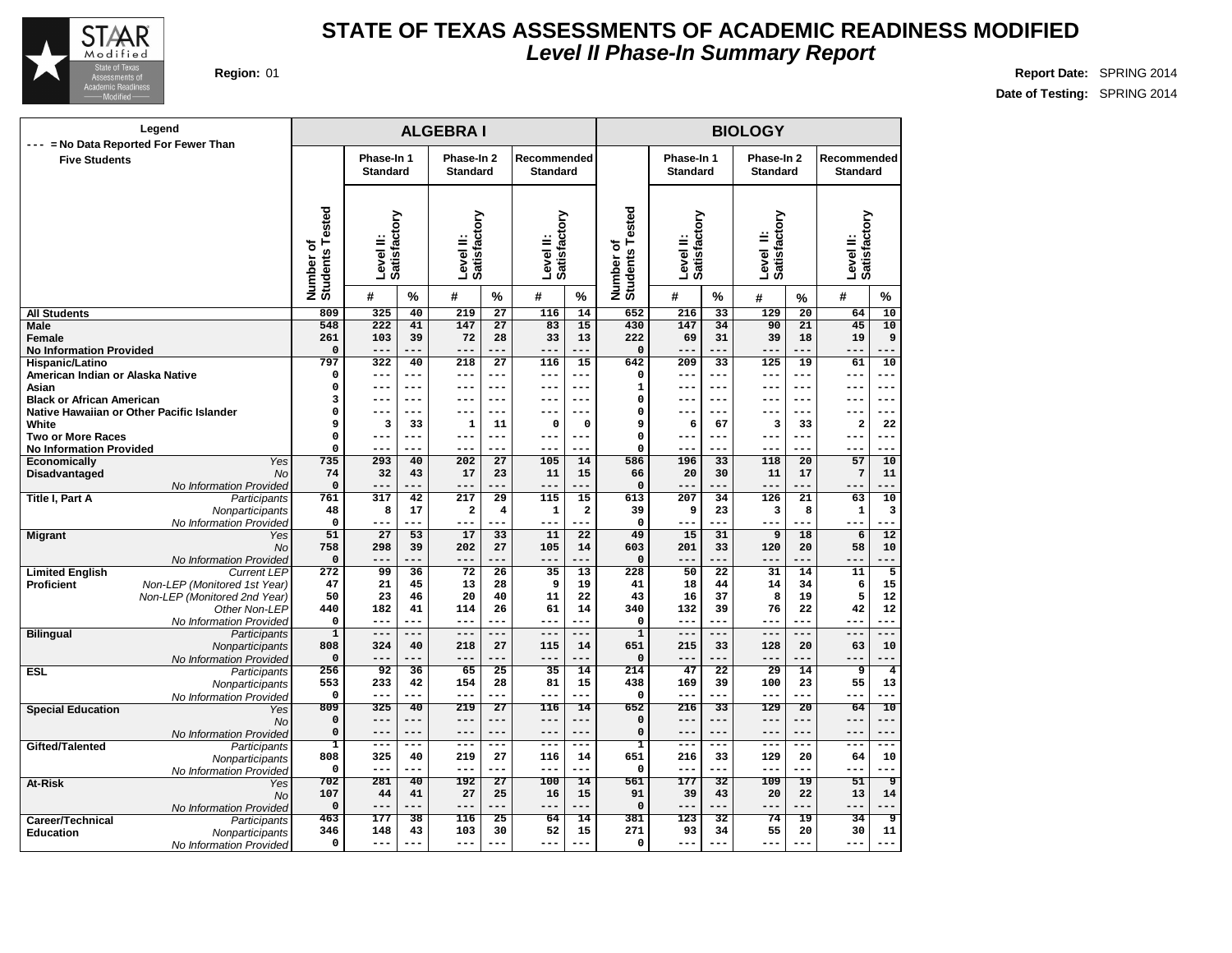# STATE OF TEXAS ASSESSMENTS OF ACADEMIC READINESS MODIFIED

## *Level II Phase-In Summary Report*

**Region:** 01

**Report Date:** SPRING 2014

**Date of Testing:** SPRING 2014

**Legend**
--- = No Data Reported For Fewer Than Five Students

| | | ALGEBRA I | | | | | | | BIOLOGY | | | | | | |
|---|---|---|---|---|---|---|---|---|---|---|---|---|---|---|---|
| | | | Phase-In 1 Standard | | Phase-In 2 Standard | | Recommended Standard | | | Phase-In 1 Standard | | Phase-In 2 Standard | | Recommended Standard | |
| | | Number of Students Tested | Level II: Satisfactory | | Level II: Satisfactory | | Level II: Satisfactory | | Number of Students Tested | Level II: Satisfactory | | Level II: Satisfactory | | Level II: Satisfactory | |
| | | | # | % | # | % | # | % | | # | % | # | % | # | % |
| All Students | | 809 | 325 | 40 | 219 | 27 | 116 | 14 | 652 | 216 | 33 | 129 | 20 | 64 | 10 |
| Male | | 548 | 222 | 41 | 147 | 27 | 83 | 15 | 430 | 147 | 34 | 90 | 21 | 45 | 10 |
| Female | | 261 | 103 | 39 | 72 | 28 | 33 | 13 | 222 | 69 | 31 | 39 | 18 | 19 | 9 |
| No Information Provided | | 0 | --- | --- | --- | --- | --- | --- | 0 | --- | --- | --- | --- | --- | --- |
| Hispanic/Latino | | 797 | 322 | 40 | 218 | 27 | 116 | 15 | 642 | 209 | 33 | 125 | 19 | 61 | 10 |
| American Indian or Alaska Native | | 0 | --- | --- | --- | --- | --- | --- | 0 | --- | --- | --- | --- | --- | --- |
| Asian | | 0 | --- | --- | --- | --- | --- | --- | 1 | --- | --- | --- | --- | --- | --- |
| Black or African American | | 3 | --- | --- | --- | --- | --- | --- | 0 | --- | --- | --- | --- | --- | --- |
| Native Hawaiian or Other Pacific Islander | | 0 | --- | --- | --- | --- | --- | --- | 0 | --- | --- | --- | --- | --- | --- |
| White | | 9 | 3 | 33 | 1 | 11 | 0 | 0 | 9 | 6 | 67 | 3 | 33 | 2 | 22 |
| Two or More Races | | 0 | --- | --- | --- | --- | --- | --- | 0 | --- | --- | --- | --- | --- | --- |
| No Information Provided | | 0 | --- | --- | --- | --- | --- | --- | 0 | --- | --- | --- | --- | --- | --- |
| Economically Disadvantaged | *Yes* | 735 | 293 | 40 | 202 | 27 | 105 | 14 | 586 | 196 | 33 | 118 | 20 | 57 | 10 |
| | *No* | 74 | 32 | 43 | 17 | 23 | 11 | 15 | 66 | 20 | 30 | 11 | 17 | 7 | 11 |
| | *No Information Provided* | 0 | --- | --- | --- | --- | --- | --- | 0 | --- | --- | --- | --- | --- | --- |
| Title I, Part A | *Participants* | 761 | 317 | 42 | 217 | 29 | 115 | 15 | 613 | 207 | 34 | 126 | 21 | 63 | 10 |
| | *Nonparticipants* | 48 | 8 | 17 | 2 | 4 | 1 | 2 | 39 | 9 | 23 | 3 | 8 | 1 | 3 |
| | *No Information Provided* | 0 | --- | --- | --- | --- | --- | --- | 0 | --- | --- | --- | --- | --- | --- |
| Migrant | *Yes* | 51 | 27 | 53 | 17 | 33 | 11 | 22 | 49 | 15 | 31 | 9 | 18 | 6 | 12 |
| | *No* | 758 | 298 | 39 | 202 | 27 | 105 | 14 | 603 | 201 | 33 | 120 | 20 | 58 | 10 |
| | *No Information Provided* | 0 | --- | --- | --- | --- | --- | --- | 0 | --- | --- | --- | --- | --- | --- |
| Limited English Proficient | *Current LEP* | 272 | 99 | 36 | 72 | 26 | 35 | 13 | 228 | 50 | 22 | 31 | 14 | 11 | 5 |
| | *Non-LEP (Monitored 1st Year)* | 47 | 21 | 45 | 13 | 28 | 9 | 19 | 41 | 18 | 44 | 14 | 34 | 6 | 15 |
| | *Non-LEP (Monitored 2nd Year)* | 50 | 23 | 46 | 20 | 40 | 11 | 22 | 43 | 16 | 37 | 8 | 19 | 5 | 12 |
| | *Other Non-LEP* | 440 | 182 | 41 | 114 | 26 | 61 | 14 | 340 | 132 | 39 | 76 | 22 | 42 | 12 |
| | *No Information Provided* | 0 | --- | --- | --- | --- | --- | --- | 0 | --- | --- | --- | --- | --- | --- |
| Bilingual | *Participants* | 1 | --- | --- | --- | --- | --- | --- | 1 | --- | --- | --- | --- | --- | --- |
| | *Nonparticipants* | 808 | 324 | 40 | 218 | 27 | 115 | 14 | 651 | 215 | 33 | 128 | 20 | 63 | 10 |
| | *No Information Provided* | 0 | --- | --- | --- | --- | --- | --- | 0 | --- | --- | --- | --- | --- | --- |
| ESL | *Participants* | 256 | 92 | 36 | 65 | 25 | 35 | 14 | 214 | 47 | 22 | 29 | 14 | 9 | 4 |
| | *Nonparticipants* | 553 | 233 | 42 | 154 | 28 | 81 | 15 | 438 | 169 | 39 | 100 | 23 | 55 | 13 |
| | *No Information Provided* | 0 | --- | --- | --- | --- | --- | --- | 0 | --- | --- | --- | --- | --- | --- |
| Special Education | *Yes* | 809 | 325 | 40 | 219 | 27 | 116 | 14 | 652 | 216 | 33 | 129 | 20 | 64 | 10 |
| | *No* | 0 | --- | --- | --- | --- | --- | --- | 0 | --- | --- | --- | --- | --- | --- |
| | *No Information Provided* | 0 | --- | --- | --- | --- | --- | --- | 0 | --- | --- | --- | --- | --- | --- |
| Gifted/Talented | *Participants* | 1 | --- | --- | --- | --- | --- | --- | 1 | --- | --- | --- | --- | --- | --- |
| | *Nonparticipants* | 808 | 325 | 40 | 219 | 27 | 116 | 14 | 651 | 216 | 33 | 129 | 20 | 64 | 10 |
| | *No Information Provided* | 0 | --- | --- | --- | --- | --- | --- | 0 | --- | --- | --- | --- | --- | --- |
| At-Risk | *Yes* | 702 | 281 | 40 | 192 | 27 | 100 | 14 | 561 | 177 | 32 | 109 | 19 | 51 | 9 |
| | *No* | 107 | 44 | 41 | 27 | 25 | 16 | 15 | 91 | 39 | 43 | 20 | 22 | 13 | 14 |
| | *No Information Provided* | 0 | --- | --- | --- | --- | --- | --- | 0 | --- | --- | --- | --- | --- | --- |
| Career/Technical Education | *Participants* | 463 | 177 | 38 | 116 | 25 | 64 | 14 | 381 | 123 | 32 | 74 | 19 | 34 | 9 |
| | *Nonparticipants* | 346 | 148 | 43 | 103 | 30 | 52 | 15 | 271 | 93 | 34 | 55 | 20 | 30 | 11 |
| | *No Information Provided* | 0 | --- | --- | --- | --- | --- | --- | 0 | --- | --- | --- | --- | --- | --- |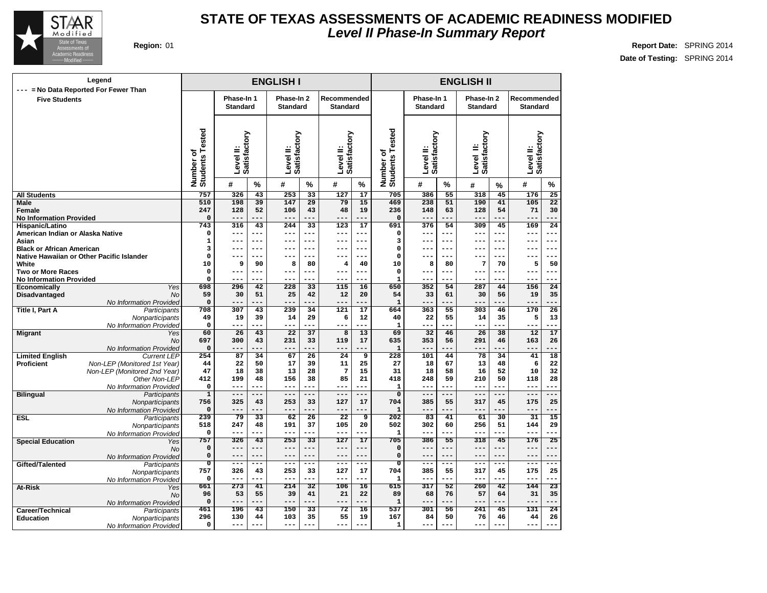# STATE OF TEXAS ASSESSMENTS OF ACADEMIC READINESS MODIFIED

## *Level II Phase-In Summary Report*

**Region:** 01

**Report Date:** SPRING 2014

**Date of Testing:** SPRING 2014

**Legend**
--- = No Data Reported For Fewer Than Five Students

| | | ENGLISH I | | | | | | | ENGLISH II | | | | | | |
|---|---|---|---|---|---|---|---|---|---|---|---|---|---|---|---|
| | | Phase-In 1 Standard | | Phase-In 2 Standard | | Recommended Standard | | | Phase-In 1 Standard | | Phase-In 2 Standard | | Recommended Standard | |
| | Number of Students Tested | Level II: Satisfactory # | % | Level II: Satisfactory # | % | Level II: Satisfactory # | % | Number of Students Tested | Level II: Satisfactory # | % | Level II: Satisfactory # | % | Level II: Satisfactory # | % |
| **All Students** | 757 | 326 | 43 | 253 | 33 | 127 | 17 | 705 | 386 | 55 | 318 | 45 | 176 | 25 |
| **Male** | 510 | 198 | 39 | 147 | 29 | 79 | 15 | 469 | 238 | 51 | 190 | 41 | 105 | 22 |
| **Female** | 247 | 128 | 52 | 106 | 43 | 48 | 19 | 236 | 148 | 63 | 128 | 54 | 71 | 30 |
| **No Information Provided** | 0 | --- | --- | --- | --- | --- | --- | 0 | --- | --- | --- | --- | --- | --- |
| **Hispanic/Latino** | 743 | 316 | 43 | 244 | 33 | 123 | 17 | 691 | 376 | 54 | 309 | 45 | 169 | 24 |
| **American Indian or Alaska Native** | 0 | --- | --- | --- | --- | --- | --- | 0 | --- | --- | --- | --- | --- | --- |
| **Asian** | 1 | --- | --- | --- | --- | --- | --- | 3 | --- | --- | --- | --- | --- | --- |
| **Black or African American** | 3 | --- | --- | --- | --- | --- | --- | 0 | --- | --- | --- | --- | --- | --- |
| **Native Hawaiian or Other Pacific Islander** | 0 | --- | --- | --- | --- | --- | --- | 0 | --- | --- | --- | --- | --- | --- |
| **White** | 10 | 9 | 90 | 8 | 80 | 4 | 40 | 10 | 8 | 80 | 7 | 70 | 5 | 50 |
| **Two or More Races** | 0 | --- | --- | --- | --- | --- | --- | 0 | --- | --- | --- | --- | --- | --- |
| **No Information Provided** | 0 | --- | --- | --- | --- | --- | --- | 1 | --- | --- | --- | --- | --- | --- |
| **Economically Disadvantaged** *Yes* | 698 | 296 | 42 | 228 | 33 | 115 | 16 | 650 | 352 | 54 | 287 | 44 | 156 | 24 |
| *No* | 59 | 30 | 51 | 25 | 42 | 12 | 20 | 54 | 33 | 61 | 30 | 56 | 19 | 35 |
| *No Information Provided* | 0 | --- | --- | --- | --- | --- | --- | 1 | --- | --- | --- | --- | --- | --- |
| **Title I, Part A** *Participants* | 708 | 307 | 43 | 239 | 34 | 121 | 17 | 664 | 363 | 55 | 303 | 46 | 170 | 26 |
| *Nonparticipants* | 49 | 19 | 39 | 14 | 29 | 6 | 12 | 40 | 22 | 55 | 14 | 35 | 5 | 13 |
| *No Information Provided* | 0 | --- | --- | --- | --- | --- | --- | 1 | --- | --- | --- | --- | --- | --- |
| **Migrant** *Yes* | 60 | 26 | 43 | 22 | 37 | 8 | 13 | 69 | 32 | 46 | 26 | 38 | 12 | 17 |
| *No* | 697 | 300 | 43 | 231 | 33 | 119 | 17 | 635 | 353 | 56 | 291 | 46 | 163 | 26 |
| *No Information Provided* | 0 | --- | --- | --- | --- | --- | --- | 1 | --- | --- | --- | --- | --- | --- |
| **Limited English Proficient** *Current LEP* | 254 | 87 | 34 | 67 | 26 | 24 | 9 | 228 | 101 | 44 | 78 | 34 | 41 | 18 |
| *Non-LEP (Monitored 1st Year)* | 44 | 22 | 50 | 17 | 39 | 11 | 25 | 27 | 18 | 67 | 13 | 48 | 6 | 22 |
| *Non-LEP (Monitored 2nd Year)* | 47 | 18 | 38 | 13 | 28 | 7 | 15 | 31 | 18 | 58 | 16 | 52 | 10 | 32 |
| *Other Non-LEP* | 412 | 199 | 48 | 156 | 38 | 85 | 21 | 418 | 248 | 59 | 210 | 50 | 118 | 28 |
| *No Information Provided* | 0 | --- | --- | --- | --- | --- | --- | 1 | --- | --- | --- | --- | --- | --- |
| **Bilingual** *Participants* | 1 | --- | --- | --- | --- | --- | --- | 0 | --- | --- | --- | --- | --- | --- |
| *Nonparticipants* | 756 | 325 | 43 | 253 | 33 | 127 | 17 | 704 | 385 | 55 | 317 | 45 | 175 | 25 |
| *No Information Provided* | 0 | --- | --- | --- | --- | --- | --- | 1 | --- | --- | --- | --- | --- | --- |
| **ESL** *Participants* | 239 | 79 | 33 | 62 | 26 | 22 | 9 | 202 | 83 | 41 | 61 | 30 | 31 | 15 |
| *Nonparticipants* | 518 | 247 | 48 | 191 | 37 | 105 | 20 | 502 | 302 | 60 | 256 | 51 | 144 | 29 |
| *No Information Provided* | 0 | --- | --- | --- | --- | --- | --- | 1 | --- | --- | --- | --- | --- | --- |
| **Special Education** *Yes* | 757 | 326 | 43 | 253 | 33 | 127 | 17 | 705 | 386 | 55 | 318 | 45 | 176 | 25 |
| *No* | 0 | --- | --- | --- | --- | --- | --- | 0 | --- | --- | --- | --- | --- | --- |
| *No Information Provided* | 0 | --- | --- | --- | --- | --- | --- | 0 | --- | --- | --- | --- | --- | --- |
| **Gifted/Talented** *Participants* | 0 | --- | --- | --- | --- | --- | --- | 0 | --- | --- | --- | --- | --- | --- |
| *Nonparticipants* | 757 | 326 | 43 | 253 | 33 | 127 | 17 | 704 | 385 | 55 | 317 | 45 | 175 | 25 |
| *No Information Provided* | 0 | --- | --- | --- | --- | --- | --- | 1 | --- | --- | --- | --- | --- | --- |
| **At-Risk** *Yes* | 661 | 273 | 41 | 214 | 32 | 106 | 16 | 615 | 317 | 52 | 260 | 42 | 144 | 23 |
| *No* | 96 | 53 | 55 | 39 | 41 | 21 | 22 | 89 | 68 | 76 | 57 | 64 | 31 | 35 |
| *No Information Provided* | 0 | --- | --- | --- | --- | --- | --- | 1 | --- | --- | --- | --- | --- | --- |
| **Career/Technical Education** *Participants* | 461 | 196 | 43 | 150 | 33 | 72 | 16 | 537 | 301 | 56 | 241 | 45 | 131 | 24 |
| *Nonparticipants* | 296 | 130 | 44 | 103 | 35 | 55 | 19 | 167 | 84 | 50 | 76 | 46 | 44 | 26 |
| *No Information Provided* | 0 | --- | --- | --- | --- | --- | --- | 1 | --- | --- | --- | --- | --- | --- |